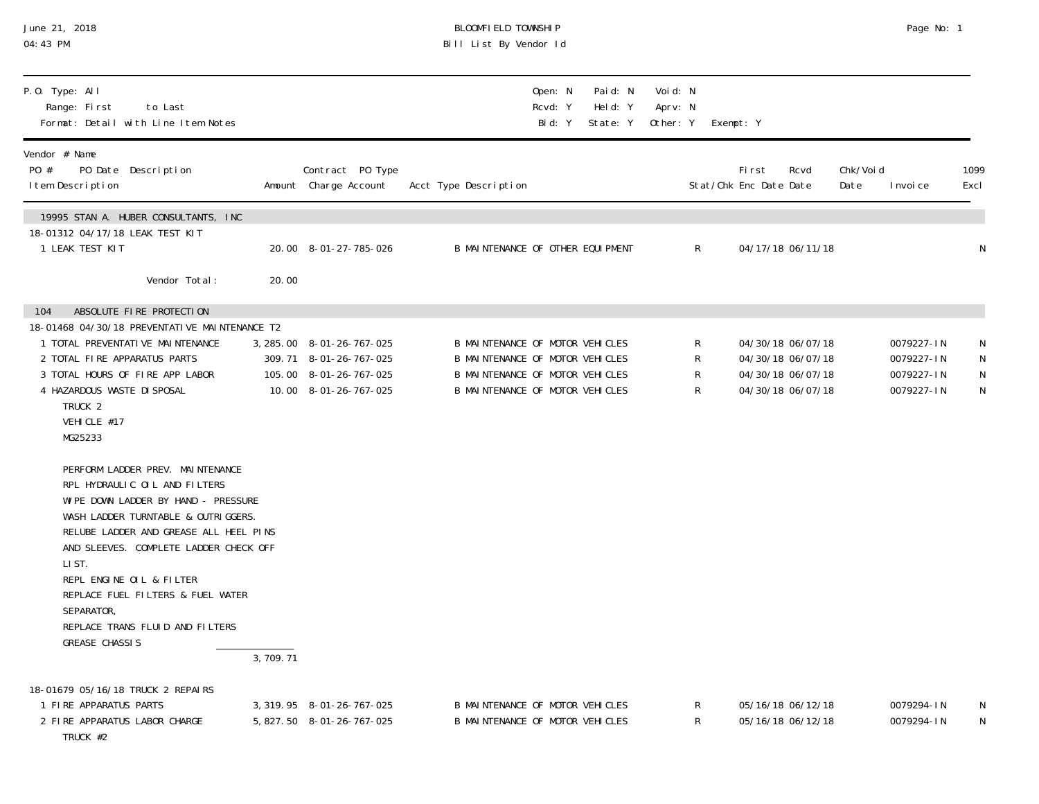June 21, 2018
04:43 PM

# BLOOMFIELD TOWNSHIP
## Bill List By Vendor Id

P.O. Type: All
Range: First to Last
Format: Detail with Line Item Notes

Open: N  Paid: N  Void: N
Rcvd: Y  Held: Y  Aprv: N
Bid: Y  State: Y  Other: Y  Exempt: Y

| Vendor # Name / PO # PO Date Description / Item Description | Amount | Contract PO Type / Charge Account | Acct Type Description | Stat/Chk | First Enc Date | Rcvd Date | Chk/Void Date | Invoice | 1099 Excl |
|---|---|---|---|---|---|---|---|---|---|
| **19995 STAN A. HUBER CONSULTANTS, INC** | | | | | | | | | |
| 18-01312 04/17/18 LEAK TEST KIT | | | | | | | | | |
| 1 LEAK TEST KIT | 20.00 | 8-01-27-785-026 | B MAINTENANCE OF OTHER EQUIPMENT | R | 04/17/18 | 06/11/18 | | | N |
| Vendor Total: | 20.00 | | | | | | | | |
| **104 ABSOLUTE FIRE PROTECTION** | | | | | | | | | |
| 18-01468 04/30/18 PREVENTATIVE MAINTENANCE T2 | | | | | | | | | |
| 1 TOTAL PREVENTATIVE MAINTENANCE | 3,285.00 | 8-01-26-767-025 | B MAINTENANCE OF MOTOR VEHICLES | R | 04/30/18 | 06/07/18 | | 0079227-IN | N |
| 2 TOTAL FIRE APPARATUS PARTS | 309.71 | 8-01-26-767-025 | B MAINTENANCE OF MOTOR VEHICLES | R | 04/30/18 | 06/07/18 | | 0079227-IN | N |
| 3 TOTAL HOURS OF FIRE APP LABOR | 105.00 | 8-01-26-767-025 | B MAINTENANCE OF MOTOR VEHICLES | R | 04/30/18 | 06/07/18 | | 0079227-IN | N |
| 4 HAZARDOUS WASTE DISPOSAL | 10.00 | 8-01-26-767-025 | B MAINTENANCE OF MOTOR VEHICLES | R | 04/30/18 | 06/07/18 | | 0079227-IN | N |

TRUCK 2
VEHICLE #17
MG25233

PERFORM LADDER PREV. MAINTENANCE
RPL HYDRAULIC OIL AND FILTERS
WIPE DOWN LADDER BY HAND - PRESSURE
WASH LADDER TURNTABLE & OUTRIGGERS.
RELUBE LADDER AND GREASE ALL HEEL PINS
AND SLEEVES. COMPLETE LADDER CHECK OFF
LIST.
REPL ENGINE OIL & FILTER
REPLACE FUEL FILTERS & FUEL WATER
SEPARATOR,
REPLACE TRANS FLUID AND FILTERS
GREASE CHASSIS

PO Total: 3,709.71

| Vendor # Name / PO # PO Date Description / Item Description | Amount | Contract PO Type / Charge Account | Acct Type Description | Stat/Chk | First Enc Date | Rcvd Date | Chk/Void Date | Invoice | 1099 Excl |
|---|---|---|---|---|---|---|---|---|---|
| 18-01679 05/16/18 TRUCK 2 REPAIRS | | | | | | | | | |
| 1 FIRE APPARATUS PARTS | 3,319.95 | 8-01-26-767-025 | B MAINTENANCE OF MOTOR VEHICLES | R | 05/16/18 | 06/12/18 | | 0079294-IN | N |
| 2 FIRE APPARATUS LABOR CHARGE | 5,827.50 | 8-01-26-767-025 | B MAINTENANCE OF MOTOR VEHICLES | R | 05/16/18 | 06/12/18 | | 0079294-IN | N |

TRUCK #2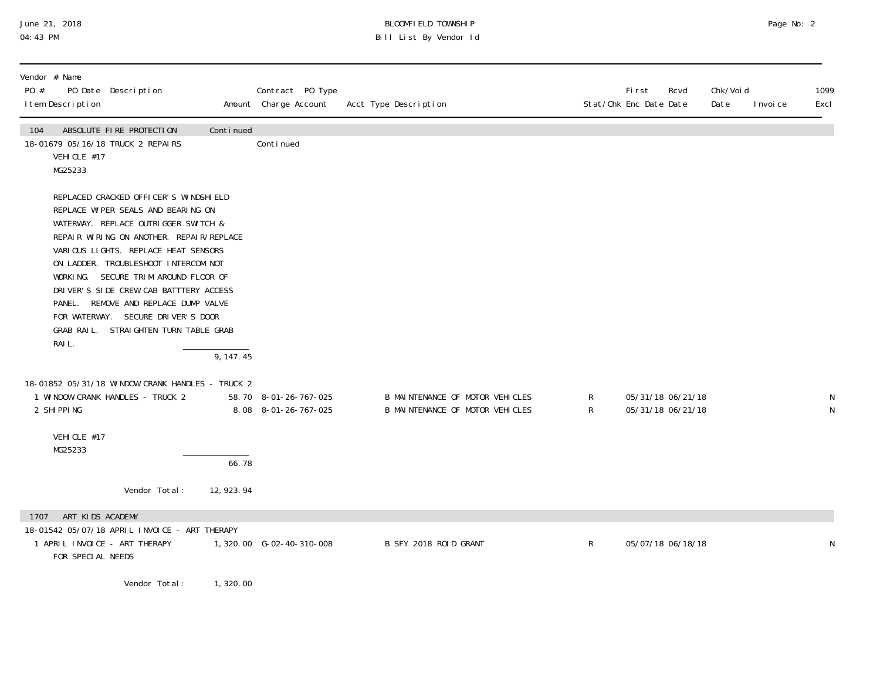BLOOMFIELD TOWNSHIP
Bill List By Vendor Id

| Vendor # Name<br>PO # PO Date Description<br>Item Description | Amount | Contract PO Type<br>Charge Account | Acct Type Description | Stat/Chk | First Enc Date | Rcvd Date | Chk/Void Date | Invoice | 1099 Excl |
|---|---|---|---|---|---|---|---|---|---|
| 104 ABSOLUTE FIRE PROTECTION | Continued | | | | | | | | |
| 18-01679 05/16/18 TRUCK 2 REPAIRS | | Continued | | | | | | | |
| VEHICLE #17<br>MG25233<br><br>REPLACED CRACKED OFFICER'S WINDSHIELD REPLACE WIPER SEALS AND BEARING ON WATERWAY. REPLACE OUTRIGGER SWITCH & REPAIR WIRING ON ANOTHER. REPAIR/REPLACE VARIOUS LIGHTS. REPLACE HEAT SENSORS ON LADDER. TROUBLESHOOT INTERCOM NOT WORKING. SECURE TRIM AROUND FLOOR OF DRIVER'S SIDE CREW CAB BATTTERY ACCESS PANEL. REMOVE AND REPLACE DUMP VALVE FOR WATERWAY. SECURE DRIVER'S DOOR GRAB RAIL. STRAIGHTEN TURN TABLE GRAB RAIL. | | | | | | | | | |
| | 9,147.45 | | | | | | | | |
| 18-01852 05/31/18 WINDOW CRANK HANDLES - TRUCK 2 | | | | | | | | | |
| 1 WINDOW CRANK HANDLES - TRUCK 2 | 58.70 | 8-01-26-767-025 | B MAINTENANCE OF MOTOR VEHICLES | R | 05/31/18 | 06/21/18 | | | N |
| 2 SHIPPING | 8.08 | 8-01-26-767-025 | B MAINTENANCE OF MOTOR VEHICLES | R | 05/31/18 | 06/21/18 | | | N |
| VEHICLE #17<br>MG25233 | | | | | | | | | |
| | 66.78 | | | | | | | | |
| Vendor Total: | 12,923.94 | | | | | | | | |
| 1707 ART KIDS ACADEMY | | | | | | | | | |
| 18-01542 05/07/18 APRIL INVOICE - ART THERAPY | | | | | | | | | |
| 1 APRIL INVOICE - ART THERAPY FOR SPECIAL NEEDS | 1,320.00 | G-02-40-310-008 | B SFY 2018 ROID GRANT | R | 05/07/18 | 06/18/18 | | | N |
| Vendor Total: | 1,320.00 | | | | | | | | |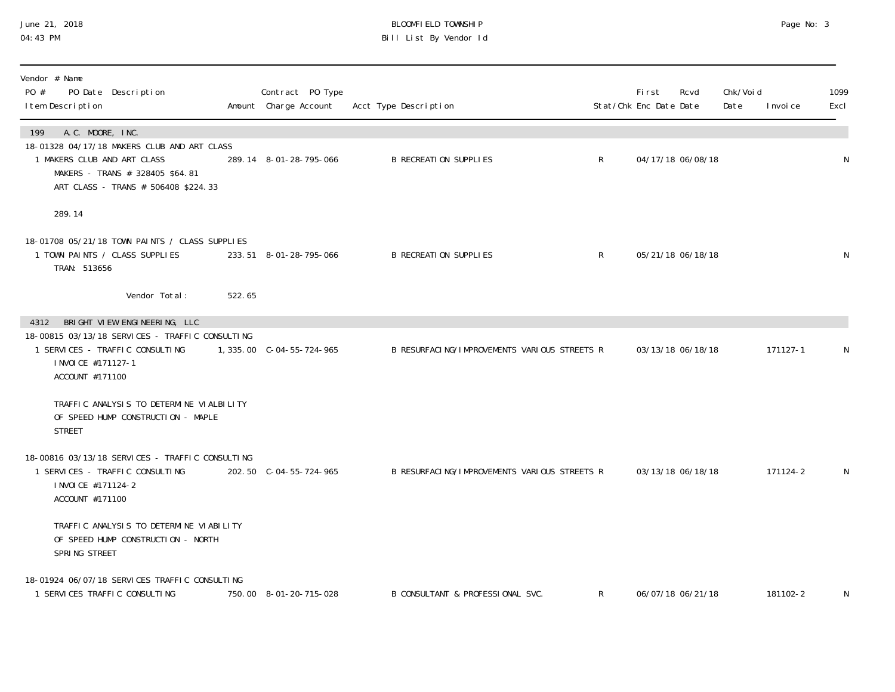# BLOOMFIELD TOWNSHIP
## Bill List By Vendor Id

June 21, 2018
04:43 PM

| Vendor # Name<br>PO # PO Date Description<br>Item Description | Amount | Contract PO Type<br>Charge Account | Acct Type Description | Stat/Chk | First Enc Date | Rcvd Date | Chk/Void Date | Invoice | 1099 Excl |
|---|---|---|---|---|---|---|---|---|---|
| **199 A.C. MOORE, INC.** | | | | | | | | | |
| 18-01328 04/17/18 MAKERS CLUB AND ART CLASS | | | | | | | | | |
| 1 MAKERS CLUB AND ART CLASS<br>MAKERS - TRANS # 328405 $64.81<br>ART CLASS - TRANS # 506408 $224.33<br><br>289.14 | 289.14 | 8-01-28-795-066 | B RECREATION SUPPLIES | R | 04/17/18 | 06/08/18 | | | N |
| 18-01708 05/21/18 TOWN PAINTS / CLASS SUPPLIES | | | | | | | | | |
| 1 TOWN PAINTS / CLASS SUPPLIES<br>TRAN: 513656 | 233.51 | 8-01-28-795-066 | B RECREATION SUPPLIES | R | 05/21/18 | 06/18/18 | | | N |
| Vendor Total: | 522.65 | | | | | | | | |
| **4312 BRIGHT VIEW ENGINEERING, LLC** | | | | | | | | | |
| 18-00815 03/13/18 SERVICES - TRAFFIC CONSULTING | | | | | | | | | |
| 1 SERVICES - TRAFFIC CONSULTING<br>INVOICE #171127-1<br>ACCOUNT #171100<br><br>TRAFFIC ANALYSIS TO DETERMINE VIALBILITY<br>OF SPEED HUMP CONSTRUCTION - MAPLE<br>STREET | 1,335.00 | C-04-55-724-965 | B RESURFACING/IMPROVEMENTS VARIOUS STREETS | R | 03/13/18 | 06/18/18 | | 171127-1 | N |
| 18-00816 03/13/18 SERVICES - TRAFFIC CONSULTING | | | | | | | | | |
| 1 SERVICES - TRAFFIC CONSULTING<br>INVOICE #171124-2<br>ACCOUNT #171100<br><br>TRAFFIC ANALYSIS TO DETERMINE VIABILITY<br>OF SPEED HUMP CONSTRUCTION - NORTH<br>SPRING STREET | 202.50 | C-04-55-724-965 | B RESURFACING/IMPROVEMENTS VARIOUS STREETS | R | 03/13/18 | 06/18/18 | | 171124-2 | N |
| 18-01924 06/07/18 SERVICES TRAFFIC CONSULTING | | | | | | | | | |
| 1 SERVICES TRAFFIC CONSULTING | 750.00 | 8-01-20-715-028 | B CONSULTANT & PROFESSIONAL SVC. | R | 06/07/18 | 06/21/18 | | 181102-2 | N |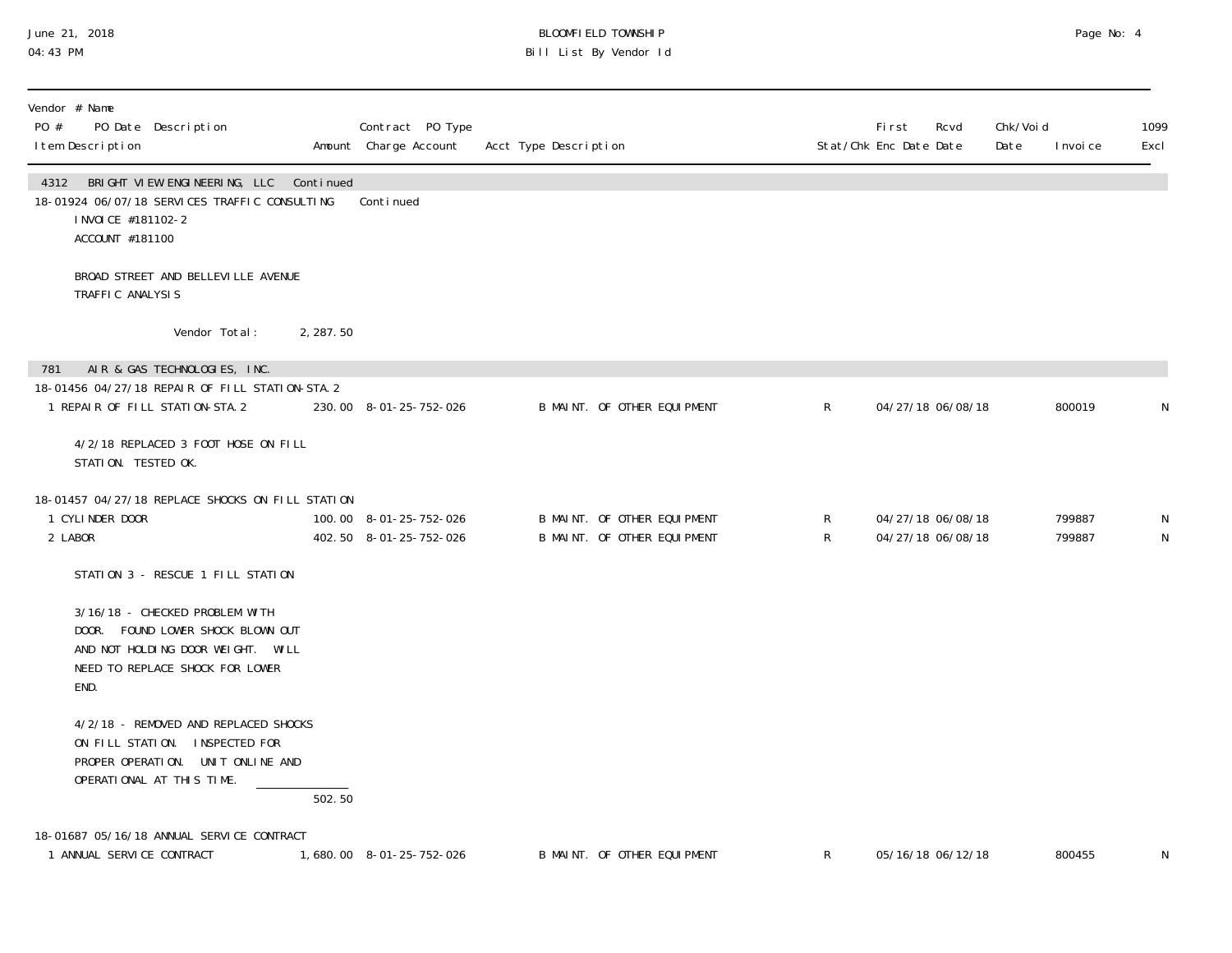| Vendor # Name PO # PO Date Description Item Description | Amount | Contract PO Type Charge Account | Acct Type Description | Stat/Chk | First Enc Date | Rcvd Date | Chk/Void Date | Invoice | 1099 Excl |
|---|---|---|---|---|---|---|---|---|---|
| 4312 BRIGHT VIEW ENGINEERING, LLC Continued | | | | | | | | | |
| 18-01924 06/07/18 SERVICES TRAFFIC CONSULTING | | Continued | | | | | | | |
| INVOICE #181102-2 | | | | | | | | | |
| ACCOUNT #181100 | | | | | | | | | |
| BROAD STREET AND BELLEVILLE AVENUE TRAFFIC ANALYSIS | | | | | | | | | |
| Vendor Total: | 2,287.50 | | | | | | | | |
| 781 AIR & GAS TECHNOLOGIES, INC. | | | | | | | | | |
| 18-01456 04/27/18 REPAIR OF FILL STATION-STA.2 | | | | | | | | | |
| 1 REPAIR OF FILL STATION-STA.2 | 230.00 | 8-01-25-752-026 | B MAINT. OF OTHER EQUIPMENT | R | 04/27/18 | 06/08/18 | | 800019 | N |
| 4/2/18 REPLACED 3 FOOT HOSE ON FILL STATION. TESTED OK. | | | | | | | | | |
| 18-01457 04/27/18 REPLACE SHOCKS ON FILL STATION | | | | | | | | | |
| 1 CYLINDER DOOR | 100.00 | 8-01-25-752-026 | B MAINT. OF OTHER EQUIPMENT | R | 04/27/18 | 06/08/18 | | 799887 | N |
| 2 LABOR | 402.50 | 8-01-25-752-026 | B MAINT. OF OTHER EQUIPMENT | R | 04/27/18 | 06/08/18 | | 799887 | N |
| STATION 3 - RESCUE 1 FILL STATION | | | | | | | | | |
| 3/16/18 - CHECKED PROBLEM WITH DOOR. FOUND LOWER SHOCK BLOWN OUT AND NOT HOLDING DOOR WEIGHT. WILL NEED TO REPLACE SHOCK FOR LOWER END. | | | | | | | | | |
| 4/2/18 - REMOVED AND REPLACED SHOCKS ON FILL STATION. INSPECTED FOR PROPER OPERATION. UNIT ONLINE AND OPERATIONAL AT THIS TIME. | | | | | | | | | |
| | 502.50 | | | | | | | | |
| 18-01687 05/16/18 ANNUAL SERVICE CONTRACT | | | | | | | | | |
| 1 ANNUAL SERVICE CONTRACT | 1,680.00 | 8-01-25-752-026 | B MAINT. OF OTHER EQUIPMENT | R | 05/16/18 | 06/12/18 | | 800455 | N |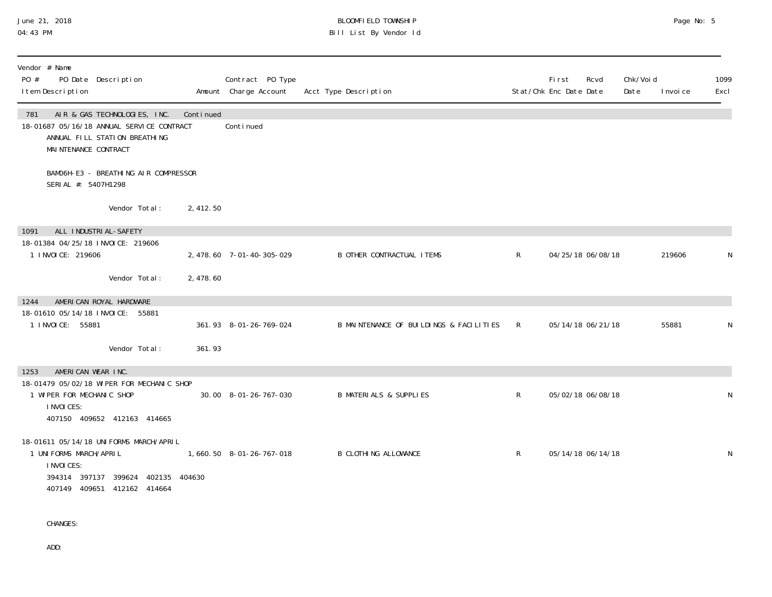| Vendor # Name<br>PO # PO Date Description<br>Item Description | Amount | Contract PO Type<br>Charge Account | Acct Type Description | Stat/Chk | First<br>Enc Date | Rcvd<br>Date | Chk/Void<br>Date | Invoice | 1099<br>Excl |
|---|---|---|---|---|---|---|---|---|---|
| **781 AIR & GAS TECHNOLOGIES, INC.** | Continued | | | | | | | | |
| 18-01687 05/16/18 ANNUAL SERVICE CONTRACT<br>ANNUAL FILL STATION BREATHING<br>MAINTENANCE CONTRACT<br><br>BAM06H-E3 - BREATHING AIR COMPRESSOR<br>SERIAL #: 5407H1298 | | Continued | | | | | | | |
| Vendor Total: | 2,412.50 | | | | | | | | |
| **1091 ALL INDUSTRIAL-SAFETY** | | | | | | | | | |
| 18-01384 04/25/18 INVOICE: 219606 | | | | | | | | | |
| 1 INVOICE: 219606 | 2,478.60 | 7-01-40-305-029 | B OTHER CONTRACTUAL ITEMS | R | 04/25/18 | 06/08/18 | | 219606 | N |
| Vendor Total: | 2,478.60 | | | | | | | | |
| **1244 AMERICAN ROYAL HARDWARE** | | | | | | | | | |
| 18-01610 05/14/18 INVOICE: 55881 | | | | | | | | | |
| 1 INVOICE: 55881 | 361.93 | 8-01-26-769-024 | B MAINTENANCE OF BUILDINGS & FACILITIES | R | 05/14/18 | 06/21/18 | | 55881 | N |
| Vendor Total: | 361.93 | | | | | | | | |
| **1253 AMERICAN WEAR INC.** | | | | | | | | | |
| 18-01479 05/02/18 WIPER FOR MECHANIC SHOP | | | | | | | | | |
| 1 WIPER FOR MECHANIC SHOP<br>INVOICES:<br>407150 409652 412163 414665 | 30.00 | 8-01-26-767-030 | B MATERIALS & SUPPLIES | R | 05/02/18 | 06/08/18 | | | N |
| 18-01611 05/14/18 UNIFORMS MARCH/APRIL | | | | | | | | | |
| 1 UNIFORMS MARCH/APRIL<br>INVOICES:<br>394314 397137 399624 402135 404630<br>407149 409651 412162 414664<br><br>CHANGES:<br><br>ADD: | 1,660.50 | 8-01-26-767-018 | B CLOTHING ALLOWANCE | R | 05/14/18 | 06/14/18 | | | N |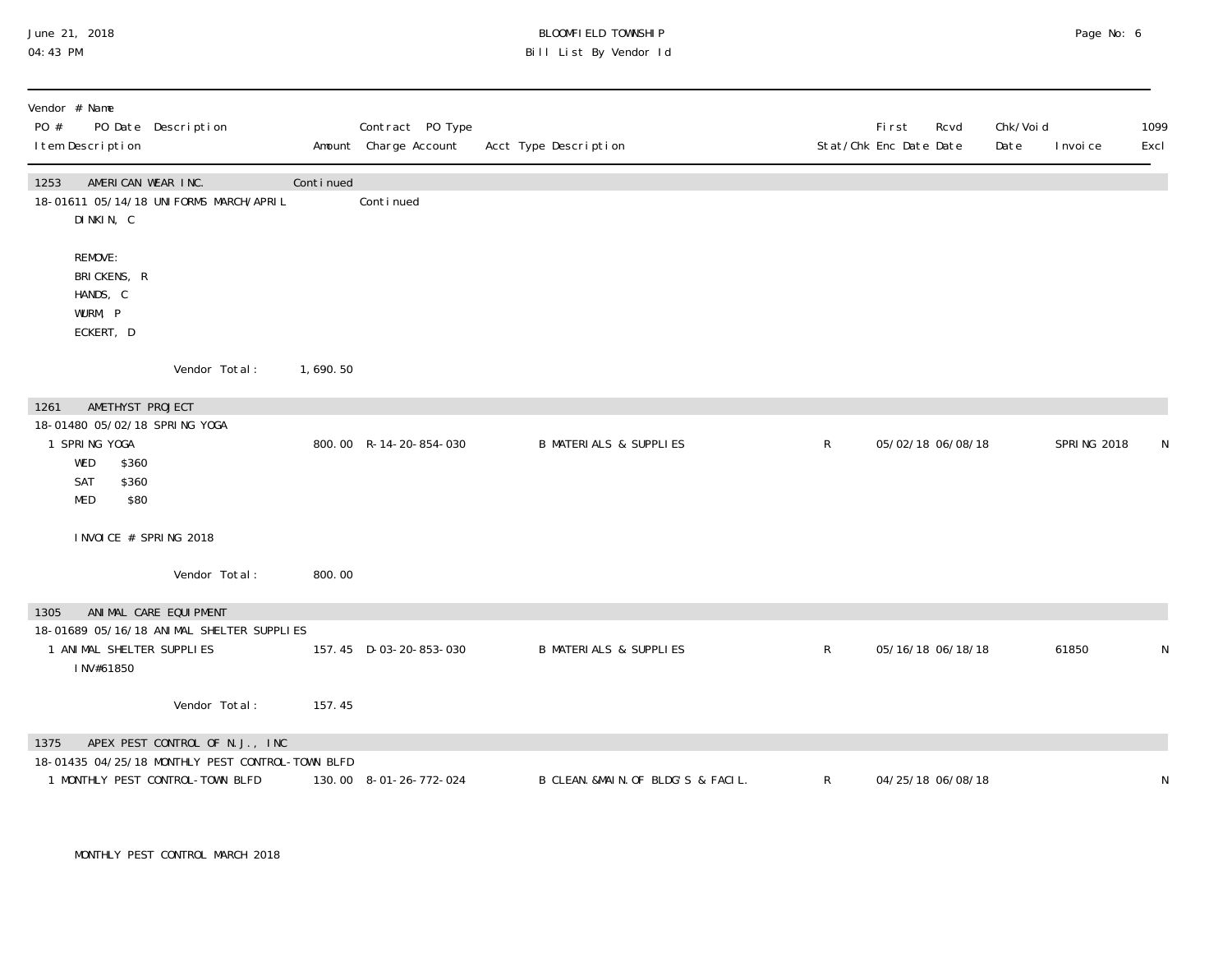| Vendor # Name<br>PO # PO Date Description<br>Item Description | Amount | Contract PO Type<br>Charge Account | Acct Type Description | Stat/Chk | First Enc Date | Rcvd Date | Chk/Void Date | Invoice | 1099 Excl |
|---|---|---|---|---|---|---|---|---|---|
| **1253 AMERICAN WEAR INC.** | Continued | | | | | | | | |
| 18-01611 05/14/18 UNIFORMS MARCH/APRIL | | Continued | | | | | | | |
| DINKIN, C<br><br>REMOVE:<br>BRICKENS, R<br>HANDS, C<br>WURM, P<br>ECKERT, D | | | | | | | | | |
| Vendor Total: | 1,690.50 | | | | | | | | |
| **1261 AMETHYST PROJECT** | | | | | | | | | |
| 18-01480 05/02/18 SPRING YOGA | | | | | | | | | |
| 1 SPRING YOGA<br>WED $360<br>SAT $360<br>MED $80<br><br>INVOICE # SPRING 2018 | 800.00 | R-14-20-854-030 | B MATERIALS & SUPPLIES | R | 05/02/18 | 06/08/18 | | SPRING 2018 | N |
| Vendor Total: | 800.00 | | | | | | | | |
| **1305 ANIMAL CARE EQUIPMENT** | | | | | | | | | |
| 18-01689 05/16/18 ANIMAL SHELTER SUPPLIES | | | | | | | | | |
| 1 ANIMAL SHELTER SUPPLIES<br>INV#61850 | 157.45 | D-03-20-853-030 | B MATERIALS & SUPPLIES | R | 05/16/18 | 06/18/18 | | 61850 | N |
| Vendor Total: | 157.45 | | | | | | | | |
| **1375 APEX PEST CONTROL OF N.J., INC** | | | | | | | | | |
| 18-01435 04/25/18 MONTHLY PEST CONTROL-TOWN BLFD | | | | | | | | | |
| 1 MONTHLY PEST CONTROL-TOWN BLFD<br><br>MONTHLY PEST CONTROL MARCH 2018 | 130.00 | 8-01-26-772-024 | B CLEAN.&MAIN.OF BLDG'S & FACIL. | R | 04/25/18 | 06/08/18 | | | N |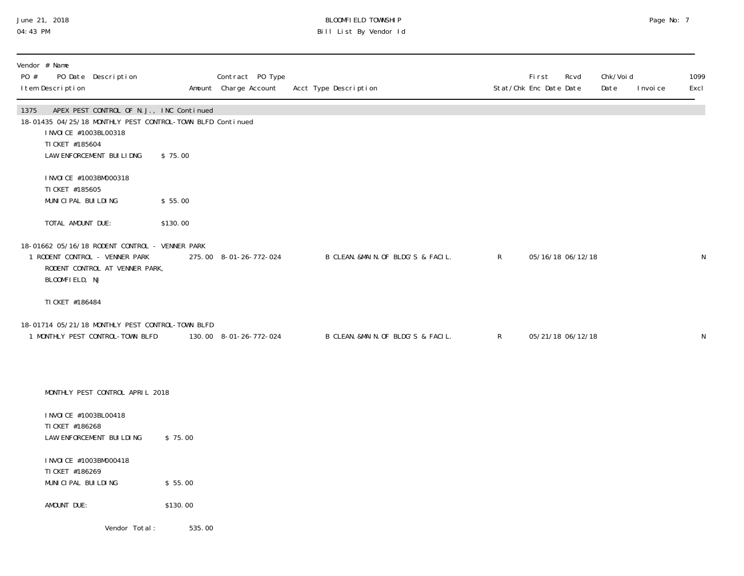| Vendor # Name PO # PO Date Description Item Description | Amount | Contract PO Type Charge Account | Acct Type Description | Stat/Chk | First Enc Date | Rcvd Date | Chk/Void Date | Invoice | 1099 Excl |
|---|---|---|---|---|---|---|---|---|---|
| 1375 APEX PEST CONTROL OF N.J., INC Continued | | | | | | | | | |
| 18-01435 04/25/18 MONTHLY PEST CONTROL-TOWN BLFD Continued | | | | | | | | | |
| INVOICE #1003BL00318<br>TICKET #185604<br>LAW ENFORCEMENT BUILIDNG $ 75.00<br><br>INVOICE #1003BM000318<br>TICKET #185605<br>MUNICIPAL BUILDING $ 55.00<br><br>TOTAL AMOUNT DUE: $130.00 | | | | | | | | | |
| 18-01662 05/16/18 RODENT CONTROL - VENNER PARK | | | | | | | | | |
| 1 RODENT CONTROL - VENNER PARK<br>RODENT CONTROL AT VENNER PARK, BLOOMFIELD, NJ<br><br>TICKET #186484 | 275.00 | 8-01-26-772-024 | B CLEAN.&MAIN.OF BLDG'S & FACIL. | R | 05/16/18 | 06/12/18 | | | N |
| 18-01714 05/21/18 MONTHLY PEST CONTROL-TOWN BLFD | | | | | | | | | |
| 1 MONTHLY PEST CONTROL-TOWN BLFD<br><br>MONTHLY PEST CONTROL APRIL 2018<br><br>INVOICE #1003BL00418<br>TICKET #186268<br>LAW ENFORCEMENT BUILDING $ 75.00<br><br>INVOICE #1003BM000418<br>TICKET #186269<br>MUNICIPAL BUILDING $ 55.00<br><br>AMOUNT DUE: $130.00 | 130.00 | 8-01-26-772-024 | B CLEAN.&MAIN.OF BLDG'S & FACIL. | R | 05/21/18 | 06/12/18 | | | N |
| Vendor Total: | 535.00 | | | | | | | | |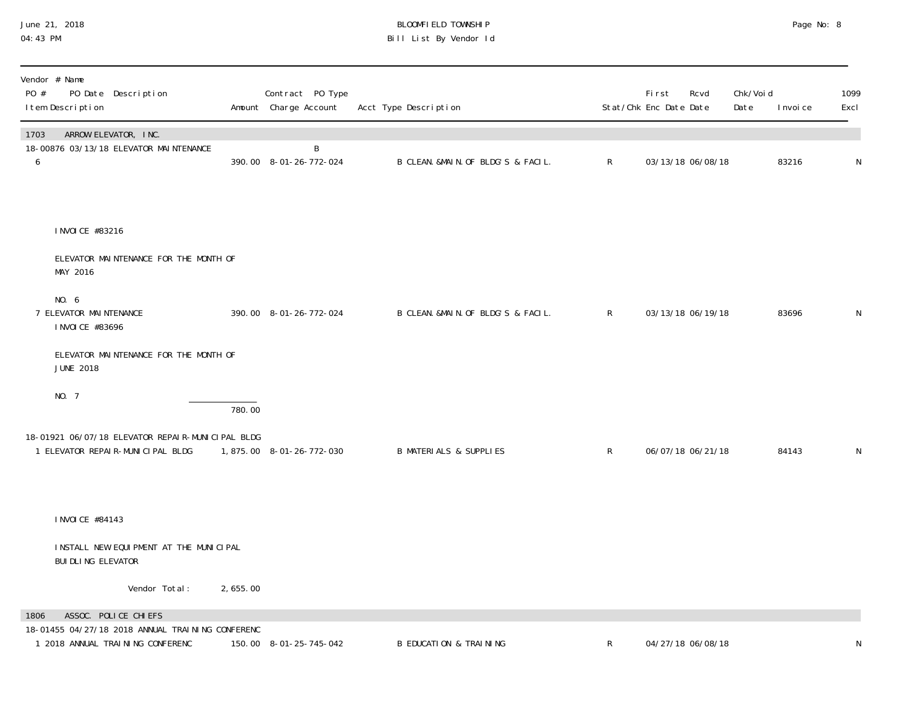June 21, 2018
04:43 PM

BLOOMFIELD TOWNSHIP
Bill List By Vendor Id

| Vendor # Name<br>PO # PO Date Description<br>Item Description | Amount | Contract PO Type<br>Charge Account | Acct Type Description | Stat/Chk | First Enc Date | Rcvd Date | Chk/Void Date | Invoice | 1099 Excl |
|---|---|---|---|---|---|---|---|---|---|
| **1703 ARROW ELEVATOR, INC.** | | | | | | | | | |
| 18-00876 03/13/18 ELEVATOR MAINTENANCE | | B | | | | | | | |
| 6 | 390.00 | 8-01-26-772-024 | B CLEAN.&MAIN.OF BLDG'S & FACIL. | R | 03/13/18 | 06/08/18 | | 83216 | N |
| INVOICE #83216<br><br>ELEVATOR MAINTENANCE FOR THE MONTH OF MAY 2016<br><br>NO. 6 | | | | | | | | | |
| 7 ELEVATOR MAINTENANCE | 390.00 | 8-01-26-772-024 | B CLEAN.&MAIN.OF BLDG'S & FACIL. | R | 03/13/18 | 06/19/18 | | 83696 | N |
| INVOICE #83696<br><br>ELEVATOR MAINTENANCE FOR THE MONTH OF JUNE 2018<br><br>NO. 7 | | | | | | | | | |
| | 780.00 | | | | | | | | |
| 18-01921 06/07/18 ELEVATOR REPAIR-MUNICIPAL BLDG | | | | | | | | | |
| 1 ELEVATOR REPAIR-MUNICIPAL BLDG | 1,875.00 | 8-01-26-772-030 | B MATERIALS & SUPPLIES | R | 06/07/18 | 06/21/18 | | 84143 | N |
| INVOICE #84143<br><br>INSTALL NEW EQUIPMENT AT THE MUNICIPAL BUIDLING ELEVATOR | | | | | | | | | |
| Vendor Total: | 2,655.00 | | | | | | | | |
| **1806 ASSOC. POLICE CHIEFS** | | | | | | | | | |
| 18-01455 04/27/18 2018 ANNUAL TRAINING CONFERENC | | | | | | | | | |
| 1 2018 ANNUAL TRAINING CONFERENC | 150.00 | 8-01-25-745-042 | B EDUCATION & TRAINING | R | 04/27/18 | 06/08/18 | | | N |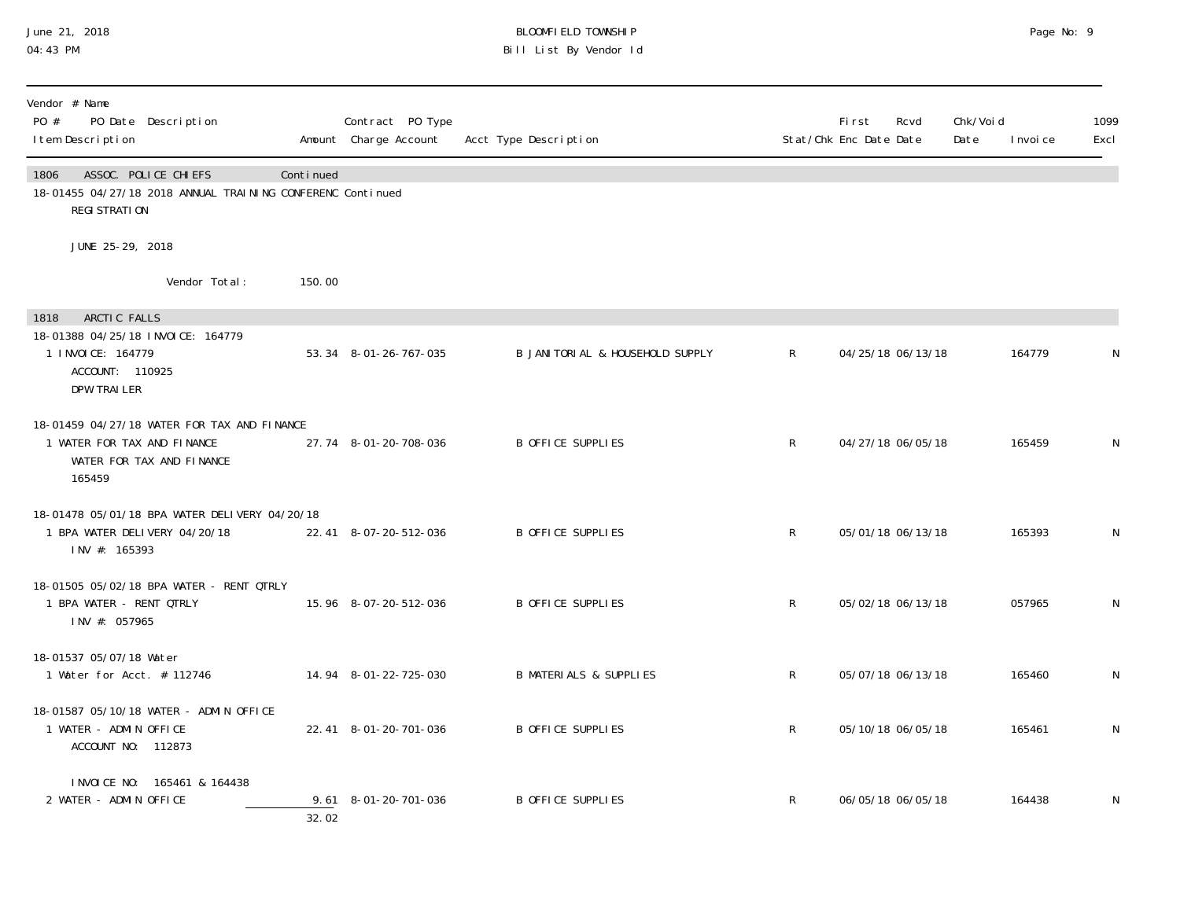BLOOMFIELD TOWNSHIP
Bill List By Vendor Id

| Vendor # Name<br>PO # PO Date Description<br>Item Description | Amount | Contract PO Type<br>Charge Account | Acct Type Description | Stat/Chk | First Enc Date | Rcvd Date | Chk/Void Date | Invoice | 1099 Excl |
|---|---|---|---|---|---|---|---|---|---|
| 1806 ASSOC. POLICE CHIEFS | Continued | | | | | | | | |
| 18-01455 04/27/18 2018 ANNUAL TRAINING CONFERENC Continued | | | | | | | | | |
| REGISTRATION | | | | | | | | | |
| JUNE 25-29, 2018 | | | | | | | | | |
| Vendor Total: | 150.00 | | | | | | | | |
| 1818 ARCTIC FALLS | | | | | | | | | |
| 18-01388 04/25/18 INVOICE: 164779 | | | | | | | | | |
| 1 INVOICE: 164779<br>ACCOUNT: 110925<br>DPW TRAILER | 53.34 | 8-01-26-767-035 | B JANITORIAL & HOUSEHOLD SUPPLY | R | 04/25/18 | 06/13/18 | | 164779 | N |
| 18-01459 04/27/18 WATER FOR TAX AND FINANCE | | | | | | | | | |
| 1 WATER FOR TAX AND FINANCE<br>WATER FOR TAX AND FINANCE<br>165459 | 27.74 | 8-01-20-708-036 | B OFFICE SUPPLIES | R | 04/27/18 | 06/05/18 | | 165459 | N |
| 18-01478 05/01/18 BPA WATER DELIVERY 04/20/18 | | | | | | | | | |
| 1 BPA WATER DELIVERY 04/20/18<br>INV #: 165393 | 22.41 | 8-07-20-512-036 | B OFFICE SUPPLIES | R | 05/01/18 | 06/13/18 | | 165393 | N |
| 18-01505 05/02/18 BPA WATER - RENT QTRLY | | | | | | | | | |
| 1 BPA WATER - RENT QTRLY<br>INV #: 057965 | 15.96 | 8-07-20-512-036 | B OFFICE SUPPLIES | R | 05/02/18 | 06/13/18 | | 057965 | N |
| 18-01537 05/07/18 Water | | | | | | | | | |
| 1 Water for Acct. # 112746 | 14.94 | 8-01-22-725-030 | B MATERIALS & SUPPLIES | R | 05/07/18 | 06/13/18 | | 165460 | N |
| 18-01587 05/10/18 WATER - ADMIN OFFICE | | | | | | | | | |
| 1 WATER - ADMIN OFFICE<br>ACCOUNT NO: 112873<br>INVOICE NO: 165461 & 164438 | 22.41 | 8-01-20-701-036 | B OFFICE SUPPLIES | R | 05/10/18 | 06/05/18 | | 165461 | N |
| 2 WATER - ADMIN OFFICE | 9.61 | 8-01-20-701-036 | B OFFICE SUPPLIES | R | 06/05/18 | 06/05/18 | | 164438 | N |
| | 32.02 | | | | | | | | |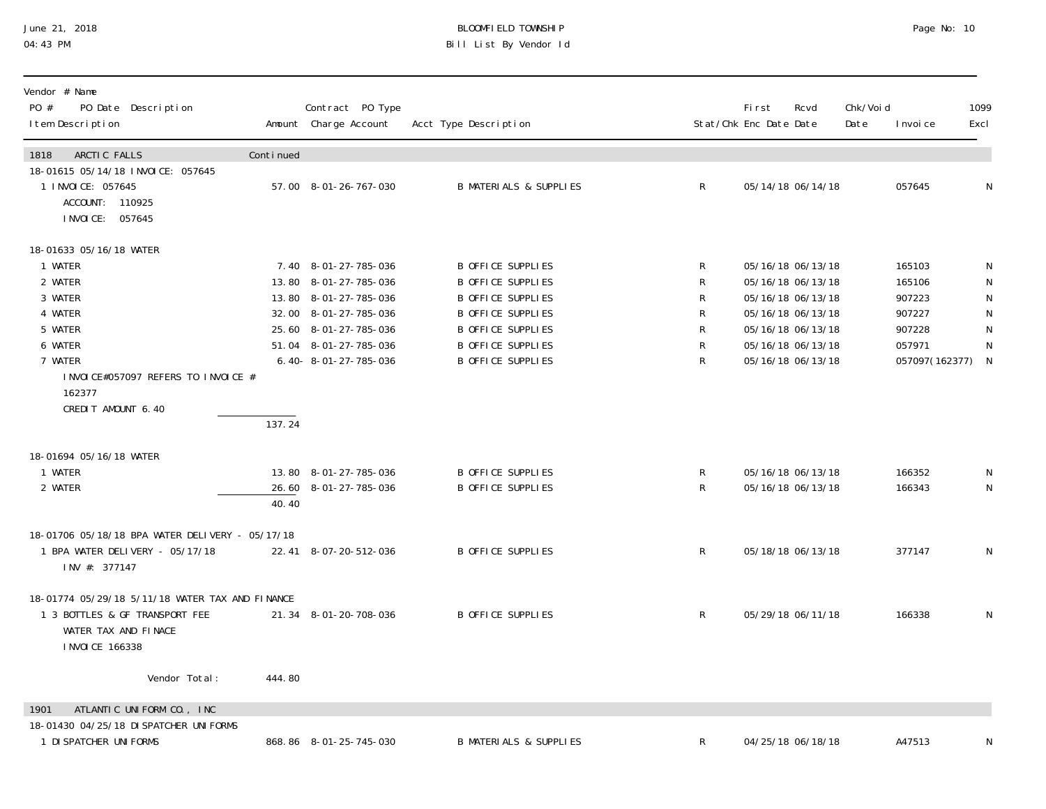# BLOOMFIELD TOWNSHIP
## Bill List By Vendor Id

June 21, 2018
04:43 PM

| Vendor # Name / PO # PO Date Description / Item Description | Amount | Contract PO Type Charge Account | Acct Type Description | Stat/Chk | First Enc Date | Rcvd Date | Chk/Void Date | Invoice | 1099 Excl |
|---|---|---|---|---|---|---|---|---|---|
| **1818 ARCTIC FALLS** | Continued | | | | | | | | |
| 18-01615 05/14/18 INVOICE: 057645 | | | | | | | | | |
| 1 INVOICE: 057645<br>ACCOUNT: 110925<br>INVOICE: 057645 | 57.00 | 8-01-26-767-030 | B MATERIALS & SUPPLIES | R | 05/14/18 | 06/14/18 | | 057645 | N |
| 18-01633 05/16/18 WATER | | | | | | | | | |
| 1 WATER | 7.40 | 8-01-27-785-036 | B OFFICE SUPPLIES | R | 05/16/18 | 06/13/18 | | 165103 | N |
| 2 WATER | 13.80 | 8-01-27-785-036 | B OFFICE SUPPLIES | R | 05/16/18 | 06/13/18 | | 165106 | N |
| 3 WATER | 13.80 | 8-01-27-785-036 | B OFFICE SUPPLIES | R | 05/16/18 | 06/13/18 | | 907223 | N |
| 4 WATER | 32.00 | 8-01-27-785-036 | B OFFICE SUPPLIES | R | 05/16/18 | 06/13/18 | | 907227 | N |
| 5 WATER | 25.60 | 8-01-27-785-036 | B OFFICE SUPPLIES | R | 05/16/18 | 06/13/18 | | 907228 | N |
| 6 WATER | 51.04 | 8-01-27-785-036 | B OFFICE SUPPLIES | R | 05/16/18 | 06/13/18 | | 057971 | N |
| 7 WATER<br>INVOICE#057097 REFERS TO INVOICE # 162377<br>CREDIT AMOUNT 6.40 | 6.40- | 8-01-27-785-036 | B OFFICE SUPPLIES | R | 05/16/18 | 06/13/18 | | 057097(162377) | N |
| | 137.24 | | | | | | | | |
| 18-01694 05/16/18 WATER | | | | | | | | | |
| 1 WATER | 13.80 | 8-01-27-785-036 | B OFFICE SUPPLIES | R | 05/16/18 | 06/13/18 | | 166352 | N |
| 2 WATER | 26.60 | 8-01-27-785-036 | B OFFICE SUPPLIES | R | 05/16/18 | 06/13/18 | | 166343 | N |
| | 40.40 | | | | | | | | |
| 18-01706 05/18/18 BPA WATER DELIVERY - 05/17/18 | | | | | | | | | |
| 1 BPA WATER DELIVERY - 05/17/18<br>INV #: 377147 | 22.41 | 8-07-20-512-036 | B OFFICE SUPPLIES | R | 05/18/18 | 06/13/18 | | 377147 | N |
| 18-01774 05/29/18 5/11/18 WATER TAX AND FINANCE | | | | | | | | | |
| 1 3 BOTTLES & GF TRANSPORT FEE<br>WATER TAX AND FINACE<br>INVOICE 166338 | 21.34 | 8-01-20-708-036 | B OFFICE SUPPLIES | R | 05/29/18 | 06/11/18 | | 166338 | N |
| Vendor Total: | 444.80 | | | | | | | | |
| **1901 ATLANTIC UNIFORM CO., INC** | | | | | | | | | |
| 18-01430 04/25/18 DISPATCHER UNIFORMS | | | | | | | | | |
| 1 DISPATCHER UNIFORMS | 868.86 | 8-01-25-745-030 | B MATERIALS & SUPPLIES | R | 04/25/18 | 06/18/18 | | A47513 | N |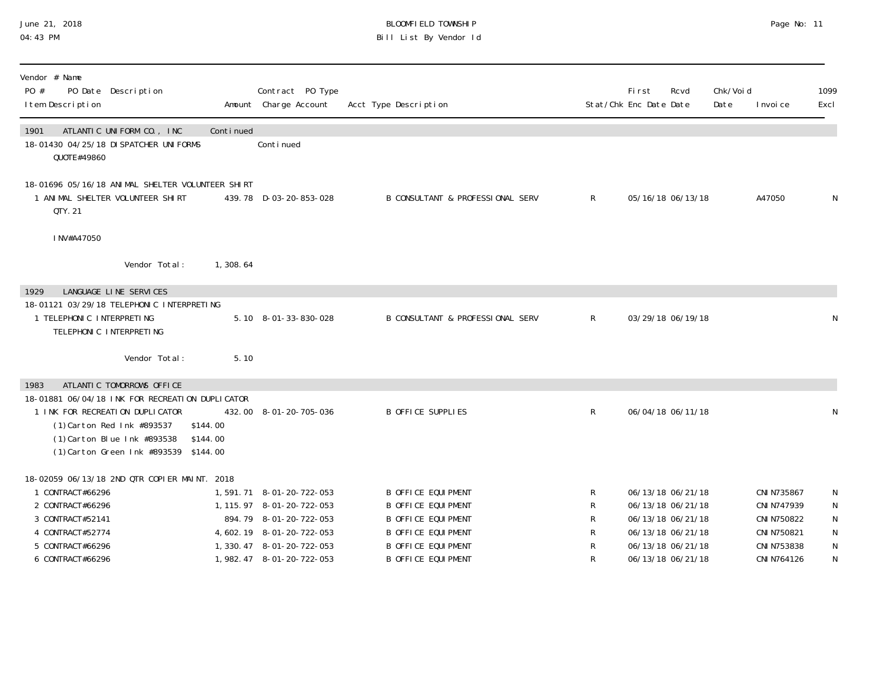| Vendor # Name PO # PO Date Description Item Description | Amount | Contract PO Type Charge Account | Acct Type Description | Stat/Chk | First Enc Date | Rcvd Date | Chk/Void Date | Invoice | 1099 Excl |
|---|---|---|---|---|---|---|---|---|---|
| 1901 ATLANTIC UNIFORM CO., INC | Continued | | | | | | | | |
| 18-01430 04/25/18 DISPATCHER UNIFORMS | | Continued | | | | | | | |
| QUOTE#49860 | | | | | | | | | |
| 18-01696 05/16/18 ANIMAL SHELTER VOLUNTEER SHIRT | | | | | | | | | |
| 1 ANIMAL SHELTER VOLUNTEER SHIRT | 439.78 | D-03-20-853-028 | B CONSULTANT & PROFESSIONAL SERV | R | 05/16/18 | 06/13/18 | | A47050 | N |
| QTY.21 | | | | | | | | | |
| INV#A47050 | | | | | | | | | |
| Vendor Total: | 1,308.64 | | | | | | | | |
| 1929 LANGUAGE LINE SERVICES | | | | | | | | | |
| 18-01121 03/29/18 TELEPHONIC INTERPRETING | | | | | | | | | |
| 1 TELEPHONIC INTERPRETING | 5.10 | 8-01-33-830-028 | B CONSULTANT & PROFESSIONAL SERV | R | 03/29/18 | 06/19/18 | | | N |
| TELEPHONIC INTERPRETING | | | | | | | | | |
| Vendor Total: | 5.10 | | | | | | | | |
| 1983 ATLANTIC TOMORROWS OFFICE | | | | | | | | | |
| 18-01881 06/04/18 INK FOR RECREATION DUPLICATOR | | | | | | | | | |
| 1 INK FOR RECREATION DUPLICATOR | 432.00 | 8-01-20-705-036 | B OFFICE SUPPLIES | R | 06/04/18 | 06/11/18 | | | N |
| (1)Carton Red Ink #893537 $144.00 | | | | | | | | | |
| (1)Carton Blue Ink #893538 $144.00 | | | | | | | | | |
| (1)Carton Green Ink #893539 $144.00 | | | | | | | | | |
| 18-02059 06/13/18 2ND QTR COPIER MAINT. 2018 | | | | | | | | | |
| 1 CONTRACT#66296 | 1,591.71 | 8-01-20-722-053 | B OFFICE EQUIPMENT | R | 06/13/18 | 06/21/18 | | CNIN735867 | N |
| 2 CONTRACT#66296 | 1,115.97 | 8-01-20-722-053 | B OFFICE EQUIPMENT | R | 06/13/18 | 06/21/18 | | CNIN747939 | N |
| 3 CONTRACT#52141 | 894.79 | 8-01-20-722-053 | B OFFICE EQUIPMENT | R | 06/13/18 | 06/21/18 | | CNIN750822 | N |
| 4 CONTRACT#52774 | 4,602.19 | 8-01-20-722-053 | B OFFICE EQUIPMENT | R | 06/13/18 | 06/21/18 | | CNIN750821 | N |
| 5 CONTRACT#66296 | 1,330.47 | 8-01-20-722-053 | B OFFICE EQUIPMENT | R | 06/13/18 | 06/21/18 | | CNIN753838 | N |
| 6 CONTRACT#66296 | 1,982.47 | 8-01-20-722-053 | B OFFICE EQUIPMENT | R | 06/13/18 | 06/21/18 | | CNIN764126 | N |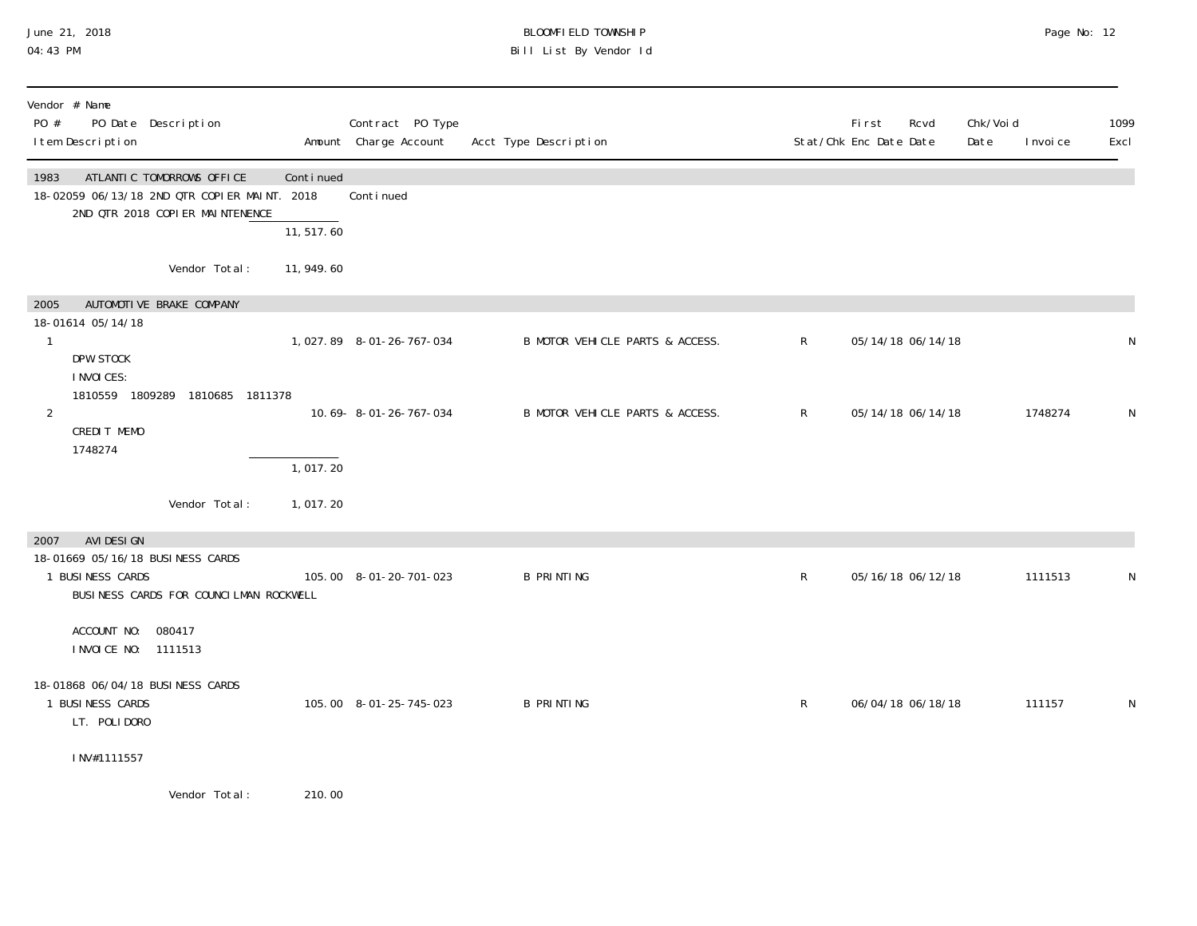BLOOMFIELD TOWNSHIP
Bill List By Vendor Id

| Vendor # Name / PO # PO Date Description / Item Description | Amount | Contract PO Type / Charge Account | Acct Type Description | Stat/Chk | First Enc Date | Rcvd Date | Chk/Void Date | Invoice | 1099 Excl |
|---|---|---|---|---|---|---|---|---|---|
| **1983 ATLANTIC TOMORROWS OFFICE** | Continued | | | | | | | | |
| 18-02059 06/13/18 2ND QTR COPIER MAINT. 2018 | | Continued | | | | | | | |
| 2ND QTR 2018 COPIER MAINTENENCE | | | | | | | | | |
| | 11,517.60 | | | | | | | | |
| Vendor Total: | 11,949.60 | | | | | | | | |
| **2005 AUTOMOTIVE BRAKE COMPANY** | | | | | | | | | |
| 18-01614 05/14/18 | | | | | | | | | |
| 1 DPW STOCK INVOICES: 1810559 1809289 1810685 1811378 | 1,027.89 | 8-01-26-767-034 | B MOTOR VEHICLE PARTS & ACCESS. | R | 05/14/18 | 06/14/18 | | | N |
| 2 CREDIT MEMO 1748274 | 10.69- | 8-01-26-767-034 | B MOTOR VEHICLE PARTS & ACCESS. | R | 05/14/18 | 06/14/18 | | 1748274 | N |
| | 1,017.20 | | | | | | | | |
| Vendor Total: | 1,017.20 | | | | | | | | |
| **2007 AVI DESIGN** | | | | | | | | | |
| 18-01669 05/16/18 BUSINESS CARDS | | | | | | | | | |
| 1 BUSINESS CARDS BUSINESS CARDS FOR COUNCILMAN ROCKWELL ACCOUNT NO: 080417 INVOICE NO: 1111513 | 105.00 | 8-01-20-701-023 | B PRINTING | R | 05/16/18 | 06/12/18 | | 1111513 | N |
| 18-01868 06/04/18 BUSINESS CARDS | | | | | | | | | |
| 1 BUSINESS CARDS LT. POLIDORO INV#1111557 | 105.00 | 8-01-25-745-023 | B PRINTING | R | 06/04/18 | 06/18/18 | | 111157 | N |
| Vendor Total: | 210.00 | | | | | | | | |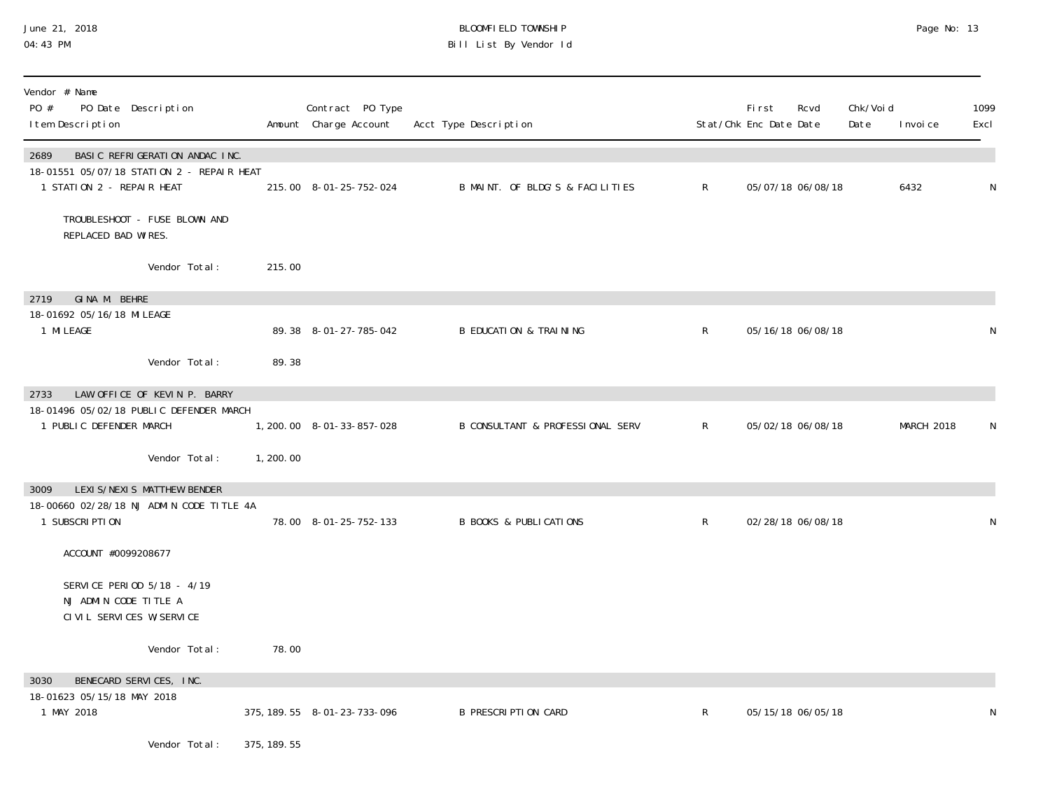# BLOOMFIELD TOWNSHIP
## Bill List By Vendor Id

June 21, 2018
04:43 PM

| Vendor # Name / PO # PO Date Description / Item Description | Amount | Contract PO Type Charge Account | Acct Type Description | Stat/Chk | First Enc Date | Rcvd Date | Chk/Void Date | Invoice | 1099 Excl |
|---|---|---|---|---|---|---|---|---|---|
| **2689 BASIC REFRIGERATION ANDAC INC.** | | | | | | | | | |
| 18-01551 05/07/18 STATION 2 - REPAIR HEAT | | | | | | | | | |
| 1 STATION 2 - REPAIR HEAT | 215.00 | 8-01-25-752-024 | B MAINT. OF BLDG'S & FACILITIES | R | 05/07/18 | 06/08/18 | | 6432 | N |
| TROUBLESHOOT - FUSE BLOWN AND REPLACED BAD WIRES. | | | | | | | | | |
| Vendor Total: | 215.00 | | | | | | | | |
| **2719 GINA M. BEHRE** | | | | | | | | | |
| 18-01692 05/16/18 MILEAGE | | | | | | | | | |
| 1 MILEAGE | 89.38 | 8-01-27-785-042 | B EDUCATION & TRAINING | R | 05/16/18 | 06/08/18 | | | N |
| Vendor Total: | 89.38 | | | | | | | | |
| **2733 LAW OFFICE OF KEVIN P. BARRY** | | | | | | | | | |
| 18-01496 05/02/18 PUBLIC DEFENDER MARCH | | | | | | | | | |
| 1 PUBLIC DEFENDER MARCH | 1,200.00 | 8-01-33-857-028 | B CONSULTANT & PROFESSIONAL SERV | R | 05/02/18 | 06/08/18 | | MARCH 2018 | N |
| Vendor Total: | 1,200.00 | | | | | | | | |
| **3009 LEXIS/NEXIS MATTHEW BENDER** | | | | | | | | | |
| 18-00660 02/28/18 NJ ADMIN CODE TITLE 4A | | | | | | | | | |
| 1 SUBSCRIPTION | 78.00 | 8-01-25-752-133 | B BOOKS & PUBLICATIONS | R | 02/28/18 | 06/08/18 | | | N |
| ACCOUNT #0099208677 | | | | | | | | | |
| SERVICE PERIOD 5/18 - 4/19 NJ ADMIN CODE TITLE A CIVIL SERVICES W/SERVICE | | | | | | | | | |
| Vendor Total: | 78.00 | | | | | | | | |
| **3030 BENECARD SERVICES, INC.** | | | | | | | | | |
| 18-01623 05/15/18 MAY 2018 | | | | | | | | | |
| 1 MAY 2018 | 375,189.55 | 8-01-23-733-096 | B PRESCRIPTION CARD | R | 05/15/18 | 06/05/18 | | | N |
| Vendor Total: | 375,189.55 | | | | | | | | |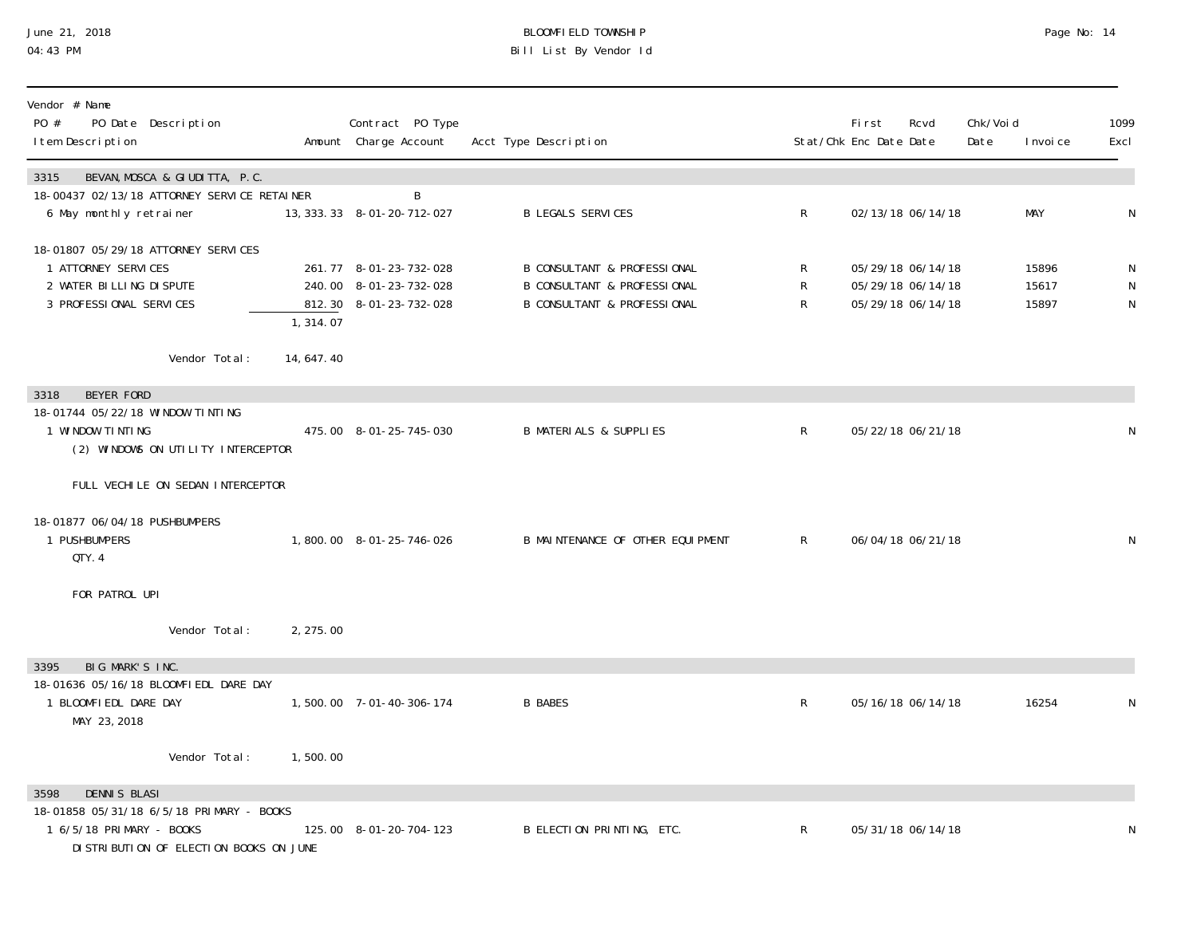BLOOMFIELD TOWNSHIP
Bill List By Vendor Id

| Vendor # Name / PO # PO Date Description / Item Description | Amount | Contract PO Type / Charge Account | Acct Type Description | Stat/Chk | First Enc Date | Rcvd Date | Chk/Void Date | Invoice | 1099 Excl |
|---|---|---|---|---|---|---|---|---|---|
| **3315 BEVAN, MOSCA & GIUDITTA, P.C.** | | | | | | | | | |
| 18-00437 02/13/18 ATTORNEY SERVICE RETAINER | | B | | | | | | | |
| 6 May monthly retrainer | 13,333.33 | 8-01-20-712-027 | B LEGALS SERVICES | R | 02/13/18 | 06/14/18 | | MAY | N |
| 18-01807 05/29/18 ATTORNEY SERVICES | | | | | | | | | |
| 1 ATTORNEY SERVICES | 261.77 | 8-01-23-732-028 | B CONSULTANT & PROFESSIONAL | R | 05/29/18 | 06/14/18 | | 15896 | N |
| 2 WATER BILLING DISPUTE | 240.00 | 8-01-23-732-028 | B CONSULTANT & PROFESSIONAL | R | 05/29/18 | 06/14/18 | | 15617 | N |
| 3 PROFESSIONAL SERVICES | 812.30 | 8-01-23-732-028 | B CONSULTANT & PROFESSIONAL | R | 05/29/18 | 06/14/18 | | 15897 | N |
| | 1,314.07 | | | | | | | | |
| Vendor Total: | 14,647.40 | | | | | | | | |
| **3318 BEYER FORD** | | | | | | | | | |
| 18-01744 05/22/18 WINDOW TINTING | | | | | | | | | |
| 1 WINDOW TINTING (2) WINDOWS ON UTILITY INTERCEPTOR FULL VECHILE ON SEDAN INTERCEPTOR | 475.00 | 8-01-25-745-030 | B MATERIALS & SUPPLIES | R | 05/22/18 | 06/21/18 | | | N |
| 18-01877 06/04/18 PUSHBUMPERS | | | | | | | | | |
| 1 PUSHBUMPERS QTY. 4 FOR PATROL UPI | 1,800.00 | 8-01-25-746-026 | B MAINTENANCE OF OTHER EQUIPMENT | R | 06/04/18 | 06/21/18 | | | N |
| Vendor Total: | 2,275.00 | | | | | | | | |
| **3395 BIG MARK'S INC.** | | | | | | | | | |
| 18-01636 05/16/18 BLOOMFIEDL DARE DAY | | | | | | | | | |
| 1 BLOOMFIEDL DARE DAY MAY 23, 2018 | 1,500.00 | 7-01-40-306-174 | B BABES | R | 05/16/18 | 06/14/18 | | 16254 | N |
| Vendor Total: | 1,500.00 | | | | | | | | |
| **3598 DENNIS BLASI** | | | | | | | | | |
| 18-01858 05/31/18 6/5/18 PRIMARY - BOOKS | | | | | | | | | |
| 1 6/5/18 PRIMARY - BOOKS DISTRIBUTION OF ELECTION BOOKS ON JUNE | 125.00 | 8-01-20-704-123 | B ELECTION PRINTING, ETC. | R | 05/31/18 | 06/14/18 | | | N |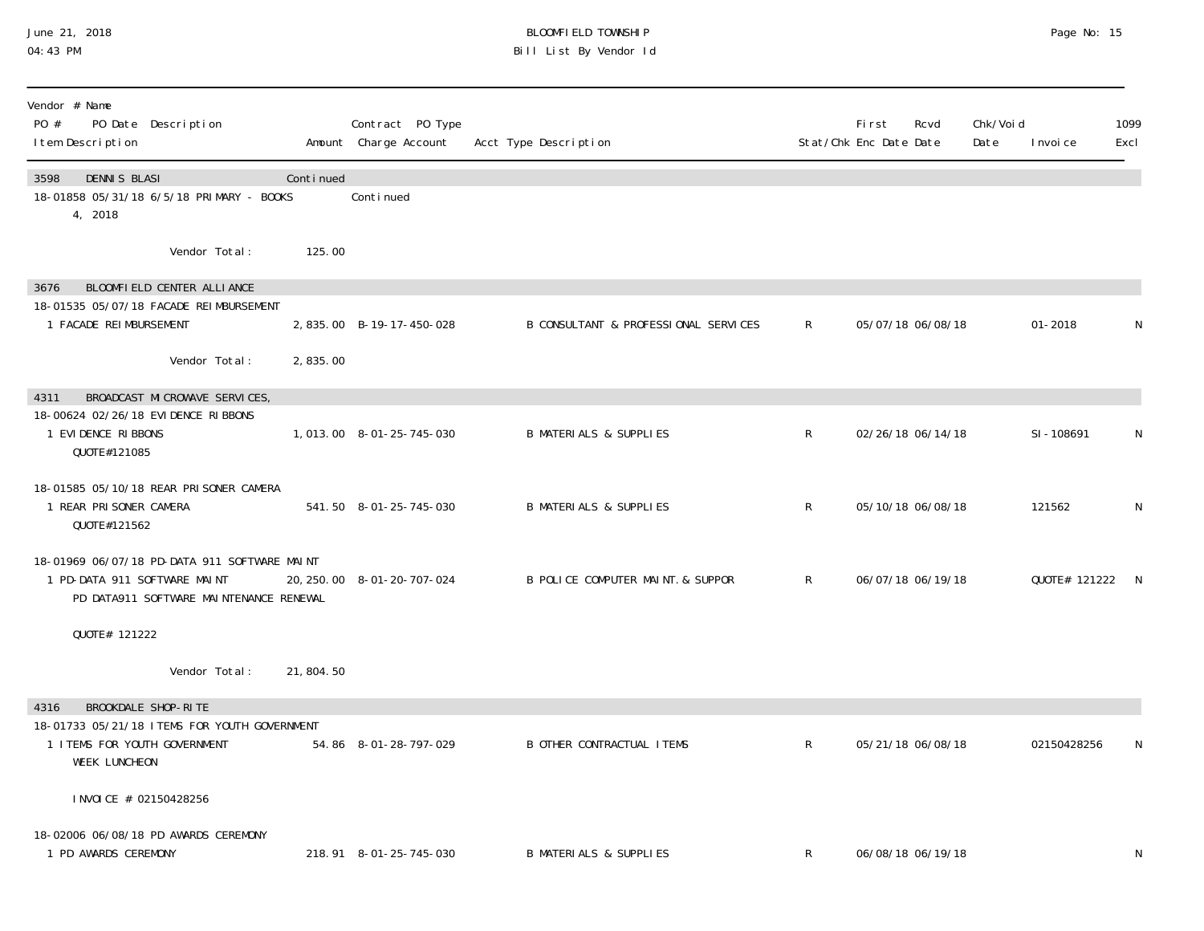# BLOOMFIELD TOWNSHIP

## Bill List By Vendor Id

June 21, 2018
04:43 PM

| Vendor # Name / PO # PO Date Description / Item Description | Amount | Contract PO Type / Charge Account | Acct Type Description | Stat/Chk | First Enc Date | Rcvd Date | Chk/Void Date | Invoice | 1099 Excl |
|---|---|---|---|---|---|---|---|---|---|
| **3598 DENNIS BLASI** | Continued | | | | | | | | |
| 18-01858 05/31/18 6/5/18 PRIMARY - BOOKS 4, 2018 | | Continued | | | | | | | |
| Vendor Total: | 125.00 | | | | | | | | |
| **3676 BLOOMFIELD CENTER ALLIANCE** | | | | | | | | | |
| 18-01535 05/07/18 FACADE REIMBURSEMENT | | | | | | | | | |
| 1 FACADE REIMBURSEMENT | 2,835.00 | B-19-17-450-028 | B CONSULTANT & PROFESSIONAL SERVICES | R | 05/07/18 | 06/08/18 | | 01-2018 | N |
| Vendor Total: | 2,835.00 | | | | | | | | |
| **4311 BROADCAST MICROWAVE SERVICES,** | | | | | | | | | |
| 18-00624 02/26/18 EVIDENCE RIBBONS | | | | | | | | | |
| 1 EVIDENCE RIBBONS QUOTE#121085 | 1,013.00 | 8-01-25-745-030 | B MATERIALS & SUPPLIES | R | 02/26/18 | 06/14/18 | | SI-108691 | N |
| 18-01585 05/10/18 REAR PRISONER CAMERA | | | | | | | | | |
| 1 REAR PRISONER CAMERA QUOTE#121562 | 541.50 | 8-01-25-745-030 | B MATERIALS & SUPPLIES | R | 05/10/18 | 06/08/18 | | 121562 | N |
| 18-01969 06/07/18 PD-DATA 911 SOFTWARE MAINT | | | | | | | | | |
| 1 PD-DATA 911 SOFTWARE MAINT PD DATA911 SOFTWARE MAINTENANCE RENEWAL QUOTE# 121222 | 20,250.00 | 8-01-20-707-024 | B POLICE COMPUTER MAINT.& SUPPOR | R | 06/07/18 | 06/19/18 | | QUOTE# 121222 | N |
| Vendor Total: | 21,804.50 | | | | | | | | |
| **4316 BROOKDALE SHOP-RITE** | | | | | | | | | |
| 18-01733 05/21/18 ITEMS FOR YOUTH GOVERNMENT | | | | | | | | | |
| 1 ITEMS FOR YOUTH GOVERNMENT WEEK LUNCHEON INVOICE # 02150428256 | 54.86 | 8-01-28-797-029 | B OTHER CONTRACTUAL ITEMS | R | 05/21/18 | 06/08/18 | | 02150428256 | N |
| 18-02006 06/08/18 PD AWARDS CEREMONY | | | | | | | | | |
| 1 PD AWARDS CEREMONY | 218.91 | 8-01-25-745-030 | B MATERIALS & SUPPLIES | R | 06/08/18 | 06/19/18 | | | N |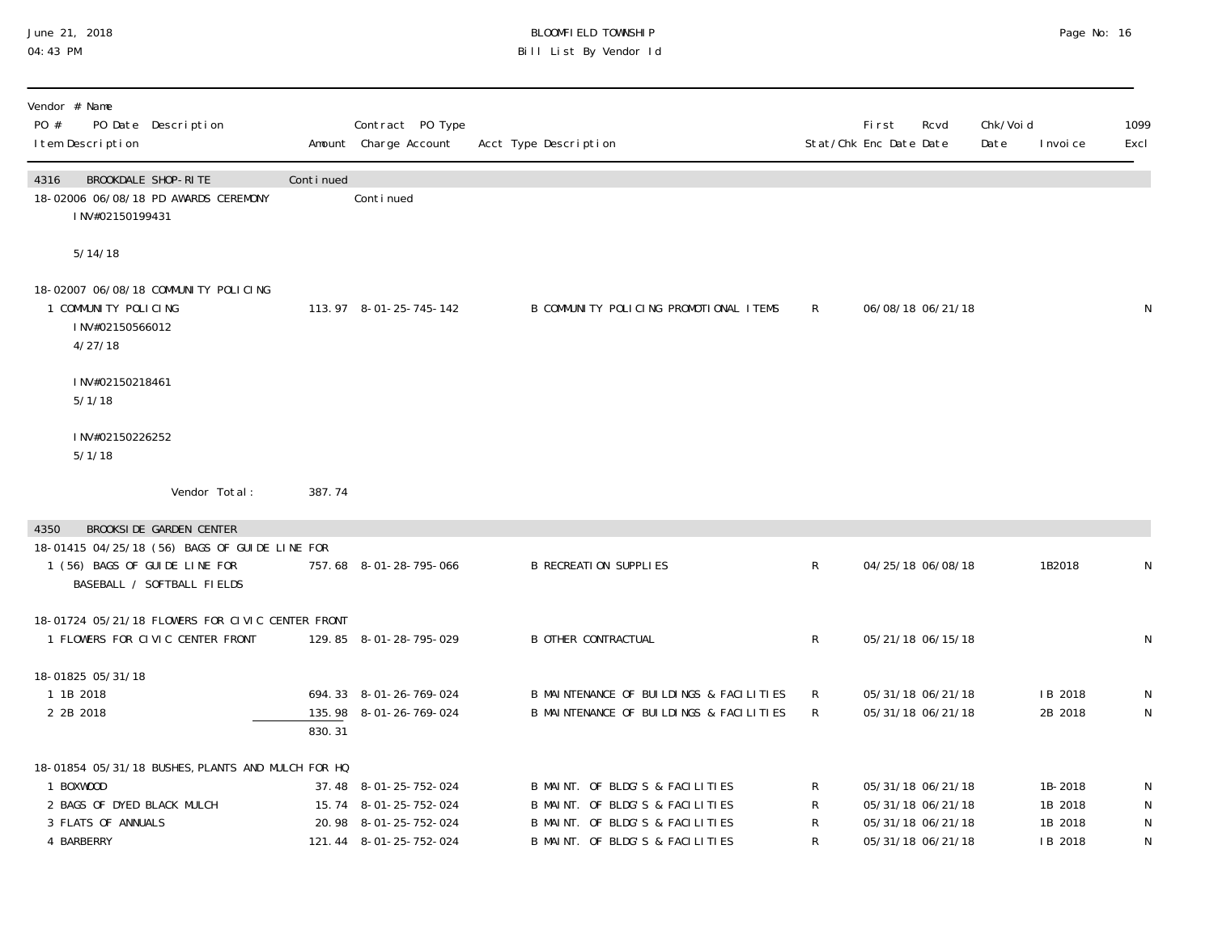| Vendor # Name<br>PO # PO Date Description<br>Item Description | Amount | Contract PO Type<br>Charge Account | Acct Type Description | Stat/Chk | First Enc Date | Rcvd Date | Chk/Void Date | Invoice | 1099 Excl |
|---|---|---|---|---|---|---|---|---|---|
| 4316 BROOKDALE SHOP-RITE | Continued | | | | | | | | |
| 18-02006 06/08/18 PD AWARDS CEREMONY | | Continued | | | | | | | |
| INV#02150199431 | | | | | | | | | |
| 5/14/18 | | | | | | | | | |
| 18-02007 06/08/18 COMMUNITY POLICING | | | | | | | | | |
| 1 COMMUNITY POLICING | 113.97 | 8-01-25-745-142 | B COMMUNITY POLICING PROMOTIONAL ITEMS | R | 06/08/18 | 06/21/18 | | | N |
| INV#02150566012 | | | | | | | | | |
| 4/27/18 | | | | | | | | | |
| INV#02150218461 | | | | | | | | | |
| 5/1/18 | | | | | | | | | |
| INV#02150226252 | | | | | | | | | |
| 5/1/18 | | | | | | | | | |
| Vendor Total: | 387.74 | | | | | | | | |
| 4350 BROOKSIDE GARDEN CENTER | | | | | | | | | |
| 18-01415 04/25/18 (56) BAGS OF GUIDE LINE FOR | | | | | | | | | |
| 1 (56) BAGS OF GUIDE LINE FOR BASEBALL / SOFTBALL FIELDS | 757.68 | 8-01-28-795-066 | B RECREATION SUPPLIES | R | 04/25/18 | 06/08/18 | | 1B2018 | N |
| 18-01724 05/21/18 FLOWERS FOR CIVIC CENTER FRONT | | | | | | | | | |
| 1 FLOWERS FOR CIVIC CENTER FRONT | 129.85 | 8-01-28-795-029 | B OTHER CONTRACTUAL | R | 05/21/18 | 06/15/18 | | | N |
| 18-01825 05/31/18 | | | | | | | | | |
| 1 1B 2018 | 694.33 | 8-01-26-769-024 | B MAINTENANCE OF BUILDINGS & FACILITIES | R | 05/31/18 | 06/21/18 | | IB 2018 | N |
| 2 2B 2018 | 135.98 | 8-01-26-769-024 | B MAINTENANCE OF BUILDINGS & FACILITIES | R | 05/31/18 | 06/21/18 | | 2B 2018 | N |
| | 830.31 | | | | | | | | |
| 18-01854 05/31/18 BUSHES,PLANTS AND MULCH FOR HQ | | | | | | | | | |
| 1 BOXWOOD | 37.48 | 8-01-25-752-024 | B MAINT. OF BLDG'S & FACILITIES | R | 05/31/18 | 06/21/18 | | 1B-2018 | N |
| 2 BAGS OF DYED BLACK MULCH | 15.74 | 8-01-25-752-024 | B MAINT. OF BLDG'S & FACILITIES | R | 05/31/18 | 06/21/18 | | 1B 2018 | N |
| 3 FLATS OF ANNUALS | 20.98 | 8-01-25-752-024 | B MAINT. OF BLDG'S & FACILITIES | R | 05/31/18 | 06/21/18 | | 1B 2018 | N |
| 4 BARBERRY | 121.44 | 8-01-25-752-024 | B MAINT. OF BLDG'S & FACILITIES | R | 05/31/18 | 06/21/18 | | IB 2018 | N |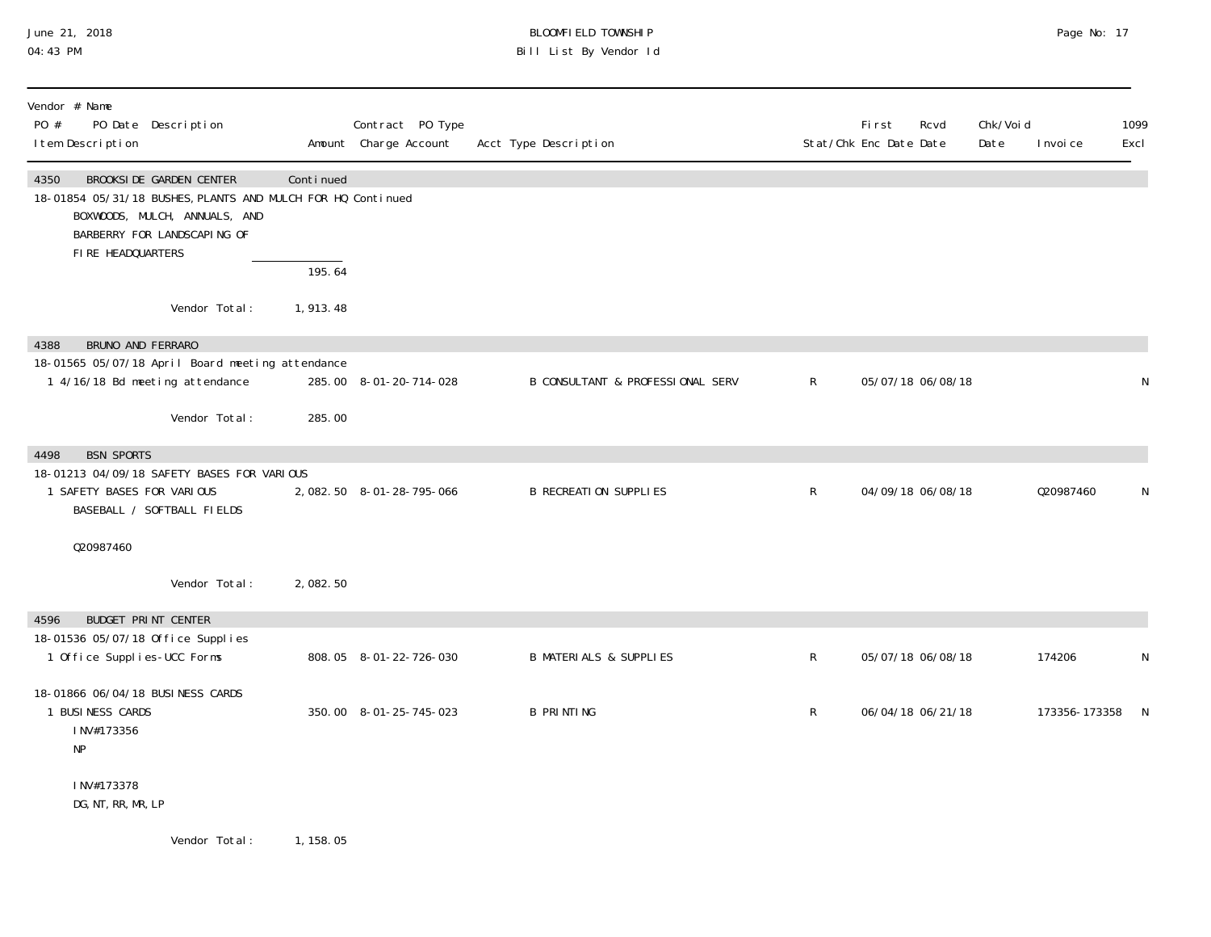BLOOMFIELD TOWNSHIP
Bill List By Vendor Id

June 21, 2018
04:43 PM

| Vendor # Name / PO # PO Date Description / Item Description | Amount | Contract PO Type Charge Account | Acct Type Description | Stat/Chk | First Enc Date | Rcvd Date | Chk/Void Date | Invoice | 1099 Excl |
|---|---|---|---|---|---|---|---|---|---|
| **4350 BROOKSIDE GARDEN CENTER** | Continued | | | | | | | | |
| 18-01854 05/31/18 BUSHES,PLANTS AND MULCH FOR HQ Continued | | | | | | | | | |
| BOXWOODS, MULCH, ANNUALS, AND BARBERRY FOR LANDSCAPING OF FIRE HEADQUARTERS | | | | | | | | | |
| | 195.64 | | | | | | | | |
| Vendor Total: | 1,913.48 | | | | | | | | |
| **4388 BRUNO AND FERRARO** | | | | | | | | | |
| 18-01565 05/07/18 April Board meeting attendance | | | | | | | | | |
| 1 4/16/18 Bd meeting attendance | 285.00 | 8-01-20-714-028 | B CONSULTANT & PROFESSIONAL SERV | R | 05/07/18 | 06/08/18 | | | N |
| Vendor Total: | 285.00 | | | | | | | | |
| **4498 BSN SPORTS** | | | | | | | | | |
| 18-01213 04/09/18 SAFETY BASES FOR VARIOUS | | | | | | | | | |
| 1 SAFETY BASES FOR VARIOUS BASEBALL / SOFTBALL FIELDS<br><br>Q20987460 | 2,082.50 | 8-01-28-795-066 | B RECREATION SUPPLIES | R | 04/09/18 | 06/08/18 | | Q20987460 | N |
| Vendor Total: | 2,082.50 | | | | | | | | |
| **4596 BUDGET PRINT CENTER** | | | | | | | | | |
| 18-01536 05/07/18 Office Supplies | | | | | | | | | |
| 1 Office Supplies-UCC Forms | 808.05 | 8-01-22-726-030 | B MATERIALS & SUPPLIES | R | 05/07/18 | 06/08/18 | | 174206 | N |
| 18-01866 06/04/18 BUSINESS CARDS | | | | | | | | | |
| 1 BUSINESS CARDS<br>INV#173356<br>NP<br><br>INV#173378<br>DG,NT,RR,MR,LP | 350.00 | 8-01-25-745-023 | B PRINTING | R | 06/04/18 | 06/21/18 | | 173356-173358 | N |
| Vendor Total: | 1,158.05 | | | | | | | | |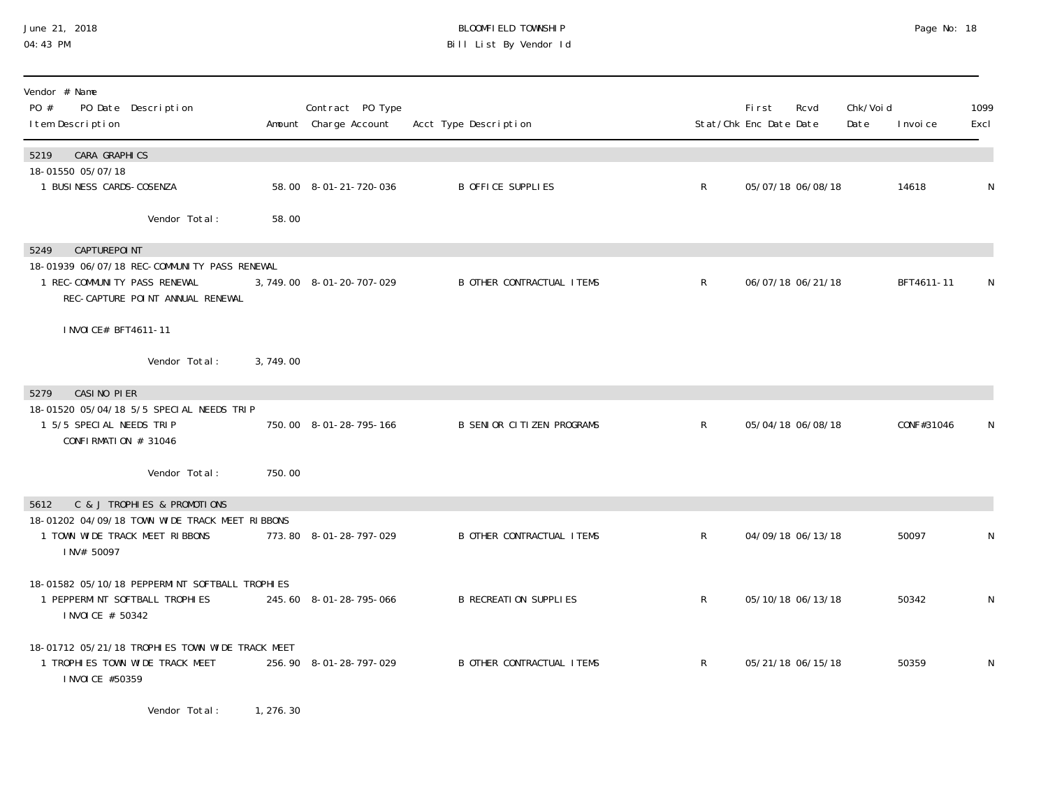# BLOOMFIELD TOWNSHIP
## Bill List By Vendor Id

| Vendor # Name<br>PO # PO Date Description<br>Item Description | Amount | Contract PO Type<br>Charge Account | Acct Type Description | Stat/Chk | First Enc Date | Rcvd Date | Chk/Void Date | Invoice | 1099 Excl |
|---|---|---|---|---|---|---|---|---|---|
| **5219 CARA GRAPHICS** | | | | | | | | | |
| 18-01550 05/07/18 | | | | | | | | | |
| 1 BUSINESS CARDS-COSENZA | 58.00 | 8-01-21-720-036 | B OFFICE SUPPLIES | R | 05/07/18 | 06/08/18 | | 14618 | N |
| Vendor Total: | 58.00 | | | | | | | | |
| **5249 CAPTUREPOINT** | | | | | | | | | |
| 18-01939 06/07/18 REC-COMMUNITY PASS RENEWAL | | | | | | | | | |
| 1 REC-COMMUNITY PASS RENEWAL<br>REC-CAPTURE POINT ANNUAL RENEWAL<br><br>INVOICE# BFT4611-11 | 3,749.00 | 8-01-20-707-029 | B OTHER CONTRACTUAL ITEMS | R | 06/07/18 | 06/21/18 | | BFT4611-11 | N |
| Vendor Total: | 3,749.00 | | | | | | | | |
| **5279 CASINO PIER** | | | | | | | | | |
| 18-01520 05/04/18 5/5 SPECIAL NEEDS TRIP | | | | | | | | | |
| 1 5/5 SPECIAL NEEDS TRIP<br>CONFIRMATION # 31046 | 750.00 | 8-01-28-795-166 | B SENIOR CITIZEN PROGRAMS | R | 05/04/18 | 06/08/18 | | CONF#31046 | N |
| Vendor Total: | 750.00 | | | | | | | | |
| **5612 C & J TROPHIES & PROMOTIONS** | | | | | | | | | |
| 18-01202 04/09/18 TOWN WIDE TRACK MEET RIBBONS | | | | | | | | | |
| 1 TOWN WIDE TRACK MEET RIBBONS<br>INV# 50097 | 773.80 | 8-01-28-797-029 | B OTHER CONTRACTUAL ITEMS | R | 04/09/18 | 06/13/18 | | 50097 | N |
| 18-01582 05/10/18 PEPPERMINT SOFTBALL TROPHIES | | | | | | | | | |
| 1 PEPPERMINT SOFTBALL TROPHIES<br>INVOICE # 50342 | 245.60 | 8-01-28-795-066 | B RECREATION SUPPLIES | R | 05/10/18 | 06/13/18 | | 50342 | N |
| 18-01712 05/21/18 TROPHIES TOWN WIDE TRACK MEET | | | | | | | | | |
| 1 TROPHIES TOWN WIDE TRACK MEET<br>INVOICE #50359 | 256.90 | 8-01-28-797-029 | B OTHER CONTRACTUAL ITEMS | R | 05/21/18 | 06/15/18 | | 50359 | N |
| Vendor Total: | 1,276.30 | | | | | | | | |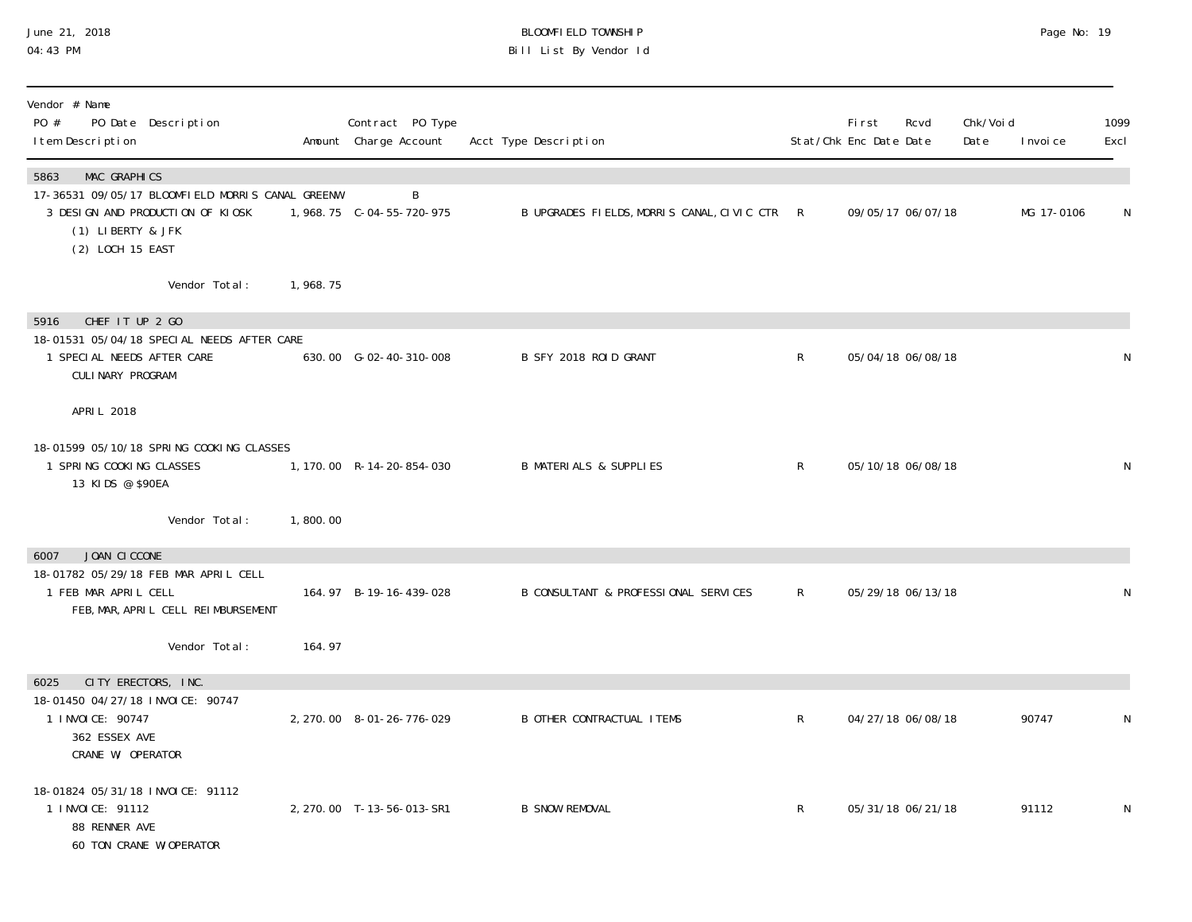| Vendor # Name PO # PO Date Description Item Description | Amount | Contract PO Type Charge Account | Acct Type Description | Stat/Chk | First Enc Date | Rcvd Date | Chk/Void Date | Invoice | 1099 Excl |
|---|---|---|---|---|---|---|---|---|---|
| **5863 MAC GRAPHICS** | | | | | | | | | |
| 17-36531 09/05/17 BLOOMFIELD MORRIS CANAL GREENW | | B | | | | | | | |
| 3 DESIGN AND PRODUCTION OF KIOSK (1) LIBERTY & JFK (2) LOCH 15 EAST | 1,968.75 | C-04-55-720-975 | B UPGRADES FIELDS,MORRIS CANAL,CIVIC CTR | R | 09/05/17 | 06/07/18 | | MG 17-0106 | N |
| Vendor Total: | 1,968.75 | | | | | | | | |
| **5916 CHEF IT UP 2 GO** | | | | | | | | | |
| 18-01531 05/04/18 SPECIAL NEEDS AFTER CARE | | | | | | | | | |
| 1 SPECIAL NEEDS AFTER CARE CULINARY PROGRAM APRIL 2018 | 630.00 | G-02-40-310-008 | B SFY 2018 ROID GRANT | R | 05/04/18 | 06/08/18 | | | N |
| 18-01599 05/10/18 SPRING COOKING CLASSES | | | | | | | | | |
| 1 SPRING COOKING CLASSES 13 KIDS @ $90EA | 1,170.00 | R-14-20-854-030 | B MATERIALS & SUPPLIES | R | 05/10/18 | 06/08/18 | | | N |
| Vendor Total: | 1,800.00 | | | | | | | | |
| **6007 JOAN CICCONE** | | | | | | | | | |
| 18-01782 05/29/18 FEB MAR APRIL CELL | | | | | | | | | |
| 1 FEB MAR APRIL CELL FEB,MAR,APRIL CELL REIMBURSEMENT | 164.97 | B-19-16-439-028 | B CONSULTANT & PROFESSIONAL SERVICES | R | 05/29/18 | 06/13/18 | | | N |
| Vendor Total: | 164.97 | | | | | | | | |
| **6025 CITY ERECTORS, INC.** | | | | | | | | | |
| 18-01450 04/27/18 INVOICE: 90747 | | | | | | | | | |
| 1 INVOICE: 90747 362 ESSEX AVE CRANE W/ OPERATOR | 2,270.00 | 8-01-26-776-029 | B OTHER CONTRACTUAL ITEMS | R | 04/27/18 | 06/08/18 | | 90747 | N |
| 18-01824 05/31/18 INVOICE: 91112 | | | | | | | | | |
| 1 INVOICE: 91112 88 RENNER AVE 60 TON CRANE W/OPERATOR | 2,270.00 | T-13-56-013-SR1 | B SNOW REMOVAL | R | 05/31/18 | 06/21/18 | | 91112 | N |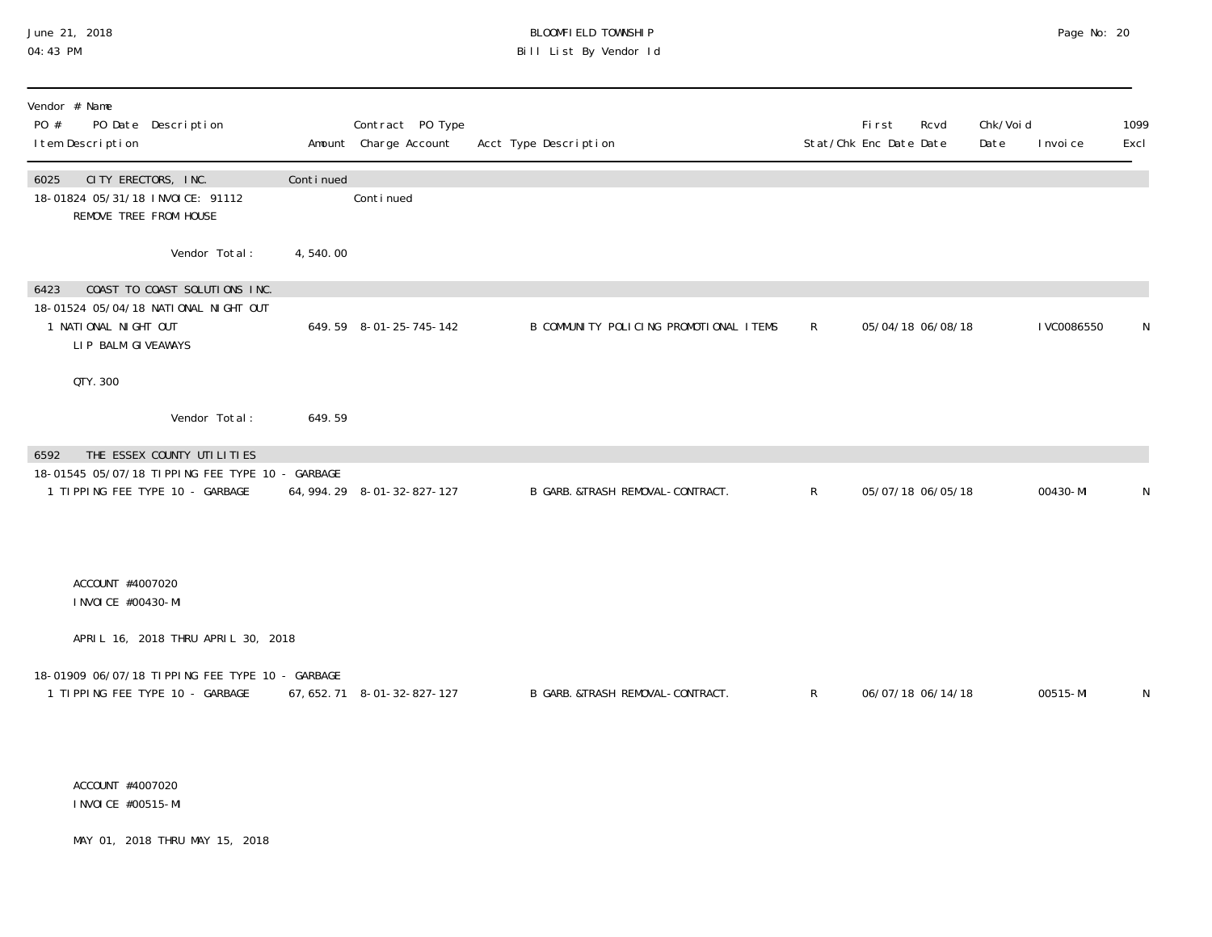| Vendor # Name<br>PO # PO Date Description<br>Item Description | Amount | Contract PO Type<br>Charge Account | Acct Type Description | Stat/Chk | First<br>Enc Date | Rcvd<br>Date | Chk/Void<br>Date | Invoice | 1099<br>Excl |
|---|---|---|---|---|---|---|---|---|---|
| 6025 CITY ERECTORS, INC. | Continued | | | | | | | | |
| 18-01824 05/31/18 INVOICE: 91112 | | Continued | | | | | | | |
| REMOVE TREE FROM HOUSE | | | | | | | | | |
| Vendor Total: | 4,540.00 | | | | | | | | |
| 6423 COAST TO COAST SOLUTIONS INC. | | | | | | | | | |
| 18-01524 05/04/18 NATIONAL NIGHT OUT | | | | | | | | | |
| 1 NATIONAL NIGHT OUT<br>LIP BALM GIVEAWAYS<br><br>QTY. 300 | 649.59 | 8-01-25-745-142 | B COMMUNITY POLICING PROMOTIONAL ITEMS | R | 05/04/18 | 06/08/18 | | IVC0086550 | N |
| Vendor Total: | 649.59 | | | | | | | | |
| 6592 THE ESSEX COUNTY UTILITIES | | | | | | | | | |
| 18-01545 05/07/18 TIPPING FEE TYPE 10 - GARBAGE | | | | | | | | | |
| 1 TIPPING FEE TYPE 10 - GARBAGE<br><br>ACCOUNT #4007020<br>INVOICE #00430-MI<br><br>APRIL 16, 2018 THRU APRIL 30, 2018 | 64,994.29 | 8-01-32-827-127 | B GARB.&TRASH REMOVAL-CONTRACT. | R | 05/07/18 | 06/05/18 | | 00430-MI | N |
| 18-01909 06/07/18 TIPPING FEE TYPE 10 - GARBAGE | | | | | | | | | |
| 1 TIPPING FEE TYPE 10 - GARBAGE<br><br>ACCOUNT #4007020<br>INVOICE #00515-MI<br><br>MAY 01, 2018 THRU MAY 15, 2018 | 67,652.71 | 8-01-32-827-127 | B GARB.&TRASH REMOVAL-CONTRACT. | R | 06/07/18 | 06/14/18 | | 00515-MI | N |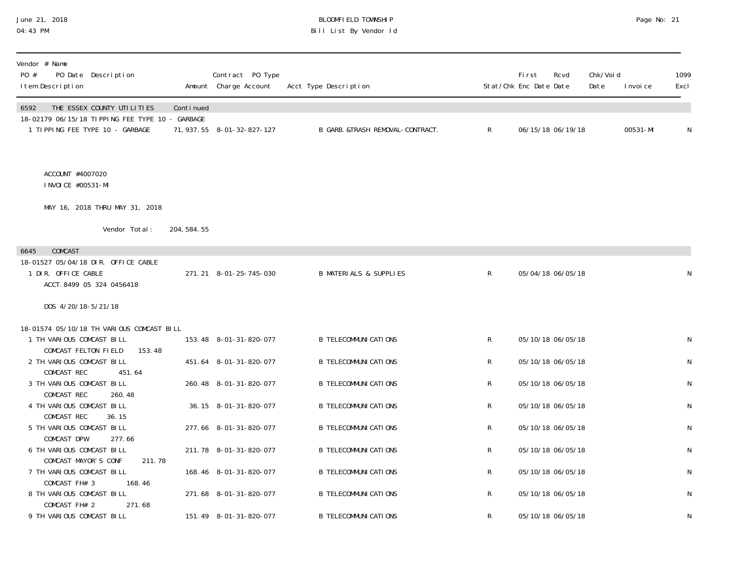BLOOMFIELD TOWNSHIP
Bill List By Vendor Id

June 21, 2018
04:43 PM

| Vendor # Name<br>PO # PO Date Description<br>Item Description | Amount | Contract PO Type<br>Charge Account | Acct Type Description | Stat/Chk | First Enc Date | Rcvd Date | Chk/Void Date | Invoice | 1099 Excl |
|---|---|---|---|---|---|---|---|---|---|
| **6592 THE ESSEX COUNTY UTILITIES** Continued | | | | | | | | | |
| 18-02179 06/15/18 TIPPING FEE TYPE 10 - GARBAGE | | | | | | | | | |
| 1 TIPPING FEE TYPE 10 - GARBAGE | 71,937.55 | 8-01-32-827-127 | B GARB.&TRASH REMOVAL-CONTRACT. | R | 06/15/18 | 06/19/18 | | 00531-MI | N |
| ACCOUNT #4007020<br>INVOICE #00531-MI<br><br>MAY 16, 2018 THRU MAY 31, 2018 | | | | | | | | | |
| Vendor Total: | 204,584.55 | | | | | | | | |
| **6645 COMCAST** | | | | | | | | | |
| 18-01527 05/04/18 DIR. OFFICE CABLE | | | | | | | | | |
| 1 DIR. OFFICE CABLE<br>ACCT.8499 05 324 0456418<br><br>DOS 4/20/18-5/21/18 | 271.21 | 8-01-25-745-030 | B MATERIALS & SUPPLIES | R | 05/04/18 | 06/05/18 | | | N |
| 18-01574 05/10/18 TH VARIOUS COMCAST BILL | | | | | | | | | |
| 1 TH VARIOUS COMCAST BILL<br>COMCAST FELTON FIELD 153.48 | 153.48 | 8-01-31-820-077 | B TELECOMMUNICATIONS | R | 05/10/18 | 06/05/18 | | | N |
| 2 TH VARIOUS COMCAST BILL<br>COMCAST REC 451.64 | 451.64 | 8-01-31-820-077 | B TELECOMMUNICATIONS | R | 05/10/18 | 06/05/18 | | | N |
| 3 TH VARIOUS COMCAST BILL<br>COMCAST REC 260.48 | 260.48 | 8-01-31-820-077 | B TELECOMMUNICATIONS | R | 05/10/18 | 06/05/18 | | | N |
| 4 TH VARIOUS COMCAST BILL<br>COMCAST REC 36.15 | 36.15 | 8-01-31-820-077 | B TELECOMMUNICATIONS | R | 05/10/18 | 06/05/18 | | | N |
| 5 TH VARIOUS COMCAST BILL<br>COMCAST DPW 277.66 | 277.66 | 8-01-31-820-077 | B TELECOMMUNICATIONS | R | 05/10/18 | 06/05/18 | | | N |
| 6 TH VARIOUS COMCAST BILL<br>COMCAST MAYOR'S CONF 211.78 | 211.78 | 8-01-31-820-077 | B TELECOMMUNICATIONS | R | 05/10/18 | 06/05/18 | | | N |
| 7 TH VARIOUS COMCAST BILL<br>COMCAST FH# 3 168.46 | 168.46 | 8-01-31-820-077 | B TELECOMMUNICATIONS | R | 05/10/18 | 06/05/18 | | | N |
| 8 TH VARIOUS COMCAST BILL<br>COMCAST FH# 2 271.68 | 271.68 | 8-01-31-820-077 | B TELECOMMUNICATIONS | R | 05/10/18 | 06/05/18 | | | N |
| 9 TH VARIOUS COMCAST BILL | 151.49 | 8-01-31-820-077 | B TELECOMMUNICATIONS | R | 05/10/18 | 06/05/18 | | | N |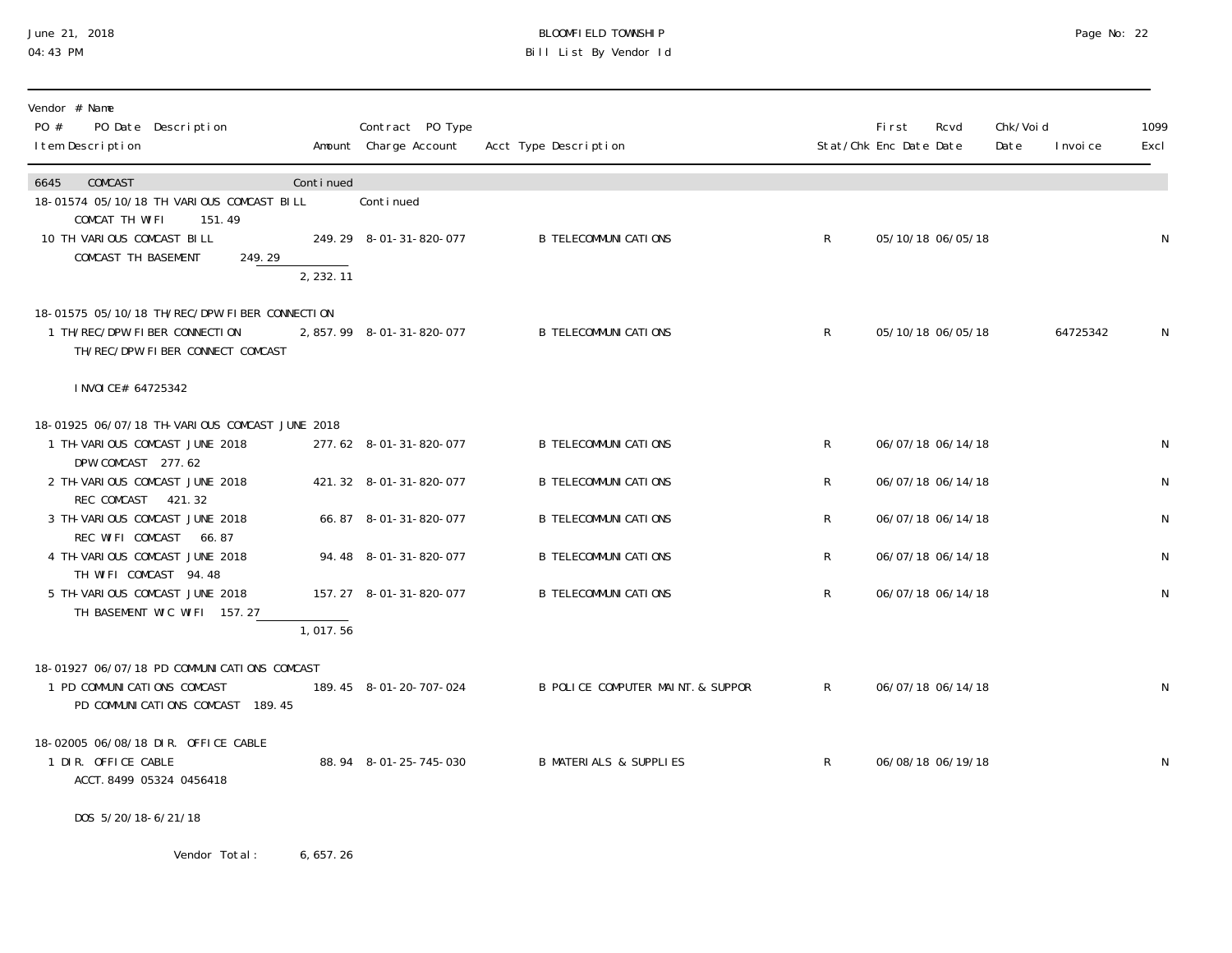BLOOMFIELD TOWNSHIP
Bill List By Vendor Id

| Vendor # Name<br>PO # PO Date Description<br>Item Description | Amount | Contract PO Type<br>Charge Account | Acct Type Description | Stat/Chk | First Enc Date | Rcvd Date | Chk/Void Date | Invoice | 1099 Excl |
|---|---|---|---|---|---|---|---|---|---|
| 6645 COMCAST | Continued | | | | | | | | |
| 18-01574 05/10/18 TH VARIOUS COMCAST BILL | | Continued | | | | | | | |
| COMCAT TH WIFI 151.49 | | | | | | | | | |
| 10 TH VARIOUS COMCAST BILL<br>COMCAST TH BASEMENT 249.29 | 249.29 | 8-01-31-820-077 | B TELECOMMUNICATIONS | R | 05/10/18 | 06/05/18 | | | N |
| | 2,232.11 | | | | | | | | |
| 18-01575 05/10/18 TH/REC/DPW FIBER CONNECTION | | | | | | | | | |
| 1 TH/REC/DPW FIBER CONNECTION<br>TH/REC/DPW FIBER CONNECT COMCAST<br>INVOICE# 64725342 | 2,857.99 | 8-01-31-820-077 | B TELECOMMUNICATIONS | R | 05/10/18 | 06/05/18 | | 64725342 | N |
| 18-01925 06/07/18 TH-VARIOUS COMCAST JUNE 2018 | | | | | | | | | |
| 1 TH-VARIOUS COMCAST JUNE 2018<br>DPW COMCAST 277.62 | 277.62 | 8-01-31-820-077 | B TELECOMMUNICATIONS | R | 06/07/18 | 06/14/18 | | | N |
| 2 TH-VARIOUS COMCAST JUNE 2018<br>REC COMCAST 421.32 | 421.32 | 8-01-31-820-077 | B TELECOMMUNICATIONS | R | 06/07/18 | 06/14/18 | | | N |
| 3 TH-VARIOUS COMCAST JUNE 2018<br>REC WIFI COMCAST 66.87 | 66.87 | 8-01-31-820-077 | B TELECOMMUNICATIONS | R | 06/07/18 | 06/14/18 | | | N |
| 4 TH-VARIOUS COMCAST JUNE 2018<br>TH WIFI COMCAST 94.48 | 94.48 | 8-01-31-820-077 | B TELECOMMUNICATIONS | R | 06/07/18 | 06/14/18 | | | N |
| 5 TH-VARIOUS COMCAST JUNE 2018<br>TH BASEMENT W/C WIFI 157.27 | 157.27 | 8-01-31-820-077 | B TELECOMMUNICATIONS | R | 06/07/18 | 06/14/18 | | | N |
| | 1,017.56 | | | | | | | | |
| 18-01927 06/07/18 PD COMMUNICATIONS COMCAST | | | | | | | | | |
| 1 PD COMMUNICATIONS COMCAST<br>PD COMMUNICATIONS COMCAST 189.45 | 189.45 | 8-01-20-707-024 | B POLICE COMPUTER MAINT. & SUPPOR | R | 06/07/18 | 06/14/18 | | | N |
| 18-02005 06/08/18 DIR. OFFICE CABLE | | | | | | | | | |
| 1 DIR. OFFICE CABLE<br>ACCT. 8499 05324 0456418<br>DOS 5/20/18-6/21/18 | 88.94 | 8-01-25-745-030 | B MATERIALS & SUPPLIES | R | 06/08/18 | 06/19/18 | | | N |
| Vendor Total: | 6,657.26 | | | | | | | | |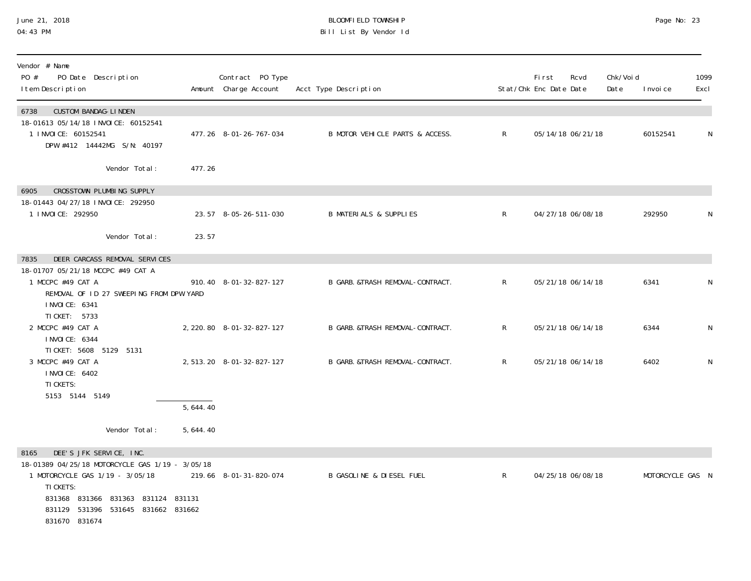BLOOMFIELD TOWNSHIP
Bill List By Vendor Id

June 21, 2018
04:43 PM

| Vendor # Name<br>PO # PO Date Description<br>Item Description | Amount | Contract PO Type<br>Charge Account | Acct Type Description | Stat/Chk | First Enc Date | Rcvd Date | Chk/Void Date | Invoice | 1099 Excl |
|---|---|---|---|---|---|---|---|---|---|
| **6738 CUSTOM BANDAG-LINDEN** | | | | | | | | | |
| 18-01613 05/14/18 INVOICE: 60152541 | | | | | | | | | |
| 1 INVOICE: 60152541<br>DPW #412 14442MG S/N: 40197 | 477.26 | 8-01-26-767-034 | B MOTOR VEHICLE PARTS & ACCESS. | R | 05/14/18 | 06/21/18 | | 60152541 | N |
| Vendor Total: | 477.26 | | | | | | | | |
| **6905 CROSSTOWN PLUMBING SUPPLY** | | | | | | | | | |
| 18-01443 04/27/18 INVOICE: 292950 | | | | | | | | | |
| 1 INVOICE: 292950 | 23.57 | 8-05-26-511-030 | B MATERIALS & SUPPLIES | R | 04/27/18 | 06/08/18 | | 292950 | N |
| Vendor Total: | 23.57 | | | | | | | | |
| **7835 DEER CARCASS REMOVAL SERVICES** | | | | | | | | | |
| 18-01707 05/21/18 MCCPC #49 CAT A | | | | | | | | | |
| 1 MCCPC #49 CAT A<br>REMOVAL OF ID 27 SWEEPING FROM DPW YARD<br>INVOICE: 6341<br>TICKET: 5733 | 910.40 | 8-01-32-827-127 | B GARB.&TRASH REMOVAL-CONTRACT. | R | 05/21/18 | 06/14/18 | | 6341 | N |
| 2 MCCPC #49 CAT A<br>INVOICE: 6344<br>TICKET: 5608 5129 5131 | 2,220.80 | 8-01-32-827-127 | B GARB.&TRASH REMOVAL-CONTRACT. | R | 05/21/18 | 06/14/18 | | 6344 | N |
| 3 MCCPC #49 CAT A<br>INVOICE: 6402<br>TICKETS:<br>5153 5144 5149 | 2,513.20 | 8-01-32-827-127 | B GARB.&TRASH REMOVAL-CONTRACT. | R | 05/21/18 | 06/14/18 | | 6402 | N |
| | 5,644.40 | | | | | | | | |
| Vendor Total: | 5,644.40 | | | | | | | | |
| **8165 DEE'S JFK SERVICE, INC.** | | | | | | | | | |
| 18-01389 04/25/18 MOTORCYCLE GAS 1/19 - 3/05/18 | | | | | | | | | |
| 1 MOTORCYCLE GAS 1/19 - 3/05/18<br>TICKETS:<br>831368 831366 831363 831124 831131<br>831129 531396 531645 831662 831662<br>831670 831674 | 219.66 | 8-01-31-820-074 | B GASOLINE & DIESEL FUEL | R | 04/25/18 | 06/08/18 | | MOTORCYCLE GAS | N |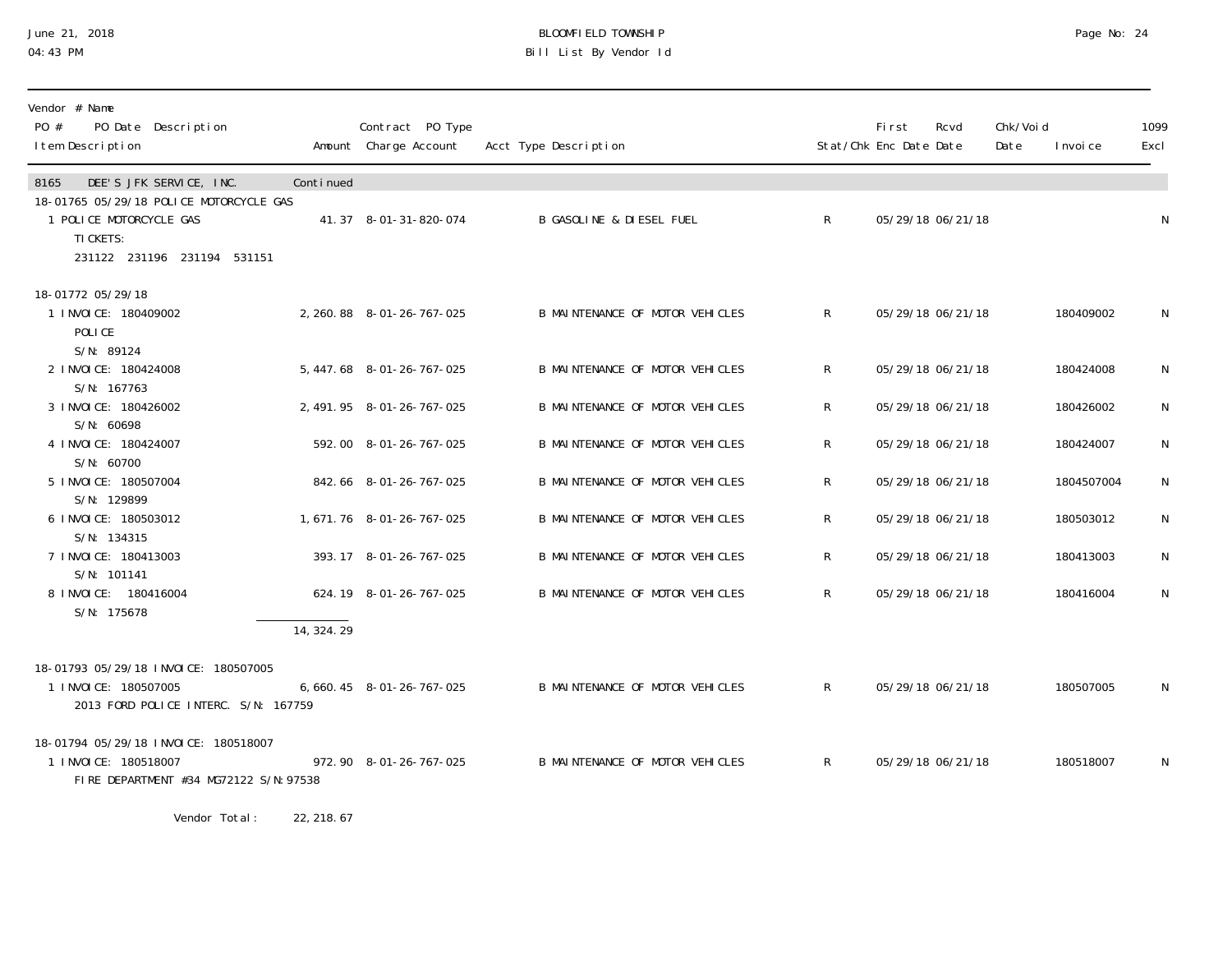# BLOOMFIELD TOWNSHIP

Bill List By Vendor Id

June 21, 2018
04:43 PM

| Vendor # Name / PO # PO Date Description / Item Description | Amount | Contract PO Type / Charge Account | Acct Type Description | Stat/Chk | First Enc Date | Rcvd Date | Chk/Void Date | Invoice | 1099 Excl |
|---|---|---|---|---|---|---|---|---|---|
| **8165 DEE'S JFK SERVICE, INC.** | Continued | | | | | | | | |
| 18-01765 05/29/18 POLICE MOTORCYCLE GAS | | | | | | | | | |
| 1 POLICE MOTORCYCLE GAS<br>TICKETS:<br>231122 231196 231194 531151 | 41.37 | 8-01-31-820-074 | B GASOLINE & DIESEL FUEL | R | 05/29/18 | 06/21/18 | | | N |
| 18-01772 05/29/18 | | | | | | | | | |
| 1 INVOICE: 180409002<br>POLICE<br>S/N: 89124 | 2,260.88 | 8-01-26-767-025 | B MAINTENANCE OF MOTOR VEHICLES | R | 05/29/18 | 06/21/18 | | 180409002 | N |
| 2 INVOICE: 180424008<br>S/N: 167763 | 5,447.68 | 8-01-26-767-025 | B MAINTENANCE OF MOTOR VEHICLES | R | 05/29/18 | 06/21/18 | | 180424008 | N |
| 3 INVOICE: 180426002<br>S/N: 60698 | 2,491.95 | 8-01-26-767-025 | B MAINTENANCE OF MOTOR VEHICLES | R | 05/29/18 | 06/21/18 | | 180426002 | N |
| 4 INVOICE: 180424007<br>S/N: 60700 | 592.00 | 8-01-26-767-025 | B MAINTENANCE OF MOTOR VEHICLES | R | 05/29/18 | 06/21/18 | | 180424007 | N |
| 5 INVOICE: 180507004<br>S/N: 129899 | 842.66 | 8-01-26-767-025 | B MAINTENANCE OF MOTOR VEHICLES | R | 05/29/18 | 06/21/18 | | 1804507004 | N |
| 6 INVOICE: 180503012<br>S/N: 134315 | 1,671.76 | 8-01-26-767-025 | B MAINTENANCE OF MOTOR VEHICLES | R | 05/29/18 | 06/21/18 | | 180503012 | N |
| 7 INVOICE: 180413003<br>S/N: 101141 | 393.17 | 8-01-26-767-025 | B MAINTENANCE OF MOTOR VEHICLES | R | 05/29/18 | 06/21/18 | | 180413003 | N |
| 8 INVOICE: 180416004<br>S/N: 175678 | 624.19 | 8-01-26-767-025 | B MAINTENANCE OF MOTOR VEHICLES | R | 05/29/18 | 06/21/18 | | 180416004 | N |
| | 14,324.29 | | | | | | | | |
| 18-01793 05/29/18 INVOICE: 180507005 | | | | | | | | | |
| 1 INVOICE: 180507005<br>2013 FORD POLICE INTERC. S/N: 167759 | 6,660.45 | 8-01-26-767-025 | B MAINTENANCE OF MOTOR VEHICLES | R | 05/29/18 | 06/21/18 | | 180507005 | N |
| 18-01794 05/29/18 INVOICE: 180518007 | | | | | | | | | |
| 1 INVOICE: 180518007<br>FIRE DEPARTMENT #34 MG72122 S/N:97538 | 972.90 | 8-01-26-767-025 | B MAINTENANCE OF MOTOR VEHICLES | R | 05/29/18 | 06/21/18 | | 180518007 | N |
| Vendor Total: | 22,218.67 | | | | | | | | |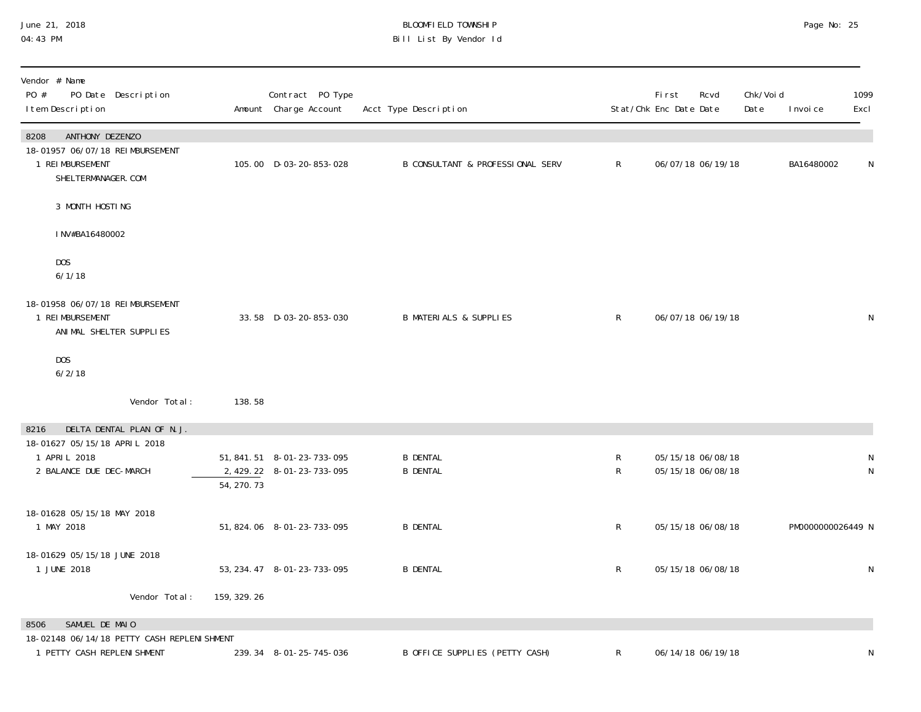BLOOMFIELD TOWNSHIP
Bill List By Vendor Id

June 21, 2018
04:43 PM

| Vendor # Name PO # PO Date Description Item Description | Amount | Contract PO Type Charge Account | Acct Type Description | Stat/Chk | First Enc Date | Rcvd Date | Chk/Void Date | Invoice | 1099 Excl |
|---|---|---|---|---|---|---|---|---|---|
| **8208 ANTHONY DEZENZO** | | | | | | | | | |
| 18-01957 06/07/18 REIMBURSEMENT | | | | | | | | | |
| 1 REIMBURSEMENT SHELTERMANAGER.COM 3 MONTH HOSTING INV#BA16480002 DOS 6/1/18 | 105.00 | D-03-20-853-028 | B CONSULTANT & PROFESSIONAL SERV | R | 06/07/18 | 06/19/18 | | BA16480002 | N |
| 18-01958 06/07/18 REIMBURSEMENT | | | | | | | | | |
| 1 REIMBURSEMENT ANIMAL SHELTER SUPPLIES DOS 6/2/18 | 33.58 | D-03-20-853-030 | B MATERIALS & SUPPLIES | R | 06/07/18 | 06/19/18 | | | N |
| Vendor Total: | 138.58 | | | | | | | | |
| **8216 DELTA DENTAL PLAN OF N.J.** | | | | | | | | | |
| 18-01627 05/15/18 APRIL 2018 | | | | | | | | | |
| 1 APRIL 2018 | 51,841.51 | 8-01-23-733-095 | B DENTAL | R | 05/15/18 | 06/08/18 | | | N |
| 2 BALANCE DUE DEC-MARCH | 2,429.22 | 8-01-23-733-095 | B DENTAL | R | 05/15/18 | 06/08/18 | | | N |
| | 54,270.73 | | | | | | | | |
| 18-01628 05/15/18 MAY 2018 | | | | | | | | | |
| 1 MAY 2018 | 51,824.06 | 8-01-23-733-095 | B DENTAL | R | 05/15/18 | 06/08/18 | | PM0000000026449 | N |
| 18-01629 05/15/18 JUNE 2018 | | | | | | | | | |
| 1 JUNE 2018 | 53,234.47 | 8-01-23-733-095 | B DENTAL | R | 05/15/18 | 06/08/18 | | | N |
| Vendor Total: | 159,329.26 | | | | | | | | |
| **8506 SAMUEL DE MAIO** | | | | | | | | | |
| 18-02148 06/14/18 PETTY CASH REPLENISHMENT | | | | | | | | | |
| 1 PETTY CASH REPLENISHMENT | 239.34 | 8-01-25-745-036 | B OFFICE SUPPLIES (PETTY CASH) | R | 06/14/18 | 06/19/18 | | | N |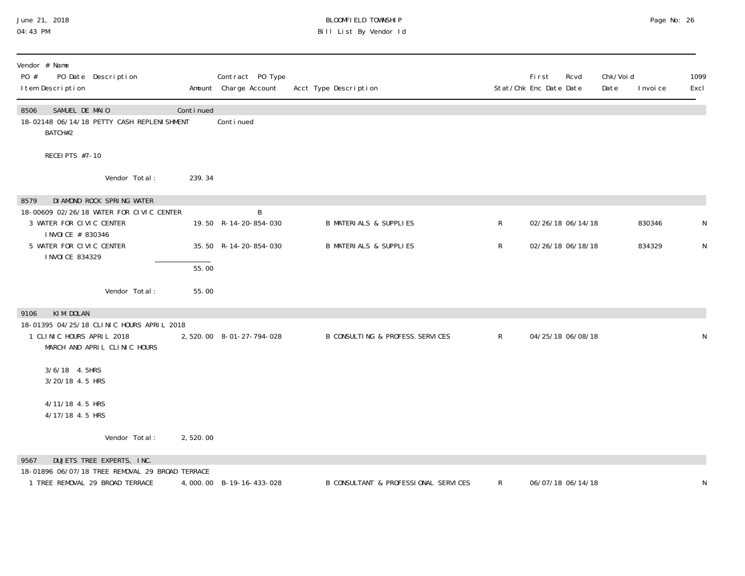| Vendor # Name | | | | | | | | | | |
|---|---|---|---|---|---|---|---|---|---|---|
| PO # PO Date Description | | Contract PO Type | | | | First | Rcvd | Chk/Void | | 1099 |
| Item Description | Amount | Charge Account | Acct Type Description | Stat/Chk | Enc Date | Date | Date | Invoice | | Excl |
| **8506 SAMUEL DE MAIO** | Continued | | | | | | | | | |
| 18-02148 06/14/18 PETTY CASH REPLENISHMENT | | Continued | | | | | | | | |
| BATCH#2 | | | | | | | | | | |
| RECEIPTS #7-10 | | | | | | | | | | |
| Vendor Total: | 239.34 | | | | | | | | | |
| **8579 DIAMOND ROCK SPRING WATER** | | | | | | | | | | |
| 18-00609 02/26/18 WATER FOR CIVIC CENTER | | B | | | | | | | | |
| 3 WATER FOR CIVIC CENTER INVOICE # 830346 | 19.50 | R-14-20-854-030 | B MATERIALS & SUPPLIES | R | 02/26/18 | 06/14/18 | | 830346 | | N |
| 5 WATER FOR CIVIC CENTER INVOICE 834329 | 35.50 | R-14-20-854-030 | B MATERIALS & SUPPLIES | R | 02/26/18 | 06/18/18 | | 834329 | | N |
| | 55.00 | | | | | | | | | |
| Vendor Total: | 55.00 | | | | | | | | | |
| **9106 KIM DOLAN** | | | | | | | | | | |
| 18-01395 04/25/18 CLINIC HOURS APRIL 2018 | | | | | | | | | | |
| 1 CLINIC HOURS APRIL 2018 MARCH AND APRIL CLINIC HOURS | 2,520.00 | 8-01-27-794-028 | B CONSULTING & PROFESS. SERVICES | R | 04/25/18 | 06/08/18 | | | | N |
| 3/6/18 4.5HRS | | | | | | | | | | |
| 3/20/18 4.5 HRS | | | | | | | | | | |
| 4/11/18 4.5 HRS | | | | | | | | | | |
| 4/17/18 4.5 HRS | | | | | | | | | | |
| Vendor Total: | 2,520.00 | | | | | | | | | |
| **9567 DUJETS TREE EXPERTS, INC.** | | | | | | | | | | |
| 18-01896 06/07/18 TREE REMOVAL 29 BROAD TERRACE | | | | | | | | | | |
| 1 TREE REMOVAL 29 BROAD TERRACE | 4,000.00 | B-19-16-433-028 | B CONSULTANT & PROFESSIONAL SERVICES | R | 06/07/18 | 06/14/18 | | | | N |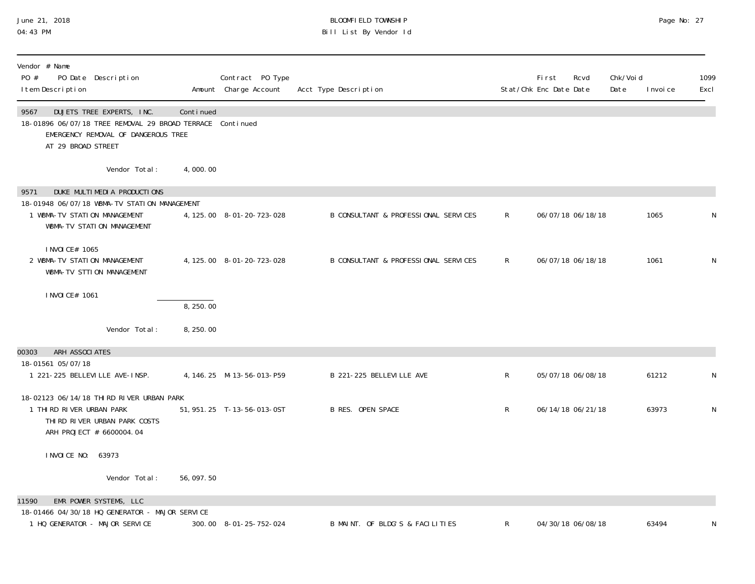BLOOMFIELD TOWNSHIP
Bill List By Vendor Id

June 21, 2018
04:43 PM

| Vendor # Name<br>PO # PO Date Description<br>Item Description | Amount | Contract PO Type<br>Charge Account | Acct Type Description | Stat/Chk | First Enc Date | Rcvd Date | Chk/Void Date | Invoice | 1099 Excl |
|---|---|---|---|---|---|---|---|---|---|
| **9567 DUJETS TREE EXPERTS, INC.** | Continued | | | | | | | | |
| 18-01896 06/07/18 TREE REMOVAL 29 BROAD TERRACE | | Continued | | | | | | | |
| EMERGENCY REMOVAL OF DANGEROUS TREE AT 29 BROAD STREET | | | | | | | | | |
| Vendor Total: | 4,000.00 | | | | | | | | |
| **9571 DUKE MULTIMEDIA PRODUCTIONS** | | | | | | | | | |
| 18-01948 06/07/18 WBMA-TV STATION MANAGEMENT | | | | | | | | | |
| 1 WBMA-TV STATION MANAGEMENT<br>WBMA-TV STATION MANAGEMENT<br>INVOICE# 1065 | 4,125.00 | 8-01-20-723-028 | B CONSULTANT & PROFESSIONAL SERVICES | R | 06/07/18 | 06/18/18 | | 1065 | N |
| 2 WBMA-TV STATION MANAGEMENT<br>WBMA-TV STTION MANAGEMENT<br>INVOICE# 1061 | 4,125.00 | 8-01-20-723-028 | B CONSULTANT & PROFESSIONAL SERVICES | R | 06/07/18 | 06/18/18 | | 1061 | N |
| | 8,250.00 | | | | | | | | |
| Vendor Total: | 8,250.00 | | | | | | | | |
| **00303 ARH ASSOCIATES** | | | | | | | | | |
| 18-01561 05/07/18 | | | | | | | | | |
| 1 221-225 BELLEVILLE AVE-INSP. | 4,146.25 | M-13-56-013-P59 | B 221-225 BELLEVILLE AVE | R | 05/07/18 | 06/08/18 | | 61212 | N |
| 18-02123 06/14/18 THIRD RIVER URBAN PARK | | | | | | | | | |
| 1 THIRD RIVER URBAN PARK<br>THIRD RIVER URBAN PARK COSTS<br>ARH PROJECT # 6600004.04<br>INVOICE NO: 63973 | 51,951.25 | T-13-56-013-OST | B RES. OPEN SPACE | R | 06/14/18 | 06/21/18 | | 63973 | N |
| Vendor Total: | 56,097.50 | | | | | | | | |
| **11590 EMR POWER SYSTEMS, LLC** | | | | | | | | | |
| 18-01466 04/30/18 HQ GENERATOR - MAJOR SERVICE | | | | | | | | | |
| 1 HQ GENERATOR - MAJOR SERVICE | 300.00 | 8-01-25-752-024 | B MAINT. OF BLDG'S & FACILITIES | R | 04/30/18 | 06/08/18 | | 63494 | N |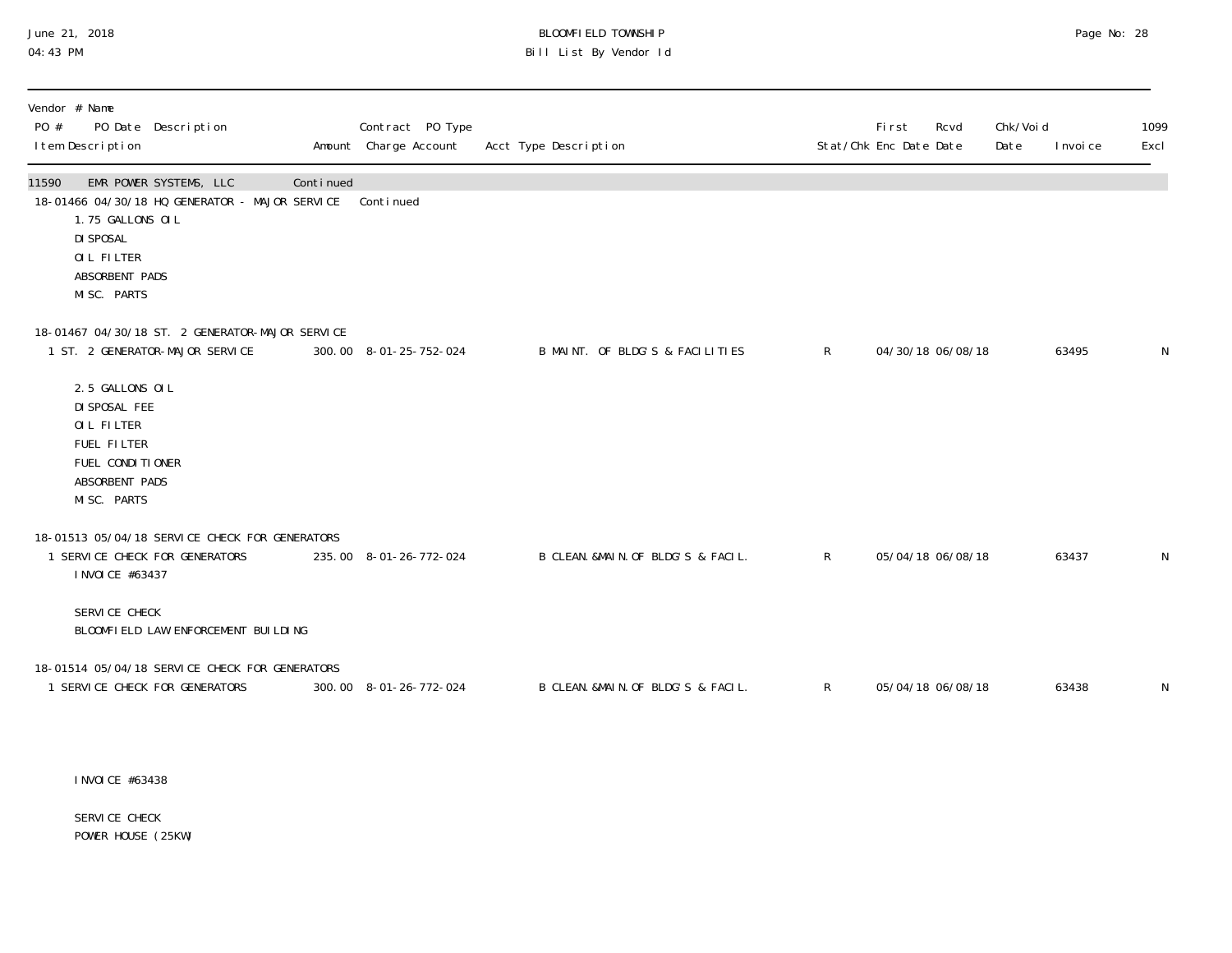| Vendor # Name PO # PO Date Description Item Description | Amount | Contract PO Type Charge Account | Acct Type Description | Stat/Chk | First Enc Date | Rcvd Date | Chk/Void Date | Invoice | 1099 Excl |
|---|---|---|---|---|---|---|---|---|---|
| 11590 EMR POWER SYSTEMS, LLC | Continued | | | | | | | | |
| 18-01466 04/30/18 HQ GENERATOR - MAJOR SERVICE | | Continued | | | | | | | |
| 1.75 GALLONS OIL<br>DISPOSAL<br>OIL FILTER<br>ABSORBENT PADS<br>MISC. PARTS | | | | | | | | | |
| 18-01467 04/30/18 ST. 2 GENERATOR-MAJOR SERVICE | | | | | | | | | |
| 1 ST. 2 GENERATOR-MAJOR SERVICE | 300.00 | 8-01-25-752-024 | B MAINT. OF BLDG'S & FACILITIES | R | 04/30/18 | 06/08/18 | | 63495 | N |
| 2.5 GALLONS OIL<br>DISPOSAL FEE<br>OIL FILTER<br>FUEL FILTER<br>FUEL CONDITIONER<br>ABSORBENT PADS<br>MISC. PARTS | | | | | | | | | |
| 18-01513 05/04/18 SERVICE CHECK FOR GENERATORS | | | | | | | | | |
| 1 SERVICE CHECK FOR GENERATORS | 235.00 | 8-01-26-772-024 | B CLEAN.&MAIN.OF BLDG'S & FACIL. | R | 05/04/18 | 06/08/18 | | 63437 | N |
| INVOICE #63437<br><br>SERVICE CHECK<br>BLOOMFIELD LAW ENFORCEMENT BUILDING | | | | | | | | | |
| 18-01514 05/04/18 SERVICE CHECK FOR GENERATORS | | | | | | | | | |
| 1 SERVICE CHECK FOR GENERATORS | 300.00 | 8-01-26-772-024 | B CLEAN.&MAIN.OF BLDG'S & FACIL. | R | 05/04/18 | 06/08/18 | | 63438 | N |
| INVOICE #63438<br><br>SERVICE CHECK<br>POWER HOUSE (25KW) | | | | | | | | | |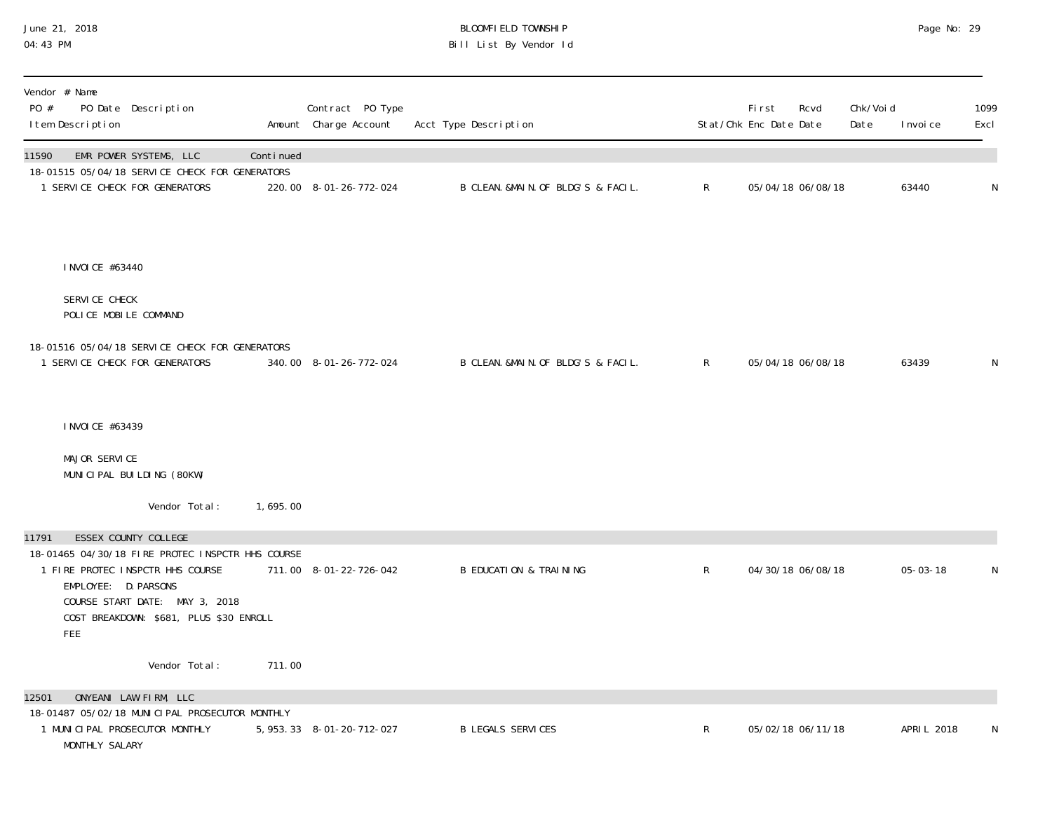BLOOMFIELD TOWNSHIP
Bill List By Vendor Id

| Vendor # Name<br>PO # PO Date Description<br>Item Description | Amount | Contract PO Type<br>Charge Account | Acct Type Description | Stat/Chk | First Enc Date | Rcvd Date | Chk/Void Date | Invoice | 1099 Excl |
|---|---|---|---|---|---|---|---|---|---|
| 11590 EMR POWER SYSTEMS, LLC | Continued | | | | | | | | |
| 18-01515 05/04/18 SERVICE CHECK FOR GENERATORS | | | | | | | | | |
| 1 SERVICE CHECK FOR GENERATORS | 220.00 | 8-01-26-772-024 | B CLEAN.&MAIN.OF BLDG'S & FACIL. | R | 05/04/18 | 06/08/18 | | 63440 | N |
| INVOICE #63440<br><br>SERVICE CHECK<br>POLICE MOBILE COMMAND | | | | | | | | | |
| 18-01516 05/04/18 SERVICE CHECK FOR GENERATORS | | | | | | | | | |
| 1 SERVICE CHECK FOR GENERATORS | 340.00 | 8-01-26-772-024 | B CLEAN.&MAIN.OF BLDG'S & FACIL. | R | 05/04/18 | 06/08/18 | | 63439 | N |
| INVOICE #63439<br><br>MAJOR SERVICE<br>MUNICIPAL BUILDING (80KW) | | | | | | | | | |
| Vendor Total: | 1,695.00 | | | | | | | | |
| 11791 ESSEX COUNTY COLLEGE | | | | | | | | | |
| 18-01465 04/30/18 FIRE PROTEC INSPCTR HHS COURSE | | | | | | | | | |
| 1 FIRE PROTEC INSPCTR HHS COURSE<br>EMPLOYEE: D.PARSONS<br>COURSE START DATE: MAY 3, 2018<br>COST BREAKDOWN: $681, PLUS $30 ENROLL FEE | 711.00 | 8-01-22-726-042 | B EDUCATION & TRAINING | R | 04/30/18 | 06/08/18 | | 05-03-18 | N |
| Vendor Total: | 711.00 | | | | | | | | |
| 12501 ONYEANI LAW FIRM, LLC | | | | | | | | | |
| 18-01487 05/02/18 MUNICIPAL PROSECUTOR MONTHLY | | | | | | | | | |
| 1 MUNICIPAL PROSECUTOR MONTHLY<br>MONTHLY SALARY | 5,953.33 | 8-01-20-712-027 | B LEGALS SERVICES | R | 05/02/18 | 06/11/18 | | APRIL 2018 | N |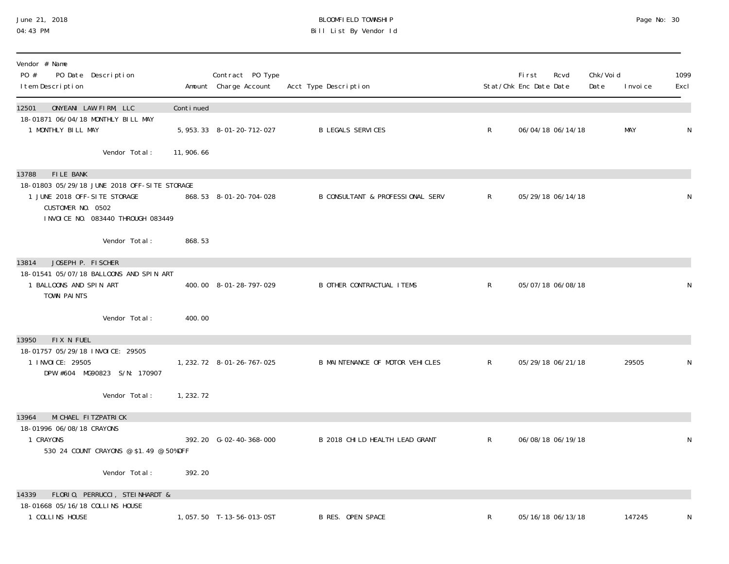# BLOOMFIELD TOWNSHIP
## Bill List By Vendor Id

June 21, 2018
04:43 PM

| Vendor # Name<br>PO # PO Date Description<br>Item Description | Amount | Contract PO Type<br>Charge Account | Acct Type Description | Stat/Chk | First Enc Date | Rcvd Date | Chk/Void Date | Invoice | 1099 Excl |
|---|---|---|---|---|---|---|---|---|---|
| **12501 ONYEANI LAW FIRM, LLC** | Continued | | | | | | | | |
| 18-01871 06/04/18 MONTHLY BILL MAY | | | | | | | | | |
| 1 MONTHLY BILL MAY | 5,953.33 | 8-01-20-712-027 | B LEGALS SERVICES | R | 06/04/18 | 06/14/18 | | MAY | N |
| Vendor Total: | 11,906.66 | | | | | | | | |
| **13788 FILE BANK** | | | | | | | | | |
| 18-01803 05/29/18 JUNE 2018 OFF-SITE STORAGE | | | | | | | | | |
| 1 JUNE 2018 OFF-SITE STORAGE<br>CUSTOMER NO. 0502<br>INVOICE NO. 083440 THROUGH 083449 | 868.53 | 8-01-20-704-028 | B CONSULTANT & PROFESSIONAL SERV | R | 05/29/18 | 06/14/18 | | | N |
| Vendor Total: | 868.53 | | | | | | | | |
| **13814 JOSEPH P. FISCHER** | | | | | | | | | |
| 18-01541 05/07/18 BALLOONS AND SPIN ART | | | | | | | | | |
| 1 BALLOONS AND SPIN ART<br>TOWN PAINTS | 400.00 | 8-01-28-797-029 | B OTHER CONTRACTUAL ITEMS | R | 05/07/18 | 06/08/18 | | | N |
| Vendor Total: | 400.00 | | | | | | | | |
| **13950 FIX N FUEL** | | | | | | | | | |
| 18-01757 05/29/18 INVOICE: 29505 | | | | | | | | | |
| 1 INVOICE: 29505<br>DPW #604 MG90823 S/N: 170907 | 1,232.72 | 8-01-26-767-025 | B MAINTENANCE OF MOTOR VEHICLES | R | 05/29/18 | 06/21/18 | | 29505 | N |
| Vendor Total: | 1,232.72 | | | | | | | | |
| **13964 MICHAEL FITZPATRICK** | | | | | | | | | |
| 18-01996 06/08/18 CRAYONS | | | | | | | | | |
| 1 CRAYONS<br>530 24 COUNT CRAYONS @ $1.49 @ 50% OFF | 392.20 | G-02-40-368-000 | B 2018 CHILD HEALTH LEAD GRANT | R | 06/08/18 | 06/19/18 | | | N |
| Vendor Total: | 392.20 | | | | | | | | |
| **14339 FLORIO, PERRUCCI, STEINHARDT &** | | | | | | | | | |
| 18-01668 05/16/18 COLLINS HOUSE | | | | | | | | | |
| 1 COLLINS HOUSE | 1,057.50 | T-13-56-013-0ST | B RES. OPEN SPACE | R | 05/16/18 | 06/13/18 | | 147245 | N |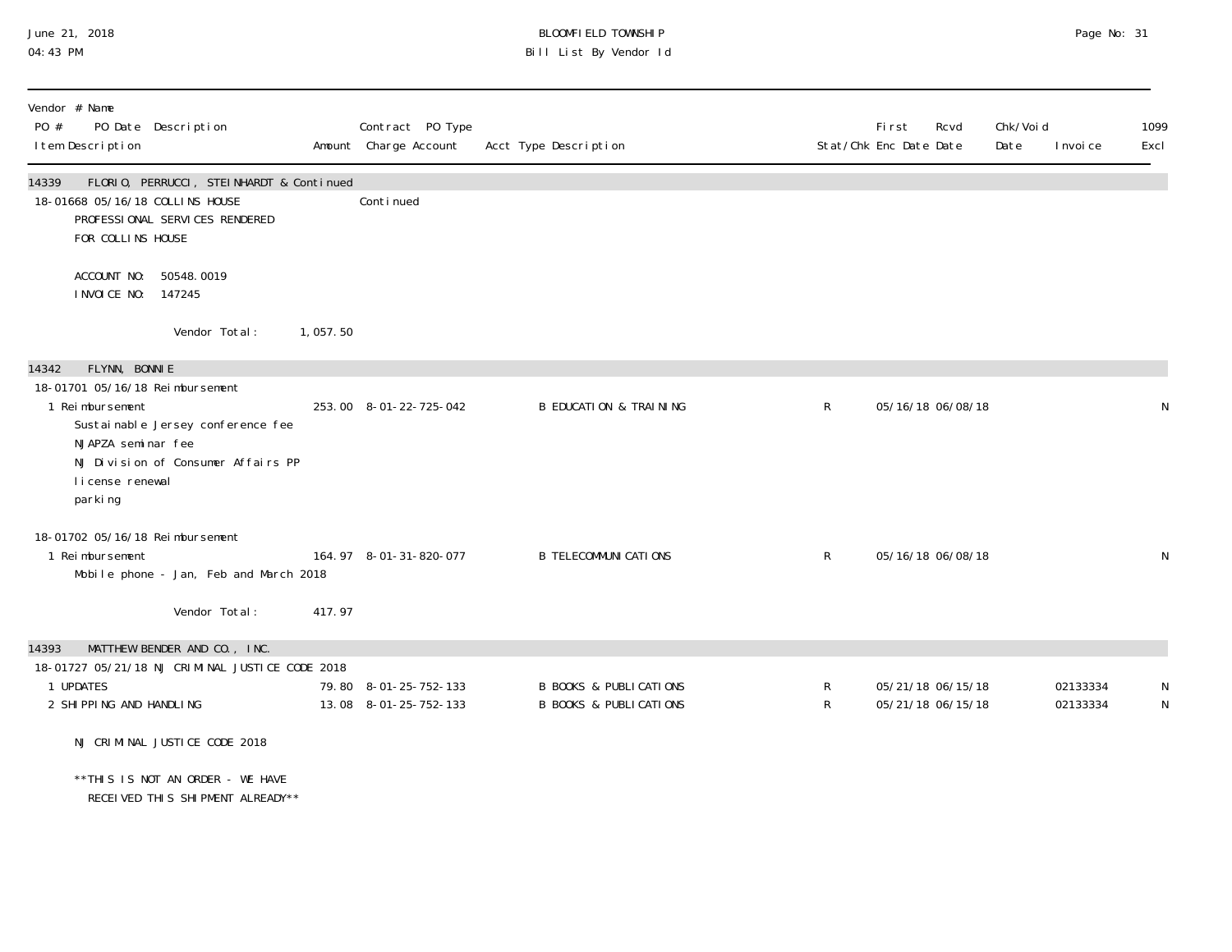| Vendor # Name<br>PO # PO Date Description<br>Item Description | Amount | Contract PO Type<br>Charge Account | Acct Type Description | Stat/Chk | First Enc Date | Rcvd Date | Chk/Void Date | Invoice | 1099 Excl |
|---|---|---|---|---|---|---|---|---|---|
| **14339 FLORIO, PERRUCCI, STEINHARDT & Continued** | | | | | | | | | |
| 18-01668 05/16/18 COLLINS HOUSE | | Continued | | | | | | | |
| PROFESSIONAL SERVICES RENDERED<br>FOR COLLINS HOUSE | | | | | | | | | |
| ACCOUNT NO: 50548.0019<br>INVOICE NO: 147245 | | | | | | | | | |
| Vendor Total: | 1,057.50 | | | | | | | | |
| **14342 FLYNN, BONNIE** | | | | | | | | | |
| 18-01701 05/16/18 Reimbursement | | | | | | | | | |
| 1 Reimbursement<br>Sustainable Jersey conference fee<br>NJAPZA seminar fee<br>NJ Division of Consumer Affairs PP<br>license renewal<br>parking | 253.00 | 8-01-22-725-042 | B EDUCATION & TRAINING | R | 05/16/18 | 06/08/18 | | | N |
| 18-01702 05/16/18 Reimbursement | | | | | | | | | |
| 1 Reimbursement<br>Mobile phone - Jan, Feb and March 2018 | 164.97 | 8-01-31-820-077 | B TELECOMMUNICATIONS | R | 05/16/18 | 06/08/18 | | | N |
| Vendor Total: | 417.97 | | | | | | | | |
| **14393 MATTHEW BENDER AND CO., INC.** | | | | | | | | | |
| 18-01727 05/21/18 NJ CRIMINAL JUSTICE CODE 2018 | | | | | | | | | |
| 1 UPDATES | 79.80 | 8-01-25-752-133 | B BOOKS & PUBLICATIONS | R | 05/21/18 | 06/15/18 | | 02133334 | N |
| 2 SHIPPING AND HANDLING | 13.08 | 8-01-25-752-133 | B BOOKS & PUBLICATIONS | R | 05/21/18 | 06/15/18 | | 02133334 | N |
| NJ CRIMINAL JUSTICE CODE 2018<br>**THIS IS NOT AN ORDER - WE HAVE RECEIVED THIS SHIPMENT ALREADY** | | | | | | | | | |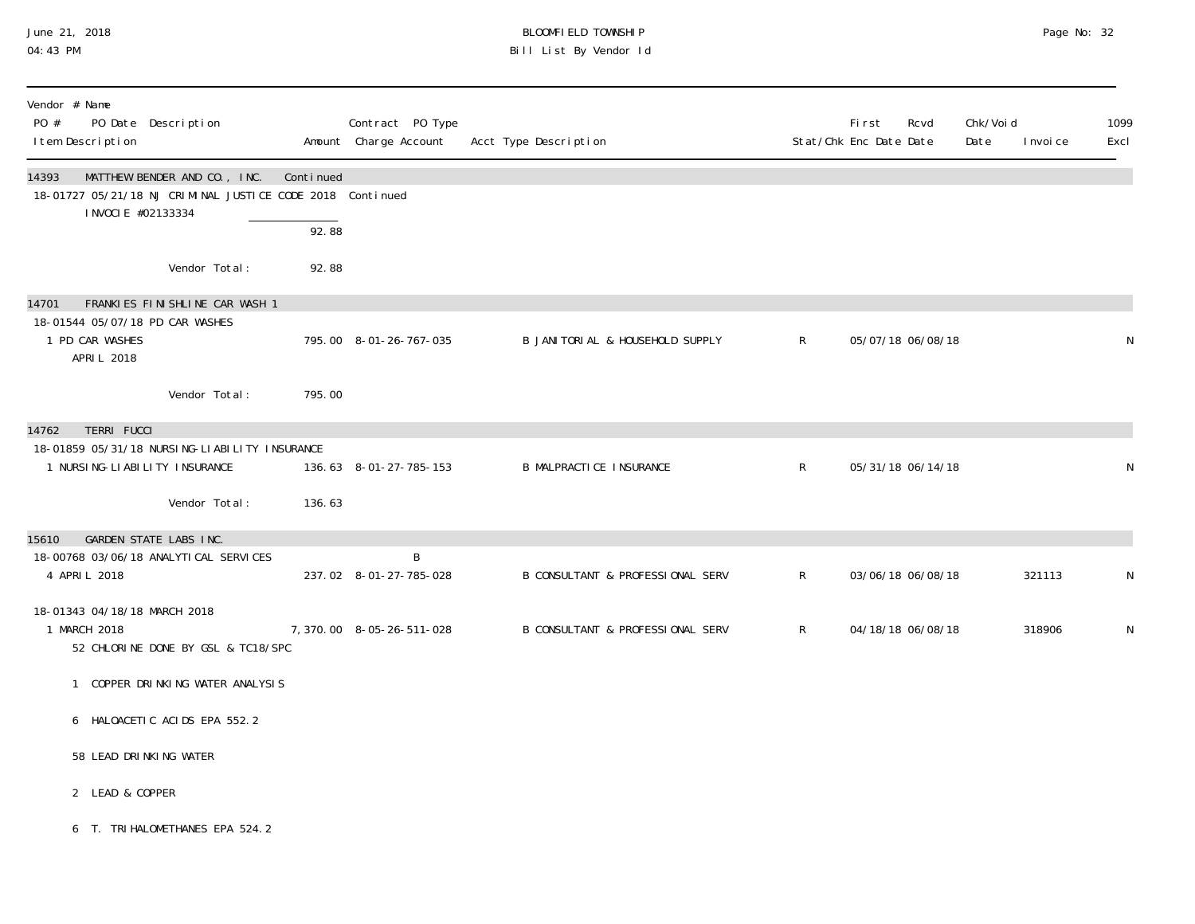BLOOMFIELD TOWNSHIP
Bill List By Vendor Id

June 21, 2018
04:43 PM

| Vendor # Name<br>PO # PO Date Description<br>Item Description | Amount | Contract PO Type<br>Charge Account | Acct Type Description | Stat/Chk | First Enc Date | Rcvd Date | Chk/Void Date | Invoice | 1099 Excl |
|---|---|---|---|---|---|---|---|---|---|
| 14393 MATTHEW BENDER AND CO., INC. | Continued | | | | | | | | |
| 18-01727 05/21/18 NJ CRIMINAL JUSTICE CODE 2018 | Continued | | | | | | | | |
| INVOCIE #02133334 | | | | | | | | | |
| | 92.88 | | | | | | | | |
| Vendor Total: | 92.88 | | | | | | | | |
| 14701 FRANKIES FINISHLINE CAR WASH 1 | | | | | | | | | |
| 18-01544 05/07/18 PD CAR WASHES | | | | | | | | | |
| 1 PD CAR WASHES<br>APRIL 2018 | 795.00 | 8-01-26-767-035 | B JANITORIAL & HOUSEHOLD SUPPLY | R | 05/07/18 | 06/08/18 | | | N |
| Vendor Total: | 795.00 | | | | | | | | |
| 14762 TERRI FUCCI | | | | | | | | | |
| 18-01859 05/31/18 NURSING-LIABILITY INSURANCE | | | | | | | | | |
| 1 NURSING-LIABILITY INSURANCE | 136.63 | 8-01-27-785-153 | B MALPRACTICE INSURANCE | R | 05/31/18 | 06/14/18 | | | N |
| Vendor Total: | 136.63 | | | | | | | | |
| 15610 GARDEN STATE LABS INC. | | | | | | | | | |
| 18-00768 03/06/18 ANALYTICAL SERVICES | | B | | | | | | | |
| 4 APRIL 2018 | 237.02 | 8-01-27-785-028 | B CONSULTANT & PROFESSIONAL SERV | R | 03/06/18 | 06/08/18 | | 321113 | N |
| 18-01343 04/18/18 MARCH 2018 | | | | | | | | | |
| 1 MARCH 2018<br>52 CHLORINE DONE BY GSL & TC18/SPC<br>1 COPPER DRINKING WATER ANALYSIS<br>6 HALOACETIC ACIDS EPA 552.2<br>58 LEAD DRINKING WATER<br>2 LEAD & COPPER<br>6 T. TRIHALOMETHANES EPA 524.2 | 7,370.00 | 8-05-26-511-028 | B CONSULTANT & PROFESSIONAL SERV | R | 04/18/18 | 06/08/18 | | 318906 | N |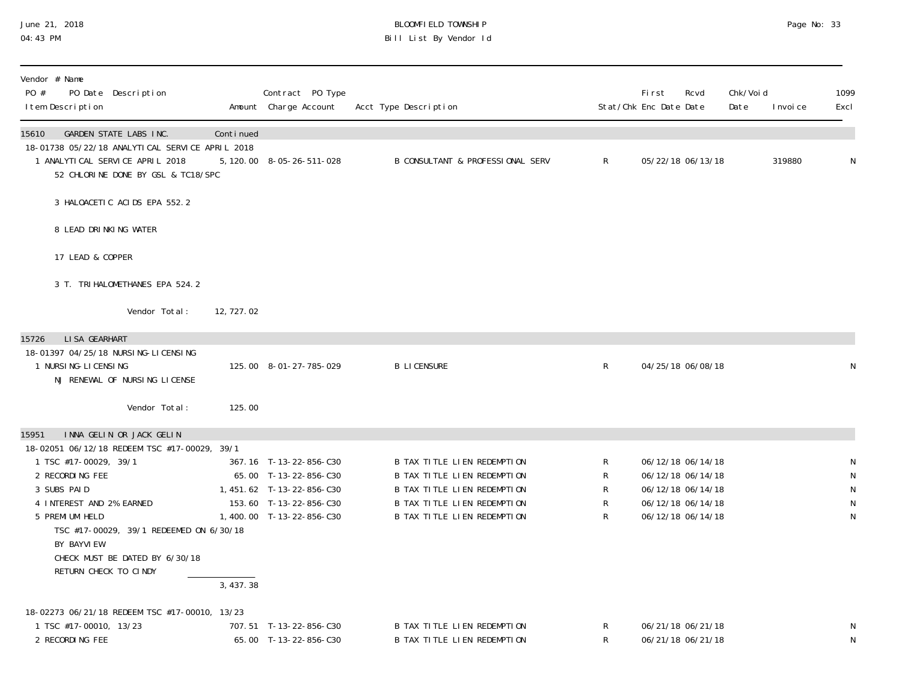| Vendor # Name<br>PO # PO Date Description<br>Item Description | Amount | Contract PO Type<br>Charge Account | Acct Type Description | Stat/Chk | First<br>Enc Date | Rcvd<br>Date | Chk/Void<br>Date | Invoice | 1099<br>Excl |
|---|---|---|---|---|---|---|---|---|---|
| **15610 GARDEN STATE LABS INC.** | Continued | | | | | | | | |
| 18-01738 05/22/18 ANALYTICAL SERVICE APRIL 2018 | | | | | | | | | |
| 1 ANALYTICAL SERVICE APRIL 2018 | 5,120.00 | 8-05-26-511-028 | B CONSULTANT & PROFESSIONAL SERV | R | 05/22/18 | 06/13/18 | | 319880 | N |
| 52 CHLORINE DONE BY GSL & TC18/SPC | | | | | | | | | |
| 3 HALOACETIC ACIDS EPA 552.2 | | | | | | | | | |
| 8 LEAD DRINKING WATER | | | | | | | | | |
| 17 LEAD & COPPER | | | | | | | | | |
| 3 T. TRIHALOMETHANES EPA 524.2 | | | | | | | | | |
| Vendor Total: | 12,727.02 | | | | | | | | |
| **15726 LISA GEARHART** | | | | | | | | | |
| 18-01397 04/25/18 NURSING-LICENSING | | | | | | | | | |
| 1 NURSING-LICENSING | 125.00 | 8-01-27-785-029 | B LICENSURE | R | 04/25/18 | 06/08/18 | | | N |
| NJ RENEWAL OF NURSING LICENSE | | | | | | | | | |
| Vendor Total: | 125.00 | | | | | | | | |
| **15951 INNA GELIN OR JACK GELIN** | | | | | | | | | |
| 18-02051 06/12/18 REDEEM TSC #17-00029, 39/1 | | | | | | | | | |
| 1 TSC #17-00029, 39/1 | 367.16 | T-13-22-856-C30 | B TAX TITLE LIEN REDEMPTION | R | 06/12/18 | 06/14/18 | | | N |
| 2 RECORDING FEE | 65.00 | T-13-22-856-C30 | B TAX TITLE LIEN REDEMPTION | R | 06/12/18 | 06/14/18 | | | N |
| 3 SUBS PAID | 1,451.62 | T-13-22-856-C30 | B TAX TITLE LIEN REDEMPTION | R | 06/12/18 | 06/14/18 | | | N |
| 4 INTEREST AND 2% EARNED | 153.60 | T-13-22-856-C30 | B TAX TITLE LIEN REDEMPTION | R | 06/12/18 | 06/14/18 | | | N |
| 5 PREMIUM HELD | 1,400.00 | T-13-22-856-C30 | B TAX TITLE LIEN REDEMPTION | R | 06/12/18 | 06/14/18 | | | N |
| TSC #17-00029, 39/1 REDEEMED ON 6/30/18<br>BY BAYVIEW<br>CHECK MUST BE DATED BY 6/30/18<br>RETURN CHECK TO CINDY | | | | | | | | | |
| | 3,437.38 | | | | | | | | |
| 18-02273 06/21/18 REDEEM TSC #17-00010, 13/23 | | | | | | | | | |
| 1 TSC #17-00010, 13/23 | 707.51 | T-13-22-856-C30 | B TAX TITLE LIEN REDEMPTION | R | 06/21/18 | 06/21/18 | | | N |
| 2 RECORDING FEE | 65.00 | T-13-22-856-C30 | B TAX TITLE LIEN REDEMPTION | R | 06/21/18 | 06/21/18 | | | N |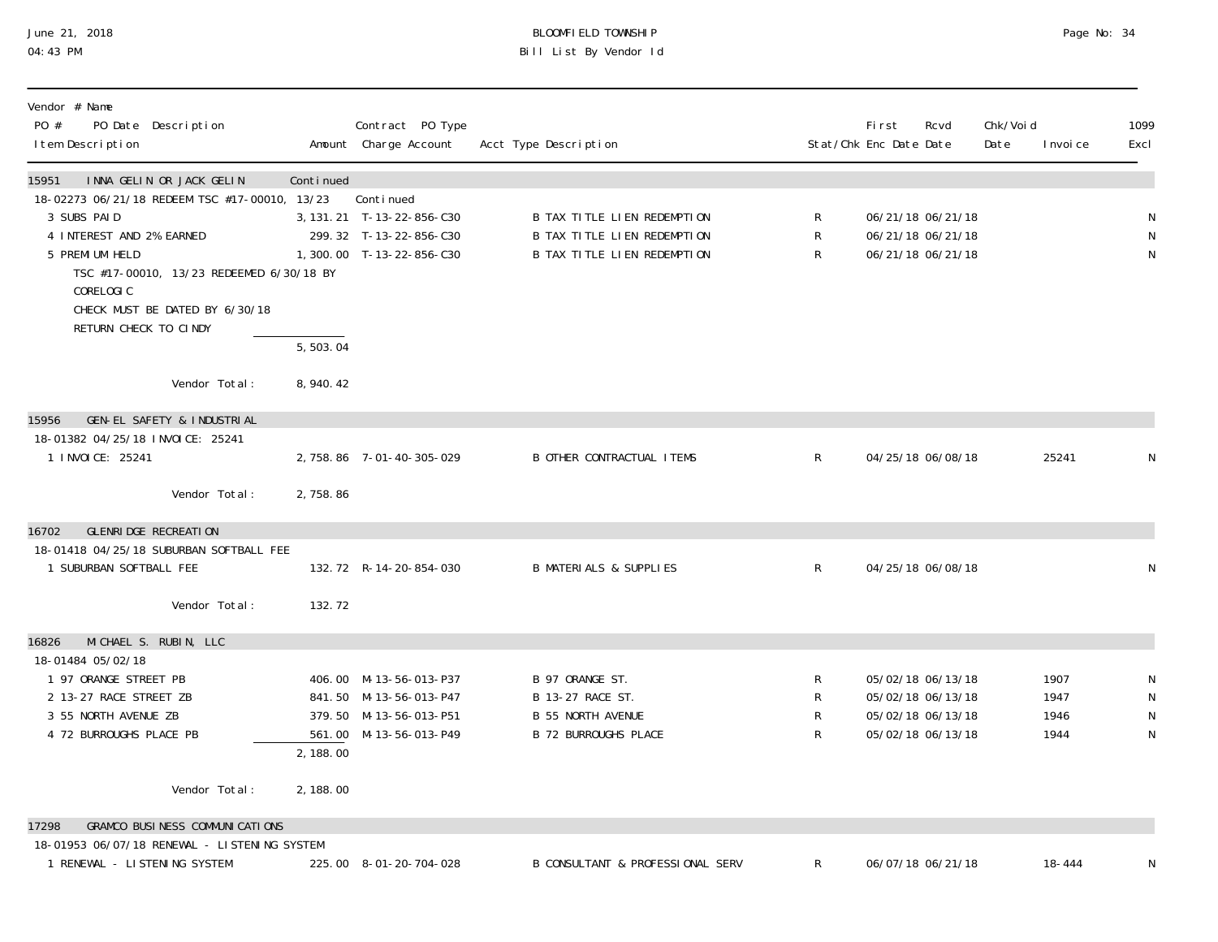BLOOMFIELD TOWNSHIP
Bill List By Vendor Id

| Vendor # Name / PO # PO Date Description / Item Description | Amount | Contract PO Type / Charge Account | Acct Type Description | Stat/Chk | First Enc Date | Rcvd Date | Chk/Void Date | Invoice | 1099 Excl |
|---|---|---|---|---|---|---|---|---|---|
| **15951 INNA GELIN OR JACK GELIN** | Continued | | | | | | | | |
| 18-02273 06/21/18 REDEEM TSC #17-00010, 13/23 | | Continued | | | | | | | |
| 3 SUBS PAID | 3,131.21 | T-13-22-856-C30 | B TAX TITLE LIEN REDEMPTION | R | 06/21/18 | 06/21/18 | | | N |
| 4 INTEREST AND 2% EARNED | 299.32 | T-13-22-856-C30 | B TAX TITLE LIEN REDEMPTION | R | 06/21/18 | 06/21/18 | | | N |
| 5 PREMIUM HELD | 1,300.00 | T-13-22-856-C30 | B TAX TITLE LIEN REDEMPTION | R | 06/21/18 | 06/21/18 | | | N |
| TSC #17-00010, 13/23 REDEEMED 6/30/18 BY CORELOGIC | | | | | | | | | |
| CHECK MUST BE DATED BY 6/30/18 | | | | | | | | | |
| RETURN CHECK TO CINDY | | | | | | | | | |
| | 5,503.04 | | | | | | | | |
| Vendor Total: | 8,940.42 | | | | | | | | |
| **15956 GEN-EL SAFETY & INDUSTRIAL** | | | | | | | | | |
| 18-01382 04/25/18 INVOICE: 25241 | | | | | | | | | |
| 1 INVOICE: 25241 | 2,758.86 | 7-01-40-305-029 | B OTHER CONTRACTUAL ITEMS | R | 04/25/18 | 06/08/18 | | 25241 | N |
| Vendor Total: | 2,758.86 | | | | | | | | |
| **16702 GLENRIDGE RECREATION** | | | | | | | | | |
| 18-01418 04/25/18 SUBURBAN SOFTBALL FEE | | | | | | | | | |
| 1 SUBURBAN SOFTBALL FEE | 132.72 | R-14-20-854-030 | B MATERIALS & SUPPLIES | R | 04/25/18 | 06/08/18 | | | N |
| Vendor Total: | 132.72 | | | | | | | | |
| **16826 MICHAEL S. RUBIN, LLC** | | | | | | | | | |
| 18-01484 05/02/18 | | | | | | | | | |
| 1 97 ORANGE STREET PB | 406.00 | M-13-56-013-P37 | B 97 ORANGE ST. | R | 05/02/18 | 06/13/18 | | 1907 | N |
| 2 13-27 RACE STREET ZB | 841.50 | M-13-56-013-P47 | B 13-27 RACE ST. | R | 05/02/18 | 06/13/18 | | 1947 | N |
| 3 55 NORTH AVENUE ZB | 379.50 | M-13-56-013-P51 | B 55 NORTH AVENUE | R | 05/02/18 | 06/13/18 | | 1946 | N |
| 4 72 BURROUGHS PLACE PB | 561.00 | M-13-56-013-P49 | B 72 BURROUGHS PLACE | R | 05/02/18 | 06/13/18 | | 1944 | N |
| | 2,188.00 | | | | | | | | |
| Vendor Total: | 2,188.00 | | | | | | | | |
| **17298 GRAMCO BUSINESS COMMUNICATIONS** | | | | | | | | | |
| 18-01953 06/07/18 RENEWAL - LISTENING SYSTEM | | | | | | | | | |
| 1 RENEWAL - LISTENING SYSTEM | 225.00 | 8-01-20-704-028 | B CONSULTANT & PROFESSIONAL SERV | R | 06/07/18 | 06/21/18 | | 18-444 | N |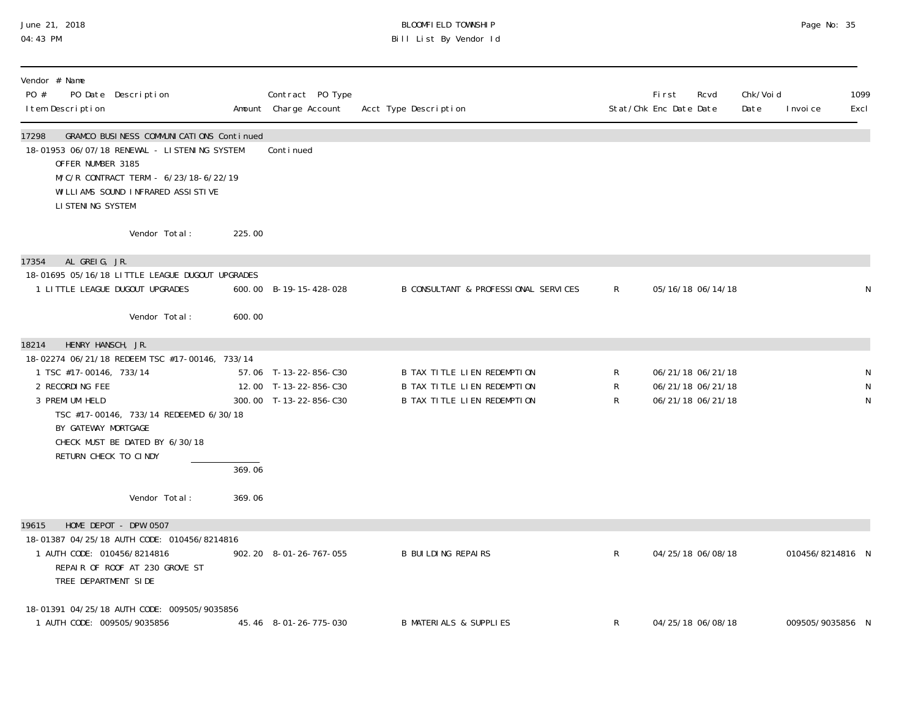| Vendor # Name PO # PO Date Description Item Description | Amount | Contract PO Type Charge Account | Acct Type Description | Stat/Chk | First Enc Date | Rcvd Date | Chk/Void Date | Invoice | 1099 Excl |
|---|---|---|---|---|---|---|---|---|---|
| **17298 GRAMCO BUSINESS COMMUNICATIONS Continued** | | | | | | | | | |
| 18-01953 06/07/18 RENEWAL - LISTENING SYSTEM | | Continued | | | | | | | |
| OFFER NUMBER 3185 | | | | | | | | | |
| M/C/R CONTRACT TERM - 6/23/18-6/22/19 | | | | | | | | | |
| WILLIAMS SOUND INFRARED ASSISTIVE | | | | | | | | | |
| LISTENING SYSTEM | | | | | | | | | |
| Vendor Total: | 225.00 | | | | | | | | |
| **17354 AL GREIG, JR.** | | | | | | | | | |
| 18-01695 05/16/18 LITTLE LEAGUE DUGOUT UPGRADES | | | | | | | | | |
| 1 LITTLE LEAGUE DUGOUT UPGRADES | 600.00 | B-19-15-428-028 | B CONSULTANT & PROFESSIONAL SERVICES | R | 05/16/18 | 06/14/18 | | | N |
| Vendor Total: | 600.00 | | | | | | | | |
| **18214 HENRY HANSCH, JR.** | | | | | | | | | |
| 18-02274 06/21/18 REDEEM TSC #17-00146, 733/14 | | | | | | | | | |
| 1 TSC #17-00146, 733/14 | 57.06 | T-13-22-856-C30 | B TAX TITLE LIEN REDEMPTION | R | 06/21/18 | 06/21/18 | | | N |
| 2 RECORDING FEE | 12.00 | T-13-22-856-C30 | B TAX TITLE LIEN REDEMPTION | R | 06/21/18 | 06/21/18 | | | N |
| 3 PREMIUM HELD | 300.00 | T-13-22-856-C30 | B TAX TITLE LIEN REDEMPTION | R | 06/21/18 | 06/21/18 | | | N |
| TSC #17-00146, 733/14 REDEEMED 6/30/18 | | | | | | | | | |
| BY GATEWAY MORTGAGE | | | | | | | | | |
| CHECK MUST BE DATED BY 6/30/18 | | | | | | | | | |
| RETURN CHECK TO CINDY | | | | | | | | | |
| | 369.06 | | | | | | | | |
| Vendor Total: | 369.06 | | | | | | | | |
| **19615 HOME DEPOT - DPW 0507** | | | | | | | | | |
| 18-01387 04/25/18 AUTH CODE: 010456/8214816 | | | | | | | | | |
| 1 AUTH CODE: 010456/8214816 | 902.20 | 8-01-26-767-055 | B BUILDING REPAIRS | R | 04/25/18 | 06/08/18 | | 010456/8214816 | N |
| REPAIR OF ROOF AT 230 GROVE ST | | | | | | | | | |
| TREE DEPARTMENT SIDE | | | | | | | | | |
| 18-01391 04/25/18 AUTH CODE: 009505/9035856 | | | | | | | | | |
| 1 AUTH CODE: 009505/9035856 | 45.46 | 8-01-26-775-030 | B MATERIALS & SUPPLIES | R | 04/25/18 | 06/08/18 | | 009505/9035856 | N |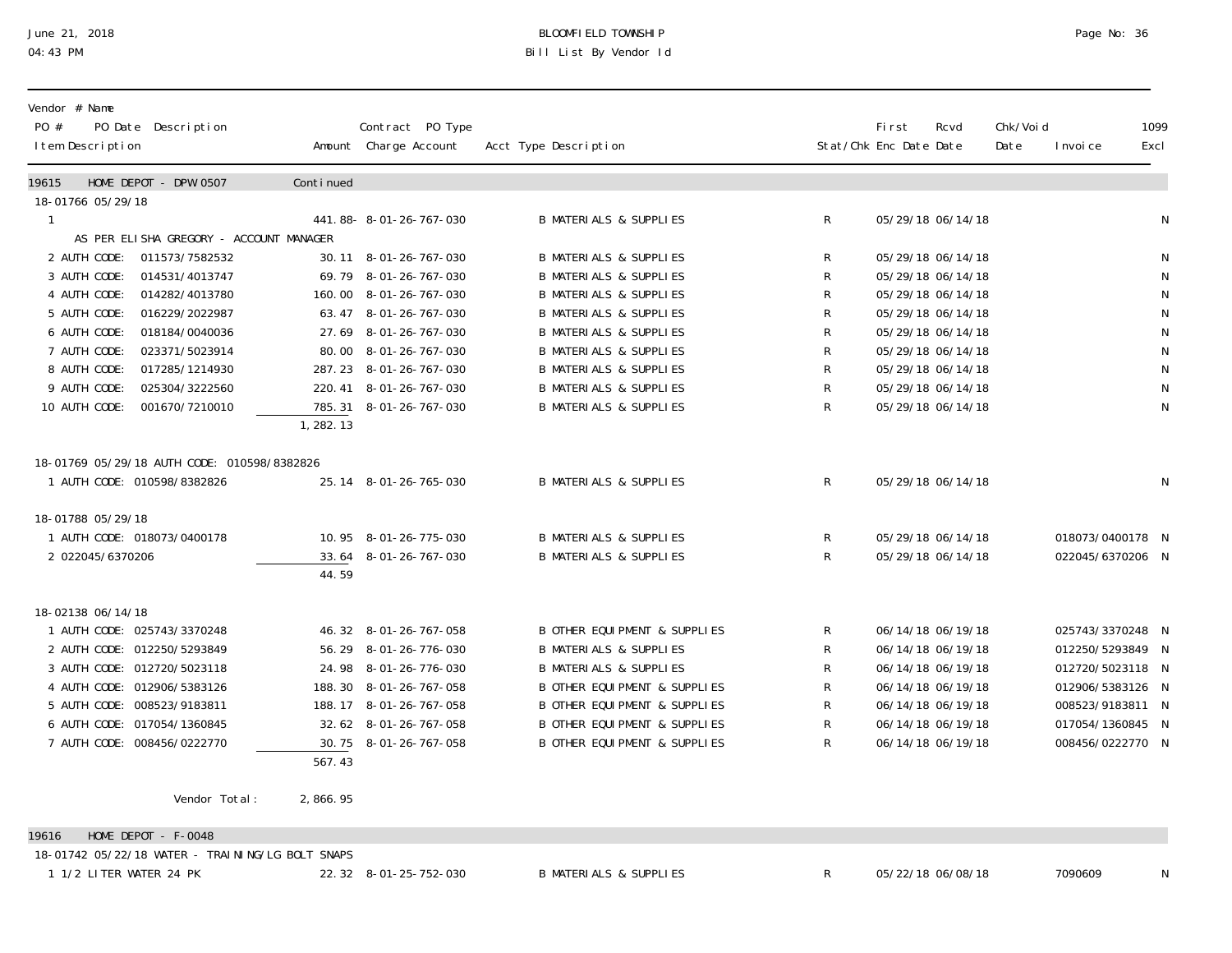BLOOMFIELD TOWNSHIP
Bill List By Vendor Id

June 21, 2018
04:43 PM

| Vendor # Name / PO # PO Date Description / Item Description | Amount | Contract PO Type Charge Account | Acct Type Description | Stat/Chk | First Enc Date | Rcvd Date | Chk/Void Date | Invoice | 1099 Excl |
|---|---|---|---|---|---|---|---|---|---|
| 19615 HOME DEPOT - DPW 0507 | Continued | | | | | | | | |
| 18-01766 05/29/18 | | | | | | | | | |
| 1 | 441.88- | 8-01-26-767-030 | B MATERIALS & SUPPLIES | R | 05/29/18 | 06/14/18 | | | N |
| AS PER ELISHA GREGORY - ACCOUNT MANAGER | | | | | | | | | |
| 2 AUTH CODE: 011573/7582532 | 30.11 | 8-01-26-767-030 | B MATERIALS & SUPPLIES | R | 05/29/18 | 06/14/18 | | | N |
| 3 AUTH CODE: 014531/4013747 | 69.79 | 8-01-26-767-030 | B MATERIALS & SUPPLIES | R | 05/29/18 | 06/14/18 | | | N |
| 4 AUTH CODE: 014282/4013780 | 160.00 | 8-01-26-767-030 | B MATERIALS & SUPPLIES | R | 05/29/18 | 06/14/18 | | | N |
| 5 AUTH CODE: 016229/2022987 | 63.47 | 8-01-26-767-030 | B MATERIALS & SUPPLIES | R | 05/29/18 | 06/14/18 | | | N |
| 6 AUTH CODE: 018184/0040036 | 27.69 | 8-01-26-767-030 | B MATERIALS & SUPPLIES | R | 05/29/18 | 06/14/18 | | | N |
| 7 AUTH CODE: 023371/5023914 | 80.00 | 8-01-26-767-030 | B MATERIALS & SUPPLIES | R | 05/29/18 | 06/14/18 | | | N |
| 8 AUTH CODE: 017285/1214930 | 287.23 | 8-01-26-767-030 | B MATERIALS & SUPPLIES | R | 05/29/18 | 06/14/18 | | | N |
| 9 AUTH CODE: 025304/3222560 | 220.41 | 8-01-26-767-030 | B MATERIALS & SUPPLIES | R | 05/29/18 | 06/14/18 | | | N |
| 10 AUTH CODE: 001670/7210010 | 785.31 | 8-01-26-767-030 | B MATERIALS & SUPPLIES | R | 05/29/18 | 06/14/18 | | | N |
| | 1,282.13 | | | | | | | | |
| 18-01769 05/29/18 AUTH CODE: 010598/8382826 | | | | | | | | | |
| 1 AUTH CODE: 010598/8382826 | 25.14 | 8-01-26-765-030 | B MATERIALS & SUPPLIES | R | 05/29/18 | 06/14/18 | | | N |
| 18-01788 05/29/18 | | | | | | | | | |
| 1 AUTH CODE: 018073/0400178 | 10.95 | 8-01-26-775-030 | B MATERIALS & SUPPLIES | R | 05/29/18 | 06/14/18 | | 018073/0400178 | N |
| 2 022045/6370206 | 33.64 | 8-01-26-767-030 | B MATERIALS & SUPPLIES | R | 05/29/18 | 06/14/18 | | 022045/6370206 | N |
| | 44.59 | | | | | | | | |
| 18-02138 06/14/18 | | | | | | | | | |
| 1 AUTH CODE: 025743/3370248 | 46.32 | 8-01-26-767-058 | B OTHER EQUIPMENT & SUPPLIES | R | 06/14/18 | 06/19/18 | | 025743/3370248 | N |
| 2 AUTH CODE: 012250/5293849 | 56.29 | 8-01-26-776-030 | B MATERIALS & SUPPLIES | R | 06/14/18 | 06/19/18 | | 012250/5293849 | N |
| 3 AUTH CODE: 012720/5023118 | 24.98 | 8-01-26-776-030 | B MATERIALS & SUPPLIES | R | 06/14/18 | 06/19/18 | | 012720/5023118 | N |
| 4 AUTH CODE: 012906/5383126 | 188.30 | 8-01-26-767-058 | B OTHER EQUIPMENT & SUPPLIES | R | 06/14/18 | 06/19/18 | | 012906/5383126 | N |
| 5 AUTH CODE: 008523/9183811 | 188.17 | 8-01-26-767-058 | B OTHER EQUIPMENT & SUPPLIES | R | 06/14/18 | 06/19/18 | | 008523/9183811 | N |
| 6 AUTH CODE: 017054/1360845 | 32.62 | 8-01-26-767-058 | B OTHER EQUIPMENT & SUPPLIES | R | 06/14/18 | 06/19/18 | | 017054/1360845 | N |
| 7 AUTH CODE: 008456/0222770 | 30.75 | 8-01-26-767-058 | B OTHER EQUIPMENT & SUPPLIES | R | 06/14/18 | 06/19/18 | | 008456/0222770 | N |
| | 567.43 | | | | | | | | |
| Vendor Total: | 2,866.95 | | | | | | | | |
| 19616 HOME DEPOT - F-0048 | | | | | | | | | |
| 18-01742 05/22/18 WATER - TRAINING/LG BOLT SNAPS | | | | | | | | | |
| 1 1/2 LITER WATER 24 PK | 22.32 | 8-01-25-752-030 | B MATERIALS & SUPPLIES | R | 05/22/18 | 06/08/18 | | 7090609 | N |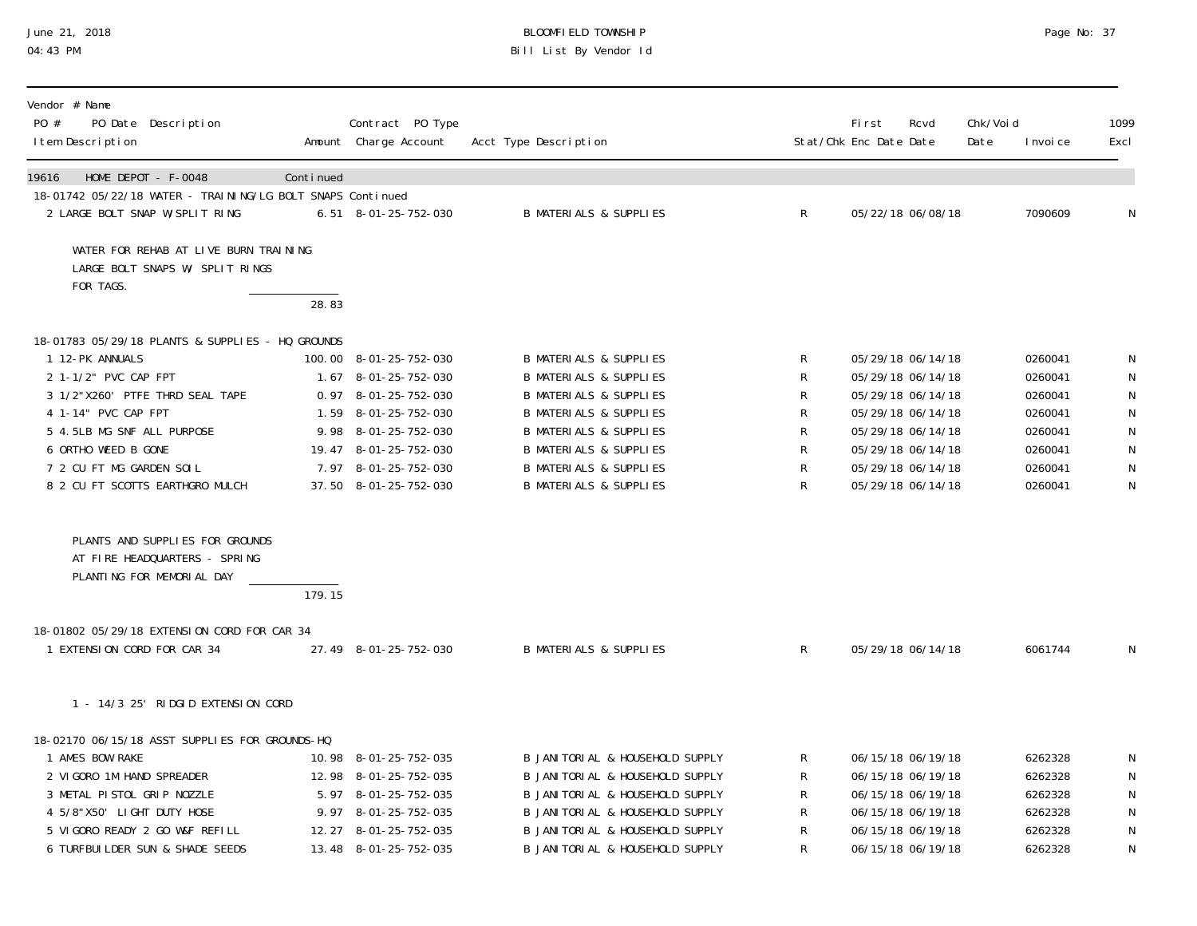| Vendor # Name<br>PO # PO Date Description<br>Item Description | Amount | Contract PO Type<br>Charge Account | Acct Type Description | Stat/Chk | First<br>Enc Date | Rcvd<br>Date | Chk/Void<br>Date | Invoice | 1099<br>Excl |
|---|---|---|---|---|---|---|---|---|---|
| 19616 HOME DEPOT - F-0048 | Continued | | | | | | | | |
| 18-01742 05/22/18 WATER - TRAINING/LG BOLT SNAPS Continued | | | | | | | | | |
| 2 LARGE BOLT SNAP W/SPLIT RING | 6.51 | 8-01-25-752-030 | B MATERIALS & SUPPLIES | R | 05/22/18 | 06/08/18 | | 7090609 | N |
| WATER FOR REHAB AT LIVE BURN TRAINING<br>LARGE BOLT SNAPS W/ SPLIT RINGS<br>FOR TAGS. | 28.83 | | | | | | | | |
| 18-01783 05/29/18 PLANTS & SUPPLIES - HQ GROUNDS | | | | | | | | | |
| 1 12-PK ANNUALS | 100.00 | 8-01-25-752-030 | B MATERIALS & SUPPLIES | R | 05/29/18 | 06/14/18 | | 0260041 | N |
| 2 1-1/2" PVC CAP FPT | 1.67 | 8-01-25-752-030 | B MATERIALS & SUPPLIES | R | 05/29/18 | 06/14/18 | | 0260041 | N |
| 3 1/2"X260' PTFE THRD SEAL TAPE | 0.97 | 8-01-25-752-030 | B MATERIALS & SUPPLIES | R | 05/29/18 | 06/14/18 | | 0260041 | N |
| 4 1-14" PVC CAP FPT | 1.59 | 8-01-25-752-030 | B MATERIALS & SUPPLIES | R | 05/29/18 | 06/14/18 | | 0260041 | N |
| 5 4.5LB MG SNF ALL PURPOSE | 9.98 | 8-01-25-752-030 | B MATERIALS & SUPPLIES | R | 05/29/18 | 06/14/18 | | 0260041 | N |
| 6 ORTHO WEED B GONE | 19.47 | 8-01-25-752-030 | B MATERIALS & SUPPLIES | R | 05/29/18 | 06/14/18 | | 0260041 | N |
| 7 2 CU FT MG GARDEN SOIL | 7.97 | 8-01-25-752-030 | B MATERIALS & SUPPLIES | R | 05/29/18 | 06/14/18 | | 0260041 | N |
| 8 2 CU FT SCOTTS EARTHGRO MULCH | 37.50 | 8-01-25-752-030 | B MATERIALS & SUPPLIES | R | 05/29/18 | 06/14/18 | | 0260041 | N |
| PLANTS AND SUPPLIES FOR GROUNDS<br>AT FIRE HEADQUARTERS - SPRING<br>PLANTING FOR MEMORIAL DAY | 179.15 | | | | | | | | |
| 18-01802 05/29/18 EXTENSION CORD FOR CAR 34 | | | | | | | | | |
| 1 EXTENSION CORD FOR CAR 34 | 27.49 | 8-01-25-752-030 | B MATERIALS & SUPPLIES | R | 05/29/18 | 06/14/18 | | 6061744 | N |
| 1 - 14/3 25' RIDGID EXTENSION CORD | | | | | | | | | |
| 18-02170 06/15/18 ASST SUPPLIES FOR GROUNDS-HQ | | | | | | | | | |
| 1 AMES BOW RAKE | 10.98 | 8-01-25-752-035 | B JANITORIAL & HOUSEHOLD SUPPLY | R | 06/15/18 | 06/19/18 | | 6262328 | N |
| 2 VIGORO 1M HAND SPREADER | 12.98 | 8-01-25-752-035 | B JANITORIAL & HOUSEHOLD SUPPLY | R | 06/15/18 | 06/19/18 | | 6262328 | N |
| 3 METAL PISTOL GRIP NOZZLE | 5.97 | 8-01-25-752-035 | B JANITORIAL & HOUSEHOLD SUPPLY | R | 06/15/18 | 06/19/18 | | 6262328 | N |
| 4 5/8"X50' LIGHT DUTY HOSE | 9.97 | 8-01-25-752-035 | B JANITORIAL & HOUSEHOLD SUPPLY | R | 06/15/18 | 06/19/18 | | 6262328 | N |
| 5 VIGORO READY 2 GO W&F REFILL | 12.27 | 8-01-25-752-035 | B JANITORIAL & HOUSEHOLD SUPPLY | R | 06/15/18 | 06/19/18 | | 6262328 | N |
| 6 TURFBUILDER SUN & SHADE SEEDS | 13.48 | 8-01-25-752-035 | B JANITORIAL & HOUSEHOLD SUPPLY | R | 06/15/18 | 06/19/18 | | 6262328 | N |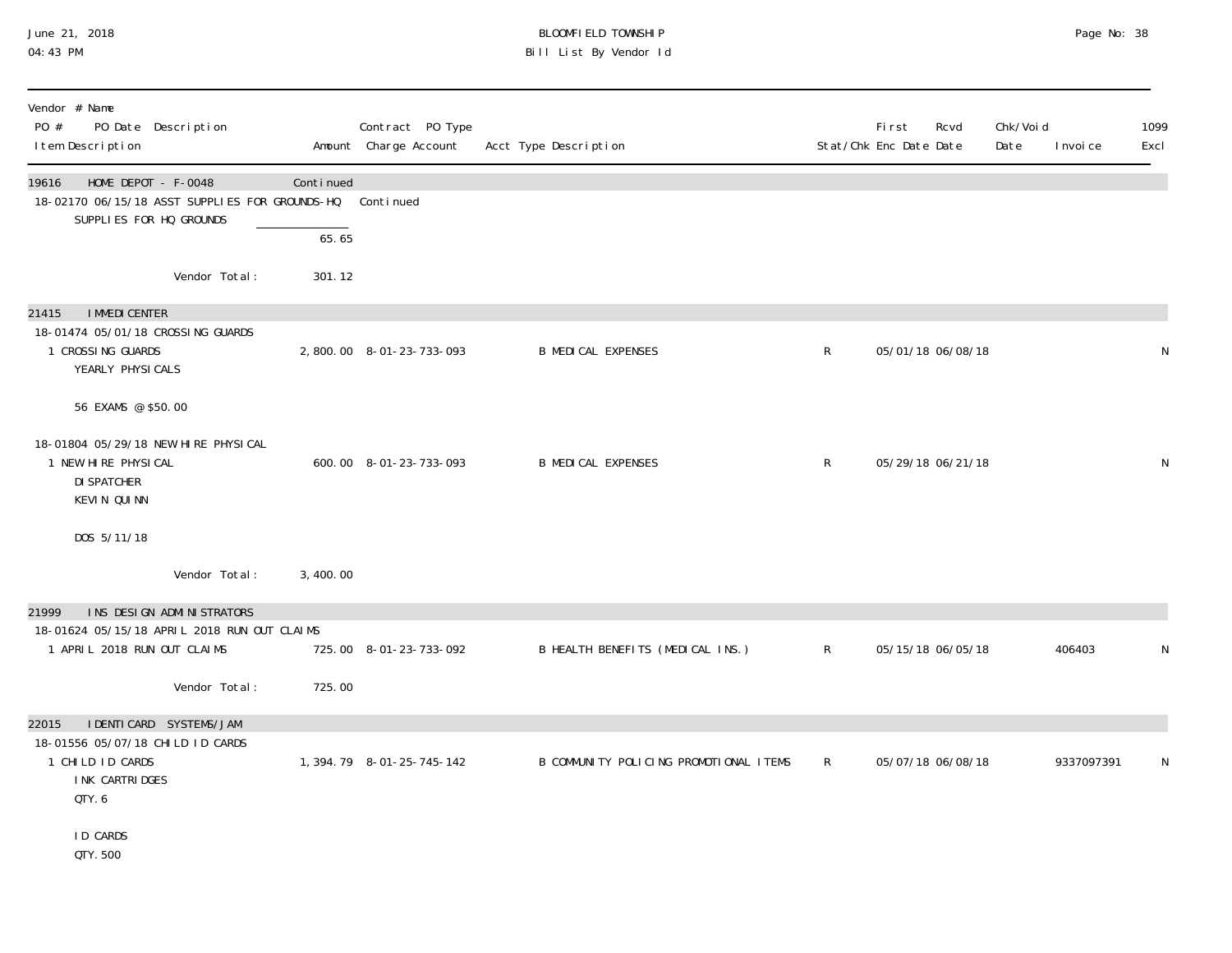# BLOOMFIELD TOWNSHIP
## Bill List By Vendor Id

June 21, 2018
04:43 PM

| Vendor # Name<br>PO # PO Date Description<br>Item Description | Amount | Contract PO Type<br>Charge Account | Acct Type Description | Stat/Chk | First Enc Date | Rcvd Date | Chk/Void Date | Invoice | 1099 Excl |
|---|---|---|---|---|---|---|---|---|---|
| **19616 HOME DEPOT - F-0048** | Continued | | | | | | | | |
| 18-02170 06/15/18 ASST SUPPLIES FOR GROUNDS-HQ | | Continued | | | | | | | |
| SUPPLIES FOR HQ GROUNDS | | | | | | | | | |
| | 65.65 | | | | | | | | |
| Vendor Total: | 301.12 | | | | | | | | |
| **21415 IMMEDICENTER** | | | | | | | | | |
| 18-01474 05/01/18 CROSSING GUARDS | | | | | | | | | |
| 1 CROSSING GUARDS<br>YEARLY PHYSICALS<br><br>56 EXAMS @ $50.00 | 2,800.00 | 8-01-23-733-093 | B MEDICAL EXPENSES | R | 05/01/18 | 06/08/18 | | | N |
| 18-01804 05/29/18 NEW HIRE PHYSICAL | | | | | | | | | |
| 1 NEW HIRE PHYSICAL<br>DISPATCHER<br>KEVIN QUINN<br><br>DOS 5/11/18 | 600.00 | 8-01-23-733-093 | B MEDICAL EXPENSES | R | 05/29/18 | 06/21/18 | | | N |
| Vendor Total: | 3,400.00 | | | | | | | | |
| **21999 INS DESIGN ADMINISTRATORS** | | | | | | | | | |
| 18-01624 05/15/18 APRIL 2018 RUN OUT CLAIMS | | | | | | | | | |
| 1 APRIL 2018 RUN OUT CLAIMS | 725.00 | 8-01-23-733-092 | B HEALTH BENEFITS (MEDICAL INS.) | R | 05/15/18 | 06/05/18 | | 406403 | N |
| Vendor Total: | 725.00 | | | | | | | | |
| **22015 IDENTICARD SYSTEMS/JAM** | | | | | | | | | |
| 18-01556 05/07/18 CHILD ID CARDS | | | | | | | | | |
| 1 CHILD ID CARDS<br>INK CARTRIDGES<br>QTY. 6<br><br>ID CARDS<br>QTY. 500 | 1,394.79 | 8-01-25-745-142 | B COMMUNITY POLICING PROMOTIONAL ITEMS | R | 05/07/18 | 06/08/18 | | 9337097391 | N |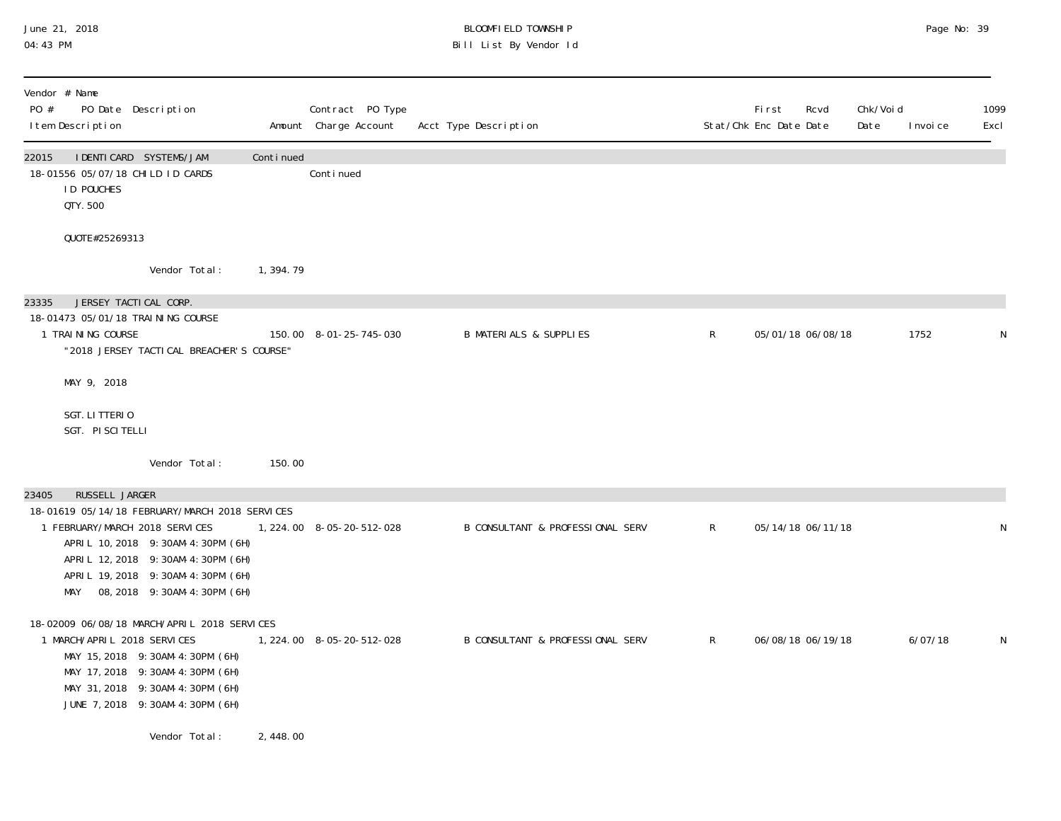| Vendor # Name PO # PO Date Description Item Description | Amount | Contract PO Type Charge Account | Acct Type Description | Stat/Chk | First Enc Date | Rcvd Date | Chk/Void Date | Invoice | 1099 Excl |
|---|---|---|---|---|---|---|---|---|---|
| 22015 IDENTICARD SYSTEMS/JAM | Continued | | | | | | | | |
| 18-01556 05/07/18 CHILD ID CARDS | | Continued | | | | | | | |
| ID POUCHES | | | | | | | | | |
| QTY. 500 | | | | | | | | | |
| QUOTE#25269313 | | | | | | | | | |
| Vendor Total: | 1,394.79 | | | | | | | | |
| 23335 JERSEY TACTICAL CORP. | | | | | | | | | |
| 18-01473 05/01/18 TRAINING COURSE | | | | | | | | | |
| 1 TRAINING COURSE | 150.00 | 8-01-25-745-030 | B MATERIALS & SUPPLIES | R | 05/01/18 | 06/08/18 | | 1752 | N |
| "2018 JERSEY TACTICAL BREACHER'S COURSE" | | | | | | | | | |
| MAY 9, 2018 | | | | | | | | | |
| SGT. LITTERIO | | | | | | | | | |
| SGT. PISCITELLI | | | | | | | | | |
| Vendor Total: | 150.00 | | | | | | | | |
| 23405 RUSSELL JARGER | | | | | | | | | |
| 18-01619 05/14/18 FEBRUARY/MARCH 2018 SERVICES | | | | | | | | | |
| 1 FEBRUARY/MARCH 2018 SERVICES | 1,224.00 | 8-05-20-512-028 | B CONSULTANT & PROFESSIONAL SERV | R | 05/14/18 | 06/11/18 | | | N |
| APRIL 10, 2018 9:30AM-4:30PM (6H) | | | | | | | | | |
| APRIL 12, 2018 9:30AM-4:30PM (6H) | | | | | | | | | |
| APRIL 19, 2018 9:30AM-4:30PM (6H) | | | | | | | | | |
| MAY 08, 2018 9:30AM-4:30PM (6H) | | | | | | | | | |
| 18-02009 06/08/18 MARCH/APRIL 2018 SERVICES | | | | | | | | | |
| 1 MARCH/APRIL 2018 SERVICES | 1,224.00 | 8-05-20-512-028 | B CONSULTANT & PROFESSIONAL SERV | R | 06/08/18 | 06/19/18 | | 6/07/18 | N |
| MAY 15, 2018 9:30AM-4:30PM (6H) | | | | | | | | | |
| MAY 17, 2018 9:30AM-4:30PM (6H) | | | | | | | | | |
| MAY 31, 2018 9:30AM-4:30PM (6H) | | | | | | | | | |
| JUNE 7, 2018 9:30AM-4:30PM (6H) | | | | | | | | | |
| Vendor Total: | 2,448.00 | | | | | | | | |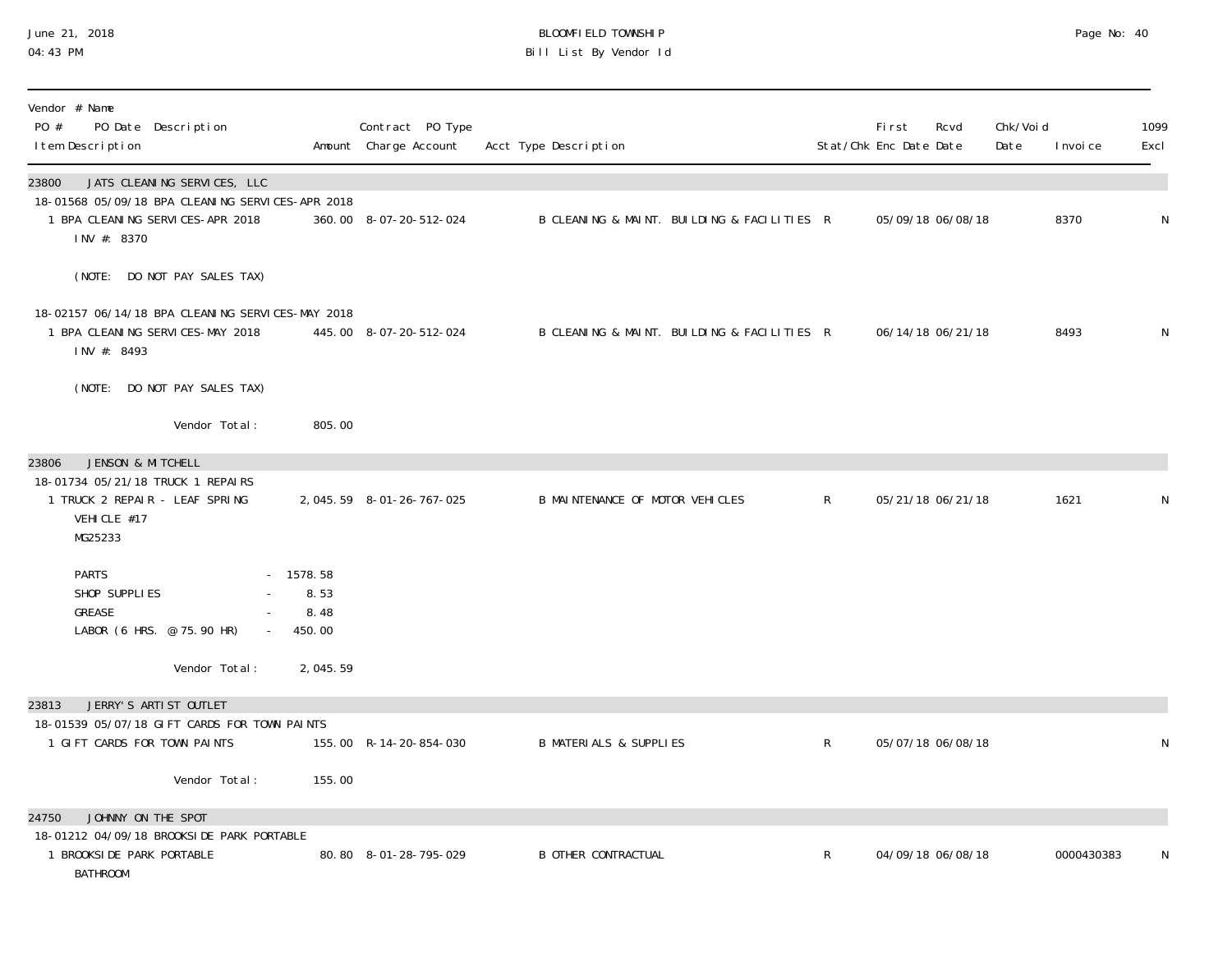BLOOMFIELD TOWNSHIP
Bill List By Vendor Id

June 21, 2018
04:43 PM

| Vendor # Name<br>PO # PO Date Description<br>Item Description | Amount | Contract PO Type<br>Charge Account | Acct Type Description | Stat/Chk | First Enc Date | Rcvd Date | Chk/Void Date | Invoice | 1099 Excl |
|---|---|---|---|---|---|---|---|---|---|
| **23800 JATS CLEANING SERVICES, LLC** | | | | | | | | | |
| 18-01568 05/09/18 BPA CLEANING SERVICES-APR 2018 | | | | | | | | | |
| 1 BPA CLEANING SERVICES-APR 2018<br>INV #: 8370<br><br>(NOTE: DO NOT PAY SALES TAX) | 360.00 | 8-07-20-512-024 | B CLEANING & MAINT. BUILDING & FACILITIES | R | 05/09/18 | 06/08/18 | | 8370 | N |
| 18-02157 06/14/18 BPA CLEANING SERVICES-MAY 2018 | | | | | | | | | |
| 1 BPA CLEANING SERVICES-MAY 2018<br>INV #: 8493<br><br>(NOTE: DO NOT PAY SALES TAX) | 445.00 | 8-07-20-512-024 | B CLEANING & MAINT. BUILDING & FACILITIES | R | 06/14/18 | 06/21/18 | | 8493 | N |
| Vendor Total: | 805.00 | | | | | | | | |
| **23806 JENSON & MITCHELL** | | | | | | | | | |
| 18-01734 05/21/18 TRUCK 1 REPAIRS | | | | | | | | | |
| 1 TRUCK 2 REPAIR - LEAF SPRING<br>VEHICLE #17<br>MG25233<br><br>PARTS - 1578.58<br>SHOP SUPPLIES - 8.53<br>GREASE - 8.48<br>LABOR (6 HRS. @ 75.90 HR) - 450.00 | 2,045.59 | 8-01-26-767-025 | B MAINTENANCE OF MOTOR VEHICLES | R | 05/21/18 | 06/21/18 | | 1621 | N |
| Vendor Total: | 2,045.59 | | | | | | | | |
| **23813 JERRY'S ARTIST OUTLET** | | | | | | | | | |
| 18-01539 05/07/18 GIFT CARDS FOR TOWN PAINTS | | | | | | | | | |
| 1 GIFT CARDS FOR TOWN PAINTS | 155.00 | R-14-20-854-030 | B MATERIALS & SUPPLIES | R | 05/07/18 | 06/08/18 | | | N |
| Vendor Total: | 155.00 | | | | | | | | |
| **24750 JOHNNY ON THE SPOT** | | | | | | | | | |
| 18-01212 04/09/18 BROOKSIDE PARK PORTABLE | | | | | | | | | |
| 1 BROOKSIDE PARK PORTABLE<br>BATHROOM | 80.80 | 8-01-28-795-029 | B OTHER CONTRACTUAL | R | 04/09/18 | 06/08/18 | | 0000430383 | N |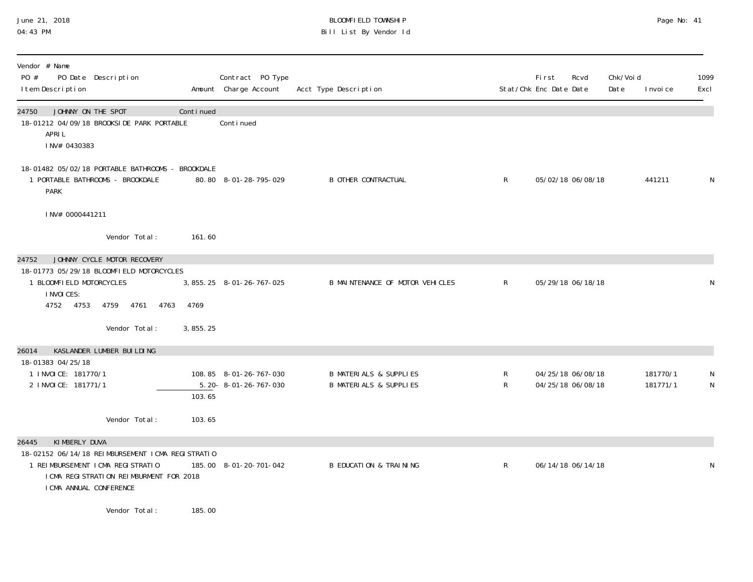BLOOMFIELD TOWNSHIP
Bill List By Vendor Id

| Vendor # Name / PO # PO Date Description / Item Description | Amount | Contract PO Type / Charge Account | Acct Type Description | Stat/Chk | First Enc Date | Rcvd Date | Chk/Void Date | Invoice | 1099 Excl |
|---|---|---|---|---|---|---|---|---|---|
| **24750 JOHNNY ON THE SPOT** | Continued | | | | | | | | |
| 18-01212 04/09/18 BROOKSIDE PARK PORTABLE | | Continued | | | | | | | |
| APRIL | | | | | | | | | |
| INV# 0430383 | | | | | | | | | |
| 18-01482 05/02/18 PORTABLE BATHROOMS - BROOKDALE | | | | | | | | | |
| 1 PORTABLE BATHROOMS - BROOKDALE PARK | 80.80 | 8-01-28-795-029 | B OTHER CONTRACTUAL | R | 05/02/18 | 06/08/18 | | 441211 | N |
| INV# 0000441211 | | | | | | | | | |
| Vendor Total: | 161.60 | | | | | | | | |
| **24752 JOHNNY CYCLE MOTOR RECOVERY** | | | | | | | | | |
| 18-01773 05/29/18 BLOOMFIELD MOTORCYCLES | | | | | | | | | |
| 1 BLOOMFIELD MOTORCYCLES | 3,855.25 | 8-01-26-767-025 | B MAINTENANCE OF MOTOR VEHICLES | R | 05/29/18 | 06/18/18 | | | N |
| INVOICES: 4752 4753 4759 4761 4763 4769 | | | | | | | | | |
| Vendor Total: | 3,855.25 | | | | | | | | |
| **26014 KASLANDER LUMBER BUILDING** | | | | | | | | | |
| 18-01383 04/25/18 | | | | | | | | | |
| 1 INVOICE: 181770/1 | 108.85 | 8-01-26-767-030 | B MATERIALS & SUPPLIES | R | 04/25/18 | 06/08/18 | | 181770/1 | N |
| 2 INVOICE: 181771/1 | 5.20- | 8-01-26-767-030 | B MATERIALS & SUPPLIES | R | 04/25/18 | 06/08/18 | | 181771/1 | N |
| | 103.65 | | | | | | | | |
| Vendor Total: | 103.65 | | | | | | | | |
| **26445 KIMBERLY DUVA** | | | | | | | | | |
| 18-02152 06/14/18 REIMBURSEMENT ICMA REGISTRATIO | | | | | | | | | |
| 1 REIMBURSEMENT ICMA REGISTRATIO | 185.00 | 8-01-20-701-042 | B EDUCATION & TRAINING | R | 06/14/18 | 06/14/18 | | | N |
| ICMA REGISTRATION REIMBURMENT FOR 2018 ICMA ANNUAL CONFERENCE | | | | | | | | | |
| Vendor Total: | 185.00 | | | | | | | | |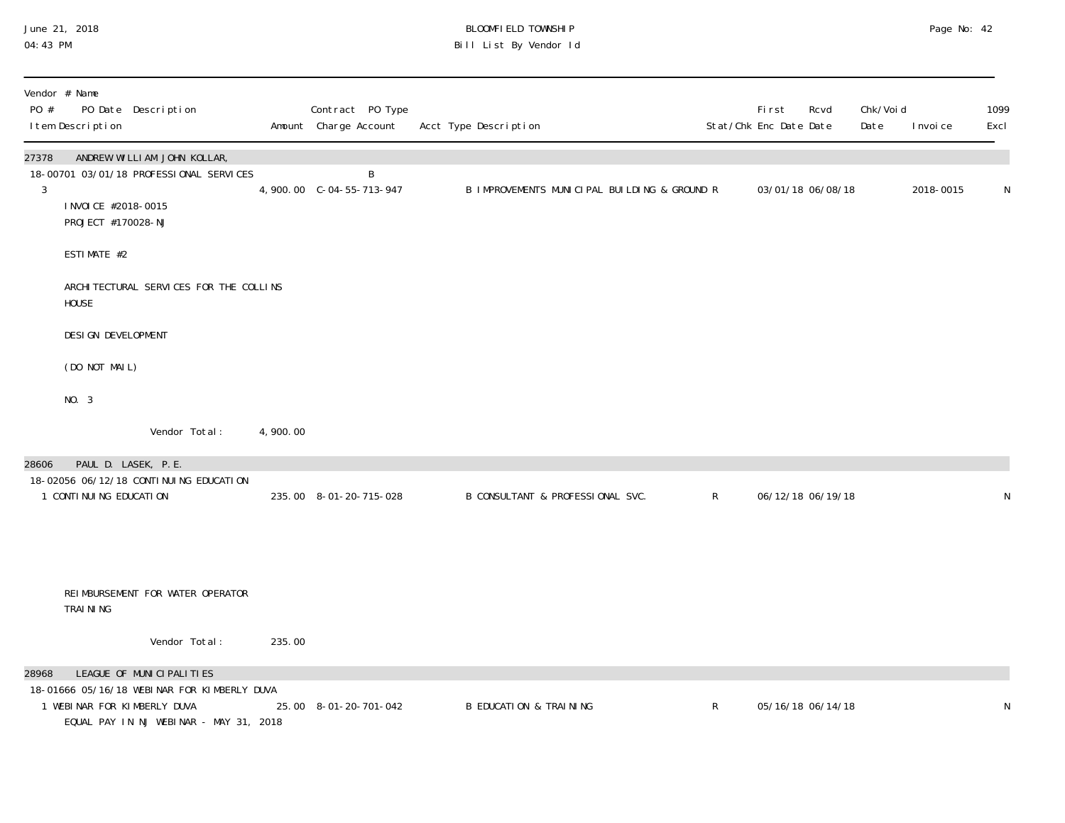| Vendor # Name<br>PO # PO Date Description<br>Item Description | Amount | Contract PO Type<br>Charge Account | Acct Type Description | Stat/Chk | First Enc Date | Rcvd Date | Chk/Void Date | Invoice | 1099 Excl |
|---|---|---|---|---|---|---|---|---|---|
| **27378 ANDREW WILLIAM JOHN KOLLAR,** | | | | | | | | | |
| 18-00701 03/01/18 PROFESSIONAL SERVICES | | B | | | | | | | |
| 3 | 4,900.00 | C-04-55-713-947 | B IMPROVEMENTS MUNICIPAL BUILDING & GROUND | R | 03/01/18 | 06/08/18 | | 2018-0015 | N |
| INVOICE #2018-0015<br>PROJECT #170028-NJ<br><br>ESTIMATE #2<br><br>ARCHITECTURAL SERVICES FOR THE COLLINS HOUSE<br><br>DESIGN DEVELOPMENT<br><br>(DO NOT MAIL)<br><br>NO. 3 | | | | | | | | | |
| Vendor Total: | 4,900.00 | | | | | | | | |
| **28606 PAUL D. LASEK, P.E.** | | | | | | | | | |
| 18-02056 06/12/18 CONTINUING EDUCATION | | | | | | | | | |
| 1 CONTINUING EDUCATION | 235.00 | 8-01-20-715-028 | B CONSULTANT & PROFESSIONAL SVC. | R | 06/12/18 | 06/19/18 | | | N |
| REIMBURSEMENT FOR WATER OPERATOR TRAINING | | | | | | | | | |
| Vendor Total: | 235.00 | | | | | | | | |
| **28968 LEAGUE OF MUNICIPALITIES** | | | | | | | | | |
| 18-01666 05/16/18 WEBINAR FOR KIMBERLY DUVA | | | | | | | | | |
| 1 WEBINAR FOR KIMBERLY DUVA | 25.00 | 8-01-20-701-042 | B EDUCATION & TRAINING | R | 05/16/18 | 06/14/18 | | | N |
| EQUAL PAY IN NJ WEBINAR - MAY 31, 2018 | | | | | | | | | |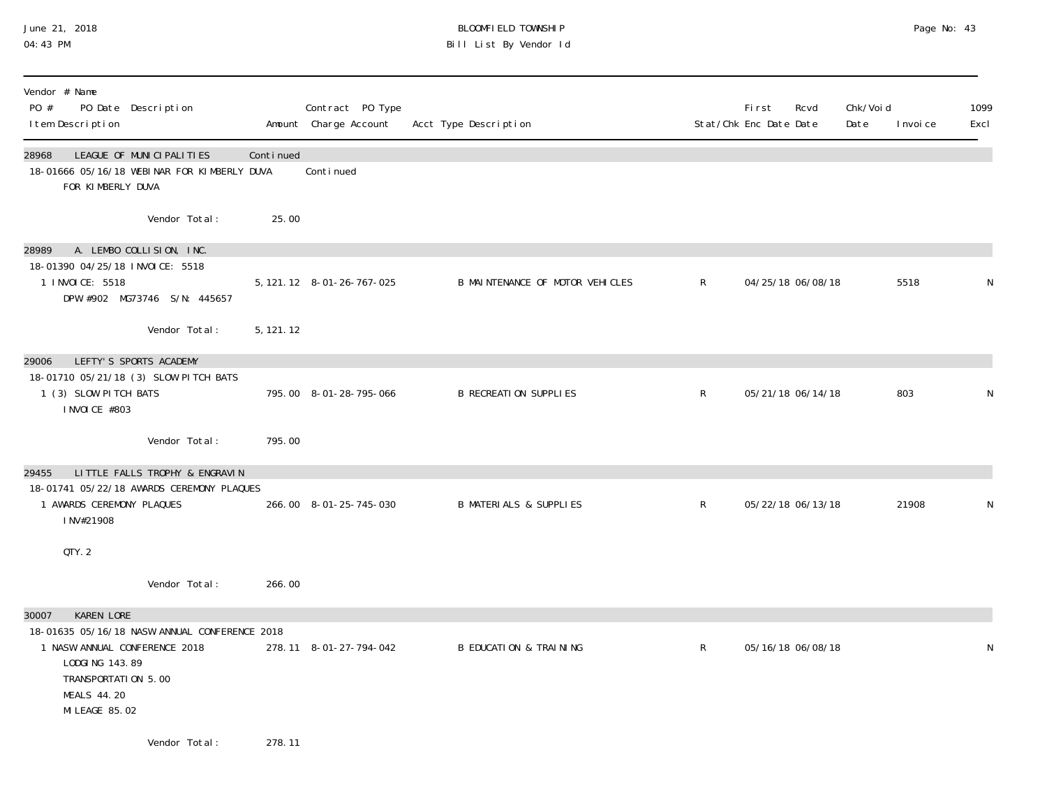BLOOMFIELD TOWNSHIP
Bill List By Vendor Id

| Vendor # Name<br>PO # PO Date Description<br>Item Description | Amount | Contract PO Type<br>Charge Account | Acct Type Description | Stat/Chk | First Enc Date | Rcvd Date | Chk/Void Date | Invoice | 1099 Excl |
|---|---|---|---|---|---|---|---|---|---|
| 28968 LEAGUE OF MUNICIPALITIES | Continued | | | | | | | | |
| 18-01666 05/16/18 WEBINAR FOR KIMBERLY DUVA | | Continued | | | | | | | |
| FOR KIMBERLY DUVA | | | | | | | | | |
| Vendor Total: | 25.00 | | | | | | | | |
| 28989 A. LEMBO COLLISION, INC. | | | | | | | | | |
| 18-01390 04/25/18 INVOICE: 5518 | | | | | | | | | |
| 1 INVOICE: 5518<br>DPW #902 MG73746 S/N: 445657 | 5,121.12 | 8-01-26-767-025 | B MAINTENANCE OF MOTOR VEHICLES | R | 04/25/18 | 06/08/18 | | 5518 | N |
| Vendor Total: | 5,121.12 | | | | | | | | |
| 29006 LEFTY'S SPORTS ACADEMY | | | | | | | | | |
| 18-01710 05/21/18 (3) SLOW PITCH BATS | | | | | | | | | |
| 1 (3) SLOW PITCH BATS<br>INVOICE #803 | 795.00 | 8-01-28-795-066 | B RECREATION SUPPLIES | R | 05/21/18 | 06/14/18 | | 803 | N |
| Vendor Total: | 795.00 | | | | | | | | |
| 29455 LITTLE FALLS TROPHY & ENGRAVIN | | | | | | | | | |
| 18-01741 05/22/18 AWARDS CEREMONY PLAQUES | | | | | | | | | |
| 1 AWARDS CEREMONY PLAQUES<br>INV#21908<br>QTY. 2 | 266.00 | 8-01-25-745-030 | B MATERIALS & SUPPLIES | R | 05/22/18 | 06/13/18 | | 21908 | N |
| Vendor Total: | 266.00 | | | | | | | | |
| 30007 KAREN LORE | | | | | | | | | |
| 18-01635 05/16/18 NASW ANNUAL CONFERENCE 2018 | | | | | | | | | |
| 1 NASW ANNUAL CONFERENCE 2018<br>LODGING 143.89<br>TRANSPORTATION 5.00<br>MEALS 44.20<br>MILEAGE 85.02 | 278.11 | 8-01-27-794-042 | B EDUCATION & TRAINING | R | 05/16/18 | 06/08/18 | | | N |
| Vendor Total: | 278.11 | | | | | | | | |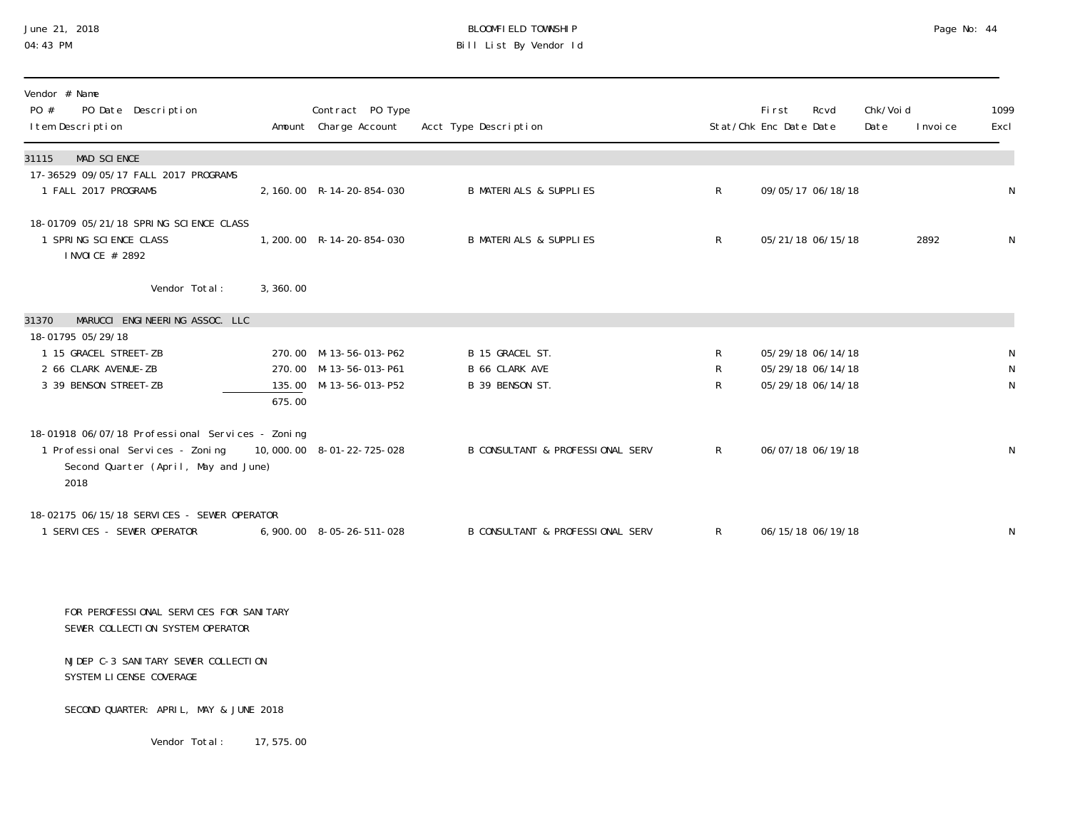BLOOMFIELD TOWNSHIP
Bill List By Vendor Id

| Vendor # Name<br>PO # PO Date Description<br>Item Description | Amount | Contract PO Type<br>Charge Account | Acct Type Description | Stat/Chk | First Enc Date | Rcvd Date | Chk/Void Date | Invoice | 1099 Excl |
|---|---|---|---|---|---|---|---|---|---|
| **31115 MAD SCIENCE** | | | | | | | | | |
| 17-36529 09/05/17 FALL 2017 PROGRAMS | | | | | | | | | |
| 1 FALL 2017 PROGRAMS | 2,160.00 | R-14-20-854-030 | B MATERIALS & SUPPLIES | R | 09/05/17 | 06/18/18 | | | N |
| 18-01709 05/21/18 SPRING SCIENCE CLASS | | | | | | | | | |
| 1 SPRING SCIENCE CLASS<br>INVOICE # 2892 | 1,200.00 | R-14-20-854-030 | B MATERIALS & SUPPLIES | R | 05/21/18 | 06/15/18 | | 2892 | N |
| Vendor Total: | 3,360.00 | | | | | | | | |
| **31370 MARUCCI ENGINEERING ASSOC. LLC** | | | | | | | | | |
| 18-01795 05/29/18 | | | | | | | | | |
| 1 15 GRACEL STREET-ZB | 270.00 | M-13-56-013-P62 | B 15 GRACEL ST. | R | 05/29/18 | 06/14/18 | | | N |
| 2 66 CLARK AVENUE-ZB | 270.00 | M-13-56-013-P61 | B 66 CLARK AVE | R | 05/29/18 | 06/14/18 | | | N |
| 3 39 BENSON STREET-ZB | 135.00 | M-13-56-013-P52 | B 39 BENSON ST. | R | 05/29/18 | 06/14/18 | | | N |
| | 675.00 | | | | | | | | |
| 18-01918 06/07/18 Professional Services - Zoning | | | | | | | | | |
| 1 Professional Services - Zoning<br>Second Quarter (April, May and June) 2018 | 10,000.00 | 8-01-22-725-028 | B CONSULTANT & PROFESSIONAL SERV | R | 06/07/18 | 06/19/18 | | | N |
| 18-02175 06/15/18 SERVICES - SEWER OPERATOR | | | | | | | | | |
| 1 SERVICES - SEWER OPERATOR | 6,900.00 | 8-05-26-511-028 | B CONSULTANT & PROFESSIONAL SERV | R | 06/15/18 | 06/19/18 | | | N |

FOR PEROFESSIONAL SERVICES FOR SANITARY SEWER COLLECTION SYSTEM OPERATOR

NJDEP C-3 SANITARY SEWER COLLECTION SYSTEM LICENSE COVERAGE

SECOND QUARTER: APRIL, MAY & JUNE 2018

Vendor Total: 17,575.00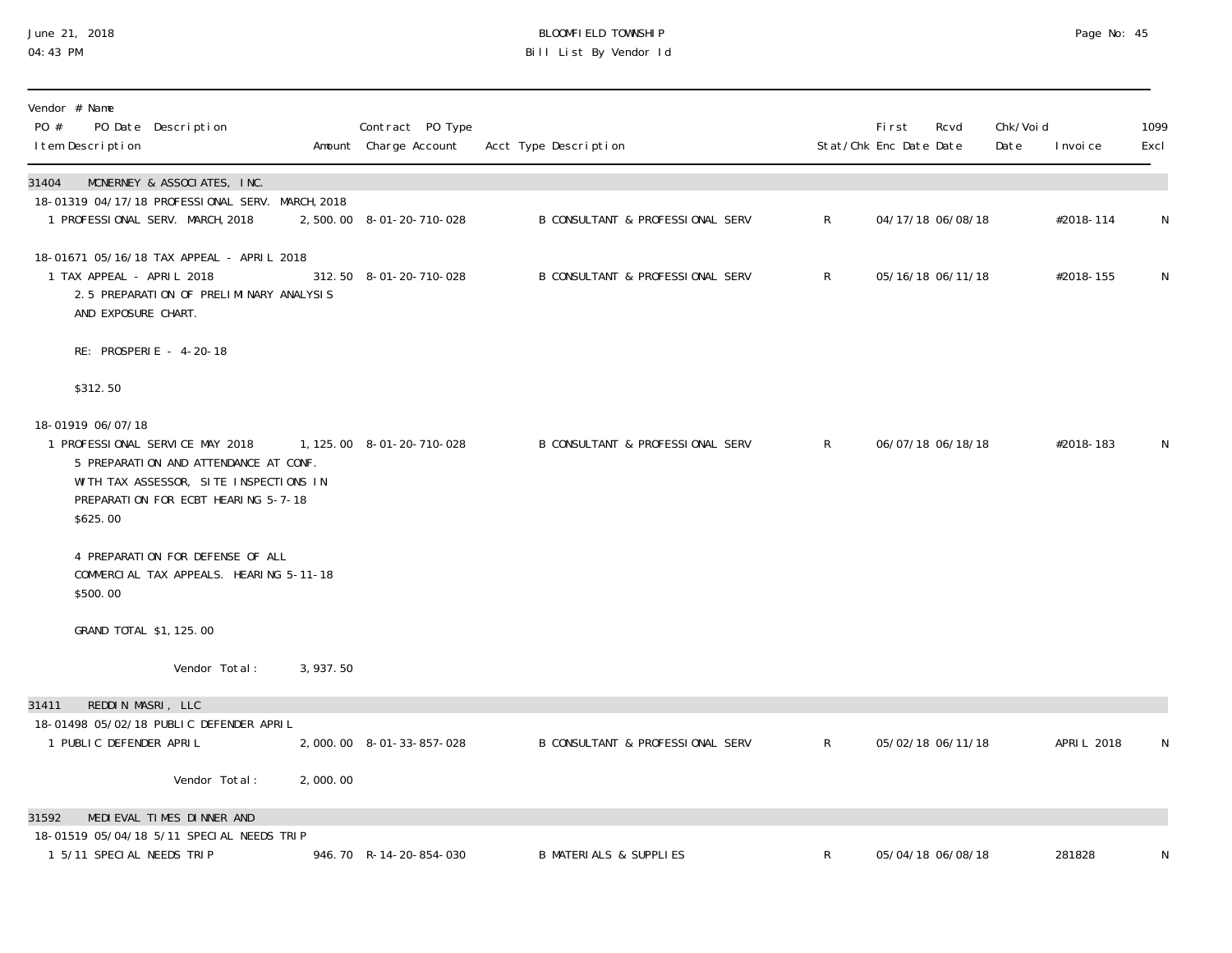| Vendor # Name<br>PO # PO Date Description<br>Item Description | Amount | Contract PO Type<br>Charge Account | Acct Type Description | Stat/Chk | First Enc Date | Rcvd Date | Chk/Void Date | Invoice | 1099 Excl |
|---|---|---|---|---|---|---|---|---|---|
| **31404 MCNERNEY & ASSOCIATES, INC.** | | | | | | | | | |
| 18-01319 04/17/18 PROFESSIONAL SERV. MARCH,2018 | | | | | | | | | |
| 1 PROFESSIONAL SERV. MARCH,2018 | 2,500.00 | 8-01-20-710-028 | B CONSULTANT & PROFESSIONAL SERV | R | 04/17/18 | 06/08/18 | | #2018-114 | N |
| 18-01671 05/16/18 TAX APPEAL - APRIL 2018 | | | | | | | | | |
| 1 TAX APPEAL - APRIL 2018<br>2.5 PREPARATION OF PRELIMINARY ANALYSIS AND EXPOSURE CHART.<br>RE: PROSPERIE - 4-20-18<br>$312.50 | 312.50 | 8-01-20-710-028 | B CONSULTANT & PROFESSIONAL SERV | R | 05/16/18 | 06/11/18 | | #2018-155 | N |
| 18-01919 06/07/18 | | | | | | | | | |
| 1 PROFESSIONAL SERVICE MAY 2018<br>5 PREPARATION AND ATTENDANCE AT CONF. WITH TAX ASSESSOR, SITE INSPECTIONS IN PREPARATION FOR ECBT HEARING 5-7-18<br>$625.00<br>4 PREPARATION FOR DEFENSE OF ALL COMMERCIAL TAX APPEALS. HEARING 5-11-18<br>$500.00<br>GRAND TOTAL $1,125.00 | 1,125.00 | 8-01-20-710-028 | B CONSULTANT & PROFESSIONAL SERV | R | 06/07/18 | 06/18/18 | | #2018-183 | N |
| Vendor Total: | 3,937.50 | | | | | | | | |
| **31411 REDDIN MASRI, LLC** | | | | | | | | | |
| 18-01498 05/02/18 PUBLIC DEFENDER APRIL | | | | | | | | | |
| 1 PUBLIC DEFENDER APRIL | 2,000.00 | 8-01-33-857-028 | B CONSULTANT & PROFESSIONAL SERV | R | 05/02/18 | 06/11/18 | | APRIL 2018 | N |
| Vendor Total: | 2,000.00 | | | | | | | | |
| **31592 MEDIEVAL TIMES DINNER AND** | | | | | | | | | |
| 18-01519 05/04/18 5/11 SPECIAL NEEDS TRIP | | | | | | | | | |
| 1 5/11 SPECIAL NEEDS TRIP | 946.70 | R-14-20-854-030 | B MATERIALS & SUPPLIES | R | 05/04/18 | 06/08/18 | | 281828 | N |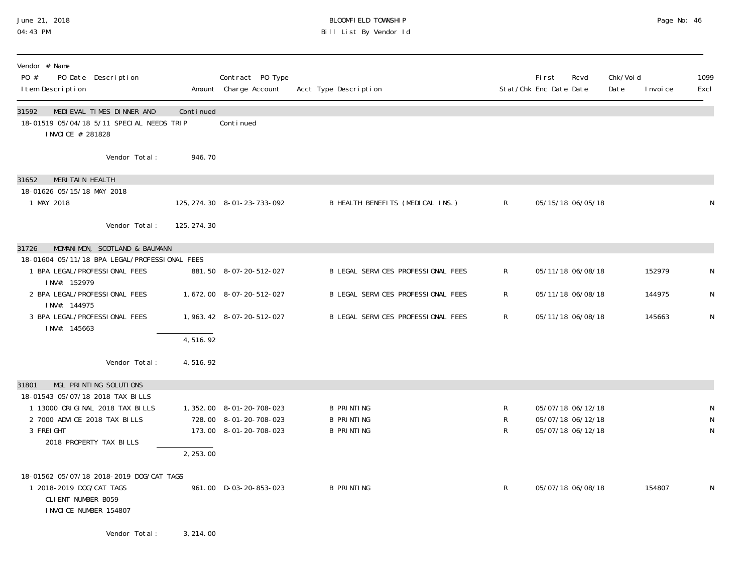BLOOMFIELD TOWNSHIP
Bill List By Vendor Id

| Vendor # Name<br>PO # PO Date Description<br>Item Description | Amount | Contract PO Type<br>Charge Account | Acct Type Description | Stat/Chk | First Enc Date | Rcvd Date | Chk/Void Date | Invoice | 1099 Excl |
|---|---|---|---|---|---|---|---|---|---|
| **31592 MEDIEVAL TIMES DINNER AND** | Continued | | | | | | | | |
| 18-01519 05/04/18 5/11 SPECIAL NEEDS TRIP | | Continued | | | | | | | |
| INVOICE # 281828 | | | | | | | | | |
| Vendor Total: | 946.70 | | | | | | | | |
| **31652 MERITAIN HEALTH** | | | | | | | | | |
| 18-01626 05/15/18 MAY 2018 | | | | | | | | | |
| 1 MAY 2018 | 125,274.30 | 8-01-23-733-092 | B HEALTH BENEFITS (MEDICAL INS.) | R | 05/15/18 | 06/05/18 | | | N |
| Vendor Total: | 125,274.30 | | | | | | | | |
| **31726 MCMANIMON, SCOTLAND & BAUMANN** | | | | | | | | | |
| 18-01604 05/11/18 BPA LEGAL/PROFESSIONAL FEES | | | | | | | | | |
| 1 BPA LEGAL/PROFESSIONAL FEES INV#: 152979 | 881.50 | 8-07-20-512-027 | B LEGAL SERVICES PROFESSIONAL FEES | R | 05/11/18 | 06/08/18 | | 152979 | N |
| 2 BPA LEGAL/PROFESSIONAL FEES INV#: 144975 | 1,672.00 | 8-07-20-512-027 | B LEGAL SERVICES PROFESSIONAL FEES | R | 05/11/18 | 06/08/18 | | 144975 | N |
| 3 BPA LEGAL/PROFESSIONAL FEES INV#: 145663 | 1,963.42 | 8-07-20-512-027 | B LEGAL SERVICES PROFESSIONAL FEES | R | 05/11/18 | 06/08/18 | | 145663 | N |
| | 4,516.92 | | | | | | | | |
| Vendor Total: | 4,516.92 | | | | | | | | |
| **31801 MGL PRINTING SOLUTIONS** | | | | | | | | | |
| 18-01543 05/07/18 2018 TAX BILLS | | | | | | | | | |
| 1 13000 ORIGINAL 2018 TAX BILLS | 1,352.00 | 8-01-20-708-023 | B PRINTING | R | 05/07/18 | 06/12/18 | | | N |
| 2 7000 ADVICE 2018 TAX BILLS | 728.00 | 8-01-20-708-023 | B PRINTING | R | 05/07/18 | 06/12/18 | | | N |
| 3 FREIGHT 2018 PROPERTY TAX BILLS | 173.00 | 8-01-20-708-023 | B PRINTING | R | 05/07/18 | 06/12/18 | | | N |
| | 2,253.00 | | | | | | | | |
| 18-01562 05/07/18 2018-2019 DOG/CAT TAGS | | | | | | | | | |
| 1 2018-2019 DOG/CAT TAGS CLIENT NUMBER B059 INVOICE NUMBER 154807 | 961.00 | D-03-20-853-023 | B PRINTING | R | 05/07/18 | 06/08/18 | | 154807 | N |
| Vendor Total: | 3,214.00 | | | | | | | | |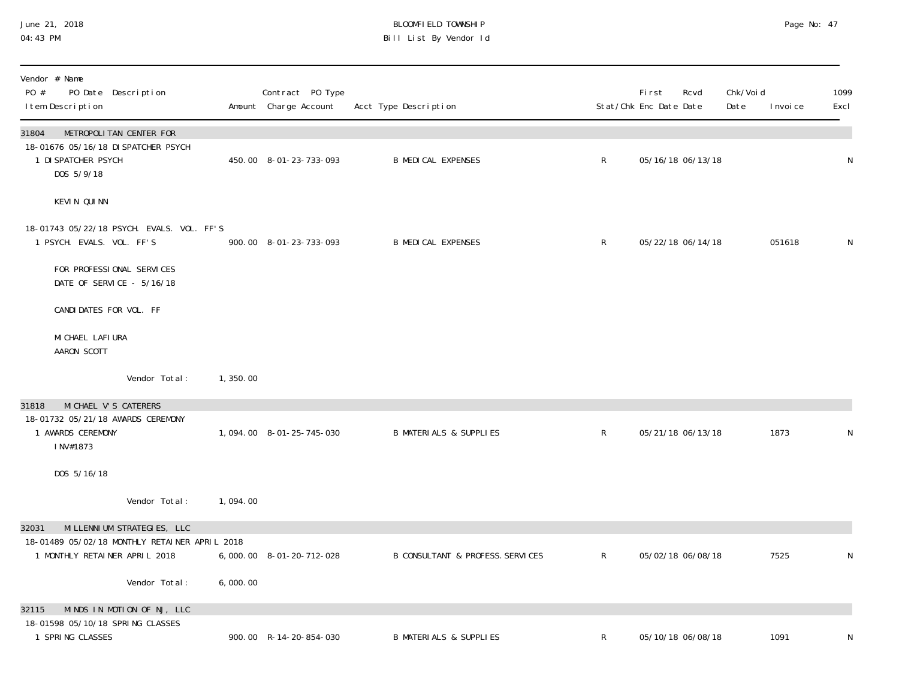BLOOMFIELD TOWNSHIP
Bill List By Vendor Id

| Vendor # Name<br>PO # PO Date Description<br>Item Description | Amount | Contract PO Type<br>Charge Account | Acct Type Description | Stat/Chk | First Enc Date | Rcvd Date | Chk/Void Date | Invoice | 1099 Excl |
|---|---|---|---|---|---|---|---|---|---|
| **31804 METROPOLITAN CENTER FOR** | | | | | | | | | |
| 18-01676 05/16/18 DISPATCHER PSYCH | | | | | | | | | |
| 1 DISPATCHER PSYCH<br>DOS 5/9/18<br><br>KEVIN QUINN | 450.00 | 8-01-23-733-093 | B MEDICAL EXPENSES | R | 05/16/18 | 06/13/18 | | | N |
| 18-01743 05/22/18 PSYCH. EVALS. VOL. FF'S | | | | | | | | | |
| 1 PSYCH. EVALS. VOL. FF'S<br><br>FOR PROFESSIONAL SERVICES<br>DATE OF SERVICE - 5/16/18<br><br>CANDIDATES FOR VOL. FF<br><br>MICHAEL LAFIURA<br>AARON SCOTT | 900.00 | 8-01-23-733-093 | B MEDICAL EXPENSES | R | 05/22/18 | 06/14/18 | | 051618 | N |
| Vendor Total: | 1,350.00 | | | | | | | | |
| **31818 MICHAEL V'S CATERERS** | | | | | | | | | |
| 18-01732 05/21/18 AWARDS CEREMONY | | | | | | | | | |
| 1 AWARDS CEREMONY<br>INV#1873<br><br>DOS 5/16/18 | 1,094.00 | 8-01-25-745-030 | B MATERIALS & SUPPLIES | R | 05/21/18 | 06/13/18 | | 1873 | N |
| Vendor Total: | 1,094.00 | | | | | | | | |
| **32031 MILLENNIUM STRATEGIES, LLC** | | | | | | | | | |
| 18-01489 05/02/18 MONTHLY RETAINER APRIL 2018 | | | | | | | | | |
| 1 MONTHLY RETAINER APRIL 2018 | 6,000.00 | 8-01-20-712-028 | B CONSULTANT & PROFESS. SERVICES | R | 05/02/18 | 06/08/18 | | 7525 | N |
| Vendor Total: | 6,000.00 | | | | | | | | |
| **32115 MINDS IN MOTION OF NJ, LLC** | | | | | | | | | |
| 18-01598 05/10/18 SPRING CLASSES | | | | | | | | | |
| 1 SPRING CLASSES | 900.00 | R-14-20-854-030 | B MATERIALS & SUPPLIES | R | 05/10/18 | 06/08/18 | | 1091 | N |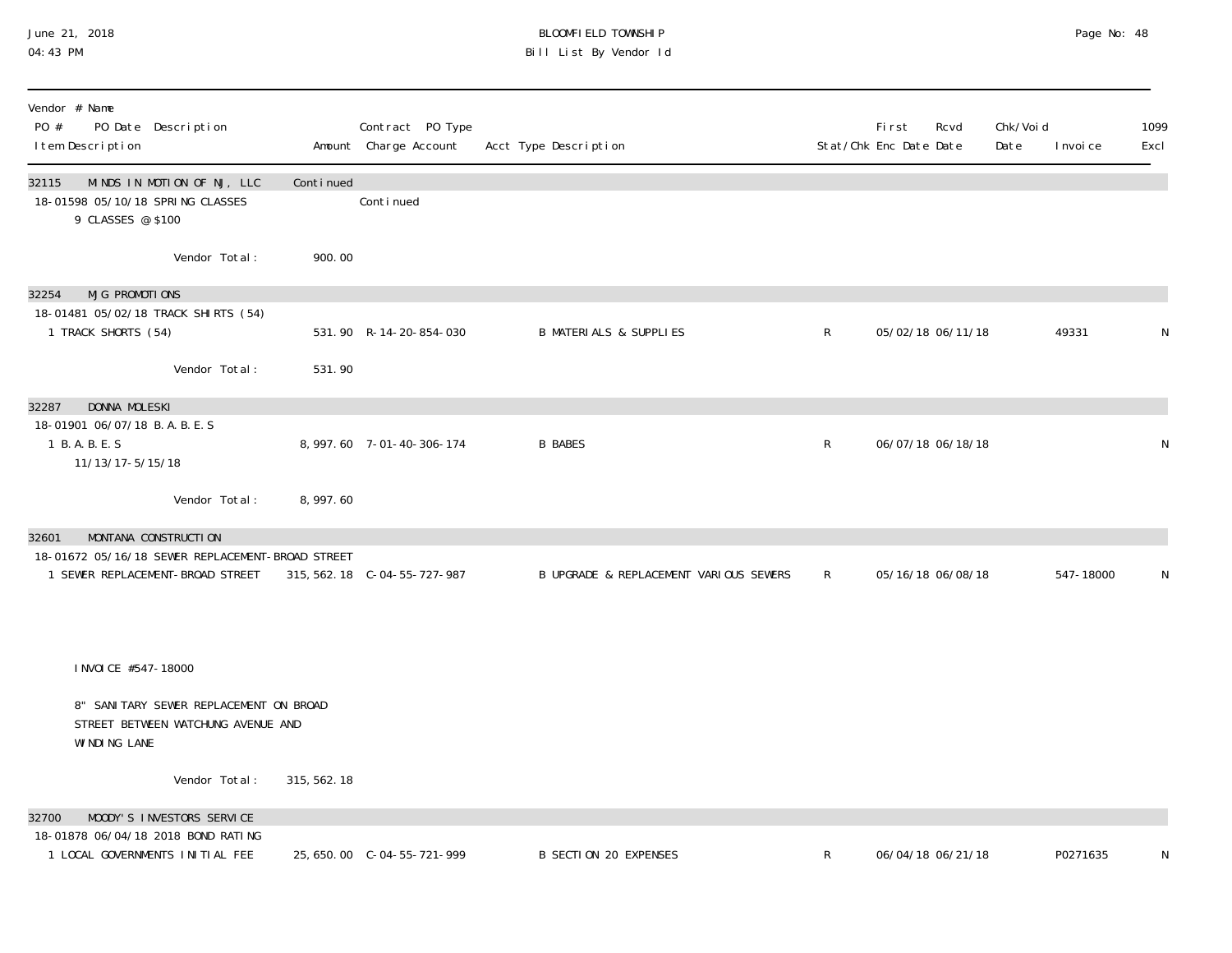# BLOOMFIELD TOWNSHIP
## Bill List By Vendor Id

June 21, 2018
04:43 PM

| Vendor # Name<br>PO # PO Date Description<br>Item Description | Amount | Contract PO Type<br>Charge Account | Acct Type Description | Stat/Chk | First Enc Date | Rcvd Date | Chk/Void Date | Invoice | 1099 Excl |
|---|---|---|---|---|---|---|---|---|---|
| **32115 MINDS IN MOTION OF NJ, LLC** | Continued | | | | | | | | |
| 18-01598 05/10/18 SPRING CLASSES | | Continued | | | | | | | |
| 9 CLASSES @ $100 | | | | | | | | | |
| Vendor Total: | 900.00 | | | | | | | | |
| **32254 MJG PROMOTIONS** | | | | | | | | | |
| 18-01481 05/02/18 TRACK SHIRTS (54) | | | | | | | | | |
| 1 TRACK SHORTS (54) | 531.90 | R-14-20-854-030 | B MATERIALS & SUPPLIES | R | 05/02/18 | 06/11/18 | | 49331 | N |
| Vendor Total: | 531.90 | | | | | | | | |
| **32287 DONNA MOLESKI** | | | | | | | | | |
| 18-01901 06/07/18 B.A.B.E.S | | | | | | | | | |
| 1 B.A.B.E.S<br>11/13/17-5/15/18 | 8,997.60 | 7-01-40-306-174 | B BABES | R | 06/07/18 | 06/18/18 | | | N |
| Vendor Total: | 8,997.60 | | | | | | | | |
| **32601 MONTANA CONSTRUCTION** | | | | | | | | | |
| 18-01672 05/16/18 SEWER REPLACEMENT-BROAD STREET | | | | | | | | | |
| 1 SEWER REPLACEMENT-BROAD STREET<br><br>INVOICE #547-18000<br><br>8" SANITARY SEWER REPLACEMENT ON BROAD STREET BETWEEN WATCHUNG AVENUE AND WINDING LANE | 315,562.18 | C-04-55-727-987 | B UPGRADE & REPLACEMENT VARIOUS SEWERS | R | 05/16/18 | 06/08/18 | | 547-18000 | N |
| Vendor Total: | 315,562.18 | | | | | | | | |
| **32700 MOODY'S INVESTORS SERVICE** | | | | | | | | | |
| 18-01878 06/04/18 2018 BOND RATING | | | | | | | | | |
| 1 LOCAL GOVERNMENTS INITIAL FEE | 25,650.00 | C-04-55-721-999 | B SECTION 20 EXPENSES | R | 06/04/18 | 06/21/18 | | P0271635 | N |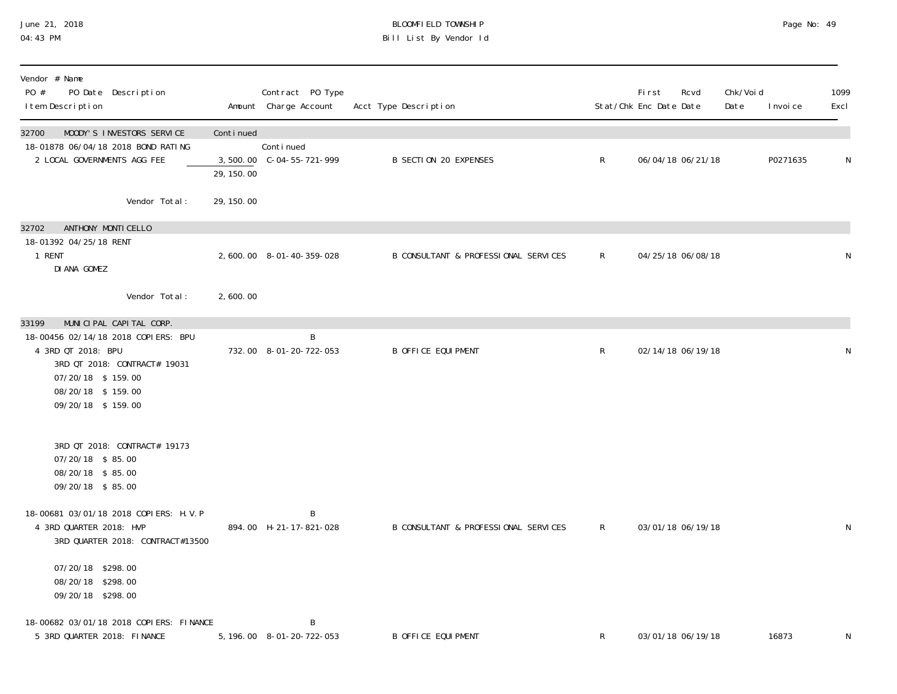BLOOMFIELD TOWNSHIP

Bill List By Vendor Id

June 21, 2018
04:43 PM

| Vendor # Name / PO # PO Date Description / Item Description | Amount | Contract PO Type / Charge Account | Acct Type Description | Stat/Chk | First Enc Date | Rcvd Date | Chk/Void Date | Invoice | 1099 Excl |
|---|---|---|---|---|---|---|---|---|---|
| **32700 MOODY'S INVESTORS SERVICE** | Continued | | | | | | | | |
| 18-01878 06/04/18 2018 BOND RATING | | Continued | | | | | | | |
| 2 LOCAL GOVERNMENTS AGG FEE | 3,500.00 | C-04-55-721-999 | B SECTION 20 EXPENSES | R | 06/04/18 | 06/21/18 | | P0271635 | N |
| | 29,150.00 | | | | | | | | |
| Vendor Total: | 29,150.00 | | | | | | | | |
| **32702 ANTHONY MONTICELLO** | | | | | | | | | |
| 18-01392 04/25/18 RENT | | | | | | | | | |
| 1 RENT<br>DIANA GOMEZ | 2,600.00 | 8-01-40-359-028 | B CONSULTANT & PROFESSIONAL SERVICES | R | 04/25/18 | 06/08/18 | | | N |
| Vendor Total: | 2,600.00 | | | | | | | | |
| **33199 MUNICIPAL CAPITAL CORP.** | | | | | | | | | |
| 18-00456 02/14/18 2018 COPIERS: BPU | | B | | | | | | | |
| 4 3RD QT 2018: BPU<br>3RD QT 2018: CONTRACT# 19031<br>07/20/18 $ 159.00<br>08/20/18 $ 159.00<br>09/20/18 $ 159.00<br><br>3RD QT 2018: CONTRACT# 19173<br>07/20/18 $ 85.00<br>08/20/18 $ 85.00<br>09/20/18 $ 85.00 | 732.00 | 8-01-20-722-053 | B OFFICE EQUIPMENT | R | 02/14/18 | 06/19/18 | | | N |
| 18-00681 03/01/18 2018 COPIERS: H.V.P | | B | | | | | | | |
| 4 3RD QUARTER 2018: HVP<br>3RD QUARTER 2018: CONTRACT#13500<br><br>07/20/18 $298.00<br>08/20/18 $298.00<br>09/20/18 $298.00 | 894.00 | H-21-17-821-028 | B CONSULTANT & PROFESSIONAL SERVICES | R | 03/01/18 | 06/19/18 | | | N |
| 18-00682 03/01/18 2018 COPIERS: FINANCE | | B | | | | | | | |
| 5 3RD QUARTER 2018: FINANCE | 5,196.00 | 8-01-20-722-053 | B OFFICE EQUIPMENT | R | 03/01/18 | 06/19/18 | | 16873 | N |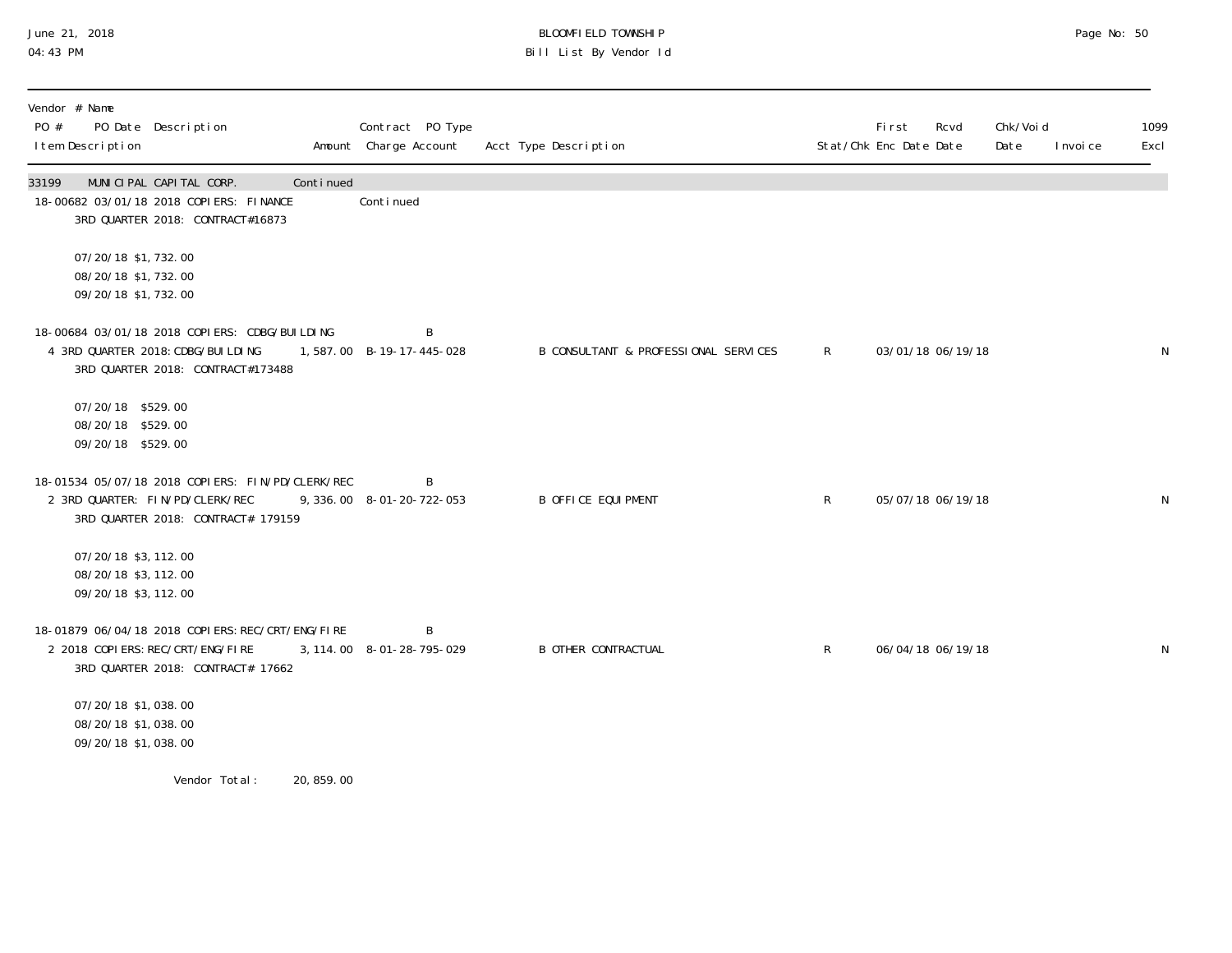June 21, 2018
04:43 PM

BLOOMFIELD TOWNSHIP
Bill List By Vendor Id

| Vendor # Name<br>PO # PO Date Description<br>Item Description | Amount | Contract PO Type<br>Charge Account | Acct Type Description | Stat/Chk | First Enc Date | Rcvd Date | Chk/Void Date | Invoice | 1099 Excl |
|---|---|---|---|---|---|---|---|---|---|
| 33199 MUNICIPAL CAPITAL CORP. | Continued | | | | | | | | |
| 18-00682 03/01/18 2018 COPIERS: FINANCE | | Continued | | | | | | | |
| 3RD QUARTER 2018: CONTRACT#16873<br><br>07/20/18 $1,732.00<br>08/20/18 $1,732.00<br>09/20/18 $1,732.00 | | | | | | | | | |
| 18-00684 03/01/18 2018 COPIERS: CDBG/BUILDING | | B | | | | | | | |
| 4 3RD QUARTER 2018:CDBG/BUILDING<br>3RD QUARTER 2018: CONTRACT#173488<br><br>07/20/18 $529.00<br>08/20/18 $529.00<br>09/20/18 $529.00 | 1,587.00 | B-19-17-445-028 | B CONSULTANT & PROFESSIONAL SERVICES | R | 03/01/18 | 06/19/18 | | | N |
| 18-01534 05/07/18 2018 COPIERS: FIN/PD/CLERK/REC | | B | | | | | | | |
| 2 3RD QUARTER: FIN/PD/CLERK/REC<br>3RD QUARTER 2018: CONTRACT# 179159<br><br>07/20/18 $3,112.00<br>08/20/18 $3,112.00<br>09/20/18 $3,112.00 | 9,336.00 | 8-01-20-722-053 | B OFFICE EQUIPMENT | R | 05/07/18 | 06/19/18 | | | N |
| 18-01879 06/04/18 2018 COPIERS:REC/CRT/ENG/FIRE | | B | | | | | | | |
| 2 2018 COPIERS:REC/CRT/ENG/FIRE<br>3RD QUARTER 2018: CONTRACT# 17662<br><br>07/20/18 $1,038.00<br>08/20/18 $1,038.00<br>09/20/18 $1,038.00 | 3,114.00 | 8-01-28-795-029 | B OTHER CONTRACTUAL | R | 06/04/18 | 06/19/18 | | | N |
| Vendor Total: | 20,859.00 | | | | | | | | |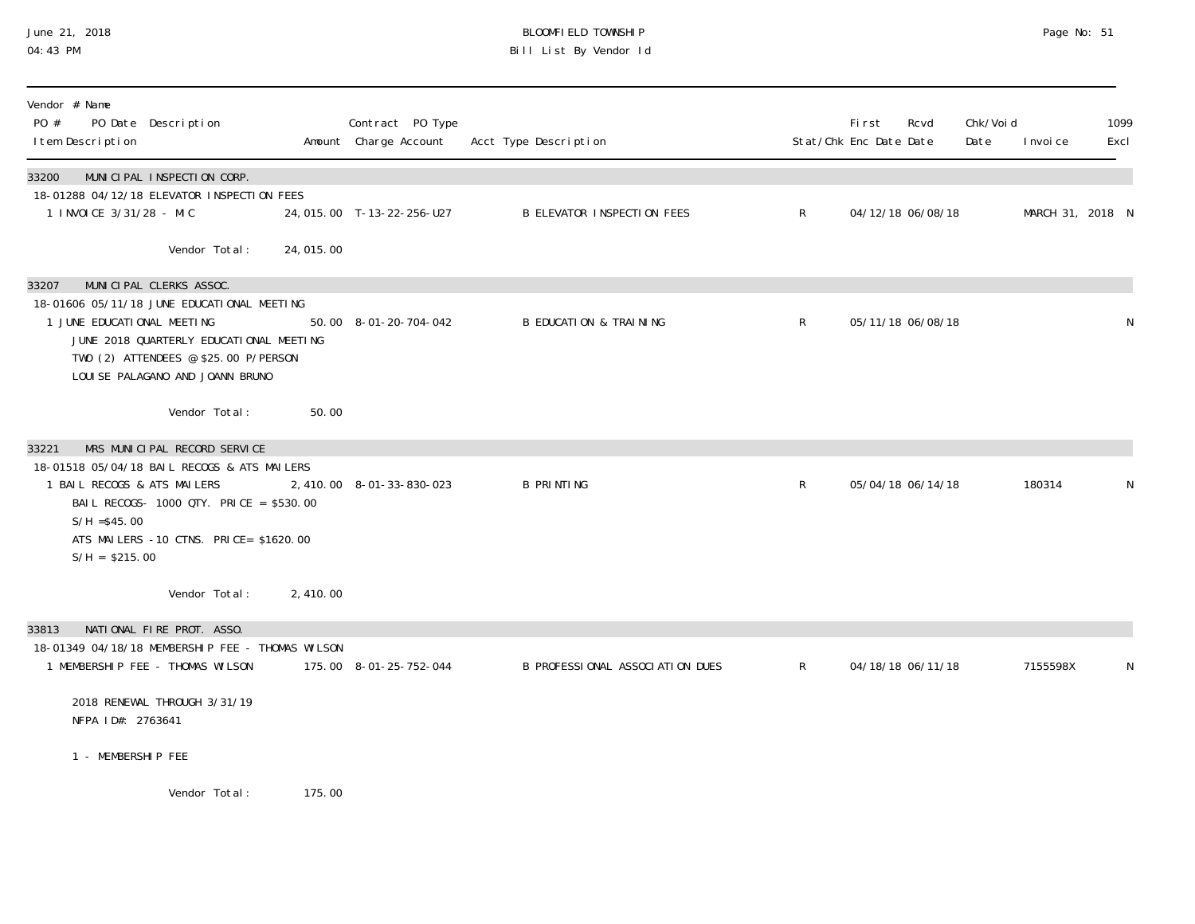| Vendor # Name PO # PO Date Description Item Description | Amount | Contract PO Type Charge Account | Acct Type Description | Stat/Chk | First Enc Date | Rcvd Date | Chk/Void Date | Invoice | 1099 Excl |
|---|---|---|---|---|---|---|---|---|---|
| **33200 MUNICIPAL INSPECTION CORP.** | | | | | | | | | |
| 18-01288 04/12/18 ELEVATOR INSPECTION FEES | | | | | | | | | |
| 1 INVOICE 3/31/28 - MIC | 24,015.00 | T-13-22-256-U27 | B ELEVATOR INSPECTION FEES | R | 04/12/18 | 06/08/18 | | MARCH 31, 2018 | N |
| Vendor Total: | 24,015.00 | | | | | | | | |
| **33207 MUNICIPAL CLERKS ASSOC.** | | | | | | | | | |
| 18-01606 05/11/18 JUNE EDUCATIONAL MEETING | | | | | | | | | |
| 1 JUNE EDUCATIONAL MEETING<br>JUNE 2018 QUARTERLY EDUCATIONAL MEETING<br>TWO (2) ATTENDEES @ $25.00 P/PERSON<br>LOUISE PALAGANO AND JOANN BRUNO | 50.00 | 8-01-20-704-042 | B EDUCATION & TRAINING | R | 05/11/18 | 06/08/18 | | | N |
| Vendor Total: | 50.00 | | | | | | | | |
| **33221 MRS MUNICIPAL RECORD SERVICE** | | | | | | | | | |
| 18-01518 05/04/18 BAIL RECOGS & ATS MAILERS | | | | | | | | | |
| 1 BAIL RECOGS & ATS MAILERS<br>BAIL RECOGS- 1000 QTY. PRICE = $530.00<br>S/H =$45.00<br>ATS MAILERS -10 CTNS. PRICE= $1620.00<br>S/H = $215.00 | 2,410.00 | 8-01-33-830-023 | B PRINTING | R | 05/04/18 | 06/14/18 | | 180314 | N |
| Vendor Total: | 2,410.00 | | | | | | | | |
| **33813 NATIONAL FIRE PROT. ASSO.** | | | | | | | | | |
| 18-01349 04/18/18 MEMBERSHIP FEE - THOMAS WILSON | | | | | | | | | |
| 1 MEMBERSHIP FEE - THOMAS WILSON<br><br>2018 RENEWAL THROUGH 3/31/19<br>NFPA ID#: 2763641<br><br>1 - MEMBERSHIP FEE | 175.00 | 8-01-25-752-044 | B PROFESSIONAL ASSOCIATION DUES | R | 04/18/18 | 06/11/18 | | 7155598X | N |
| Vendor Total: | 175.00 | | | | | | | | |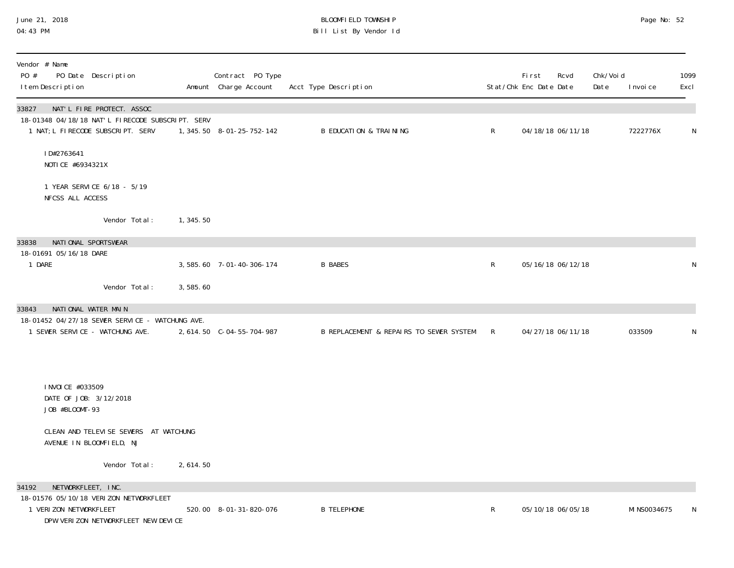BLOOMFIELD TOWNSHIP
Bill List By Vendor Id

| Vendor # Name<br>PO # PO Date Description<br>Item Description | Amount | Contract PO Type<br>Charge Account | Acct Type Description | Stat/Chk | First Enc Date | Rcvd Date | Chk/Void Date | Invoice | 1099 Excl |
|---|---|---|---|---|---|---|---|---|---|
| **33827 NAT'L FIRE PROTECT. ASSOC** | | | | | | | | | |
| 18-01348 04/18/18 NAT'L FIRECODE SUBSCRIPT. SERV | | | | | | | | | |
| 1 NAT;L FIRECODE SUBSCRIPT. SERV | 1,345.50 | 8-01-25-752-142 | B EDUCATION & TRAINING | R | 04/18/18 | 06/11/18 | | 7222776X | N |
| ID#2763641<br>NOTICE #6934321X<br><br>1 YEAR SERVICE 6/18 - 5/19<br>NFCSS ALL ACCESS | | | | | | | | | |
| Vendor Total: | 1,345.50 | | | | | | | | |
| **33838 NATIONAL SPORTSWEAR** | | | | | | | | | |
| 18-01691 05/16/18 DARE | | | | | | | | | |
| 1 DARE | 3,585.60 | 7-01-40-306-174 | B BABES | R | 05/16/18 | 06/12/18 | | | N |
| Vendor Total: | 3,585.60 | | | | | | | | |
| **33843 NATIONAL WATER MAIN** | | | | | | | | | |
| 18-01452 04/27/18 SEWER SERVICE - WATCHUNG AVE. | | | | | | | | | |
| 1 SEWER SERVICE - WATCHUNG AVE. | 2,614.50 | C-04-55-704-987 | B REPLACEMENT & REPAIRS TO SEWER SYSTEM | R | 04/27/18 | 06/11/18 | | 033509 | N |
| INVOICE #033509<br>DATE OF JOB: 3/12/2018<br>JOB #BLOOMT-93<br><br>CLEAN AND TELEVISE SEWERS AT WATCHUNG<br>AVENUE IN BLOOMFIELD, NJ | | | | | | | | | |
| Vendor Total: | 2,614.50 | | | | | | | | |
| **34192 NETWORKFLEET, INC.** | | | | | | | | | |
| 18-01576 05/10/18 VERIZON NETWORKFLEET | | | | | | | | | |
| 1 VERIZON NETWORKFLEET<br>DPW VERIZON NETWORKFLEET NEW DEVICE | 520.00 | 8-01-31-820-076 | B TELEPHONE | R | 05/10/18 | 06/05/18 | | MINS0034675 | N |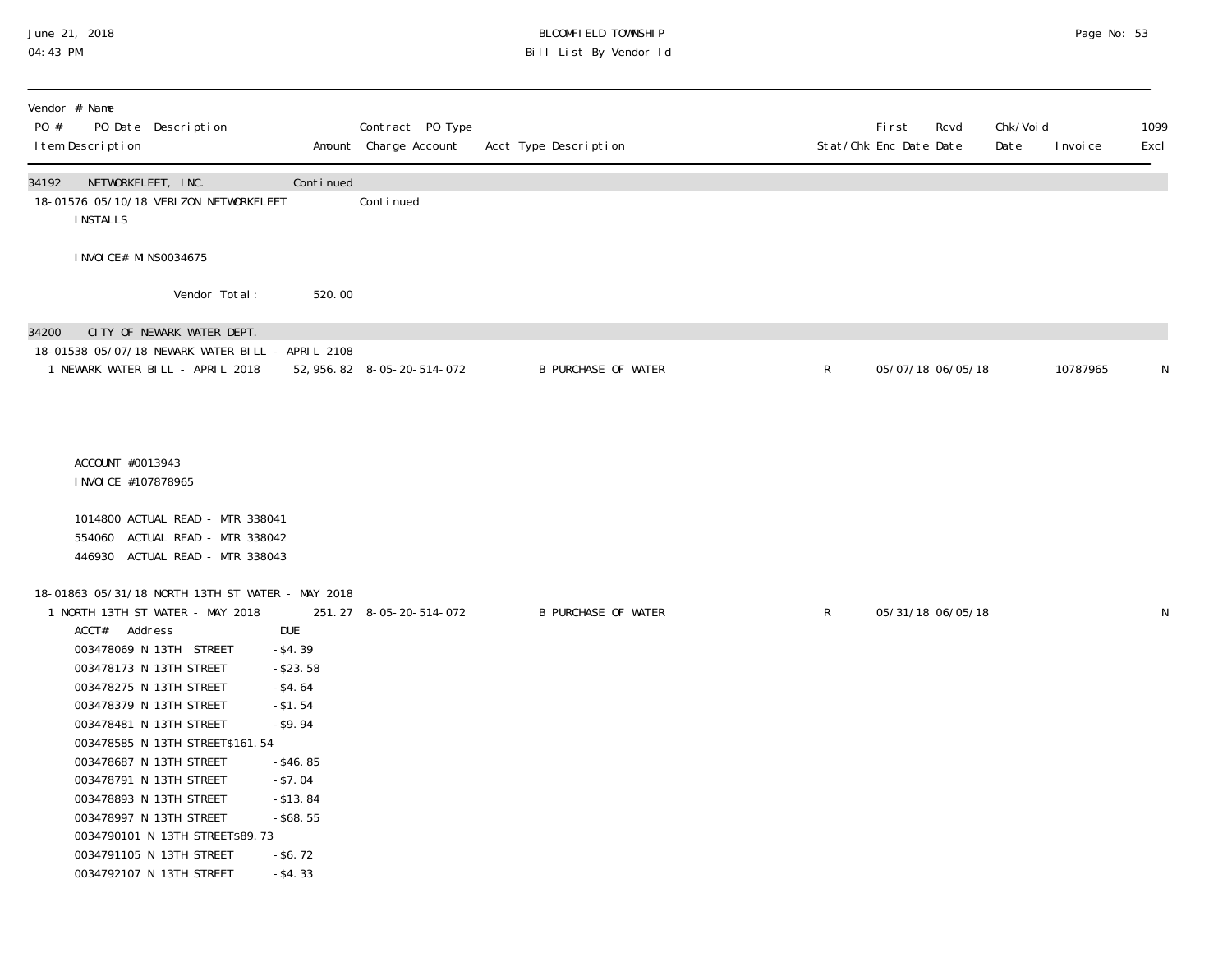Vendor # Name
PO # PO Date Description | Contract PO Type
Item Description | Amount | Charge Account | Acct Type Description | Stat/Chk | First Enc Date | Rcvd Date | Chk/Void Date | Invoice | 1099 Excl

| Vendor # Name / PO # PO Date Description / Item Description | Amount | Contract PO Type / Charge Account | Acct Type Description | Stat/Chk | First Enc Date | Rcvd Date | Chk/Void Date | Invoice | 1099 Excl |
|---|---|---|---|---|---|---|---|---|---|
| 34192 NETWORKFLEET, INC. | Continued | | | | | | | | |
| 18-01576 05/10/18 VERIZON NETWORKFLEET INSTALLS | | Continued | | | | | | | |
| INVOICE# MINS0034675 | | | | | | | | | |
| Vendor Total: | 520.00 | | | | | | | | |
| 34200 CITY OF NEWARK WATER DEPT. | | | | | | | | | |
| 18-01538 05/07/18 NEWARK WATER BILL - APRIL 2108 | | | | | | | | | |
| 1 NEWARK WATER BILL - APRIL 2018 | 52,956.82 | 8-05-20-514-072 | B PURCHASE OF WATER | R | 05/07/18 | 06/05/18 | | 10787965 | N |

ACCOUNT #0013943
INVOICE #107878965

1014800 ACTUAL READ - MTR 338041
554060 ACTUAL READ - MTR 338042
446930 ACTUAL READ - MTR 338043

| Vendor # Name / PO # PO Date Description / Item Description | Amount | Contract PO Type / Charge Account | Acct Type Description | Stat/Chk | First Enc Date | Rcvd Date | Chk/Void Date | Invoice | 1099 Excl |
|---|---|---|---|---|---|---|---|---|---|
| 18-01863 05/31/18 NORTH 13TH ST WATER - MAY 2018 | | | | | | | | | |
| 1 NORTH 13TH ST WATER - MAY 2018 | 251.27 | 8-05-20-514-072 | B PURCHASE OF WATER | R | 05/31/18 | 06/05/18 | | | N |

| ACCT# | Address | DUE |
|---|---|---|
| 003478069 | N 13TH STREET | -$4.39 |
| 003478173 | N 13TH STREET | -$23.58 |
| 003478275 | N 13TH STREET | -$4.64 |
| 003478379 | N 13TH STREET | -$1.54 |
| 003478481 | N 13TH STREET | -$9.94 |
| 003478585 | N 13TH STREET | $161.54 |
| 003478687 | N 13TH STREET | -$46.85 |
| 003478791 | N 13TH STREET | -$7.04 |
| 003478893 | N 13TH STREET | -$13.84 |
| 003478997 | N 13TH STREET | -$68.55 |
| 0034790101 | N 13TH STREET | $89.73 |
| 0034791105 | N 13TH STREET | -$6.72 |
| 0034792107 | N 13TH STREET | -$4.33 |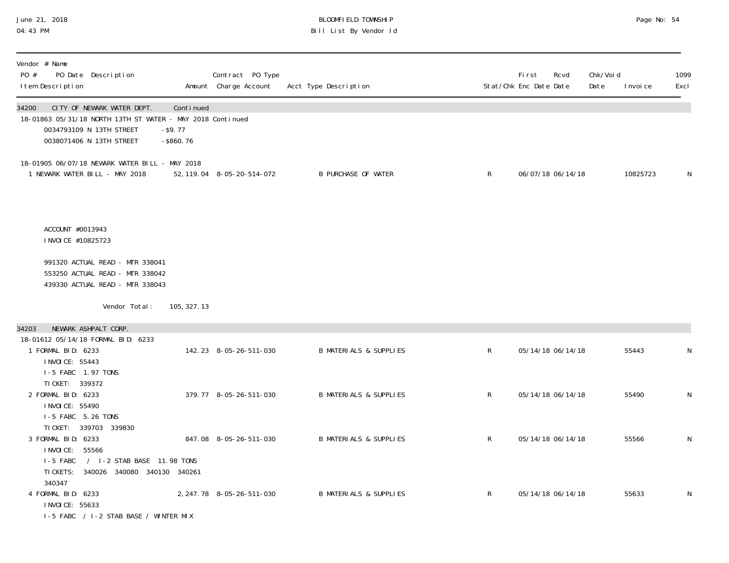| Vendor # Name PO # PO Date Description Item Description | Amount | Contract PO Type Charge Account | Acct Type Description | Stat/Chk | First Enc Date | Rcvd Date | Chk/Void Date | Invoice | 1099 Excl |
|---|---|---|---|---|---|---|---|---|---|
| **34200 CITY OF NEWARK WATER DEPT. Continued** | | | | | | | | | |
| 18-01863 05/31/18 NORTH 13TH ST WATER - MAY 2018 Continued | | | | | | | | | |
| 0034793109 N 13TH STREET | -$9.77 | | | | | | | | |
| 0038071406 N 13TH STREET | -$860.76 | | | | | | | | |
| 18-01905 06/07/18 NEWARK WATER BILL - MAY 2018 | | | | | | | | | |
| 1 NEWARK WATER BILL - MAY 2018 | 52,119.04 | 8-05-20-514-072 | B PURCHASE OF WATER | R | 06/07/18 | 06/14/18 | | 10825723 | N |
| ACCOUNT #0013943<br>INVOICE #10825723<br><br>991320 ACTUAL READ - MTR 338041<br>553250 ACTUAL READ - MTR 338042<br>439330 ACTUAL READ - MTR 338043 | | | | | | | | | |
| Vendor Total: | 105,327.13 | | | | | | | | |
| **34203 NEWARK ASHPALT CORP.** | | | | | | | | | |
| 18-01612 05/14/18 FORMAL BID: 6233 | | | | | | | | | |
| 1 FORMAL BID: 6233<br>INVOICE: 55443<br>I-5 FABC 1.97 TONS<br>TICKET: 339372 | 142.23 | 8-05-26-511-030 | B MATERIALS & SUPPLIES | R | 05/14/18 | 06/14/18 | | 55443 | N |
| 2 FORMAL BID: 6233<br>INVOICE: 55490<br>I-5 FABC 5.26 TONS<br>TICKET: 339703 339830 | 379.77 | 8-05-26-511-030 | B MATERIALS & SUPPLIES | R | 05/14/18 | 06/14/18 | | 55490 | N |
| 3 FORMAL BID: 6233<br>INVOICE: 55566<br>I-5 FABC / I-2 STAB BASE 11.98 TONS<br>TICKETS: 340026 340080 340130 340261<br>340347 | 847.08 | 8-05-26-511-030 | B MATERIALS & SUPPLIES | R | 05/14/18 | 06/14/18 | | 55566 | N |
| 4 FORMAL BID: 6233<br>INVOICE: 55633<br>I-5 FABC / I-2 STAB BASE / WINTER MIX | 2,247.78 | 8-05-26-511-030 | B MATERIALS & SUPPLIES | R | 05/14/18 | 06/14/18 | | 55633 | N |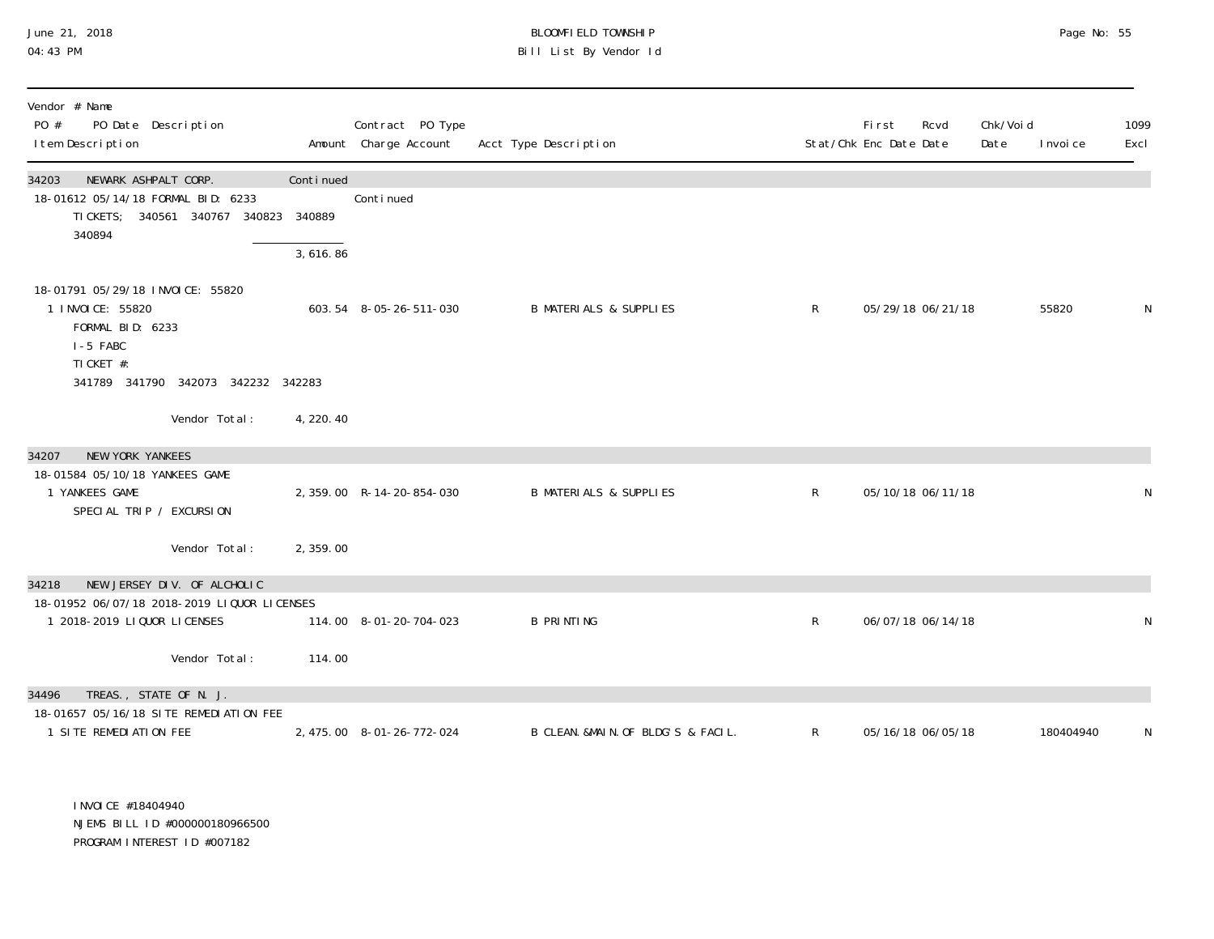| Vendor # Name<br>PO # PO Date Description<br>Item Description | Amount | Contract PO Type<br>Charge Account | Acct Type Description | Stat/Chk | First Enc Date | Rcvd Date | Chk/Void Date | Invoice | 1099 Excl |
|---|---|---|---|---|---|---|---|---|---|
| **34203 NEWARK ASHPALT CORP.** | Continued | | | | | | | | |
| 18-01612 05/14/18 FORMAL BID: 6233 | | Continued | | | | | | | |
| TICKETS; 340561 340767 340823 340889 340894 | | | | | | | | | |
| | 3,616.86 | | | | | | | | |
| 18-01791 05/29/18 INVOICE: 55820 | | | | | | | | | |
| 1 INVOICE: 55820<br>FORMAL BID: 6233<br>I-5 FABC<br>TICKET #:<br>341789 341790 342073 342232 342283 | 603.54 | 8-05-26-511-030 | B MATERIALS & SUPPLIES | R | 05/29/18 | 06/21/18 | | 55820 | N |
| Vendor Total: | 4,220.40 | | | | | | | | |
| **34207 NEW YORK YANKEES** | | | | | | | | | |
| 18-01584 05/10/18 YANKEES GAME | | | | | | | | | |
| 1 YANKEES GAME<br>SPECIAL TRIP / EXCURSION | 2,359.00 | R-14-20-854-030 | B MATERIALS & SUPPLIES | R | 05/10/18 | 06/11/18 | | | N |
| Vendor Total: | 2,359.00 | | | | | | | | |
| **34218 NEW JERSEY DIV. OF ALCHOLIC** | | | | | | | | | |
| 18-01952 06/07/18 2018-2019 LIQUOR LICENSES | | | | | | | | | |
| 1 2018-2019 LIQUOR LICENSES | 114.00 | 8-01-20-704-023 | B PRINTING | R | 06/07/18 | 06/14/18 | | | N |
| Vendor Total: | 114.00 | | | | | | | | |
| **34496 TREAS., STATE OF N. J.** | | | | | | | | | |
| 18-01657 05/16/18 SITE REMEDIATION FEE | | | | | | | | | |
| 1 SITE REMEDIATION FEE<br>INVOICE #18404940<br>NJEMS BILL ID #000000180966500<br>PROGRAM INTEREST ID #007182 | 2,475.00 | 8-01-26-772-024 | B CLEAN.&MAIN.OF BLDG'S & FACIL. | R | 05/16/18 | 06/05/18 | | 180404940 | N |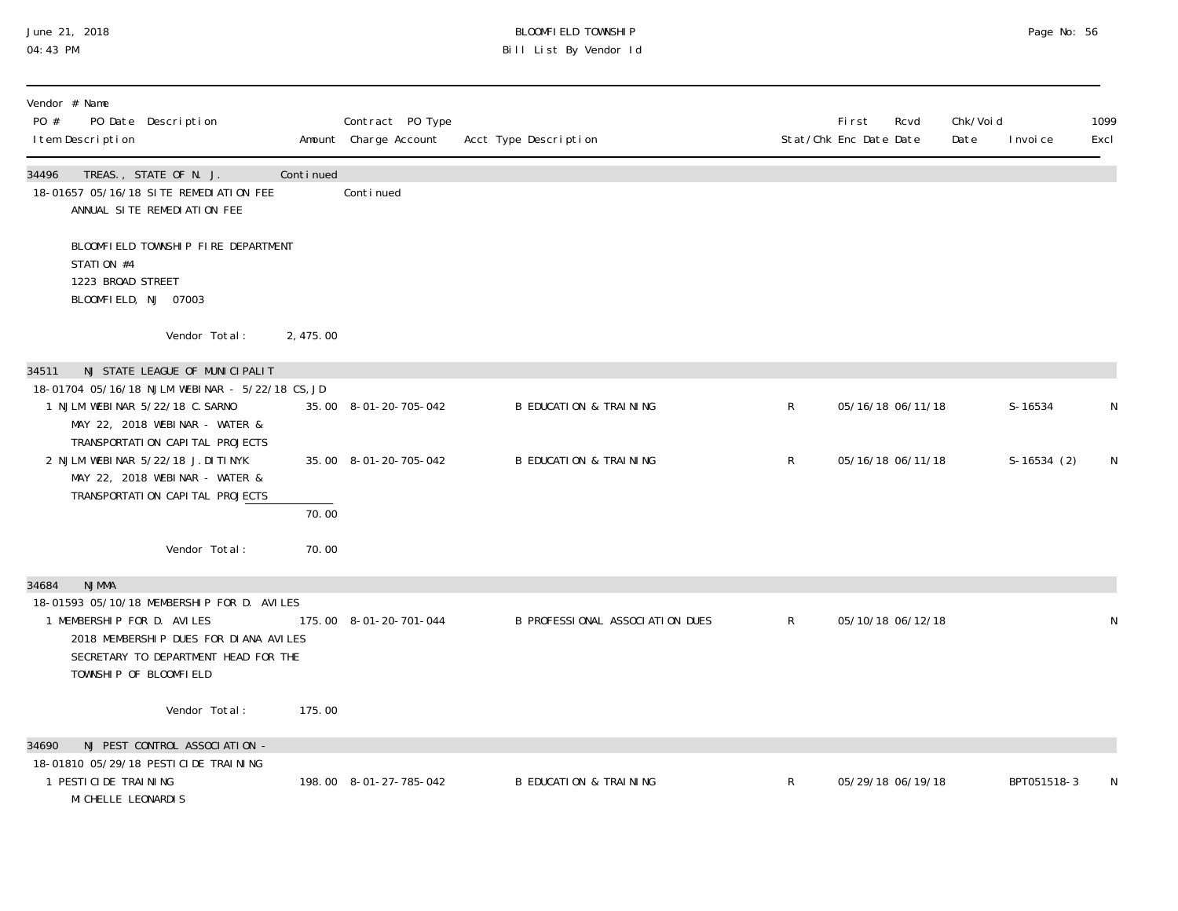BLOOMFIELD TOWNSHIP
Bill List By Vendor Id

June 21, 2018
04:43 PM

| Vendor # Name<br>PO # PO Date Description<br>Item Description | Amount | Contract PO Type<br>Charge Account | Acct Type Description | Stat/Chk | First Enc Date | Rcvd Date | Chk/Void Date | Invoice | 1099 Excl |
|---|---|---|---|---|---|---|---|---|---|
| **34496 TREAS., STATE OF N. J.** | Continued | | | | | | | | |
| 18-01657 05/16/18 SITE REMEDIATION FEE | | Continued | | | | | | | |
| ANNUAL SITE REMEDIATION FEE<br><br>BLOOMFIELD TOWNSHIP FIRE DEPARTMENT<br>STATION #4<br>1223 BROAD STREET<br>BLOOMFIELD, NJ 07003 | | | | | | | | | |
| Vendor Total: | 2,475.00 | | | | | | | | |
| **34511 NJ STATE LEAGUE OF MUNICIPALIT** | | | | | | | | | |
| 18-01704 05/16/18 NJLM WEBINAR - 5/22/18 CS,JD | | | | | | | | | |
| 1 NJLM WEBINAR 5/22/18 C.SARNO<br>MAY 22, 2018 WEBINAR - WATER &<br>TRANSPORTATION CAPITAL PROJECTS | 35.00 | 8-01-20-705-042 | B EDUCATION & TRAINING | R | 05/16/18 | 06/11/18 | | S-16534 | N |
| 2 NJLM WEBINAR 5/22/18 J.DITINYK<br>MAY 22, 2018 WEBINAR - WATER &<br>TRANSPORTATION CAPITAL PROJECTS | 35.00 | 8-01-20-705-042 | B EDUCATION & TRAINING | R | 05/16/18 | 06/11/18 | | S-16534 (2) | N |
| | 70.00 | | | | | | | | |
| Vendor Total: | 70.00 | | | | | | | | |
| **34684 NJMMA** | | | | | | | | | |
| 18-01593 05/10/18 MEMBERSHIP FOR D. AVILES | | | | | | | | | |
| 1 MEMBERSHIP FOR D. AVILES<br>2018 MEMBERSHIP DUES FOR DIANA AVILES<br>SECRETARY TO DEPARTMENT HEAD FOR THE<br>TOWNSHIP OF BLOOMFIELD | 175.00 | 8-01-20-701-044 | B PROFESSIONAL ASSOCIATION DUES | R | 05/10/18 | 06/12/18 | | | N |
| Vendor Total: | 175.00 | | | | | | | | |
| **34690 NJ PEST CONTROL ASSOCIATION -** | | | | | | | | | |
| 18-01810 05/29/18 PESTICIDE TRAINING | | | | | | | | | |
| 1 PESTICIDE TRAINING<br>MICHELLE LEONARDIS | 198.00 | 8-01-27-785-042 | B EDUCATION & TRAINING | R | 05/29/18 | 06/19/18 | | BPT051518-3 | N |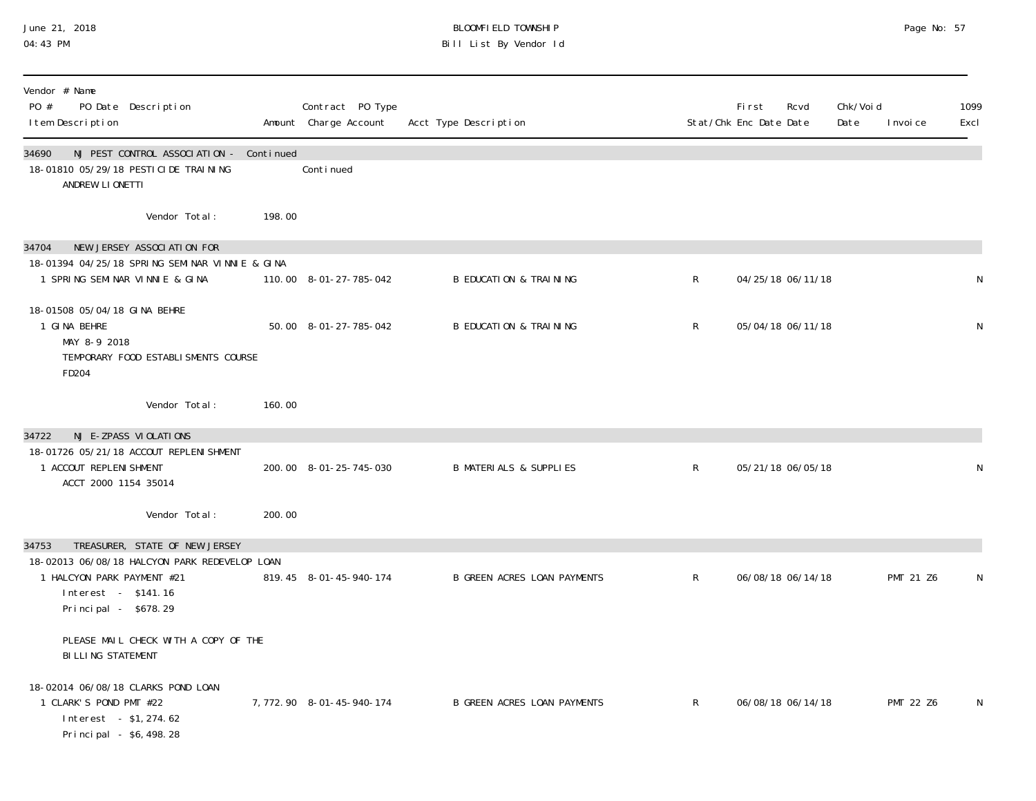BLOOMFIELD TOWNSHIP
Bill List By Vendor Id

June 21, 2018
04:43 PM

| Vendor # Name / PO # PO Date Description / Item Description | Amount | Contract PO Type / Charge Account | Acct Type Description | Stat/Chk | First Enc Date | Rcvd Date | Chk/Void Date | Invoice | 1099 Excl |
|---|---|---|---|---|---|---|---|---|---|
| **34690 NJ PEST CONTROL ASSOCIATION - Continued** | | | | | | | | | |
| 18-01810 05/29/18 PESTICIDE TRAINING | | Continued | | | | | | | |
| ANDREW LIONETTI | | | | | | | | | |
| Vendor Total: | 198.00 | | | | | | | | |
| **34704 NEW JERSEY ASSOCIATION FOR** | | | | | | | | | |
| 18-01394 04/25/18 SPRING SEMINAR VINNIE & GINA | | | | | | | | | |
| 1 SPRING SEMINAR VINNIE & GINA | 110.00 | 8-01-27-785-042 | B EDUCATION & TRAINING | R | 04/25/18 | 06/11/18 | | | N |
| 18-01508 05/04/18 GINA BEHRE | | | | | | | | | |
| 1 GINA BEHRE<br>MAY 8-9 2018<br>TEMPORARY FOOD ESTABLISMENTS COURSE<br>FD204 | 50.00 | 8-01-27-785-042 | B EDUCATION & TRAINING | R | 05/04/18 | 06/11/18 | | | N |
| Vendor Total: | 160.00 | | | | | | | | |
| **34722 NJ E-ZPASS VIOLATIONS** | | | | | | | | | |
| 18-01726 05/21/18 ACCOUT REPLENISHMENT | | | | | | | | | |
| 1 ACCOUT REPLENISHMENT<br>ACCT 2000 1154 35014 | 200.00 | 8-01-25-745-030 | B MATERIALS & SUPPLIES | R | 05/21/18 | 06/05/18 | | | N |
| Vendor Total: | 200.00 | | | | | | | | |
| **34753 TREASURER, STATE OF NEW JERSEY** | | | | | | | | | |
| 18-02013 06/08/18 HALCYON PARK REDEVELOP LOAN | | | | | | | | | |
| 1 HALCYON PARK PAYMENT #21<br>Interest - $141.16<br>Principal - $678.29<br><br>PLEASE MAIL CHECK WITH A COPY OF THE BILLING STATEMENT | 819.45 | 8-01-45-940-174 | B GREEN ACRES LOAN PAYMENTS | R | 06/08/18 | 06/14/18 | | PMT 21 Z6 | N |
| 18-02014 06/08/18 CLARKS POND LOAN | | | | | | | | | |
| 1 CLARK'S POND PMT #22<br>Interest - $1,274.62<br>Principal - $6,498.28 | 7,772.90 | 8-01-45-940-174 | B GREEN ACRES LOAN PAYMENTS | R | 06/08/18 | 06/14/18 | | PMT 22 Z6 | N |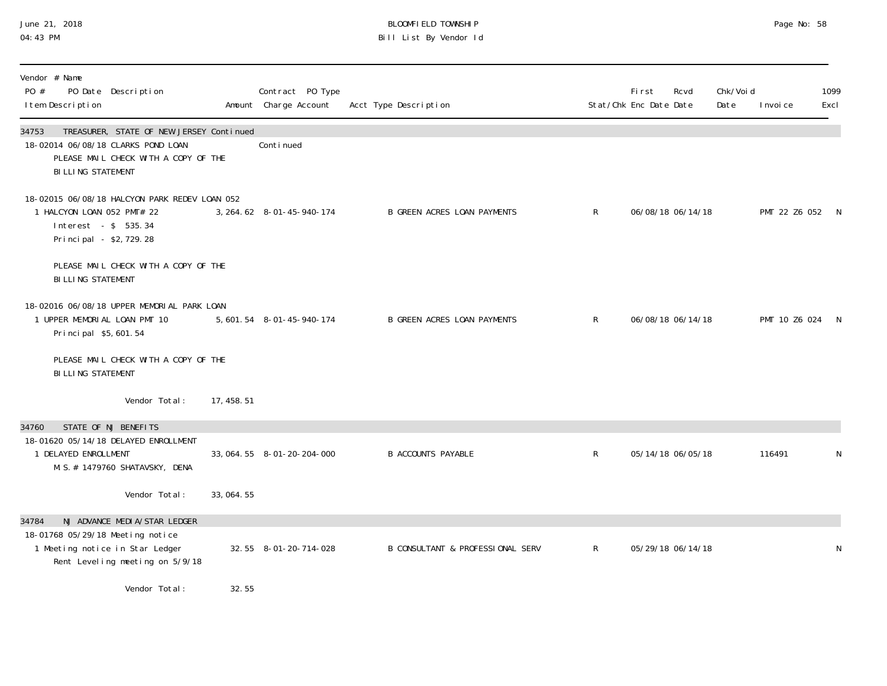| Vendor # Name PO # PO Date Description Item Description | Amount | Contract PO Type Charge Account | Acct Type Description | Stat/Chk | First Enc Date | Rcvd Date | Chk/Void Date | Invoice | 1099 Excl |
|---|---|---|---|---|---|---|---|---|---|
| **34753 TREASURER, STATE OF NEW JERSEY Continued** | | | | | | | | | |
| 18-02014 06/08/18 CLARKS POND LOAN | | Continued | | | | | | | |
| PLEASE MAIL CHECK WITH A COPY OF THE BILLING STATEMENT | | | | | | | | | |
| 18-02015 06/08/18 HALCYON PARK REDEV LOAN 052 | | | | | | | | | |
| 1 HALCYON LOAN 052 PMT# 22<br>Interest - $ 535.34<br>Principal - $2,729.28<br><br>PLEASE MAIL CHECK WITH A COPY OF THE BILLING STATEMENT | 3,264.62 | 8-01-45-940-174 | B GREEN ACRES LOAN PAYMENTS | R | 06/08/18 | 06/14/18 | | PMT 22 Z6 052 | N |
| 18-02016 06/08/18 UPPER MEMORIAL PARK LOAN | | | | | | | | | |
| 1 UPPER MEMORIAL LOAN PMT 10<br>Principal $5,601.54<br><br>PLEASE MAIL CHECK WITH A COPY OF THE BILLING STATEMENT | 5,601.54 | 8-01-45-940-174 | B GREEN ACRES LOAN PAYMENTS | R | 06/08/18 | 06/14/18 | | PMT 10 Z6 024 | N |
| Vendor Total: | 17,458.51 | | | | | | | | |
| **34760 STATE OF NJ BENEFITS** | | | | | | | | | |
| 18-01620 05/14/18 DELAYED ENROLLMENT | | | | | | | | | |
| 1 DELAYED ENROLLMENT<br>M.S.# 1479760 SHATAVSKY, DENA | 33,064.55 | 8-01-20-204-000 | B ACCOUNTS PAYABLE | R | 05/14/18 | 06/05/18 | | 116491 | N |
| Vendor Total: | 33,064.55 | | | | | | | | |
| **34784 NJ ADVANCE MEDIA/STAR LEDGER** | | | | | | | | | |
| 18-01768 05/29/18 Meeting notice | | | | | | | | | |
| 1 Meeting notice in Star Ledger<br>Rent Leveling meeting on 5/9/18 | 32.55 | 8-01-20-714-028 | B CONSULTANT & PROFESSIONAL SERV | R | 05/29/18 | 06/14/18 | | | N |
| Vendor Total: | 32.55 | | | | | | | | |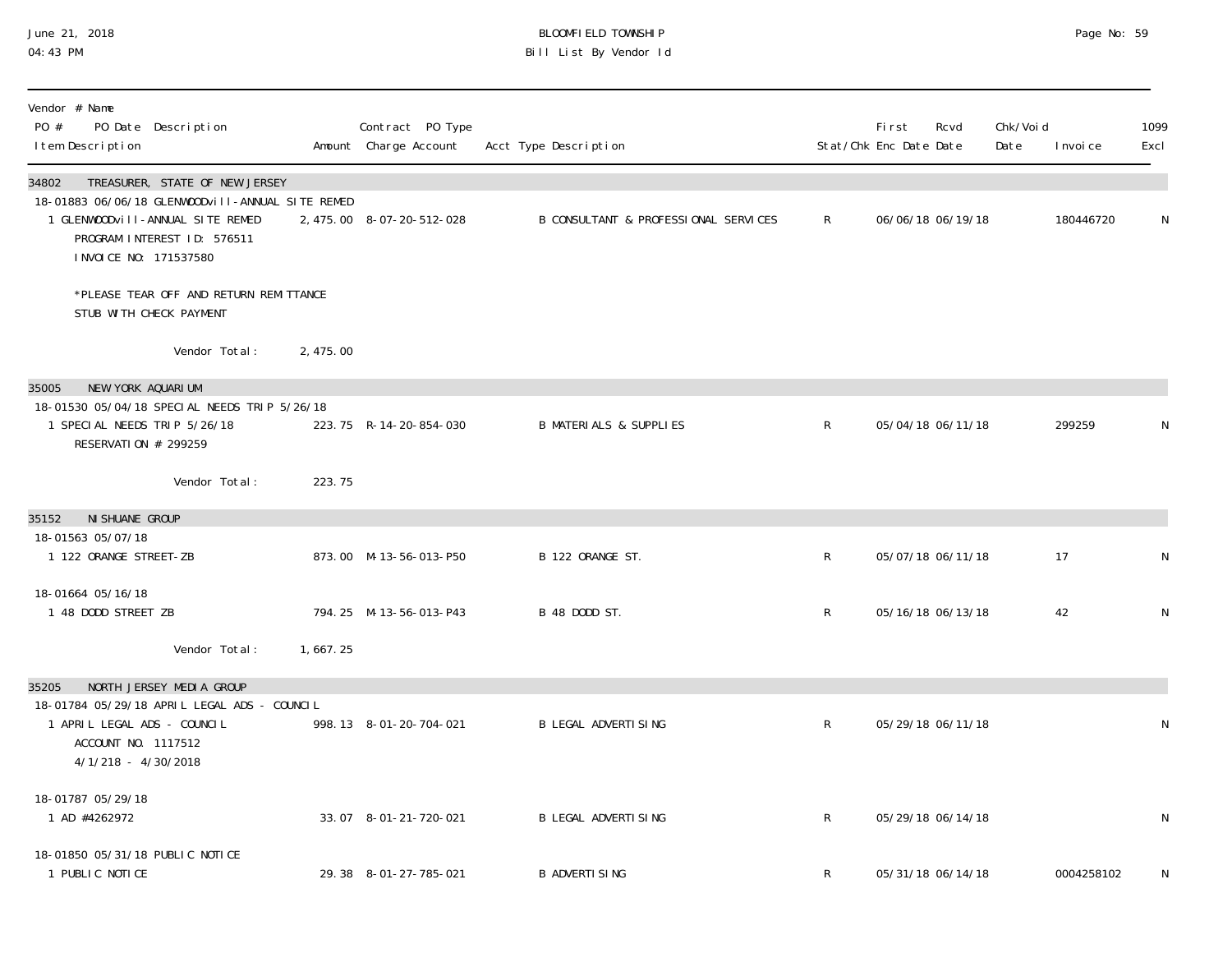BLOOMFIELD TOWNSHIP
Bill List By Vendor Id

June 21, 2018
04:43 PM

| Vendor # Name<br>PO # PO Date Description<br>Item Description | Amount | Contract PO Type<br>Charge Account | Acct Type Description | Stat/Chk | First Enc Date | Rcvd Date | Chk/Void Date | Invoice | 1099 Excl |
|---|---|---|---|---|---|---|---|---|---|
| **34802 TREASURER, STATE OF NEW JERSEY** | | | | | | | | | |
| 18-01883 06/06/18 GLENWOODvill-ANNUAL SITE REMED | | | | | | | | | |
| 1 GLENWOODvill-ANNUAL SITE REMED<br>PROGRAM INTEREST ID: 576511<br>INVOICE NO: 171537580<br><br>*PLEASE TEAR OFF AND RETURN REMITTANCE<br>STUB WITH CHECK PAYMENT | 2,475.00 | 8-07-20-512-028 | B CONSULTANT & PROFESSIONAL SERVICES | R | 06/06/18 | 06/19/18 | | 180446720 | N |
| Vendor Total: | 2,475.00 | | | | | | | | |
| **35005 NEW YORK AQUARIUM** | | | | | | | | | |
| 18-01530 05/04/18 SPECIAL NEEDS TRIP 5/26/18 | | | | | | | | | |
| 1 SPECIAL NEEDS TRIP 5/26/18<br>RESERVATION # 299259 | 223.75 | R-14-20-854-030 | B MATERIALS & SUPPLIES | R | 05/04/18 | 06/11/18 | | 299259 | N |
| Vendor Total: | 223.75 | | | | | | | | |
| **35152 NISHUANE GROUP** | | | | | | | | | |
| 18-01563 05/07/18 | | | | | | | | | |
| 1 122 ORANGE STREET-ZB | 873.00 | M-13-56-013-P50 | B 122 ORANGE ST. | R | 05/07/18 | 06/11/18 | | 17 | N |
| 18-01664 05/16/18 | | | | | | | | | |
| 1 48 DODD STREET ZB | 794.25 | M-13-56-013-P43 | B 48 DODD ST. | R | 05/16/18 | 06/13/18 | | 42 | N |
| Vendor Total: | 1,667.25 | | | | | | | | |
| **35205 NORTH JERSEY MEDIA GROUP** | | | | | | | | | |
| 18-01784 05/29/18 APRIL LEGAL ADS - COUNCIL | | | | | | | | | |
| 1 APRIL LEGAL ADS - COUNCIL<br>ACCOUNT NO. 1117512<br>4/1/218 - 4/30/2018 | 998.13 | 8-01-20-704-021 | B LEGAL ADVERTISING | R | 05/29/18 | 06/11/18 | | | N |
| 18-01787 05/29/18 | | | | | | | | | |
| 1 AD #4262972 | 33.07 | 8-01-21-720-021 | B LEGAL ADVERTISING | R | 05/29/18 | 06/14/18 | | | N |
| 18-01850 05/31/18 PUBLIC NOTICE | | | | | | | | | |
| 1 PUBLIC NOTICE | 29.38 | 8-01-27-785-021 | B ADVERTISING | R | 05/31/18 | 06/14/18 | | 0004258102 | N |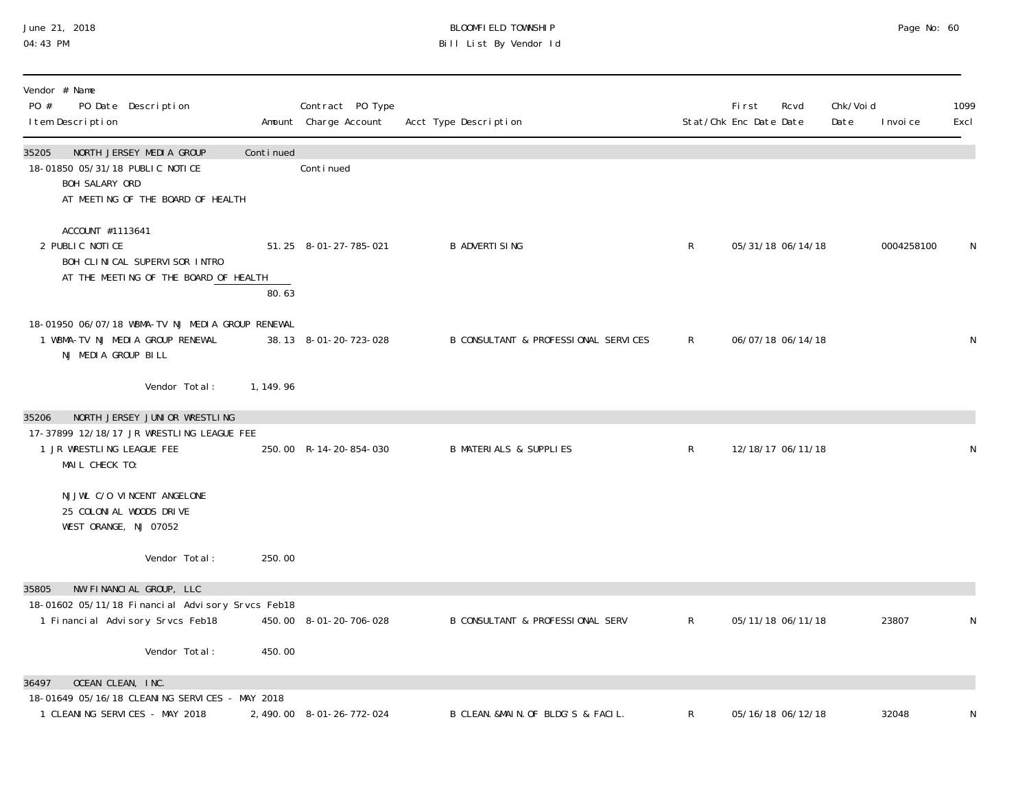BLOOMFIELD TOWNSHIP
Bill List By Vendor Id

June 21, 2018
04:43 PM

| Vendor # Name<br>PO # PO Date Description<br>Item Description | Amount | Contract PO Type<br>Charge Account | Acct Type Description | Stat/Chk | First Enc Date | Rcvd Date | Chk/Void Date | Invoice | 1099 Excl |
|---|---|---|---|---|---|---|---|---|---|
| **35205 NORTH JERSEY MEDIA GROUP** | Continued | | | | | | | | |
| 18-01850 05/31/18 PUBLIC NOTICE | | Continued | | | | | | | |
| BOH SALARY ORD<br>AT MEETING OF THE BOARD OF HEALTH<br><br>ACCOUNT #1113641 | | | | | | | | | |
| 2 PUBLIC NOTICE<br>BOH CLINICAL SUPERVISOR INTRO<br>AT THE MEETING OF THE BOARD OF HEALTH | 51.25 | 8-01-27-785-021 | B ADVERTISING | R | 05/31/18 | 06/14/18 | | 0004258100 | N |
| | 80.63 | | | | | | | | |
| 18-01950 06/07/18 WBMA-TV NJ MEDIA GROUP RENEWAL | | | | | | | | | |
| 1 WBMA-TV NJ MEDIA GROUP RENEWAL<br>NJ MEDIA GROUP BILL | 38.13 | 8-01-20-723-028 | B CONSULTANT & PROFESSIONAL SERVICES | R | 06/07/18 | 06/14/18 | | | N |
| Vendor Total: | 1,149.96 | | | | | | | | |
| **35206 NORTH JERSEY JUNIOR WRESTLING** | | | | | | | | | |
| 17-37899 12/18/17 JR WRESTLING LEAGUE FEE | | | | | | | | | |
| 1 JR WRESTLING LEAGUE FEE<br>MAIL CHECK TO:<br><br>NJJWL C/O VINCENT ANGELONE<br>25 COLONIAL WOODS DRIVE<br>WEST ORANGE, NJ 07052 | 250.00 | R-14-20-854-030 | B MATERIALS & SUPPLIES | R | 12/18/17 | 06/11/18 | | | N |
| Vendor Total: | 250.00 | | | | | | | | |
| **35805 NW FINANCIAL GROUP, LLC** | | | | | | | | | |
| 18-01602 05/11/18 Financial Advisory Srvcs Feb18 | | | | | | | | | |
| 1 Financial Advisory Srvcs Feb18 | 450.00 | 8-01-20-706-028 | B CONSULTANT & PROFESSIONAL SERV | R | 05/11/18 | 06/11/18 | | 23807 | N |
| Vendor Total: | 450.00 | | | | | | | | |
| **36497 OCEAN CLEAN, INC.** | | | | | | | | | |
| 18-01649 05/16/18 CLEANING SERVICES - MAY 2018 | | | | | | | | | |
| 1 CLEANING SERVICES - MAY 2018 | 2,490.00 | 8-01-26-772-024 | B CLEAN.&MAIN.OF BLDG'S & FACIL. | R | 05/16/18 | 06/12/18 | | 32048 | N |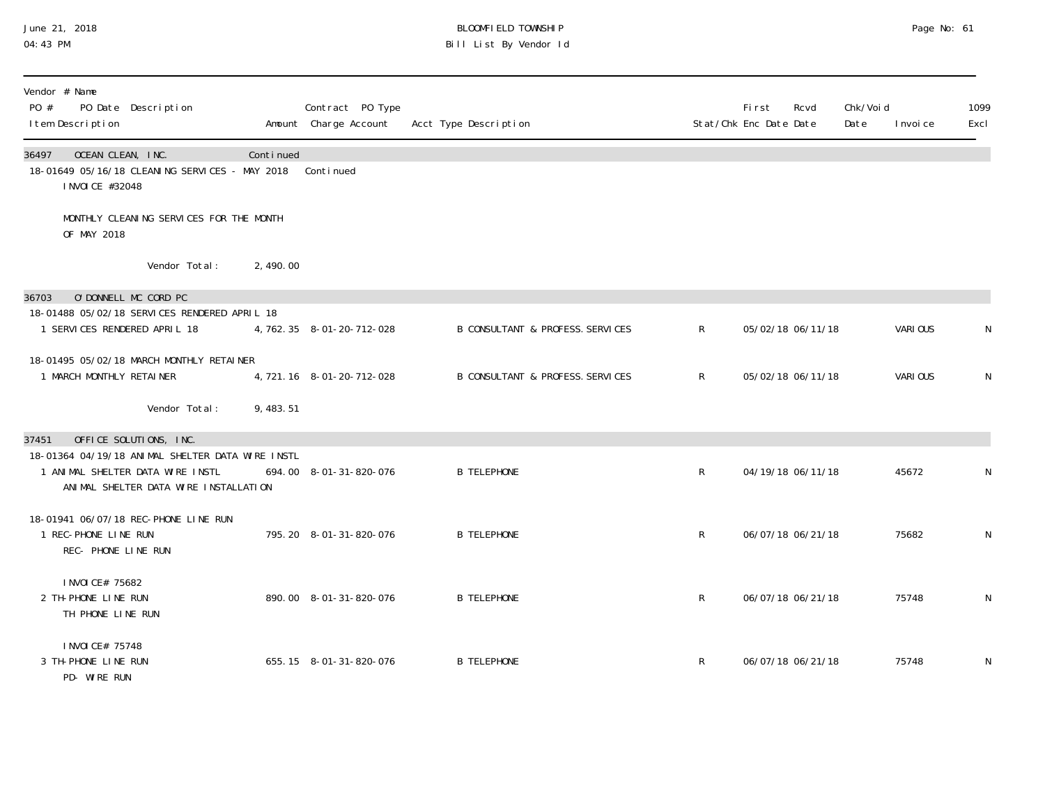BLOOMFIELD TOWNSHIP

Bill List By Vendor Id

June 21, 2018
04:43 PM

| Vendor # Name / PO # PO Date Description / Item Description | Amount | Contract PO Type / Charge Account | Acct Type Description | Stat/Chk | First Enc Date | Rcvd Date | Chk/Void Date | Invoice | 1099 Excl |
|---|---|---|---|---|---|---|---|---|---|
| 36497 OCEAN CLEAN, INC. | Continued | | | | | | | | |
| 18-01649 05/16/18 CLEANING SERVICES - MAY 2018 | | Continued | | | | | | | |
| INVOICE #32048 | | | | | | | | | |
| MONTHLY CLEANING SERVICES FOR THE MONTH OF MAY 2018 | | | | | | | | | |
| Vendor Total: | 2,490.00 | | | | | | | | |
| 36703 O'DONNELL MC CORD PC | | | | | | | | | |
| 18-01488 05/02/18 SERVICES RENDERED APRIL 18 | | | | | | | | | |
| 1 SERVICES RENDERED APRIL 18 | 4,762.35 | 8-01-20-712-028 | B CONSULTANT & PROFESS.SERVICES | R | 05/02/18 | 06/11/18 | | VARIOUS | N |
| 18-01495 05/02/18 MARCH MONTHLY RETAINER | | | | | | | | | |
| 1 MARCH MONTHLY RETAINER | 4,721.16 | 8-01-20-712-028 | B CONSULTANT & PROFESS.SERVICES | R | 05/02/18 | 06/11/18 | | VARIOUS | N |
| Vendor Total: | 9,483.51 | | | | | | | | |
| 37451 OFFICE SOLUTIONS, INC. | | | | | | | | | |
| 18-01364 04/19/18 ANIMAL SHELTER DATA WIRE INSTL | | | | | | | | | |
| 1 ANIMAL SHELTER DATA WIRE INSTL<br>ANIMAL SHELTER DATA WIRE INSTALLATION | 694.00 | 8-01-31-820-076 | B TELEPHONE | R | 04/19/18 | 06/11/18 | | 45672 | N |
| 18-01941 06/07/18 REC-PHONE LINE RUN | | | | | | | | | |
| 1 REC-PHONE LINE RUN<br>REC- PHONE LINE RUN<br>INVOICE# 75682 | 795.20 | 8-01-31-820-076 | B TELEPHONE | R | 06/07/18 | 06/21/18 | | 75682 | N |
| 2 TH-PHONE LINE RUN<br>TH PHONE LINE RUN<br>INVOICE# 75748 | 890.00 | 8-01-31-820-076 | B TELEPHONE | R | 06/07/18 | 06/21/18 | | 75748 | N |
| 3 TH-PHONE LINE RUN<br>PD- WIRE RUN | 655.15 | 8-01-31-820-076 | B TELEPHONE | R | 06/07/18 | 06/21/18 | | 75748 | N |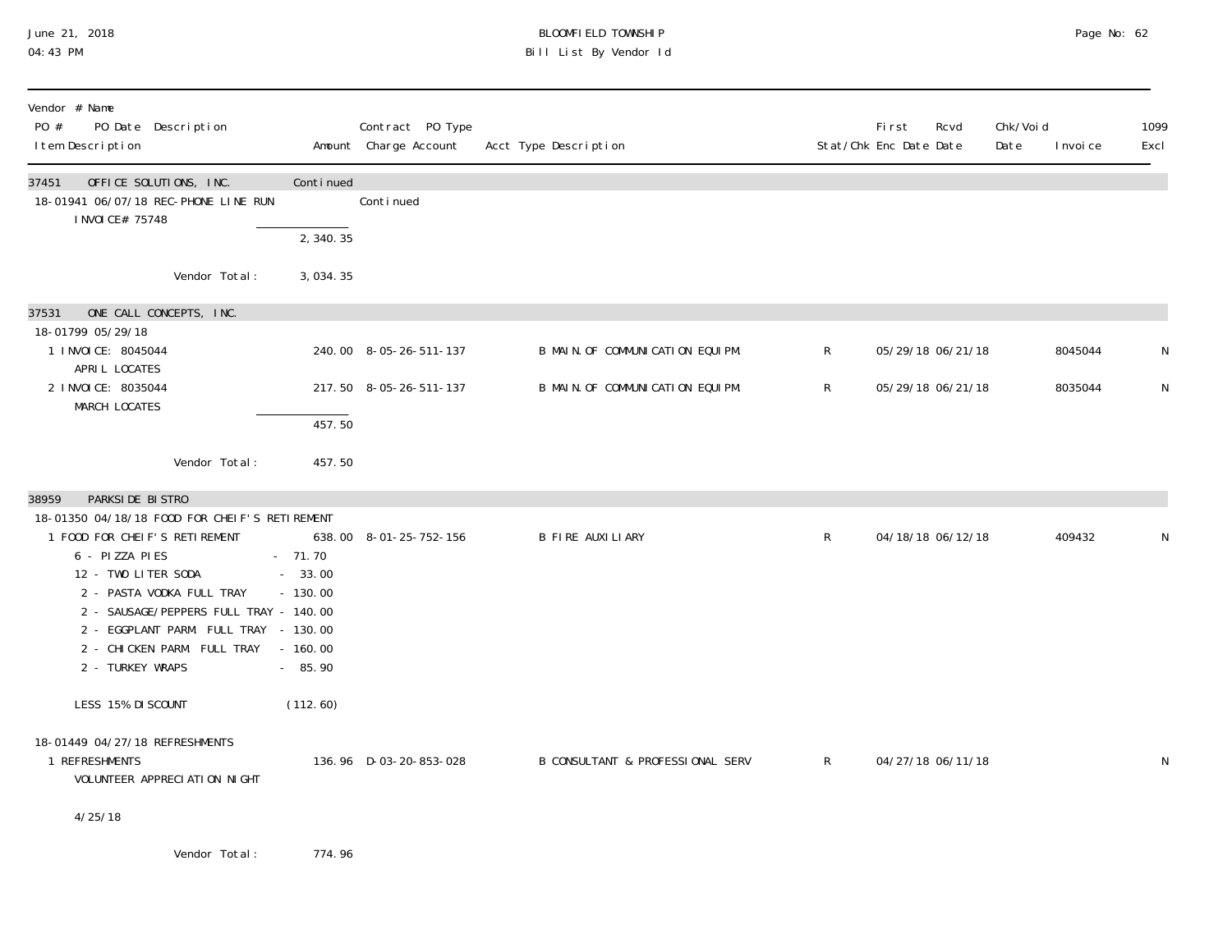# BLOOMFIELD TOWNSHIP

## Bill List By Vendor Id

June 21, 2018
04:43 PM

| Vendor # Name<br>PO # PO Date Description<br>Item Description | Amount | Contract PO Type<br>Charge Account | Acct Type Description | Stat/Chk | First Enc Date | Rcvd Date | Chk/Void Date | Invoice | 1099 Excl |
|---|---|---|---|---|---|---|---|---|---|
| **37451 OFFICE SOLUTIONS, INC.** | Continued | | | | | | | | |
| 18-01941 06/07/18 REC-PHONE LINE RUN | | Continued | | | | | | | |
| INVOICE# 75748 | | | | | | | | | |
| | 2,340.35 | | | | | | | | |
| Vendor Total: | 3,034.35 | | | | | | | | |
| **37531 ONE CALL CONCEPTS, INC.** | | | | | | | | | |
| 18-01799 05/29/18 | | | | | | | | | |
| 1 INVOICE: 8045044<br>APRIL LOCATES | 240.00 | 8-05-26-511-137 | B MAIN.OF COMMUNICATION EQUIPM. | R | 05/29/18 | 06/21/18 | | 8045044 | N |
| 2 INVOICE: 8035044<br>MARCH LOCATES | 217.50 | 8-05-26-511-137 | B MAIN.OF COMMUNICATION EQUIPM. | R | 05/29/18 | 06/21/18 | | 8035044 | N |
| | 457.50 | | | | | | | | |
| Vendor Total: | 457.50 | | | | | | | | |
| **38959 PARKSIDE BISTRO** | | | | | | | | | |
| 18-01350 04/18/18 FOOD FOR CHEIF'S RETIREMENT | | | | | | | | | |
| 1 FOOD FOR CHEIF'S RETIREMENT<br>6 - PIZZA PIES - 71.70<br>12 - TWO LITER SODA - 33.00<br>2 - PASTA VODKA FULL TRAY - 130.00<br>2 - SAUSAGE/PEPPERS FULL TRAY - 140.00<br>2 - EGGPLANT PARM. FULL TRAY - 130.00<br>2 - CHICKEN PARM. FULL TRAY - 160.00<br>2 - TURKEY WRAPS - 85.90<br>LESS 15% DISCOUNT (112.60) | 638.00 | 8-01-25-752-156 | B FIRE AUXILIARY | R | 04/18/18 | 06/12/18 | | 409432 | N |
| 18-01449 04/27/18 REFRESHMENTS | | | | | | | | | |
| 1 REFRESHMENTS<br>VOLUNTEER APPRECIATION NIGHT<br>4/25/18 | 136.96 | D-03-20-853-028 | B CONSULTANT & PROFESSIONAL SERV | R | 04/27/18 | 06/11/18 | | | N |
| Vendor Total: | 774.96 | | | | | | | | |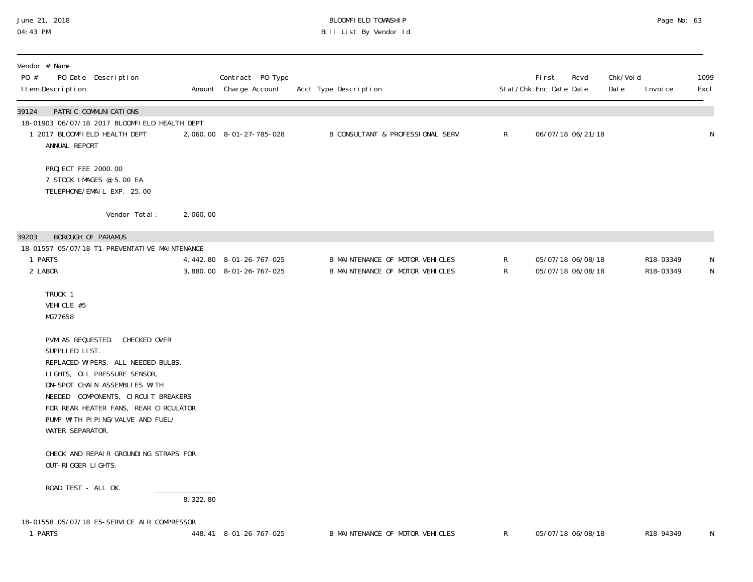| Vendor # Name<br>PO # PO Date Description<br>Item Description | Amount | Contract PO Type<br>Charge Account | Acct Type Description | Stat/Chk | First Enc Date | Rcvd Date | Chk/Void Date | Invoice | 1099 Excl |
|---|---|---|---|---|---|---|---|---|---|
| **39124 PATRIC COMMUNICATIONS** | | | | | | | | | |
| 18-01903 06/07/18 2017 BLOOMFIELD HEALTH DEPT | | | | | | | | | |
| 1 2017 BLOOMFIELD HEALTH DEPT<br>ANNUAL REPORT<br><br>PROJECT FEE 2000.00<br>7 STOCK IMAGES @ 5.00 EA<br>TELEPHONE/EMAIL EXP. 25.00 | 2,060.00 | 8-01-27-785-028 | B CONSULTANT & PROFESSIONAL SERV | R | 06/07/18 | 06/21/18 | | | N |
| Vendor Total: | 2,060.00 | | | | | | | | |
| **39203 BOROUGH OF PARAMUS** | | | | | | | | | |
| 18-01557 05/07/18 T1-PREVENTATIVE MAINTENANCE | | | | | | | | | |
| 1 PARTS | 4,442.80 | 8-01-26-767-025 | B MAINTENANCE OF MOTOR VEHICLES | R | 05/07/18 | 06/08/18 | | R18-03349 | N |
| 2 LABOR<br><br>TRUCK 1<br>VEHICLE #5<br>MG77658<br><br>PVM AS REQUESTED. CHECKED OVER SUPPLIED LIST.<br>REPLACED WIPERS, ALL NEEDED BULBS, LIGHTS, OIL PRESSURE SENSOR, ON-SPOT CHAIN ASSEMBLIES WITH NEEDED COMPONENTS, CIRCUIT BREAKERS FOR REAR HEATER FANS, REAR CIRCULATOR PUMP WITH PIPING/VALVE AND FUEL/ WATER SEPARATOR.<br><br>CHECK AND REPAIR GROUNDING STRAPS FOR OUT-RIGGER LIGHTS.<br><br>ROAD TEST - ALL OK. | 3,880.00 | 8-01-26-767-025 | B MAINTENANCE OF MOTOR VEHICLES | R | 05/07/18 | 06/08/18 | | R18-03349 | N |
| | 8,322.80 | | | | | | | | |
| 18-01558 05/07/18 E5-SERVICE AIR COMPRESSOR | | | | | | | | | |
| 1 PARTS | 448.41 | 8-01-26-767-025 | B MAINTENANCE OF MOTOR VEHICLES | R | 05/07/18 | 06/08/18 | | R18-94349 | N |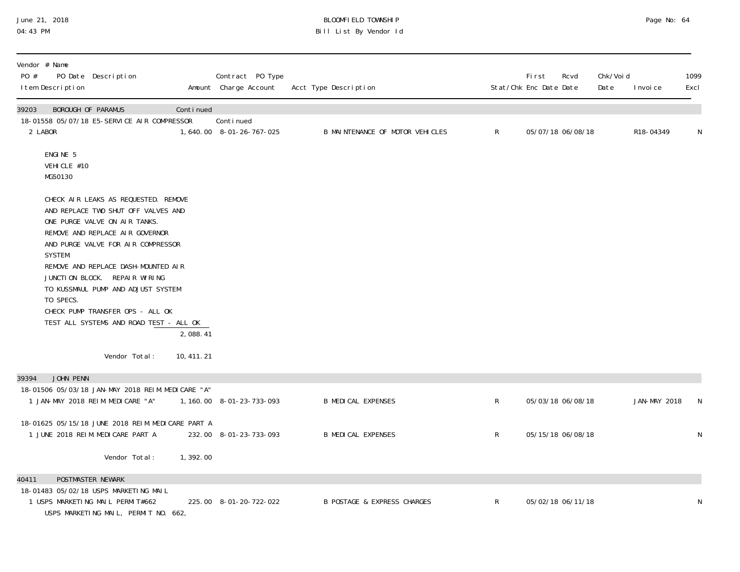BLOOMFIELD TOWNSHIP
Bill List By Vendor Id

| Vendor # Name<br>PO # PO Date Description<br>Item Description | Amount | Contract PO Type<br>Charge Account | Acct Type Description | Stat/Chk | First Enc Date | Rcvd Date | Chk/Void Date | Invoice | 1099 Excl |
|---|---|---|---|---|---|---|---|---|---|
| 39203 BOROUGH OF PARAMUS | Continued | | | | | | | | |
| 18-01558 05/07/18 E5-SERVICE AIR COMPRESSOR | | Continued | | | | | | | |
| 2 LABOR | 1,640.00 | 8-01-26-767-025 | B MAINTENANCE OF MOTOR VEHICLES | R | 05/07/18 | 06/08/18 | | R18-04349 | N |

ENGINE 5
VEHICLE #10
MG50130

CHECK AIR LEAKS AS REQUESTED. REMOVE
AND REPLACE TWO SHUT OFF VALVES AND
ONE PURGE VALVE ON AIR TANKS.
REMOVE AND REPLACE AIR GOVERNOR
AND PURGE VALVE FOR AIR COMPRESSOR
SYSTEM.
REMOVE AND REPLACE DASH-MOUNTED AIR
JUNCTION BLOCK. REPAIR WIRING
TO KUSSMAUL PUMP AND ADJUST SYSTEM
TO SPECS.
CHECK PUMP TRANSFER OPS - ALL OK
TEST ALL SYSTEMS AND ROAD TEST - ALL OK

2,088.41

Vendor Total: 10,411.21

| Vendor # Name<br>PO # PO Date Description<br>Item Description | Amount | Contract PO Type<br>Charge Account | Acct Type Description | Stat/Chk | First Enc Date | Rcvd Date | Chk/Void Date | Invoice | 1099 Excl |
|---|---|---|---|---|---|---|---|---|---|
| 39394 JOHN PENN | | | | | | | | | |
| 18-01506 05/03/18 JAN-MAY 2018 REIM.MEDICARE "A" | | | | | | | | | |
| 1 JAN-MAY 2018 REIM.MEDICARE "A" | 1,160.00 | 8-01-23-733-093 | B MEDICAL EXPENSES | R | 05/03/18 | 06/08/18 | | JAN-MAY 2018 | N |
| 18-01625 05/15/18 JUNE 2018 REIM.MEDICARE PART A | | | | | | | | | |
| 1 JUNE 2018 REIM.MEDICARE PART A | 232.00 | 8-01-23-733-093 | B MEDICAL EXPENSES | R | 05/15/18 | 06/08/18 | | | N |
| Vendor Total: | 1,392.00 | | | | | | | | |
| 40411 POSTMASTER NEWARK | | | | | | | | | |
| 18-01483 05/02/18 USPS MARKETING MAIL | | | | | | | | | |
| 1 USPS MARKETING MAIL PERMIT#662 | 225.00 | 8-01-20-722-022 | B POSTAGE & EXPRESS CHARGES | R | 05/02/18 | 06/11/18 | | | N |

USPS MARKETING MAIL, PERMIT NO. 662,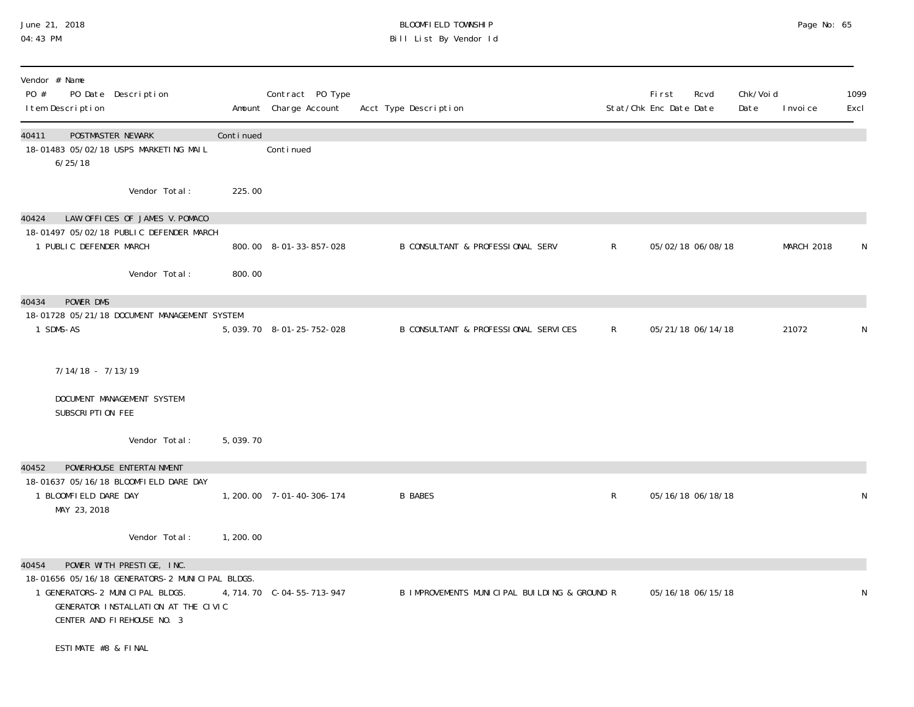| Vendor # Name<br>PO # PO Date Description<br>Item Description | Amount | Contract PO Type<br>Charge Account | Acct Type Description | Stat/Chk | First Enc Date | Rcvd Date | Chk/Void Date | Invoice | 1099 Excl |
|---|---|---|---|---|---|---|---|---|---|
| **40411 POSTMASTER NEWARK** | Continued | | | | | | | | |
| 18-01483 05/02/18 USPS MARKETING MAIL | | Continued | | | | | | | |
| 6/25/18 | | | | | | | | | |
| Vendor Total: | 225.00 | | | | | | | | |
| **40424 LAW OFFICES OF JAMES V. POMACO** | | | | | | | | | |
| 18-01497 05/02/18 PUBLIC DEFENDER MARCH | | | | | | | | | |
| 1 PUBLIC DEFENDER MARCH | 800.00 | 8-01-33-857-028 | B CONSULTANT & PROFESSIONAL SERV | R | 05/02/18 | 06/08/18 | | MARCH 2018 | N |
| Vendor Total: | 800.00 | | | | | | | | |
| **40434 POWER DMS** | | | | | | | | | |
| 18-01728 05/21/18 DOCUMENT MANAGEMENT SYSTEM | | | | | | | | | |
| 1 SDMS-AS | 5,039.70 | 8-01-25-752-028 | B CONSULTANT & PROFESSIONAL SERVICES | R | 05/21/18 | 06/14/18 | | 21072 | N |
| 7/14/18 - 7/13/19 | | | | | | | | | |
| DOCUMENT MANAGEMENT SYSTEM SUBSCRIPTION FEE | | | | | | | | | |
| Vendor Total: | 5,039.70 | | | | | | | | |
| **40452 POWERHOUSE ENTERTAINMENT** | | | | | | | | | |
| 18-01637 05/16/18 BLOOMFIELD DARE DAY | | | | | | | | | |
| 1 BLOOMFIELD DARE DAY<br>MAY 23, 2018 | 1,200.00 | 7-01-40-306-174 | B BABES | R | 05/16/18 | 06/18/18 | | | N |
| Vendor Total: | 1,200.00 | | | | | | | | |
| **40454 POWER WITH PRESTIGE, INC.** | | | | | | | | | |
| 18-01656 05/16/18 GENERATORS-2 MUNICIPAL BLDGS. | | | | | | | | | |
| 1 GENERATORS-2 MUNICIPAL BLDGS.<br>GENERATOR INSTALLATION AT THE CIVIC CENTER AND FIREHOUSE NO. 3 | 4,714.70 | C-04-55-713-947 | B IMPROVEMENTS MUNICIPAL BUILDING & GROUND | R | 05/16/18 | 06/15/18 | | | N |
| ESTIMATE #8 & FINAL | | | | | | | | | |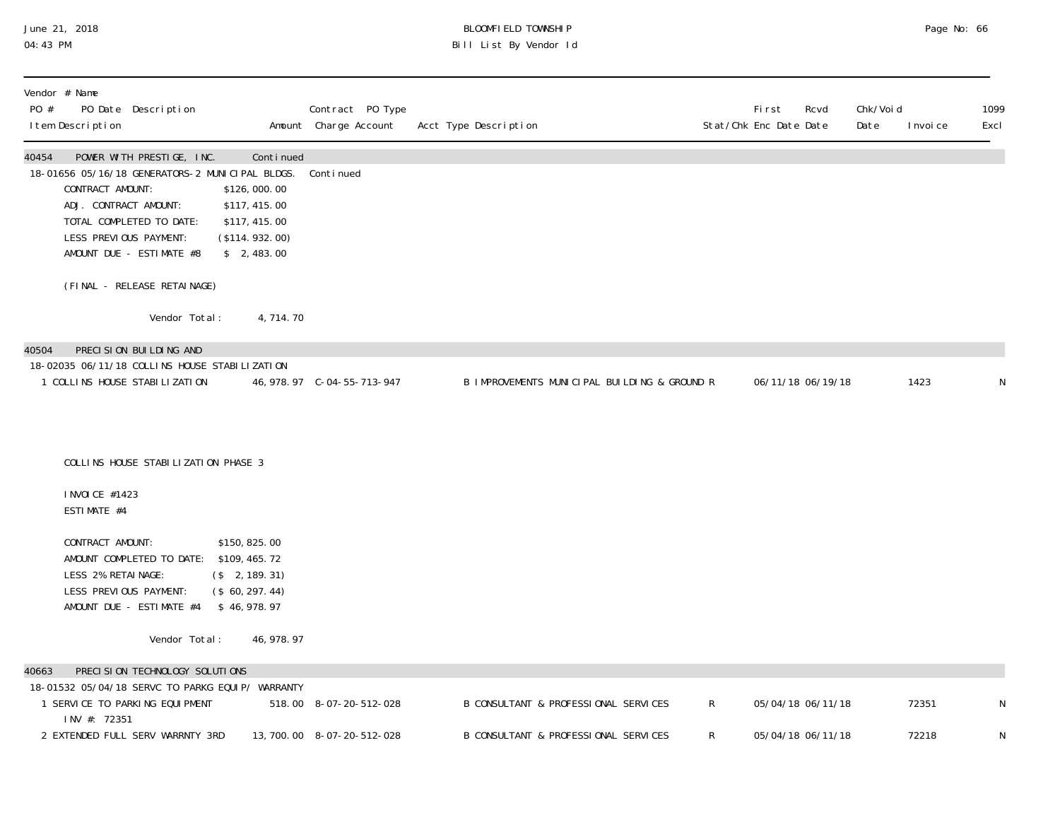BLOOMFIELD TOWNSHIP
Bill List By Vendor Id

June 21, 2018
04:43 PM

| Vendor # Name PO # PO Date Description Item Description | Amount | Contract PO Type Charge Account | Acct Type Description | Stat/Chk | First Enc Date | Rcvd Date | Chk/Void Date | Invoice | 1099 Excl |
|---|---|---|---|---|---|---|---|---|---|
| 40454 POWER WITH PRESTIGE, INC. | Continued | | | | | | | | |
| 18-01656 05/16/18 GENERATORS-2 MUNICIPAL BLDGS. | | Continued | | | | | | | |

CONTRACT AMOUNT: $126,000.00
ADJ. CONTRACT AMOUNT: $117,415.00
TOTAL COMPLETED TO DATE: $117,415.00
LESS PREVIOUS PAYMENT: ($114.932.00)
AMOUNT DUE - ESTIMATE #8 $ 2,483.00

(FINAL - RELEASE RETAINAGE)

Vendor Total: 4,714.70

| Vendor # Name PO # PO Date Description Item Description | Amount | Contract PO Type Charge Account | Acct Type Description | Stat/Chk | First Enc Date | Rcvd Date | Chk/Void Date | Invoice | 1099 Excl |
|---|---|---|---|---|---|---|---|---|---|
| 40504 PRECISION BUILDING AND | | | | | | | | | |
| 18-02035 06/11/18 COLLINS HOUSE STABILIZATION | | | | | | | | | |
| 1 COLLINS HOUSE STABILIZATION | 46,978.97 | C-04-55-713-947 | B IMPROVEMENTS MUNICIPAL BUILDING & GROUND R | | 06/11/18 | 06/19/18 | | 1423 | N |

COLLINS HOUSE STABILIZATION PHASE 3

INVOICE #1423
ESTIMATE #4

CONTRACT AMOUNT: $150,825.00
AMOUNT COMPLETED TO DATE: $109,465.72
LESS 2% RETAINAGE: ($ 2,189.31)
LESS PREVIOUS PAYMENT: ($ 60,297.44)
AMOUNT DUE - ESTIMATE #4 $ 46,978.97

Vendor Total: 46,978.97

| Vendor # Name PO # PO Date Description Item Description | Amount | Contract PO Type Charge Account | Acct Type Description | Stat/Chk | First Enc Date | Rcvd Date | Chk/Void Date | Invoice | 1099 Excl |
|---|---|---|---|---|---|---|---|---|---|
| 40663 PRECISION TECHNOLOGY SOLUTIONS | | | | | | | | | |
| 18-01532 05/04/18 SERVC TO PARKG EQUIP/ WARRANTY | | | | | | | | | |
| 1 SERVICE TO PARKING EQUIPMENT INV #: 72351 | 518.00 | 8-07-20-512-028 | B CONSULTANT & PROFESSIONAL SERVICES | R | 05/04/18 | 06/11/18 | | 72351 | N |
| 2 EXTENDED FULL SERV WARRNTY 3RD | 13,700.00 | 8-07-20-512-028 | B CONSULTANT & PROFESSIONAL SERVICES | R | 05/04/18 | 06/11/18 | | 72218 | N |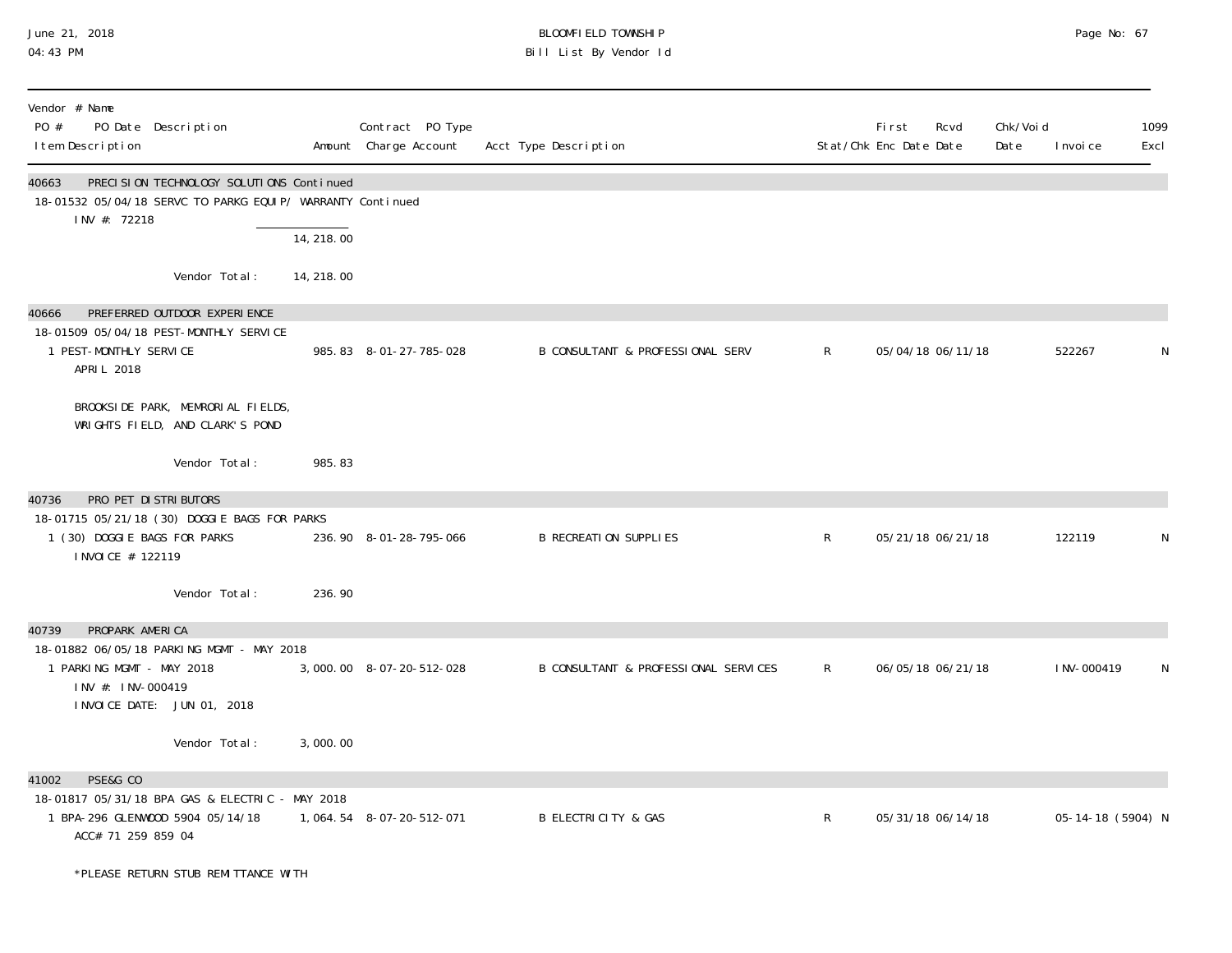BLOOMFIELD TOWNSHIP
Bill List By Vendor Id

June 21, 2018
04:43 PM

| Vendor # Name<br>PO # PO Date Description<br>Item Description | Amount | Contract PO Type<br>Charge Account | Acct Type Description | Stat/Chk | First Enc Date | Rcvd Date | Chk/Void Date | Invoice | 1099 Excl |
|---|---|---|---|---|---|---|---|---|---|
| **40663 PRECISION TECHNOLOGY SOLUTIONS Continued** | | | | | | | | | |
| 18-01532 05/04/18 SERVC TO PARKG EQUIP/ WARRANTY Continued | | | | | | | | | |
| INV #: 72218 | | | | | | | | | |
| | 14,218.00 | | | | | | | | |
| Vendor Total: | 14,218.00 | | | | | | | | |
| **40666 PREFERRED OUTDOOR EXPERIENCE** | | | | | | | | | |
| 18-01509 05/04/18 PEST-MONTHLY SERVICE | | | | | | | | | |
| 1 PEST-MONTHLY SERVICE<br>APRIL 2018<br><br>BROOKSIDE PARK, MEMRORIAL FIELDS, WRIGHTS FIELD, AND CLARK'S POND | 985.83 | 8-01-27-785-028 | B CONSULTANT & PROFESSIONAL SERV | R | 05/04/18 | 06/11/18 | | 522267 | N |
| Vendor Total: | 985.83 | | | | | | | | |
| **40736 PRO PET DISTRIBUTORS** | | | | | | | | | |
| 18-01715 05/21/18 (30) DOGGIE BAGS FOR PARKS | | | | | | | | | |
| 1 (30) DOGGIE BAGS FOR PARKS<br>INVOICE # 122119 | 236.90 | 8-01-28-795-066 | B RECREATION SUPPLIES | R | 05/21/18 | 06/21/18 | | 122119 | N |
| Vendor Total: | 236.90 | | | | | | | | |
| **40739 PROPARK AMERICA** | | | | | | | | | |
| 18-01882 06/05/18 PARKING MGMT - MAY 2018 | | | | | | | | | |
| 1 PARKING MGMT - MAY 2018<br>INV #: INV-000419<br>INVOICE DATE: JUN 01, 2018 | 3,000.00 | 8-07-20-512-028 | B CONSULTANT & PROFESSIONAL SERVICES | R | 06/05/18 | 06/21/18 | | INV-000419 | N |
| Vendor Total: | 3,000.00 | | | | | | | | |
| **41002 PSE&G CO** | | | | | | | | | |
| 18-01817 05/31/18 BPA GAS & ELECTRIC - MAY 2018 | | | | | | | | | |
| 1 BPA-296 GLENWOOD 5904 05/14/18<br>ACC# 71 259 859 04<br><br>*PLEASE RETURN STUB REMITTANCE WITH | 1,064.54 | 8-07-20-512-071 | B ELECTRICITY & GAS | R | 05/31/18 | 06/14/18 | | 05-14-18 (5904) | N |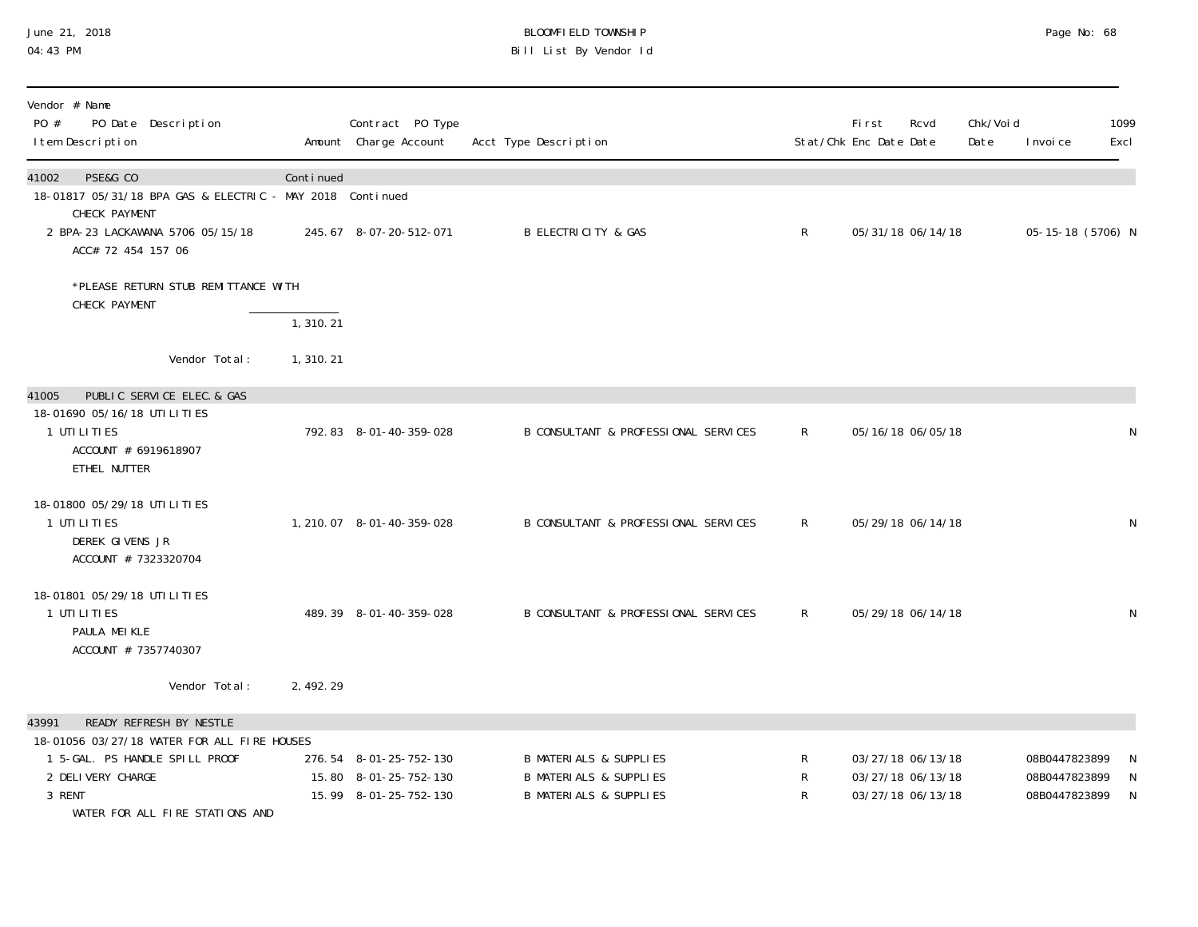BLOOMFIELD TOWNSHIP
Bill List By Vendor Id

June 21, 2018
04:43 PM

| Vendor # Name<br>PO # PO Date Description<br>Item Description | Amount | Contract PO Type<br>Charge Account | Acct Type Description | Stat/Chk | First Enc Date | Rcvd Date | Chk/Void Date | Invoice | 1099 Excl |
|---|---|---|---|---|---|---|---|---|---|
| **41002 PSE&G CO** | Continued | | | | | | | | |
| 18-01817 05/31/18 BPA GAS & ELECTRIC - MAY 2018 Continued<br>CHECK PAYMENT | | | | | | | | | |
| 2 BPA-23 LACKAWANA 5706 05/15/18<br>ACC# 72 454 157 06<br><br>*PLEASE RETURN STUB REMITTANCE WITH<br>CHECK PAYMENT | 245.67 | 8-07-20-512-071 | B ELECTRICITY & GAS | R | 05/31/18 | 06/14/18 | | 05-15-18 (5706) | N |
| | 1,310.21 | | | | | | | | |
| Vendor Total: | 1,310.21 | | | | | | | | |
| **41005 PUBLIC SERVICE ELEC. & GAS** | | | | | | | | | |
| 18-01690 05/16/18 UTILITIES | | | | | | | | | |
| 1 UTILITIES<br>ACCOUNT # 6919618907<br>ETHEL NUTTER | 792.83 | 8-01-40-359-028 | B CONSULTANT & PROFESSIONAL SERVICES | R | 05/16/18 | 06/05/18 | | | N |
| 18-01800 05/29/18 UTILITIES | | | | | | | | | |
| 1 UTILITIES<br>DEREK GIVENS JR<br>ACCOUNT # 7323320704 | 1,210.07 | 8-01-40-359-028 | B CONSULTANT & PROFESSIONAL SERVICES | R | 05/29/18 | 06/14/18 | | | N |
| 18-01801 05/29/18 UTILITIES | | | | | | | | | |
| 1 UTILITIES<br>PAULA MEIKLE<br>ACCOUNT # 7357740307 | 489.39 | 8-01-40-359-028 | B CONSULTANT & PROFESSIONAL SERVICES | R | 05/29/18 | 06/14/18 | | | N |
| Vendor Total: | 2,492.29 | | | | | | | | |
| **43991 READY REFRESH BY NESTLE** | | | | | | | | | |
| 18-01056 03/27/18 WATER FOR ALL FIRE HOUSES | | | | | | | | | |
| 1 5-GAL. PS HANDLE SPILL PROOF | 276.54 | 8-01-25-752-130 | B MATERIALS & SUPPLIES | R | 03/27/18 | 06/13/18 | | 08B0447823899 | N |
| 2 DELIVERY CHARGE | 15.80 | 8-01-25-752-130 | B MATERIALS & SUPPLIES | R | 03/27/18 | 06/13/18 | | 08B0447823899 | N |
| 3 RENT<br>WATER FOR ALL FIRE STATIONS AND | 15.99 | 8-01-25-752-130 | B MATERIALS & SUPPLIES | R | 03/27/18 | 06/13/18 | | 08B0447823899 | N |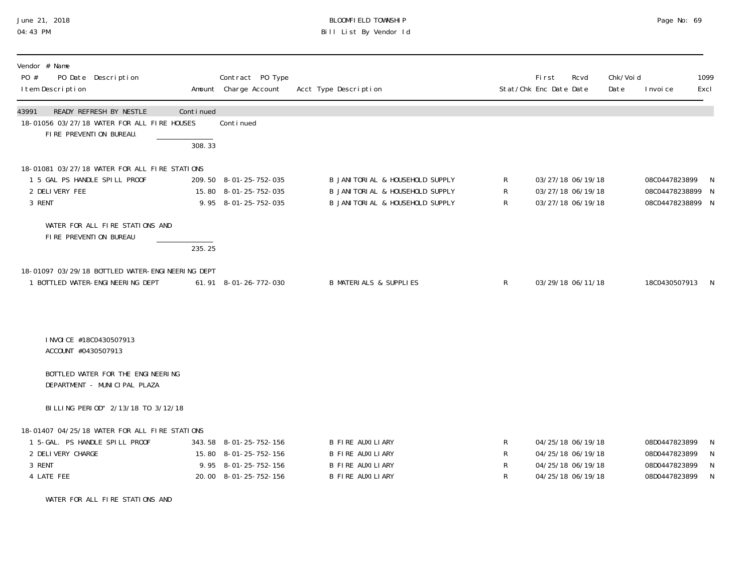**BLOOMFIELD TOWNSHIP**
**Bill List By Vendor Id**

June 21, 2018
04:43 PM

| Vendor # Name / PO # PO Date Description / Item Description | Amount | Contract PO Type / Charge Account | Acct Type Description | Stat/Chk | First Enc Date | Rcvd Date | Chk/Void Date | Invoice | 1099 Excl |
|---|---|---|---|---|---|---|---|---|---|
| 43991 READY REFRESH BY NESTLE | Continued | | | | | | | | |
| 18-01056 03/27/18 WATER FOR ALL FIRE HOUSES | | Continued | | | | | | | |
| FIRE PREVENTION BUREAU. | | | | | | | | | |
| | 308.33 | | | | | | | | |
| 18-01081 03/27/18 WATER FOR ALL FIRE STATIONS | | | | | | | | | |
| 1 5 GAL PS HANDLE SPILL PROOF | 209.50 | 8-01-25-752-035 | B JANITORIAL & HOUSEHOLD SUPPLY | R | 03/27/18 | 06/19/18 | | 08C0447823899 | N |
| 2 DELIVERY FEE | 15.80 | 8-01-25-752-035 | B JANITORIAL & HOUSEHOLD SUPPLY | R | 03/27/18 | 06/19/18 | | 08C04478238899 | N |
| 3 RENT | 9.95 | 8-01-25-752-035 | B JANITORIAL & HOUSEHOLD SUPPLY | R | 03/27/18 | 06/19/18 | | 08C04478238899 | N |
| WATER FOR ALL FIRE STATIONS AND FIRE PREVENTION BUREAU | | | | | | | | | |
| | 235.25 | | | | | | | | |
| 18-01097 03/29/18 BOTTLED WATER-ENGINEERING DEPT | | | | | | | | | |
| 1 BOTTLED WATER-ENGINEERING DEPT | 61.91 | 8-01-26-772-030 | B MATERIALS & SUPPLIES | R | 03/29/18 | 06/11/18 | | 18C0430507913 | N |
| INVOICE #18C0430507913 | | | | | | | | | |
| ACCOUNT #0430507913 | | | | | | | | | |
| BOTTLED WATER FOR THE ENGINEERING DEPARTMENT - MUNICIPAL PLAZA | | | | | | | | | |
| BILLING PERIOD" 2/13/18 TO 3/12/18 | | | | | | | | | |
| 18-01407 04/25/18 WATER FOR ALL FIRE STATIONS | | | | | | | | | |
| 1 5-GAL. PS HANDLE SPILL PROOF | 343.58 | 8-01-25-752-156 | B FIRE AUXILIARY | R | 04/25/18 | 06/19/18 | | 08D0447823899 | N |
| 2 DELIVERY CHARGE | 15.80 | 8-01-25-752-156 | B FIRE AUXILIARY | R | 04/25/18 | 06/19/18 | | 08D0447823899 | N |
| 3 RENT | 9.95 | 8-01-25-752-156 | B FIRE AUXILIARY | R | 04/25/18 | 06/19/18 | | 08D0447823899 | N |
| 4 LATE FEE | 20.00 | 8-01-25-752-156 | B FIRE AUXILIARY | R | 04/25/18 | 06/19/18 | | 08D0447823899 | N |
| WATER FOR ALL FIRE STATIONS AND | | | | | | | | | |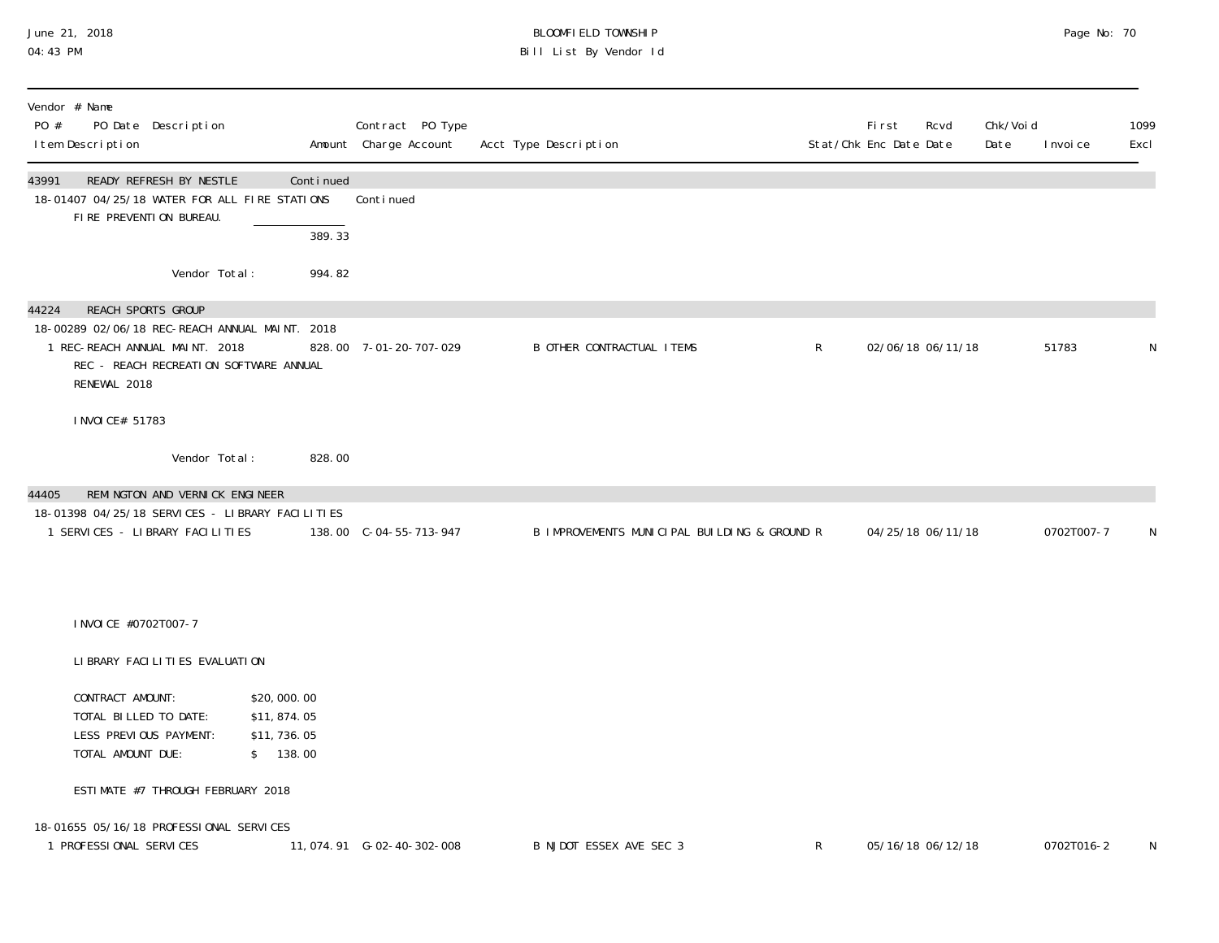| Vendor # Name PO # PO Date Description Item Description | Amount | Contract PO Type Charge Account | Acct Type Description | Stat/Chk | First Enc Date | Rcvd Date | Chk/Void Date | Invoice | 1099 Excl |
|---|---|---|---|---|---|---|---|---|---|
| 43991 READY REFRESH BY NESTLE | Continued | | | | | | | | |
| 18-01407 04/25/18 WATER FOR ALL FIRE STATIONS | | Continued | | | | | | | |
| FIRE PREVENTION BUREAU. | | | | | | | | | |
| | 389.33 | | | | | | | | |
| Vendor Total: | 994.82 | | | | | | | | |
| 44224 REACH SPORTS GROUP | | | | | | | | | |
| 18-00289 02/06/18 REC-REACH ANNUAL MAINT. 2018 | | | | | | | | | |
| 1 REC-REACH ANNUAL MAINT. 2018 | 828.00 | 7-01-20-707-029 | B OTHER CONTRACTUAL ITEMS | R | 02/06/18 | 06/11/18 | | 51783 | N |
| REC - REACH RECREATION SOFTWARE ANNUAL RENEWAL 2018 | | | | | | | | | |
| INVOICE# 51783 | | | | | | | | | |
| Vendor Total: | 828.00 | | | | | | | | |
| 44405 REMINGTON AND VERNICK ENGINEER | | | | | | | | | |
| 18-01398 04/25/18 SERVICES - LIBRARY FACILITIES | | | | | | | | | |
| 1 SERVICES - LIBRARY FACILITIES | 138.00 | C-04-55-713-947 | B IMPROVEMENTS MUNICIPAL BUILDING & GROUND | R | 04/25/18 | 06/11/18 | | 0702T007-7 | N |
| INVOICE #0702T007-7 | | | | | | | | | |
| LIBRARY FACILITIES EVALUATION | | | | | | | | | |
| CONTRACT AMOUNT: $20,000.00 | | | | | | | | | |
| TOTAL BILLED TO DATE: $11,874.05 | | | | | | | | | |
| LESS PREVIOUS PAYMENT: $11,736.05 | | | | | | | | | |
| TOTAL AMOUNT DUE: $ 138.00 | | | | | | | | | |
| ESTIMATE #7 THROUGH FEBRUARY 2018 | | | | | | | | | |
| 18-01655 05/16/18 PROFESSIONAL SERVICES | | | | | | | | | |
| 1 PROFESSIONAL SERVICES | 11,074.91 | G-02-40-302-008 | B NJDOT ESSEX AVE SEC 3 | R | 05/16/18 | 06/12/18 | | 0702T016-2 | N |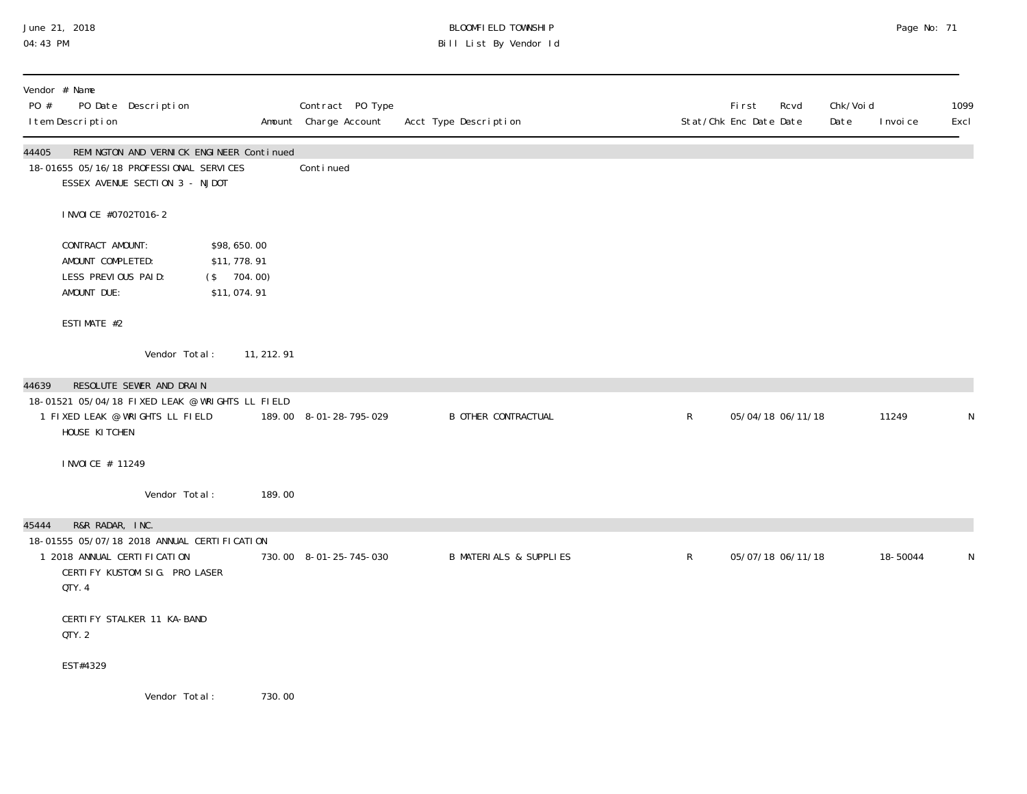| Vendor # Name | | | | | | | | | | |
|---|---|---|---|---|---|---|---|---|---|---|
| PO # PO Date Description | | Contract PO Type | | | | First | Rcvd | Chk/Void | | 1099 |
| Item Description | Amount | Charge Account | Acct Type Description | Stat/Chk | | Enc Date | Date | Date | Invoice | Excl |
| **44405 REMINGTON AND VERNICK ENGINEER Continued** | | | | | | | | | | |
| 18-01655 05/16/18 PROFESSIONAL SERVICES | | Continued | | | | | | | | |
| ESSEX AVENUE SECTION 3 - NJDOT | | | | | | | | | | |
| INVOICE #0702T016-2 | | | | | | | | | | |
| CONTRACT AMOUNT: $98,650.00 | | | | | | | | | | |
| AMOUNT COMPLETED: $11,778.91 | | | | | | | | | | |
| LESS PREVIOUS PAID: ($ 704.00) | | | | | | | | | | |
| AMOUNT DUE: $11,074.91 | | | | | | | | | | |
| ESTIMATE #2 | | | | | | | | | | |
| Vendor Total: | 11,212.91 | | | | | | | | | |
| **44639 RESOLUTE SEWER AND DRAIN** | | | | | | | | | | |
| 18-01521 05/04/18 FIXED LEAK @ WRIGHTS LL FIELD | | | | | | | | | | |
| 1 FIXED LEAK @ WRIGHTS LL FIELD HOUSE KITCHEN | 189.00 | 8-01-28-795-029 | B OTHER CONTRACTUAL | R | | 05/04/18 | 06/11/18 | | 11249 | N |
| INVOICE # 11249 | | | | | | | | | | |
| Vendor Total: | 189.00 | | | | | | | | | |
| **45444 R&R RADAR, INC.** | | | | | | | | | | |
| 18-01555 05/07/18 2018 ANNUAL CERTIFICATION | | | | | | | | | | |
| 1 2018 ANNUAL CERTIFICATION CERTIFY KUSTOM SIG. PRO LASER QTY. 4 | 730.00 | 8-01-25-745-030 | B MATERIALS & SUPPLIES | R | | 05/07/18 | 06/11/18 | | 18-50044 | N |
| CERTIFY STALKER 11 KA-BAND QTY. 2 | | | | | | | | | | |
| EST#4329 | | | | | | | | | | |
| Vendor Total: | 730.00 | | | | | | | | | |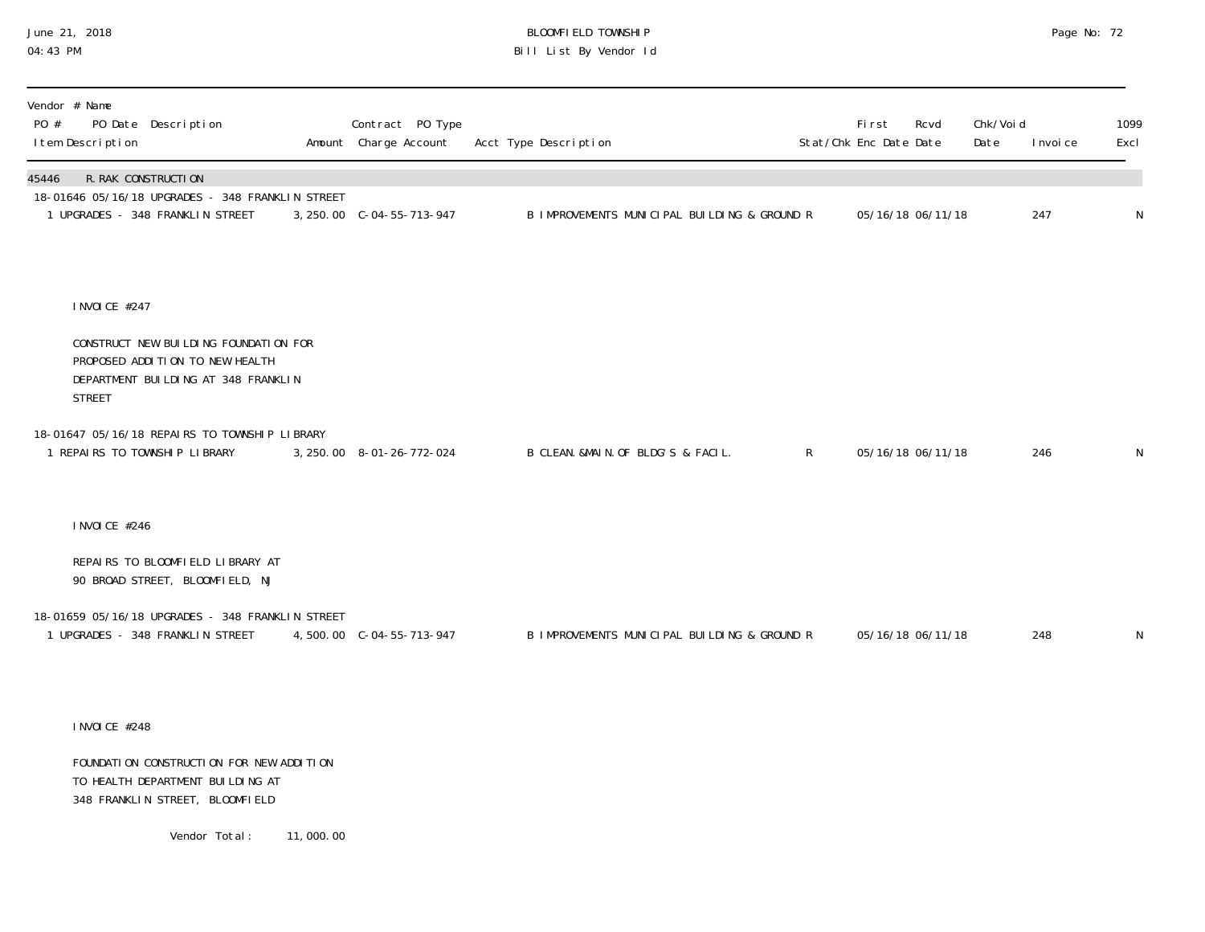BLOOMFIELD TOWNSHIP
Bill List By Vendor Id

June 21, 2018
04:43 PM

| Vendor # Name<br>PO # PO Date Description<br>Item Description | Amount | Contract PO Type<br>Charge Account | Acct Type Description | Stat/Chk | First<br>Enc Date | Rcvd<br>Date | Chk/Void<br>Date | Invoice | 1099<br>Excl |
|---|---|---|---|---|---|---|---|---|---|
| **45446 R.RAK CONSTRUCTION** | | | | | | | | | |
| 18-01646 05/16/18 UPGRADES - 348 FRANKLIN STREET | | | | | | | | | |
| 1 UPGRADES - 348 FRANKLIN STREET | 3,250.00 | C-04-55-713-947 | B IMPROVEMENTS MUNICIPAL BUILDING & GROUND | R | 05/16/18 | 06/11/18 | | 247 | N |

INVOICE #247

CONSTRUCT NEW BUILDING FOUNDATION FOR PROPOSED ADDITION TO NEW HEALTH DEPARTMENT BUILDING AT 348 FRANKLIN STREET

| PO # / Item Description | Amount | Charge Account | Acct Type Description | Stat/Chk | First Enc Date | Rcvd Date | Chk/Void Date | Invoice | 1099 Excl |
|---|---|---|---|---|---|---|---|---|---|
| 18-01647 05/16/18 REPAIRS TO TOWNSHIP LIBRARY | | | | | | | | | |
| 1 REPAIRS TO TOWNSHIP LIBRARY | 3,250.00 | 8-01-26-772-024 | B CLEAN.&MAIN.OF BLDG'S & FACIL. | R | 05/16/18 | 06/11/18 | | 246 | N |

INVOICE #246

REPAIRS TO BLOOMFIELD LIBRARY AT 90 BROAD STREET, BLOOMFIELD, NJ

| PO # / Item Description | Amount | Charge Account | Acct Type Description | Stat/Chk | First Enc Date | Rcvd Date | Chk/Void Date | Invoice | 1099 Excl |
|---|---|---|---|---|---|---|---|---|---|
| 18-01659 05/16/18 UPGRADES - 348 FRANKLIN STREET | | | | | | | | | |
| 1 UPGRADES - 348 FRANKLIN STREET | 4,500.00 | C-04-55-713-947 | B IMPROVEMENTS MUNICIPAL BUILDING & GROUND | R | 05/16/18 | 06/11/18 | | 248 | N |

INVOICE #248

FOUNDATION CONSTRUCTION FOR NEW ADDITION TO HEALTH DEPARTMENT BUILDING AT 348 FRANKLIN STREET, BLOOMFIELD

Vendor Total: 11,000.00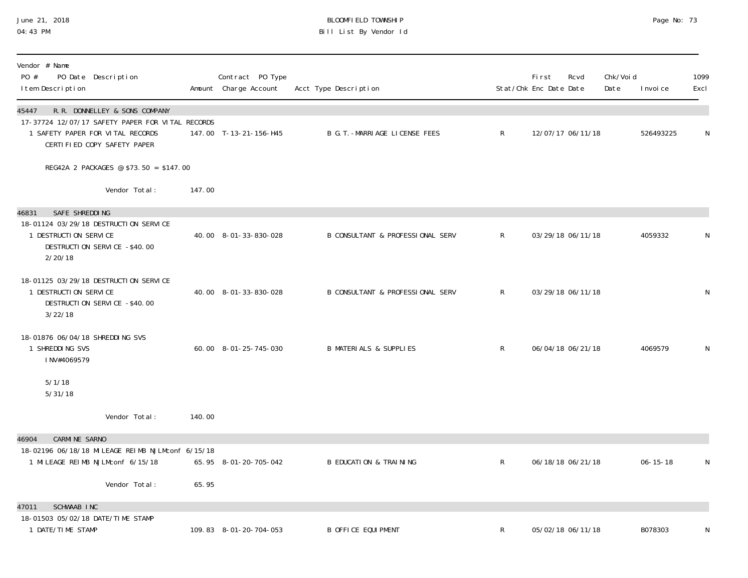June 21, 2018
04:43 PM

BLOOMFIELD TOWNSHIP
Bill List By Vendor Id

| Vendor # Name<br>PO # PO Date Description<br>Item Description | Amount | Contract PO Type<br>Charge Account | Acct Type Description | Stat/Chk | First Enc Date | Rcvd Date | Chk/Void Date | Invoice | 1099 Excl |
|---|---|---|---|---|---|---|---|---|---|
| **45447 R.R. DONNELLEY & SONS COMPANY** | | | | | | | | | |
| 17-37724 12/07/17 SAFETY PAPER FOR VITAL RECORDS | | | | | | | | | |
| 1 SAFETY PAPER FOR VITAL RECORDS<br>CERTIFIED COPY SAFETY PAPER<br><br>REG42A 2 PACKAGES @ $73.50 = $147.00 | 147.00 | T-13-21-156-H45 | B G.T.-MARRIAGE LICENSE FEES | R | 12/07/17 | 06/11/18 | | 526493225 | N |
| Vendor Total: | 147.00 | | | | | | | | |
| **46831 SAFE SHREDDING** | | | | | | | | | |
| 18-01124 03/29/18 DESTRUCTION SERVICE | | | | | | | | | |
| 1 DESTRUCTION SERVICE<br>DESTRUCTION SERVICE -$40.00<br>2/20/18 | 40.00 | 8-01-33-830-028 | B CONSULTANT & PROFESSIONAL SERV | R | 03/29/18 | 06/11/18 | | 4059332 | N |
| 18-01125 03/29/18 DESTRUCTION SERVICE | | | | | | | | | |
| 1 DESTRUCTION SERVICE<br>DESTRUCTION SERVICE -$40.00<br>3/22/18 | 40.00 | 8-01-33-830-028 | B CONSULTANT & PROFESSIONAL SERV | R | 03/29/18 | 06/11/18 | | | N |
| 18-01876 06/04/18 SHREDDING SVS | | | | | | | | | |
| 1 SHREDDING SVS<br>INV#4069579<br><br>5/1/18<br>5/31/18 | 60.00 | 8-01-25-745-030 | B MATERIALS & SUPPLIES | R | 06/04/18 | 06/21/18 | | 4069579 | N |
| Vendor Total: | 140.00 | | | | | | | | |
| **46904 CARMINE SARNO** | | | | | | | | | |
| 18-02196 06/18/18 MILEAGE REIMB NJLMconf 6/15/18 | | | | | | | | | |
| 1 MILEAGE REIMB NJLMconf 6/15/18 | 65.95 | 8-01-20-705-042 | B EDUCATION & TRAINING | R | 06/18/18 | 06/21/18 | | 06-15-18 | N |
| Vendor Total: | 65.95 | | | | | | | | |
| **47011 SCHWAAB INC** | | | | | | | | | |
| 18-01503 05/02/18 DATE/TIME STAMP | | | | | | | | | |
| 1 DATE/TIME STAMP | 109.83 | 8-01-20-704-053 | B OFFICE EQUIPMENT | R | 05/02/18 | 06/11/18 | | B078303 | N |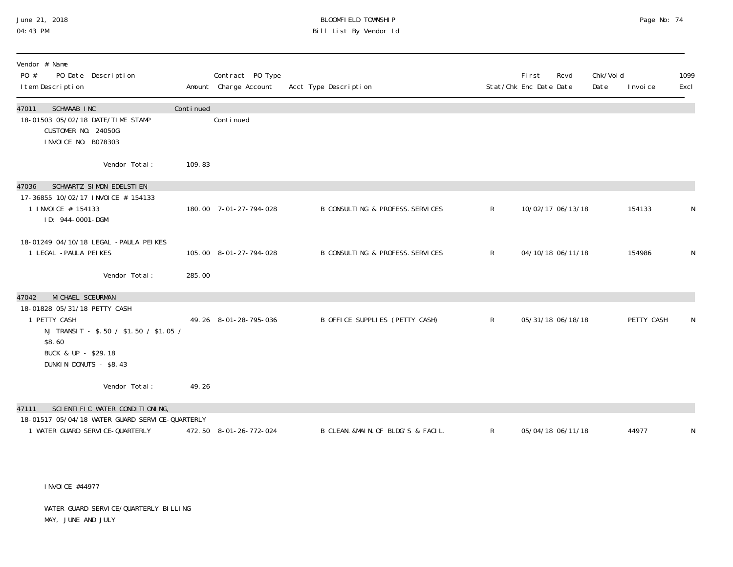| Vendor # Name PO # PO Date Description Item Description | Amount | Contract PO Type Charge Account | Acct Type Description | Stat/Chk | First Enc Date | Rcvd Date | Chk/Void Date | Invoice | 1099 Excl |
|---|---|---|---|---|---|---|---|---|---|
| **47011 SCHWAAB INC** | Continued | | | | | | | | |
| 18-01503 05/02/18 DATE/TIME STAMP | | Continued | | | | | | | |
| CUSTOMER NO. 24050G | | | | | | | | | |
| INVOICE NO. B078303 | | | | | | | | | |
| Vendor Total: | 109.83 | | | | | | | | |
| **47036 SCHWARTZ SIMON EDELSTIEN** | | | | | | | | | |
| 17-36855 10/02/17 INVOICE # 154133 | | | | | | | | | |
| 1 INVOICE # 154133 | 180.00 | 7-01-27-794-028 | B CONSULTING & PROFESS. SERVICES | R | 10/02/17 | 06/13/18 | | 154133 | N |
| ID: 944-0001-DGM | | | | | | | | | |
| 18-01249 04/10/18 LEGAL -PAULA PEIKES | | | | | | | | | |
| 1 LEGAL -PAULA PEIKES | 105.00 | 8-01-27-794-028 | B CONSULTING & PROFESS. SERVICES | R | 04/10/18 | 06/11/18 | | 154986 | N |
| Vendor Total: | 285.00 | | | | | | | | |
| **47042 MICHAEL SCEURMAN** | | | | | | | | | |
| 18-01828 05/31/18 PETTY CASH | | | | | | | | | |
| 1 PETTY CASH | 49.26 | 8-01-28-795-036 | B OFFICE SUPPLIES (PETTY CASH) | R | 05/31/18 | 06/18/18 | | PETTY CASH | N |
| NJ TRANSIT - $.50 / $1.50 / $1.05 / $8.60 | | | | | | | | | |
| BUCK & UP - $29.18 | | | | | | | | | |
| DUNKIN DONUTS - $8.43 | | | | | | | | | |
| Vendor Total: | 49.26 | | | | | | | | |
| **47111 SCIENTIFIC WATER CONDITIONING,** | | | | | | | | | |
| 18-01517 05/04/18 WATER GUARD SERVICE-QUARTERLY | | | | | | | | | |
| 1 WATER GUARD SERVICE-QUARTERLY | 472.50 | 8-01-26-772-024 | B CLEAN.&MAIN.OF BLDG'S & FACIL. | R | 05/04/18 | 06/11/18 | | 44977 | N |
| INVOICE #44977 | | | | | | | | | |
| WATER GUARD SERVICE/QUARTERLY BILLING MAY, JUNE AND JULY | | | | | | | | | |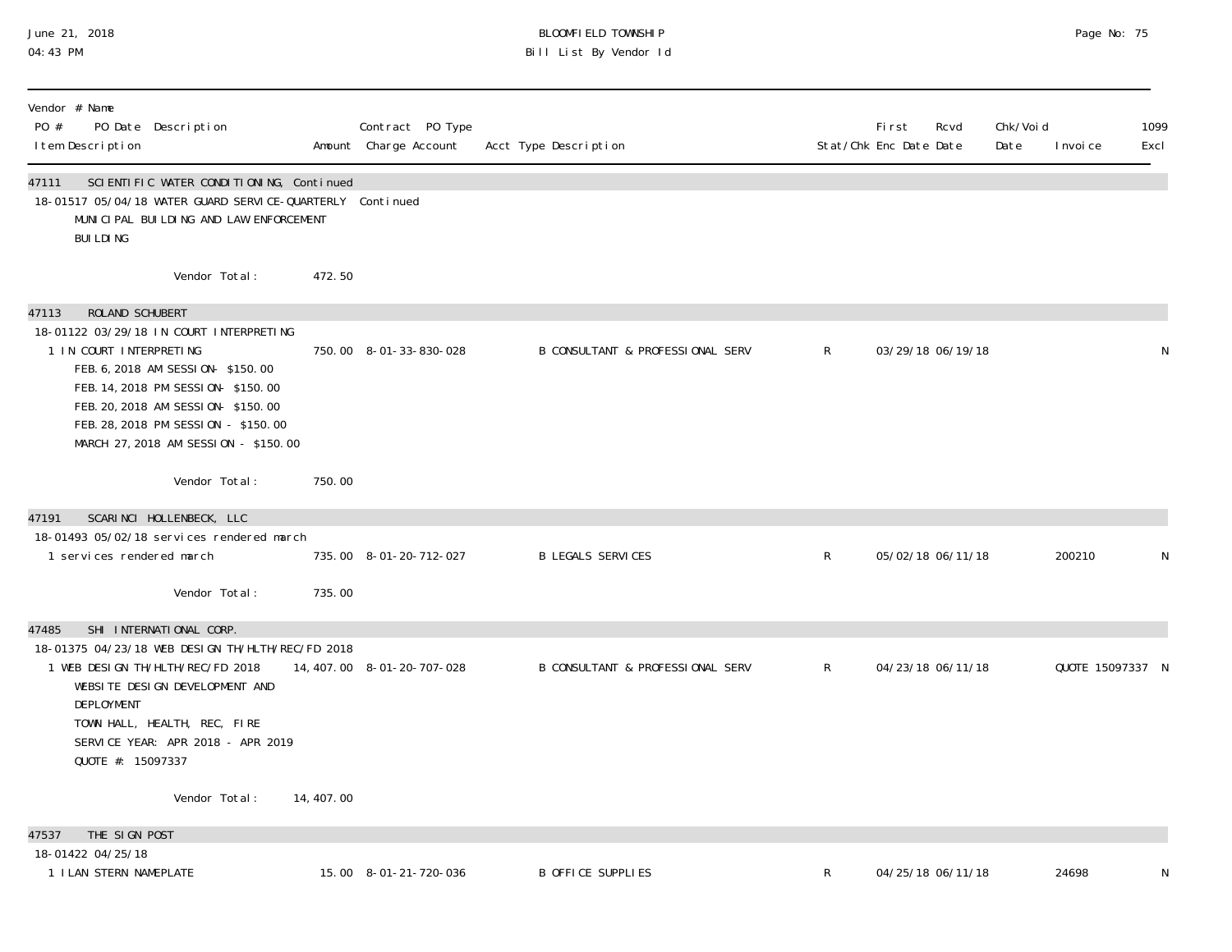| Vendor # Name PO # PO Date Description Item Description | Amount | Contract PO Type Charge Account | Acct Type Description | Stat/Chk | First Enc Date | Rcvd Date | Chk/Void Date | Invoice | 1099 Excl |
|---|---|---|---|---|---|---|---|---|---|
| **47111 SCIENTIFIC WATER CONDITIONING, Continued** | | | | | | | | | |
| 18-01517 05/04/18 WATER GUARD SERVICE-QUARTERLY Continued | | | | | | | | | |
| MUNICIPAL BUILDING AND LAW ENFORCEMENT BUILDING | | | | | | | | | |
| Vendor Total: | 472.50 | | | | | | | | |
| **47113 ROLAND SCHUBERT** | | | | | | | | | |
| 18-01122 03/29/18 IN COURT INTERPRETING | | | | | | | | | |
| 1 IN COURT INTERPRETING<br>FEB. 6, 2018 AM SESSION- $150.00<br>FEB. 14, 2018 PM SESSION- $150.00<br>FEB. 20, 2018 AM SESSION- $150.00<br>FEB. 28, 2018 PM SESSION - $150.00<br>MARCH 27, 2018 AM SESSION - $150.00 | 750.00 | 8-01-33-830-028 | B CONSULTANT & PROFESSIONAL SERV | R | 03/29/18 | 06/19/18 | | | N |
| Vendor Total: | 750.00 | | | | | | | | |
| **47191 SCARINCI HOLLENBECK, LLC** | | | | | | | | | |
| 18-01493 05/02/18 services rendered march | | | | | | | | | |
| 1 services rendered march | 735.00 | 8-01-20-712-027 | B LEGALS SERVICES | R | 05/02/18 | 06/11/18 | | 200210 | N |
| Vendor Total: | 735.00 | | | | | | | | |
| **47485 SHI INTERNATIONAL CORP.** | | | | | | | | | |
| 18-01375 04/23/18 WEB DESIGN TH/HLTH/REC/FD 2018 | | | | | | | | | |
| 1 WEB DESIGN TH/HLTH/REC/FD 2018<br>WEBSITE DESIGN DEVELOPMENT AND DEPLOYMENT<br>TOWN HALL, HEALTH, REC, FIRE<br>SERVICE YEAR: APR 2018 - APR 2019<br>QUOTE #: 15097337 | 14,407.00 | 8-01-20-707-028 | B CONSULTANT & PROFESSIONAL SERV | R | 04/23/18 | 06/11/18 | | QUOTE 15097337 | N |
| Vendor Total: | 14,407.00 | | | | | | | | |
| **47537 THE SIGN POST** | | | | | | | | | |
| 18-01422 04/25/18 | | | | | | | | | |
| 1 ILAN STERN NAMEPLATE | 15.00 | 8-01-21-720-036 | B OFFICE SUPPLIES | R | 04/25/18 | 06/11/18 | | 24698 | N |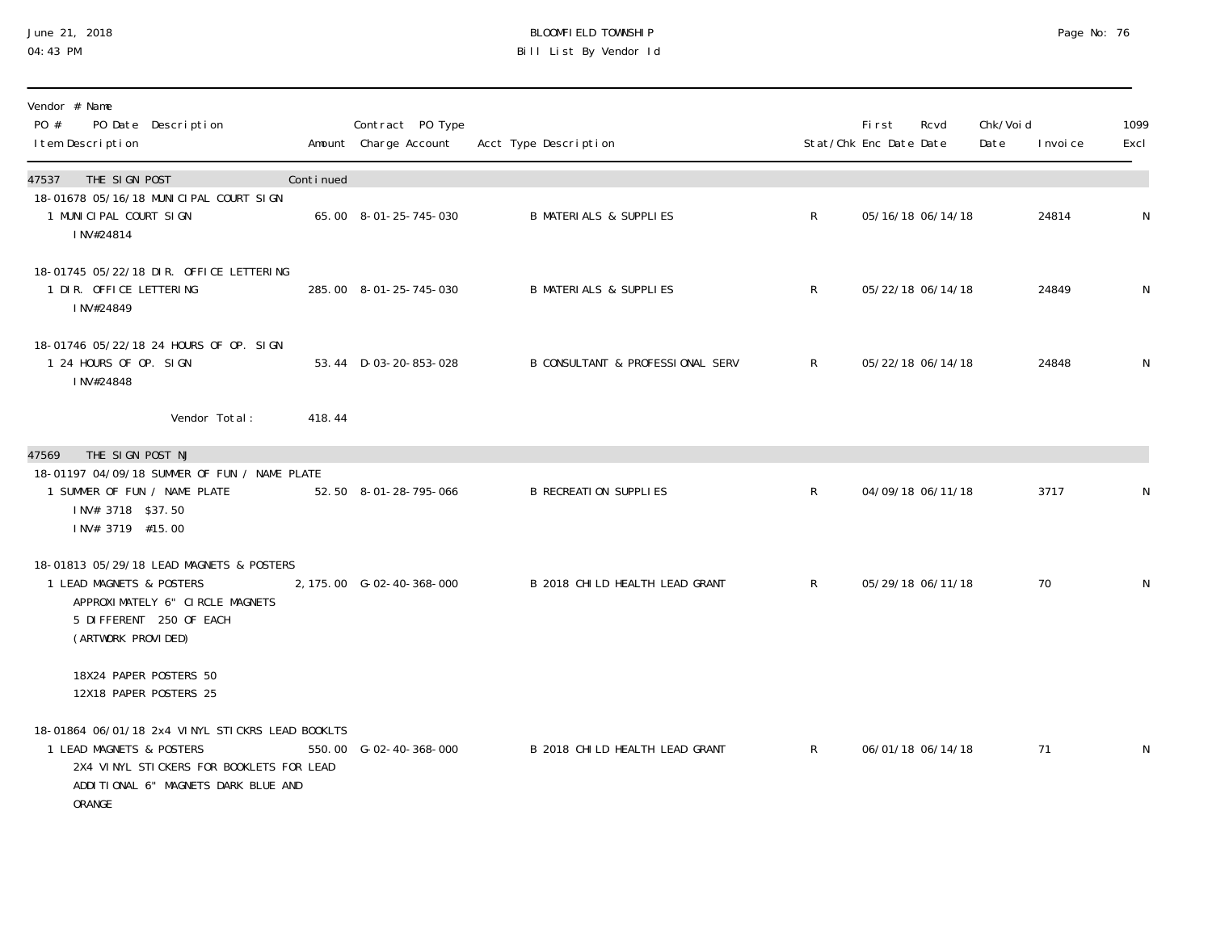BLOOMFIELD TOWNSHIP
Bill List By Vendor Id

| Vendor # Name<br>PO # PO Date Description<br>Item Description | Amount | Contract PO Type<br>Charge Account | Acct Type Description | Stat/Chk | First Enc Date | Rcvd Date | Chk/Void Date | Invoice | 1099 Excl |
|---|---|---|---|---|---|---|---|---|---|
| **47537 THE SIGN POST** | Continued | | | | | | | | |
| 18-01678 05/16/18 MUNICIPAL COURT SIGN | | | | | | | | | |
| 1 MUNICIPAL COURT SIGN<br>INV#24814 | 65.00 | 8-01-25-745-030 | B MATERIALS & SUPPLIES | R | 05/16/18 | 06/14/18 | | 24814 | N |
| 18-01745 05/22/18 DIR. OFFICE LETTERING | | | | | | | | | |
| 1 DIR. OFFICE LETTERING<br>INV#24849 | 285.00 | 8-01-25-745-030 | B MATERIALS & SUPPLIES | R | 05/22/18 | 06/14/18 | | 24849 | N |
| 18-01746 05/22/18 24 HOURS OF OP. SIGN | | | | | | | | | |
| 1 24 HOURS OF OP. SIGN<br>INV#24848 | 53.44 | D-03-20-853-028 | B CONSULTANT & PROFESSIONAL SERV | R | 05/22/18 | 06/14/18 | | 24848 | N |
| Vendor Total: | 418.44 | | | | | | | | |
| **47569 THE SIGN POST NJ** | | | | | | | | | |
| 18-01197 04/09/18 SUMMER OF FUN / NAME PLATE | | | | | | | | | |
| 1 SUMMER OF FUN / NAME PLATE<br>INV# 3718 $37.50<br>INV# 3719 #15.00 | 52.50 | 8-01-28-795-066 | B RECREATION SUPPLIES | R | 04/09/18 | 06/11/18 | | 3717 | N |
| 18-01813 05/29/18 LEAD MAGNETS & POSTERS | | | | | | | | | |
| 1 LEAD MAGNETS & POSTERS<br>APPROXIMATELY 6" CIRCLE MAGNETS<br>5 DIFFERENT 250 OF EACH<br>(ARTWORK PROVIDED)<br><br>18X24 PAPER POSTERS 50<br>12X18 PAPER POSTERS 25 | 2,175.00 | G-02-40-368-000 | B 2018 CHILD HEALTH LEAD GRANT | R | 05/29/18 | 06/11/18 | | 70 | N |
| 18-01864 06/01/18 2x4 VINYL STICKRS LEAD BOOKLTS | | | | | | | | | |
| 1 LEAD MAGNETS & POSTERS<br>2X4 VINYL STICKERS FOR BOOKLETS FOR LEAD<br>ADDITIONAL 6" MAGNETS DARK BLUE AND<br>ORANGE | 550.00 | G-02-40-368-000 | B 2018 CHILD HEALTH LEAD GRANT | R | 06/01/18 | 06/14/18 | | 71 | N |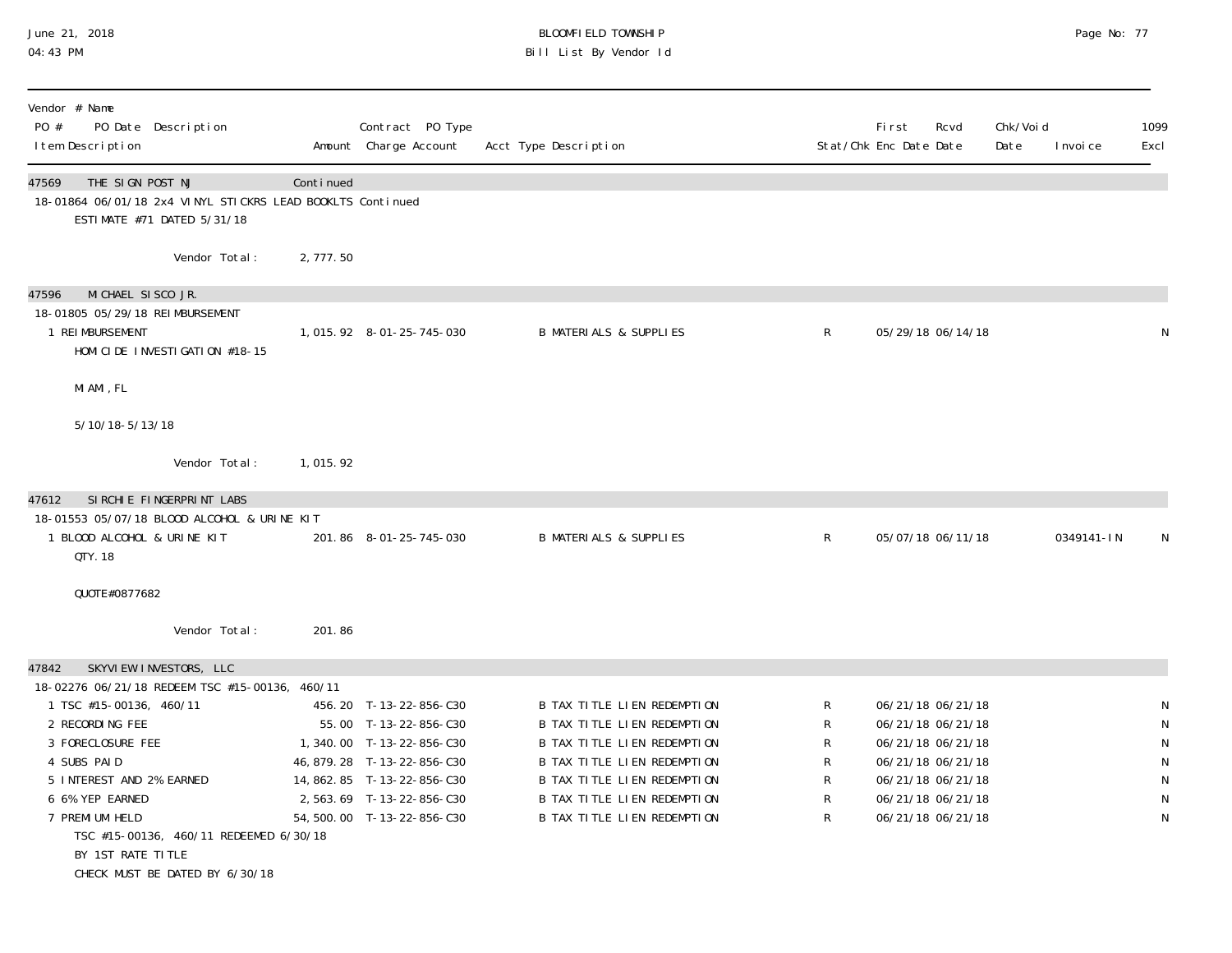| Vendor # Name<br>PO # PO Date Description<br>Item Description | Amount | Contract PO Type<br>Charge Account | Acct Type Description | Stat/Chk | First<br>Enc Date | Rcvd<br>Date | Chk/Void<br>Date | Invoice | 1099<br>Excl |
|---|---|---|---|---|---|---|---|---|---|
| 47569 THE SIGN POST NJ | Continued | | | | | | | | |
| 18-01864 06/01/18 2x4 VINYL STICKRS LEAD BOOKLTS Continued | | | | | | | | | |
| ESTIMATE #71 DATED 5/31/18 | | | | | | | | | |
| Vendor Total: | 2,777.50 | | | | | | | | |
| 47596 MICHAEL SISCO JR. | | | | | | | | | |
| 18-01805 05/29/18 REIMBURSEMENT | | | | | | | | | |
| 1 REIMBURSEMENT<br>HOMICIDE INVESTIGATION #18-15<br>MIAMI, FL<br>5/10/18-5/13/18 | 1,015.92 | 8-01-25-745-030 | B MATERIALS & SUPPLIES | R | 05/29/18 | 06/14/18 | | | N |
| Vendor Total: | 1,015.92 | | | | | | | | |
| 47612 SIRCHIE FINGERPRINT LABS | | | | | | | | | |
| 18-01553 05/07/18 BLOOD ALCOHOL & URINE KIT | | | | | | | | | |
| 1 BLOOD ALCOHOL & URINE KIT<br>QTY. 18<br>QUOTE#0877682 | 201.86 | 8-01-25-745-030 | B MATERIALS & SUPPLIES | R | 05/07/18 | 06/11/18 | | 0349141-IN | N |
| Vendor Total: | 201.86 | | | | | | | | |
| 47842 SKYVIEW INVESTORS, LLC | | | | | | | | | |
| 18-02276 06/21/18 REDEEM TSC #15-00136, 460/11 | | | | | | | | | |
| 1 TSC #15-00136, 460/11 | 456.20 | T-13-22-856-C30 | B TAX TITLE LIEN REDEMPTION | R | 06/21/18 | 06/21/18 | | | N |
| 2 RECORDING FEE | 55.00 | T-13-22-856-C30 | B TAX TITLE LIEN REDEMPTION | R | 06/21/18 | 06/21/18 | | | N |
| 3 FORECLOSURE FEE | 1,340.00 | T-13-22-856-C30 | B TAX TITLE LIEN REDEMPTION | R | 06/21/18 | 06/21/18 | | | N |
| 4 SUBS PAID | 46,879.28 | T-13-22-856-C30 | B TAX TITLE LIEN REDEMPTION | R | 06/21/18 | 06/21/18 | | | N |
| 5 INTEREST AND 2% EARNED | 14,862.85 | T-13-22-856-C30 | B TAX TITLE LIEN REDEMPTION | R | 06/21/18 | 06/21/18 | | | N |
| 6 6% YEP EARNED | 2,563.69 | T-13-22-856-C30 | B TAX TITLE LIEN REDEMPTION | R | 06/21/18 | 06/21/18 | | | N |
| 7 PREMIUM HELD<br>TSC #15-00136, 460/11 REDEEMED 6/30/18<br>BY 1ST RATE TITLE<br>CHECK MUST BE DATED BY 6/30/18 | 54,500.00 | T-13-22-856-C30 | B TAX TITLE LIEN REDEMPTION | R | 06/21/18 | 06/21/18 | | | N |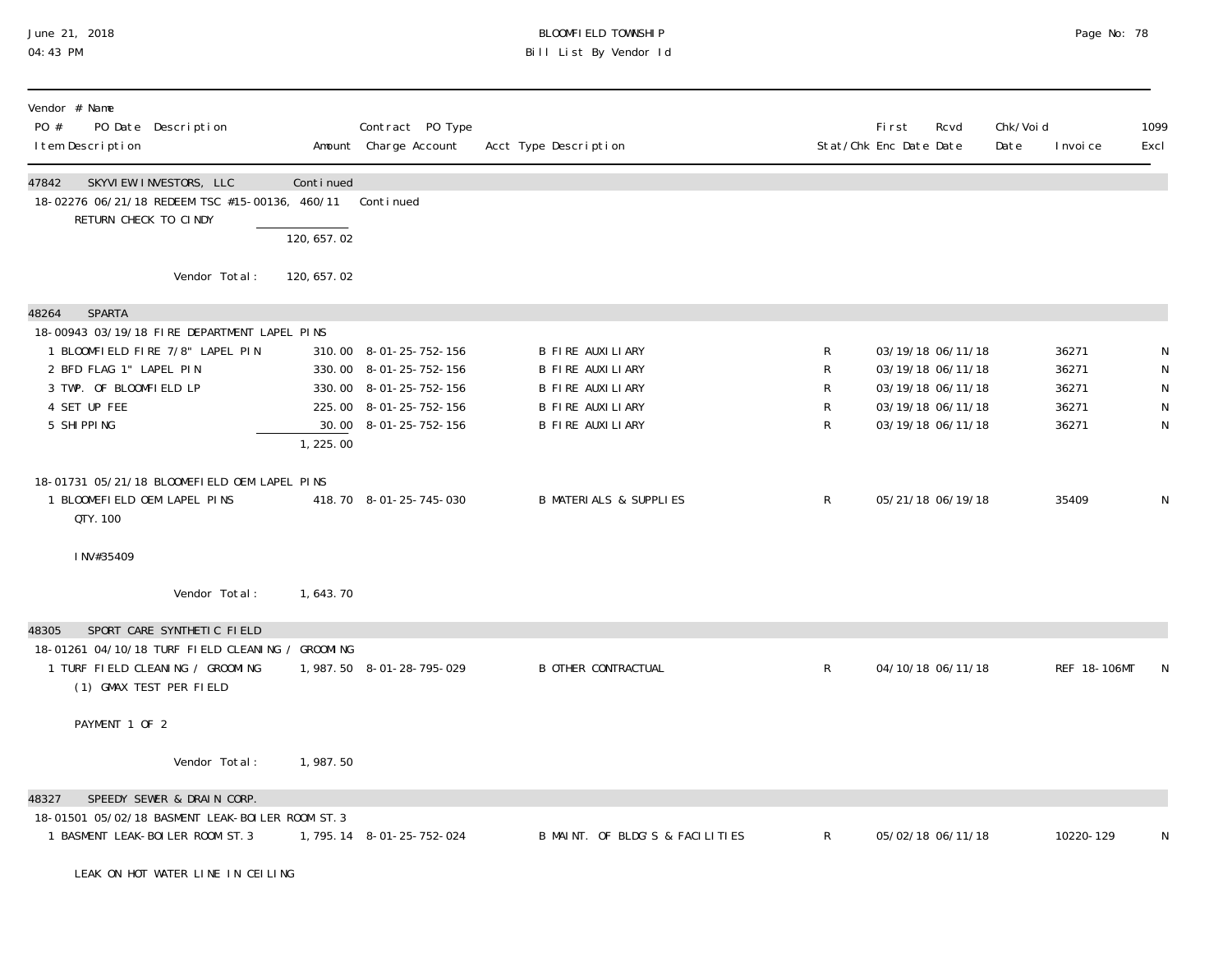BLOOMFIELD TOWNSHIP
Bill List By Vendor Id

| Vendor # Name / PO # PO Date Description / Item Description | Amount | Contract PO Type / Charge Account | Acct Type Description | Stat/Chk | First Enc Date | Rcvd Date | Chk/Void Date | Invoice | 1099 Excl |
|---|---|---|---|---|---|---|---|---|---|
| **47842 SKYVIEW INVESTORS, LLC** | Continued | | | | | | | | |
| 18-02276 06/21/18 REDEEM TSC #15-00136, 460/11 | | Continued | | | | | | | |
| RETURN CHECK TO CINDY | | | | | | | | | |
| | 120,657.02 | | | | | | | | |
| Vendor Total: | 120,657.02 | | | | | | | | |
| **48264 SPARTA** | | | | | | | | | |
| 18-00943 03/19/18 FIRE DEPARTMENT LAPEL PINS | | | | | | | | | |
| 1 BLOOMFIELD FIRE 7/8" LAPEL PIN | 310.00 | 8-01-25-752-156 | B FIRE AUXILIARY | R | 03/19/18 | 06/11/18 | | 36271 | N |
| 2 BFD FLAG 1" LAPEL PIN | 330.00 | 8-01-25-752-156 | B FIRE AUXILIARY | R | 03/19/18 | 06/11/18 | | 36271 | N |
| 3 TWP. OF BLOOMFIELD LP | 330.00 | 8-01-25-752-156 | B FIRE AUXILIARY | R | 03/19/18 | 06/11/18 | | 36271 | N |
| 4 SET UP FEE | 225.00 | 8-01-25-752-156 | B FIRE AUXILIARY | R | 03/19/18 | 06/11/18 | | 36271 | N |
| 5 SHIPPING | 30.00 | 8-01-25-752-156 | B FIRE AUXILIARY | R | 03/19/18 | 06/11/18 | | 36271 | N |
| | 1,225.00 | | | | | | | | |
| 18-01731 05/21/18 BLOOMEFIELD OEM LAPEL PINS | | | | | | | | | |
| 1 BLOOMEFIELD OEM LAPEL PINS | 418.70 | 8-01-25-745-030 | B MATERIALS & SUPPLIES | R | 05/21/18 | 06/19/18 | | 35409 | N |
| QTY. 100 | | | | | | | | | |
| INV#35409 | | | | | | | | | |
| Vendor Total: | 1,643.70 | | | | | | | | |
| **48305 SPORT CARE SYNTHETIC FIELD** | | | | | | | | | |
| 18-01261 04/10/18 TURF FIELD CLEANING / GROOMING | | | | | | | | | |
| 1 TURF FIELD CLEANING / GROOMING | 1,987.50 | 8-01-28-795-029 | B OTHER CONTRACTUAL | R | 04/10/18 | 06/11/18 | | REF 18-106MT | N |
| (1) GMAX TEST PER FIELD | | | | | | | | | |
| PAYMENT 1 OF 2 | | | | | | | | | |
| Vendor Total: | 1,987.50 | | | | | | | | |
| **48327 SPEEDY SEWER & DRAIN CORP.** | | | | | | | | | |
| 18-01501 05/02/18 BASMENT LEAK-BOILER ROOM ST.3 | | | | | | | | | |
| 1 BASMENT LEAK-BOILER ROOM ST.3 | 1,795.14 | 8-01-25-752-024 | B MAINT. OF BLDG'S & FACILITIES | R | 05/02/18 | 06/11/18 | | 10220-129 | N |
| LEAK ON HOT WATER LINE IN CEILING | | | | | | | | | |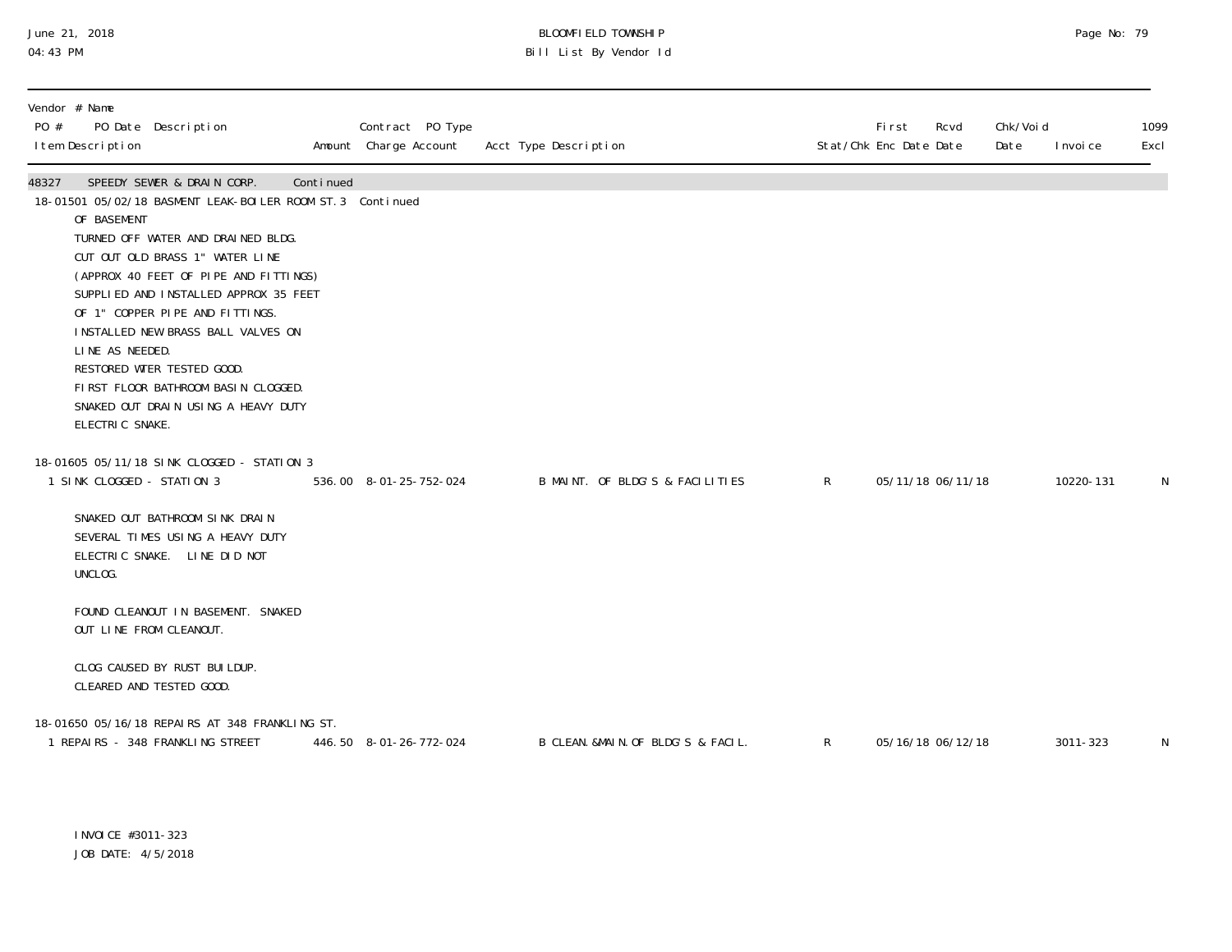BLOOMFIELD TOWNSHIP
Bill List By Vendor Id

| Vendor # Name<br>PO # PO Date Description<br>Item Description | Amount | Contract PO Type<br>Charge Account | Acct Type Description | Stat/Chk | First Enc Date | Rcvd Date | Chk/Void Date | Invoice | 1099 Excl |
|---|---|---|---|---|---|---|---|---|---|
| 48327 SPEEDY SEWER & DRAIN CORP. Continued | | | | | | | | | |
| 18-01501 05/02/18 BASMENT LEAK-BOILER ROOM ST.3 Continued | | | | | | | | | |
| OF BASEMENT<br>TURNED OFF WATER AND DRAINED BLDG.<br>CUT OUT OLD BRASS 1" WATER LINE<br>(APPROX 40 FEET OF PIPE AND FITTINGS)<br>SUPPLIED AND INSTALLED APPROX 35 FEET<br>OF 1" COPPER PIPE AND FITTINGS.<br>INSTALLED NEW BRASS BALL VALVES ON<br>LINE AS NEEDED.<br>RESTORED WTER TESTED GOOD.<br>FIRST FLOOR BATHROOM BASIN CLOGGED.<br>SNAKED OUT DRAIN USING A HEAVY DUTY<br>ELECTRIC SNAKE. | | | | | | | | | |
| 18-01605 05/11/18 SINK CLOGGED - STATION 3 | | | | | | | | | |
| 1 SINK CLOGGED - STATION 3 | 536.00 | 8-01-25-752-024 | B MAINT. OF BLDG'S & FACILITIES | R | 05/11/18 | 06/11/18 | | 10220-131 | N |
| SNAKED OUT BATHROOM SINK DRAIN<br>SEVERAL TIMES USING A HEAVY DUTY<br>ELECTRIC SNAKE. LINE DID NOT<br>UNCLOG.<br><br>FOUND CLEANOUT IN BASEMENT. SNAKED<br>OUT LINE FROM CLEANOUT.<br><br>CLOG CAUSED BY RUST BUILDUP.<br>CLEARED AND TESTED GOOD. | | | | | | | | | |
| 18-01650 05/16/18 REPAIRS AT 348 FRANKLING ST. | | | | | | | | | |
| 1 REPAIRS - 348 FRANKLING STREET | 446.50 | 8-01-26-772-024 | B CLEAN.&MAIN.OF BLDG'S & FACIL. | R | 05/16/18 | 06/12/18 | | 3011-323 | N |
| INVOICE #3011-323<br>JOB DATE: 4/5/2018 | | | | | | | | | |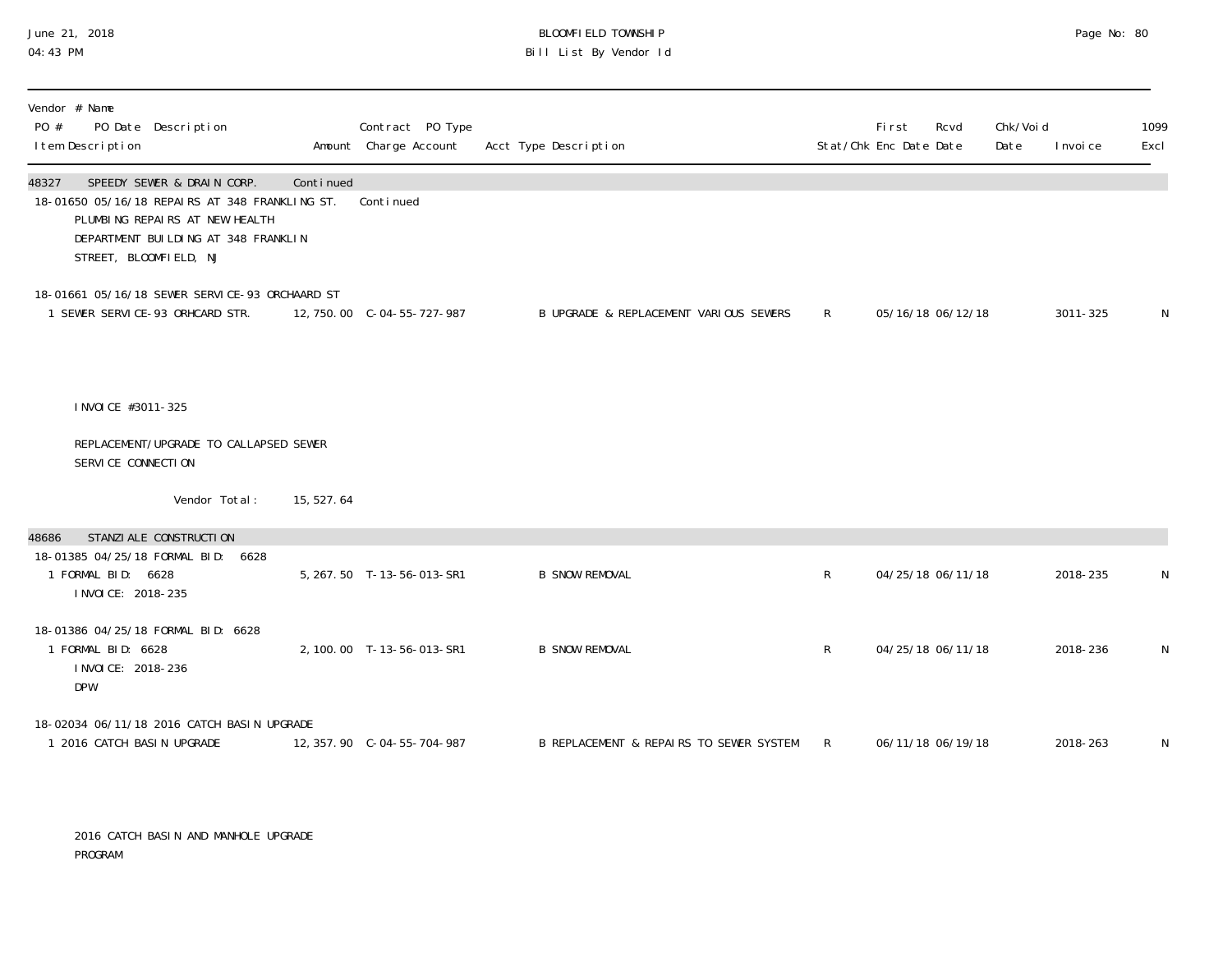BLOOMFIELD TOWNSHIP
Bill List By Vendor Id

| Vendor # Name<br>PO # PO Date Description<br>Item Description | Amount | Contract PO Type<br>Charge Account | Acct Type Description | Stat/Chk | First Enc Date | Rcvd Date | Chk/Void Date | Invoice | 1099 Excl |
|---|---|---|---|---|---|---|---|---|---|
| **48327 SPEEDY SEWER & DRAIN CORP.** | Continued | | | | | | | | |
| 18-01650 05/16/18 REPAIRS AT 348 FRANKLING ST. | | Continued | | | | | | | |
| PLUMBING REPAIRS AT NEW HEALTH DEPARTMENT BUILDING AT 348 FRANKLIN STREET, BLOOMFIELD, NJ | | | | | | | | | |
| 18-01661 05/16/18 SEWER SERVICE-93 ORCHAARD ST | | | | | | | | | |
| 1 SEWER SERVICE-93 ORHCARD STR. | 12,750.00 | C-04-55-727-987 | B UPGRADE & REPLACEMENT VARIOUS SEWERS | R | 05/16/18 | 06/12/18 | | 3011-325 | N |
| INVOICE #3011-325<br>REPLACEMENT/UPGRADE TO CALLAPSED SEWER SERVICE CONNECTION | | | | | | | | | |
| Vendor Total: | 15,527.64 | | | | | | | | |
| **48686 STANZIALE CONSTRUCTION** | | | | | | | | | |
| 18-01385 04/25/18 FORMAL BID: 6628 | | | | | | | | | |
| 1 FORMAL BID: 6628<br>INVOICE: 2018-235 | 5,267.50 | T-13-56-013-SR1 | B SNOW REMOVAL | R | 04/25/18 | 06/11/18 | | 2018-235 | N |
| 18-01386 04/25/18 FORMAL BID: 6628 | | | | | | | | | |
| 1 FORMAL BID: 6628<br>INVOICE: 2018-236<br>DPW | 2,100.00 | T-13-56-013-SR1 | B SNOW REMOVAL | R | 04/25/18 | 06/11/18 | | 2018-236 | N |
| 18-02034 06/11/18 2016 CATCH BASIN UPGRADE | | | | | | | | | |
| 1 2016 CATCH BASIN UPGRADE | 12,357.90 | C-04-55-704-987 | B REPLACEMENT & REPAIRS TO SEWER SYSTEM | R | 06/11/18 | 06/19/18 | | 2018-263 | N |
| 2016 CATCH BASIN AND MANHOLE UPGRADE PROGRAM | | | | | | | | | |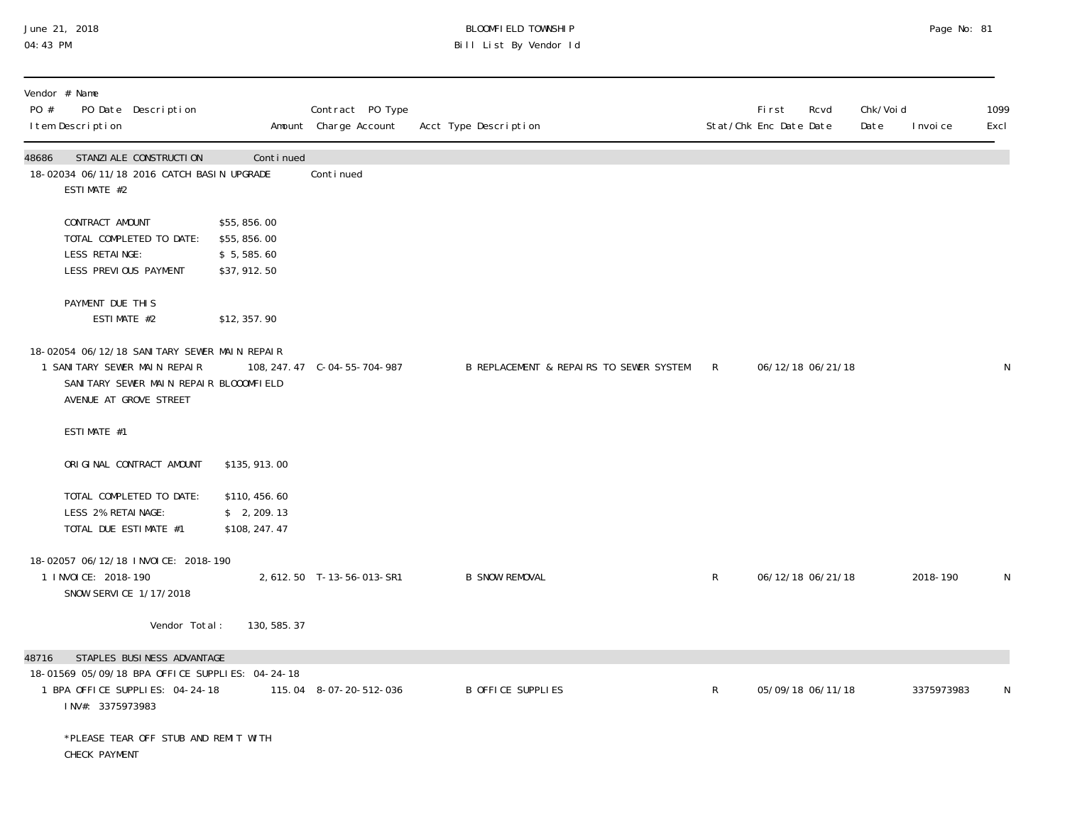| Vendor # Name<br>PO # PO Date Description<br>Item Description | Amount | Contract PO Type<br>Charge Account | Acct Type Description | Stat/Chk | First Enc Date | Rcvd Date | Chk/Void Date | Invoice | 1099 Excl |
|---|---|---|---|---|---|---|---|---|---|
| **48686 STANZIALE CONSTRUCTION** | Continued | | | | | | | | |
| 18-02034 06/11/18 2016 CATCH BASIN UPGRADE | | Continued | | | | | | | |
| ESTIMATE #2<br><br>CONTRACT AMOUNT $55,856.00<br>TOTAL COMPLETED TO DATE: $55,856.00<br>LESS RETAINGE: $ 5,585.60<br>LESS PREVIOUS PAYMENT $37,912.50<br><br>PAYMENT DUE THIS<br>ESTIMATE #2 $12,357.90 | | | | | | | | | |
| 18-02054 06/12/18 SANITARY SEWER MAIN REPAIR | | | | | | | | | |
| 1 SANITARY SEWER MAIN REPAIR<br>SANITARY SEWER MAIN REPAIR BLOOOMFIELD AVENUE AT GROVE STREET<br><br>ESTIMATE #1<br><br>ORIGINAL CONTRACT AMOUNT $135,913.00<br><br>TOTAL COMPLETED TO DATE: $110,456.60<br>LESS 2% RETAINAGE: $ 2,209.13<br>TOTAL DUE ESTIMATE #1 $108,247.47 | 108,247.47 | C-04-55-704-987 | B REPLACEMENT & REPAIRS TO SEWER SYSTEM | R | 06/12/18 | 06/21/18 | | | N |
| 18-02057 06/12/18 INVOICE: 2018-190 | | | | | | | | | |
| 1 INVOICE: 2018-190<br>SNOW SERVICE 1/17/2018 | 2,612.50 | T-13-56-013-SR1 | B SNOW REMOVAL | R | 06/12/18 | 06/21/18 | | 2018-190 | N |
| Vendor Total: | 130,585.37 | | | | | | | | |
| **48716 STAPLES BUSINESS ADVANTAGE** | | | | | | | | | |
| 18-01569 05/09/18 BPA OFFICE SUPPLIES: 04-24-18 | | | | | | | | | |
| 1 BPA OFFICE SUPPLIES: 04-24-18<br>INV#: 3375973983<br><br>*PLEASE TEAR OFF STUB AND REMIT WITH CHECK PAYMENT | 115.04 | 8-07-20-512-036 | B OFFICE SUPPLIES | R | 05/09/18 | 06/11/18 | | 3375973983 | N |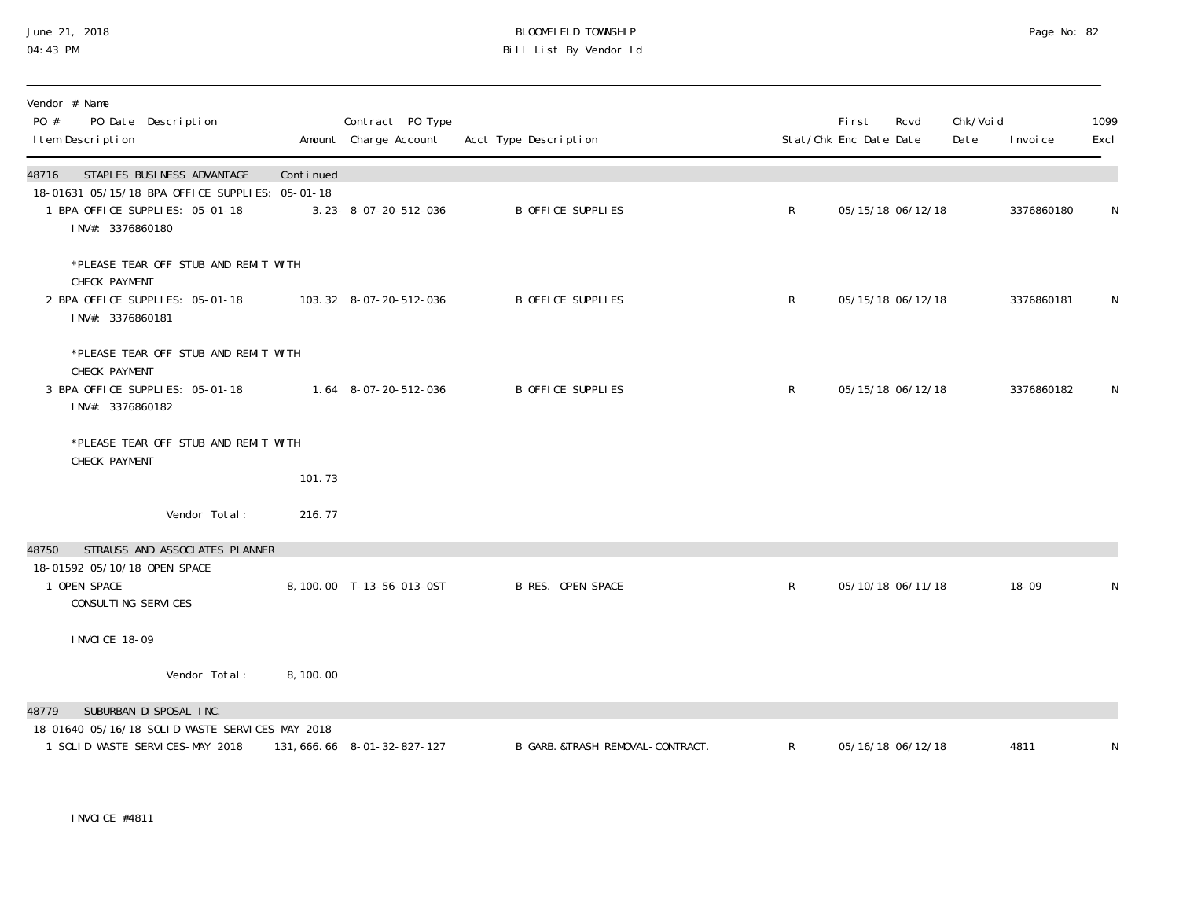| Vendor # Name<br>PO # PO Date Description<br>Item Description | Amount | Contract PO Type<br>Charge Account | Acct Type Description | Stat/Chk | First Enc Date | Rcvd Date | Chk/Void Date | Invoice | 1099 Excl |
|---|---|---|---|---|---|---|---|---|---|
| **48716 STAPLES BUSINESS ADVANTAGE** | Continued | | | | | | | | |
| 18-01631 05/15/18 BPA OFFICE SUPPLIES: 05-01-18 | | | | | | | | | |
| 1 BPA OFFICE SUPPLIES: 05-01-18<br>INV#: 3376860180<br><br>*PLEASE TEAR OFF STUB AND REMIT WITH CHECK PAYMENT | 3.23- | 8-07-20-512-036 | B OFFICE SUPPLIES | R | 05/15/18 | 06/12/18 | | 3376860180 | N |
| 2 BPA OFFICE SUPPLIES: 05-01-18<br>INV#: 3376860181<br><br>*PLEASE TEAR OFF STUB AND REMIT WITH CHECK PAYMENT | 103.32 | 8-07-20-512-036 | B OFFICE SUPPLIES | R | 05/15/18 | 06/12/18 | | 3376860181 | N |
| 3 BPA OFFICE SUPPLIES: 05-01-18<br>INV#: 3376860182<br><br>*PLEASE TEAR OFF STUB AND REMIT WITH CHECK PAYMENT | 1.64 | 8-07-20-512-036 | B OFFICE SUPPLIES | R | 05/15/18 | 06/12/18 | | 3376860182 | N |
| | 101.73 | | | | | | | | |
| Vendor Total: | 216.77 | | | | | | | | |
| **48750 STRAUSS AND ASSOCIATES PLANNER** | | | | | | | | | |
| 18-01592 05/10/18 OPEN SPACE | | | | | | | | | |
| 1 OPEN SPACE<br>CONSULTING SERVICES<br><br>INVOICE 18-09 | 8,100.00 | T-13-56-013-OST | B RES. OPEN SPACE | R | 05/10/18 | 06/11/18 | | 18-09 | N |
| Vendor Total: | 8,100.00 | | | | | | | | |
| **48779 SUBURBAN DISPOSAL INC.** | | | | | | | | | |
| 18-01640 05/16/18 SOLID WASTE SERVICES-MAY 2018 | | | | | | | | | |
| 1 SOLID WASTE SERVICES-MAY 2018<br><br>INVOICE #4811 | 131,666.66 | 8-01-32-827-127 | B GARB.&TRASH REMOVAL-CONTRACT. | R | 05/16/18 | 06/12/18 | | 4811 | N |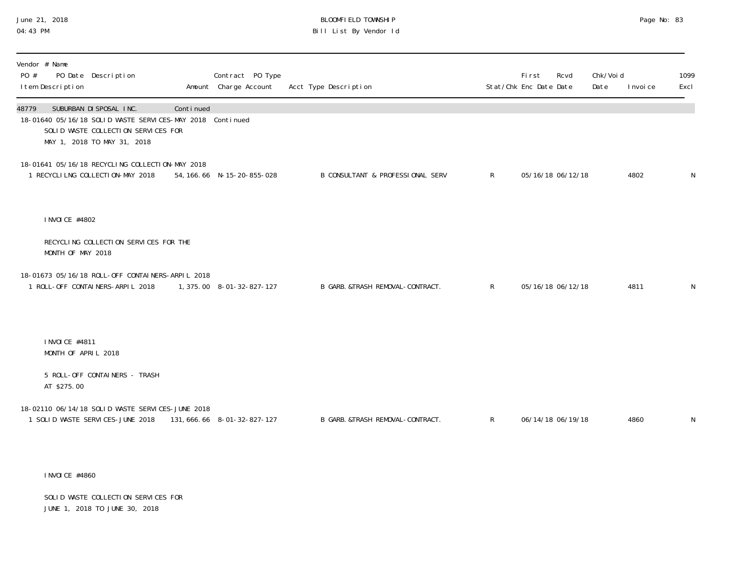BLOOMFIELD TOWNSHIP
Bill List By Vendor Id

June 21, 2018
04:43 PM

| Vendor # Name<br>PO # PO Date Description<br>Item Description | Amount | Contract PO Type<br>Charge Account | Acct Type Description | Stat/Chk | First Enc Date | Rcvd Date | Chk/Void Date | Invoice | 1099 Excl |
|---|---|---|---|---|---|---|---|---|---|
| 48779 SUBURBAN DISPOSAL INC. Continued | | | | | | | | | |
| 18-01640 05/16/18 SOLID WASTE SERVICES-MAY 2018 Continued | | | | | | | | | |
| SOLID WASTE COLLECTION SERVICES FOR MAY 1, 2018 TO MAY 31, 2018 | | | | | | | | | |
| 18-01641 05/16/18 RECYCLING COLLECTION-MAY 2018 | | | | | | | | | |
| 1 RECYCLILNG COLLECTION-MAY 2018 | 54,166.66 | N-15-20-855-028 | B CONSULTANT & PROFESSIONAL SERV | R | 05/16/18 | 06/12/18 | | 4802 | N |
| INVOICE #4802<br><br>RECYCLING COLLECTION SERVICES FOR THE MONTH OF MAY 2018 | | | | | | | | | |
| 18-01673 05/16/18 ROLL-OFF CONTAINERS-ARPIL 2018 | | | | | | | | | |
| 1 ROLL-OFF CONTAINERS-ARPIL 2018 | 1,375.00 | 8-01-32-827-127 | B GARB.&TRASH REMOVAL-CONTRACT. | R | 05/16/18 | 06/12/18 | | 4811 | N |
| INVOICE #4811<br>MONTH OF APRIL 2018<br><br>5 ROLL-OFF CONTAINERS - TRASH AT $275.00 | | | | | | | | | |
| 18-02110 06/14/18 SOLID WASTE SERVICES-JUNE 2018 | | | | | | | | | |
| 1 SOLID WASTE SERVICES-JUNE 2018 | 131,666.66 | 8-01-32-827-127 | B GARB.&TRASH REMOVAL-CONTRACT. | R | 06/14/18 | 06/19/18 | | 4860 | N |
| INVOICE #4860<br><br>SOLID WASTE COLLECTION SERVICES FOR JUNE 1, 2018 TO JUNE 30, 2018 | | | | | | | | | |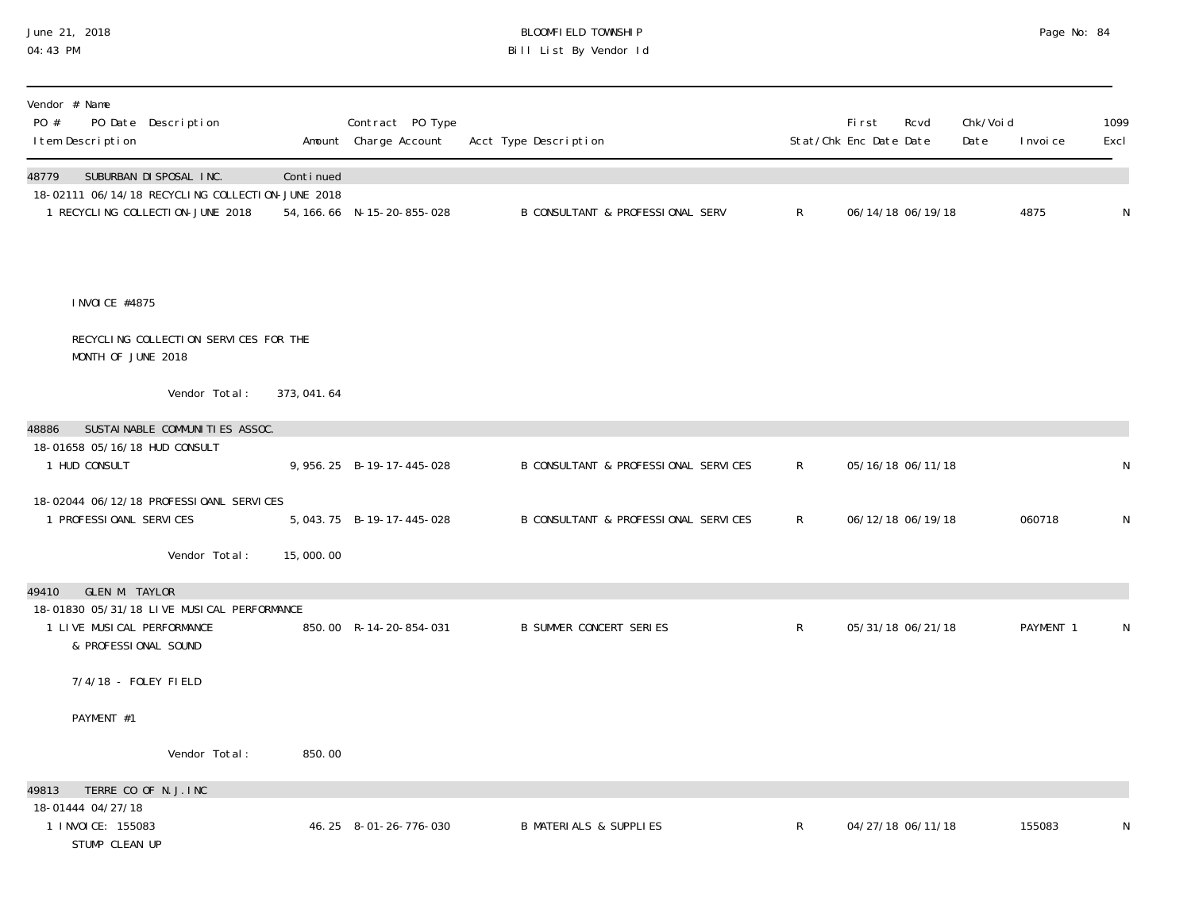BLOOMFIELD TOWNSHIP
Bill List By Vendor Id

| Vendor # Name<br>PO # PO Date Description<br>Item Description | Amount | Contract PO Type<br>Charge Account | Acct Type Description | Stat/Chk | First Enc Date | Rcvd Date | Chk/Void Date | Invoice | 1099 Excl |
|---|---|---|---|---|---|---|---|---|---|
| **48779 SUBURBAN DISPOSAL INC.** | Continued | | | | | | | | |
| 18-02111 06/14/18 RECYCLING COLLECTION-JUNE 2018 | | | | | | | | | |
| 1 RECYCLING COLLECTION-JUNE 2018 | 54,166.66 | N-15-20-855-028 | B CONSULTANT & PROFESSIONAL SERV | R | 06/14/18 | 06/19/18 | | 4875 | N |
| INVOICE #4875 | | | | | | | | | |
| RECYCLING COLLECTION SERVICES FOR THE MONTH OF JUNE 2018 | | | | | | | | | |
| Vendor Total: | 373,041.64 | | | | | | | | |
| **48886 SUSTAINABLE COMMUNITIES ASSOC.** | | | | | | | | | |
| 18-01658 05/16/18 HUD CONSULT | | | | | | | | | |
| 1 HUD CONSULT | 9,956.25 | B-19-17-445-028 | B CONSULTANT & PROFESSIONAL SERVICES | R | 05/16/18 | 06/11/18 | | | N |
| 18-02044 06/12/18 PROFESSIOANL SERVICES | | | | | | | | | |
| 1 PROFESSIOANL SERVICES | 5,043.75 | B-19-17-445-028 | B CONSULTANT & PROFESSIONAL SERVICES | R | 06/12/18 | 06/19/18 | | 060718 | N |
| Vendor Total: | 15,000.00 | | | | | | | | |
| **49410 GLEN M. TAYLOR** | | | | | | | | | |
| 18-01830 05/31/18 LIVE MUSICAL PERFORMANCE | | | | | | | | | |
| 1 LIVE MUSICAL PERFORMANCE & PROFESSIONAL SOUND | 850.00 | R-14-20-854-031 | B SUMMER CONCERT SERIES | R | 05/31/18 | 06/21/18 | | PAYMENT 1 | N |
| 7/4/18 - FOLEY FIELD | | | | | | | | | |
| PAYMENT #1 | | | | | | | | | |
| Vendor Total: | 850.00 | | | | | | | | |
| **49813 TERRE CO OF N.J.INC** | | | | | | | | | |
| 18-01444 04/27/18 | | | | | | | | | |
| 1 INVOICE: 155083 STUMP CLEAN UP | 46.25 | 8-01-26-776-030 | B MATERIALS & SUPPLIES | R | 04/27/18 | 06/11/18 | | 155083 | N |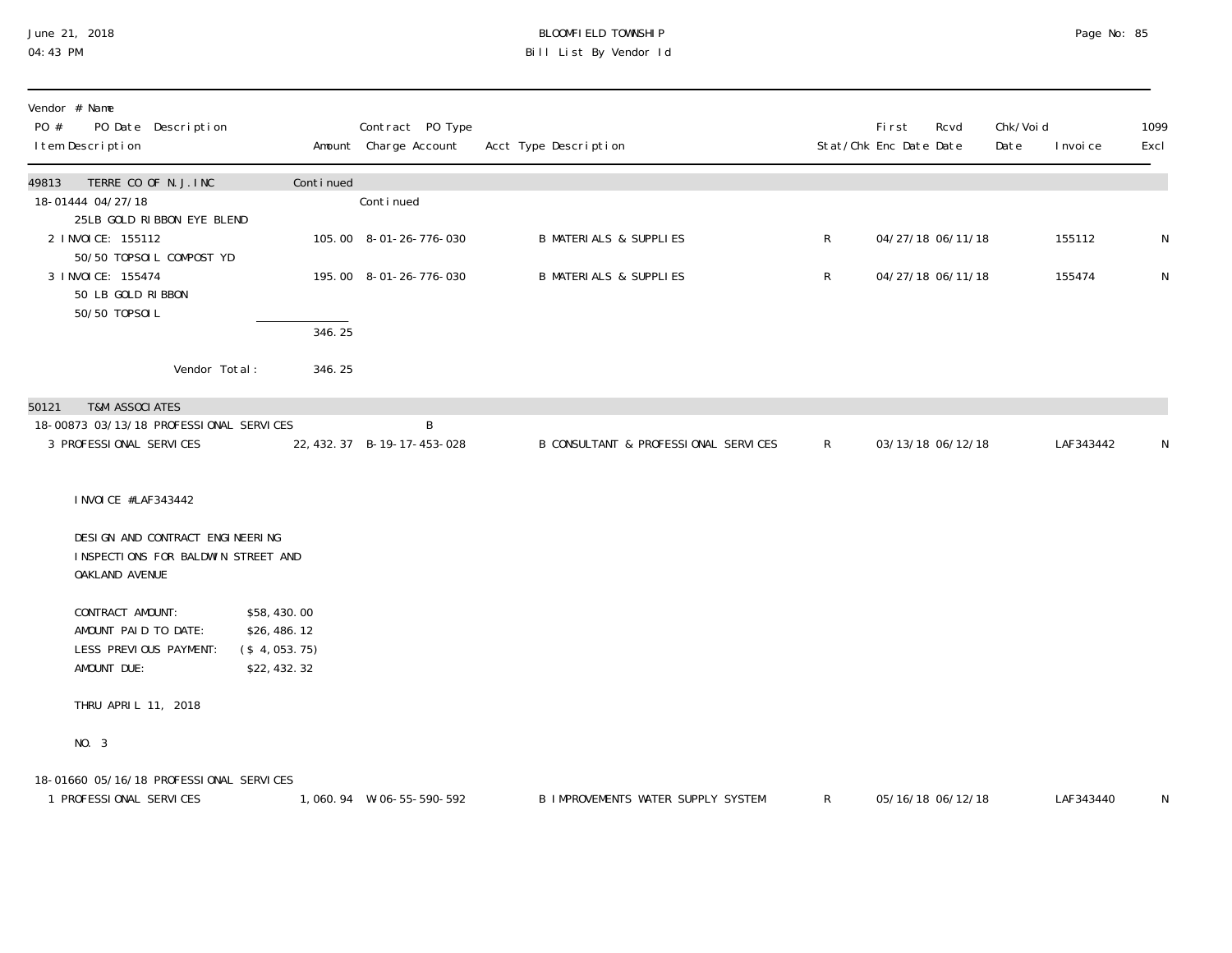BLOOMFIELD TOWNSHIP
Bill List By Vendor Id

June 21, 2018
04:43 PM

| Vendor # Name<br>PO # PO Date Description<br>Item Description | Amount | Contract PO Type<br>Charge Account | Acct Type Description | Stat/Chk | First Enc Date | Rcvd Date | Chk/Void Date | Invoice | 1099 Excl |
|---|---|---|---|---|---|---|---|---|---|
| **49813 TERRE CO OF N.J. INC** | Continued | | | | | | | | |
| 18-01444 04/27/18 | | Continued | | | | | | | |
| 25LB GOLD RIBBON EYE BLEND | | | | | | | | | |
| 2 INVOICE: 155112<br>50/50 TOPSOIL COMPOST YD | 105.00 | 8-01-26-776-030 | B MATERIALS & SUPPLIES | R | 04/27/18 | 06/11/18 | | 155112 | N |
| 3 INVOICE: 155474<br>50 LB GOLD RIBBON<br>50/50 TOPSOIL | 195.00 | 8-01-26-776-030 | B MATERIALS & SUPPLIES | R | 04/27/18 | 06/11/18 | | 155474 | N |
| | 346.25 | | | | | | | | |
| Vendor Total: | 346.25 | | | | | | | | |
| **50121 T&M ASSOCIATES** | | | | | | | | | |
| 18-00873 03/13/18 PROFESSIONAL SERVICES | | B | | | | | | | |
| 3 PROFESSIONAL SERVICES | 22,432.37 | B-19-17-453-028 | B CONSULTANT & PROFESSIONAL SERVICES | R | 03/13/18 | 06/12/18 | | LAF343442 | N |

INVOICE #LAF343442

DESIGN AND CONTRACT ENGINEERING INSPECTIONS FOR BALDWIN STREET AND OAKLAND AVENUE

| | |
|---|---|
| CONTRACT AMOUNT: | $58,430.00 |
| AMOUNT PAID TO DATE: | $26,486.12 |
| LESS PREVIOUS PAYMENT: | ($ 4,053.75) |
| AMOUNT DUE: | $22,432.32 |

THRU APRIL 11, 2018

NO. 3

| Item Description | Amount | Charge Account | Acct Type Description | Stat/Chk | First Enc Date | Rcvd Date | Chk/Void Date | Invoice | 1099 Excl |
|---|---|---|---|---|---|---|---|---|---|
| 18-01660 05/16/18 PROFESSIONAL SERVICES | | | | | | | | | |
| 1 PROFESSIONAL SERVICES | 1,060.94 | W-06-55-590-592 | B IMPROVEMENTS WATER SUPPLY SYSTEM | R | 05/16/18 | 06/12/18 | | LAF343440 | N |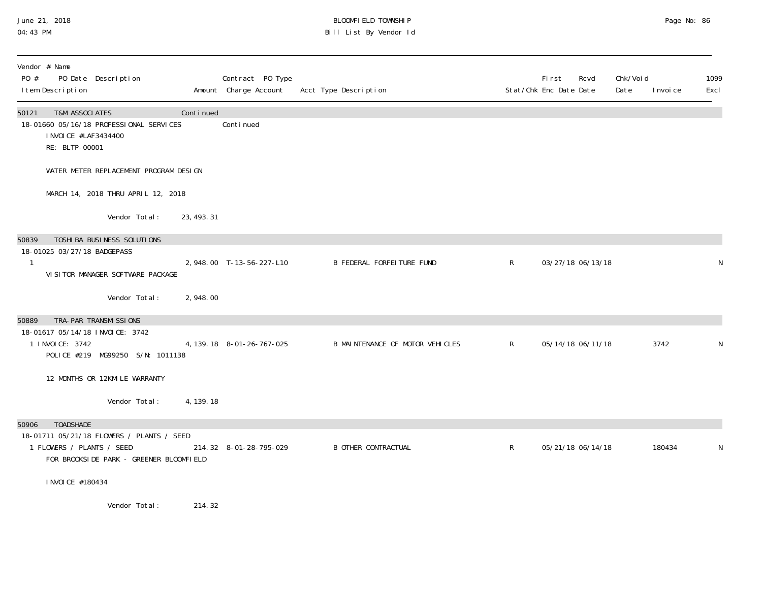**BLOOMFIELD TOWNSHIP**
**Bill List By Vendor Id**

June 21, 2018
04:43 PM

| Vendor # Name<br>PO # PO Date Description<br>Item Description | Amount | Contract PO Type<br>Charge Account | Acct Type Description | Stat/Chk | First Enc Date | Rcvd Date | Chk/Void Date | Invoice | 1099 Excl |
|---|---|---|---|---|---|---|---|---|---|
| **50121 T&M ASSOCIATES** | Continued | | | | | | | | |
| 18-01660 05/16/18 PROFESSIONAL SERVICES | | Continued | | | | | | | |
| INVOICE #LAF3434400<br>RE: BLTP-00001<br><br>WATER METER REPLACEMENT PROGRAM DESIGN<br><br>MARCH 14, 2018 THRU APRIL 12, 2018 | | | | | | | | | |
| Vendor Total: | 23,493.31 | | | | | | | | |
| **50839 TOSHIBA BUSINESS SOLUTIONS** | | | | | | | | | |
| 18-01025 03/27/18 BADGEPASS | | | | | | | | | |
| 1<br>VISITOR MANAGER SOFTWARE PACKAGE | 2,948.00 | T-13-56-227-L10 | B FEDERAL FORFEITURE FUND | R | 03/27/18 | 06/13/18 | | | N |
| Vendor Total: | 2,948.00 | | | | | | | | |
| **50889 TRA-PAR TRANSMISSIONS** | | | | | | | | | |
| 18-01617 05/14/18 INVOICE: 3742 | | | | | | | | | |
| 1 INVOICE: 3742<br>POLICE #219 MG99250 S/N: 1011138<br><br>12 MONTHS OR 12KMILE WARRANTY | 4,139.18 | 8-01-26-767-025 | B MAINTENANCE OF MOTOR VEHICLES | R | 05/14/18 | 06/11/18 | | 3742 | N |
| Vendor Total: | 4,139.18 | | | | | | | | |
| **50906 TOADSHADE** | | | | | | | | | |
| 18-01711 05/21/18 FLOWERS / PLANTS / SEED | | | | | | | | | |
| 1 FLOWERS / PLANTS / SEED<br>FOR BROOKSIDE PARK - GREENER BLOOMFIELD<br><br>INVOICE #180434 | 214.32 | 8-01-28-795-029 | B OTHER CONTRACTUAL | R | 05/21/18 | 06/14/18 | | 180434 | N |
| Vendor Total: | 214.32 | | | | | | | | |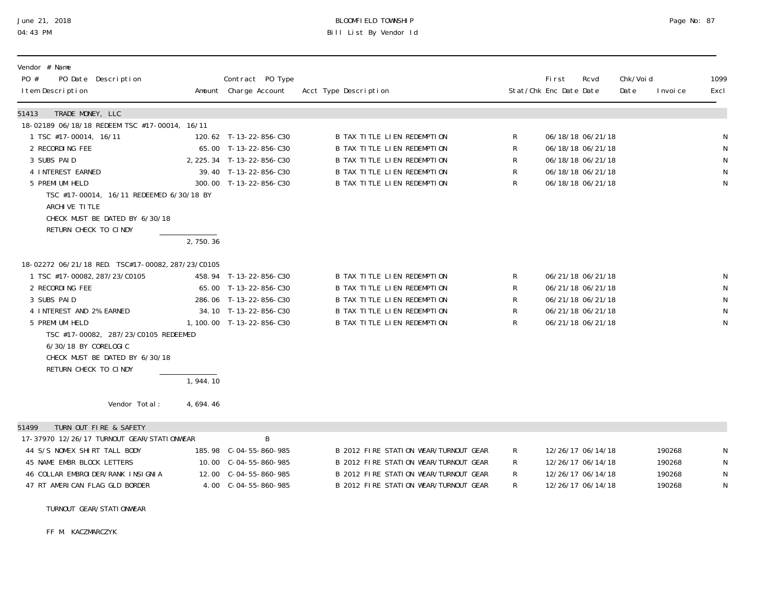June 21, 2018
04:43 PM

BLOOMFIELD TOWNSHIP
Bill List By Vendor Id

| Vendor # Name<br>PO # PO Date Description<br>Item Description | Amount | Contract PO Type<br>Charge Account | Acct Type Description | Stat/Chk | First Enc Date | Rcvd Date | Chk/Void Date | Invoice | 1099 Excl |
|---|---|---|---|---|---|---|---|---|---|
| **51413 TRADE MONEY, LLC** | | | | | | | | | |
| 18-02189 06/18/18 REDEEM TSC #17-00014, 16/11 | | | | | | | | | |
| 1 TSC #17-00014, 16/11 | 120.62 | T-13-22-856-C30 | B TAX TITLE LIEN REDEMPTION | R | 06/18/18 | 06/21/18 | | | N |
| 2 RECORDING FEE | 65.00 | T-13-22-856-C30 | B TAX TITLE LIEN REDEMPTION | R | 06/18/18 | 06/21/18 | | | N |
| 3 SUBS PAID | 2,225.34 | T-13-22-856-C30 | B TAX TITLE LIEN REDEMPTION | R | 06/18/18 | 06/21/18 | | | N |
| 4 INTEREST EARNED | 39.40 | T-13-22-856-C30 | B TAX TITLE LIEN REDEMPTION | R | 06/18/18 | 06/21/18 | | | N |
| 5 PREMIUM HELD | 300.00 | T-13-22-856-C30 | B TAX TITLE LIEN REDEMPTION | R | 06/18/18 | 06/21/18 | | | N |
| TSC #17-00014, 16/11 REDEEMED 6/30/18 BY ARCHIVE TITLE<br>CHECK MUST BE DATED BY 6/30/18<br>RETURN CHECK TO CINDY | | | | | | | | | |
| | 2,750.36 | | | | | | | | |
| 18-02272 06/21/18 RED. TSC#17-00082,287/23/C0105 | | | | | | | | | |
| 1 TSC #17-00082,287/23/C0105 | 458.94 | T-13-22-856-C30 | B TAX TITLE LIEN REDEMPTION | R | 06/21/18 | 06/21/18 | | | N |
| 2 RECORDING FEE | 65.00 | T-13-22-856-C30 | B TAX TITLE LIEN REDEMPTION | R | 06/21/18 | 06/21/18 | | | N |
| 3 SUBS PAID | 286.06 | T-13-22-856-C30 | B TAX TITLE LIEN REDEMPTION | R | 06/21/18 | 06/21/18 | | | N |
| 4 INTEREST AND 2% EARNED | 34.10 | T-13-22-856-C30 | B TAX TITLE LIEN REDEMPTION | R | 06/21/18 | 06/21/18 | | | N |
| 5 PREMIUM HELD | 1,100.00 | T-13-22-856-C30 | B TAX TITLE LIEN REDEMPTION | R | 06/21/18 | 06/21/18 | | | N |
| TSC #17-00082, 287/23/C0105 REDEEMED 6/30/18 BY CORELOGIC<br>CHECK MUST BE DATED BY 6/30/18<br>RETURN CHECK TO CINDY | | | | | | | | | |
| | 1,944.10 | | | | | | | | |
| Vendor Total: | 4,694.46 | | | | | | | | |
| **51499 TURN OUT FIRE & SAFETY** | | | | | | | | | |
| 17-37970 12/26/17 TURNOUT GEAR/STATIONWEAR | | B | | | | | | | |
| 44 S/S NOMEX SHIRT TALL BODY | 185.98 | C-04-55-860-985 | B 2012 FIRE STATION WEAR/TURNOUT GEAR | R | 12/26/17 | 06/14/18 | | 190268 | N |
| 45 NAME EMBR BLOCK LETTERS | 10.00 | C-04-55-860-985 | B 2012 FIRE STATION WEAR/TURNOUT GEAR | R | 12/26/17 | 06/14/18 | | 190268 | N |
| 46 COLLAR EMBROIDER/RANK INSIGNIA | 12.00 | C-04-55-860-985 | B 2012 FIRE STATION WEAR/TURNOUT GEAR | R | 12/26/17 | 06/14/18 | | 190268 | N |
| 47 RT AMERICAN FLAG GLD BORDER | 4.00 | C-04-55-860-985 | B 2012 FIRE STATION WEAR/TURNOUT GEAR | R | 12/26/17 | 06/14/18 | | 190268 | N |

TURNOUT GEAR/STATIONWEAR

FF M. KACZMARCZYK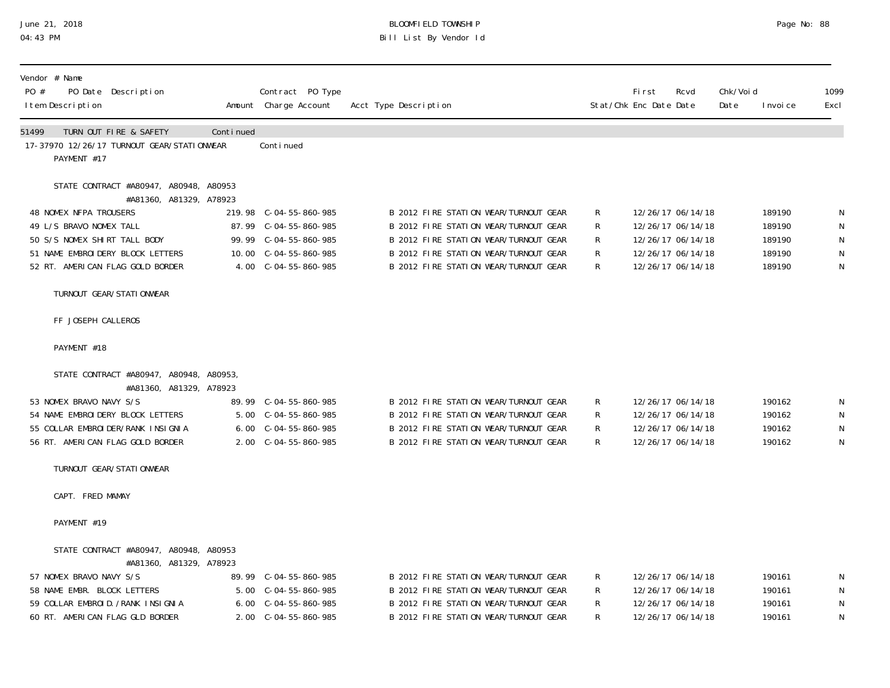# BLOOMFIELD TOWNSHIP
## Bill List By Vendor Id

| Vendor # Name<br>PO # PO Date Description<br>Item Description | Amount | Contract PO Type<br>Charge Account | Acct Type Description | Stat/Chk | First Enc Date | Rcvd Date | Chk/Void Date | Invoice | 1099 Excl |
|---|---|---|---|---|---|---|---|---|---|
| 51499 TURN OUT FIRE & SAFETY | Continued | | | | | | | | |
| 17-37970 12/26/17 TURNOUT GEAR/STATIONWEAR | | Continued | | | | | | | |
| PAYMENT #17 | | | | | | | | | |
| STATE CONTRACT #A80947, A80948, A80953 #A81360, A81329, A78923 | | | | | | | | | |
| 48 NOMEX NFPA TROUSERS | 219.98 | C-04-55-860-985 | B 2012 FIRE STATION WEAR/TURNOUT GEAR | R | 12/26/17 | 06/14/18 | | 189190 | N |
| 49 L/S BRAVO NOMEX TALL | 87.99 | C-04-55-860-985 | B 2012 FIRE STATION WEAR/TURNOUT GEAR | R | 12/26/17 | 06/14/18 | | 189190 | N |
| 50 S/S NOMEX SHIRT TALL BODY | 99.99 | C-04-55-860-985 | B 2012 FIRE STATION WEAR/TURNOUT GEAR | R | 12/26/17 | 06/14/18 | | 189190 | N |
| 51 NAME EMBROIDERY BLOCK LETTERS | 10.00 | C-04-55-860-985 | B 2012 FIRE STATION WEAR/TURNOUT GEAR | R | 12/26/17 | 06/14/18 | | 189190 | N |
| 52 RT. AMERICAN FLAG GOLD BORDER | 4.00 | C-04-55-860-985 | B 2012 FIRE STATION WEAR/TURNOUT GEAR | R | 12/26/17 | 06/14/18 | | 189190 | N |
| TURNOUT GEAR/STATIONWEAR | | | | | | | | | |
| FF JOSEPH CALLEROS | | | | | | | | | |
| PAYMENT #18 | | | | | | | | | |
| STATE CONTRACT #A80947, A80948, A80953, #A81360, A81329, A78923 | | | | | | | | | |
| 53 NOMEX BRAVO NAVY S/S | 89.99 | C-04-55-860-985 | B 2012 FIRE STATION WEAR/TURNOUT GEAR | R | 12/26/17 | 06/14/18 | | 190162 | N |
| 54 NAME EMBROIDERY BLOCK LETTERS | 5.00 | C-04-55-860-985 | B 2012 FIRE STATION WEAR/TURNOUT GEAR | R | 12/26/17 | 06/14/18 | | 190162 | N |
| 55 COLLAR EMBROIDER/RANK INSIGNIA | 6.00 | C-04-55-860-985 | B 2012 FIRE STATION WEAR/TURNOUT GEAR | R | 12/26/17 | 06/14/18 | | 190162 | N |
| 56 RT. AMERICAN FLAG GOLD BORDER | 2.00 | C-04-55-860-985 | B 2012 FIRE STATION WEAR/TURNOUT GEAR | R | 12/26/17 | 06/14/18 | | 190162 | N |
| TURNOUT GEAR/STATIONWEAR | | | | | | | | | |
| CAPT. FRED MAMAY | | | | | | | | | |
| PAYMENT #19 | | | | | | | | | |
| STATE CONTRACT #A80947, A80948, A80953 #A81360, A81329, A78923 | | | | | | | | | |
| 57 NOMEX BRAVO NAVY S/S | 89.99 | C-04-55-860-985 | B 2012 FIRE STATION WEAR/TURNOUT GEAR | R | 12/26/17 | 06/14/18 | | 190161 | N |
| 58 NAME EMBR. BLOCK LETTERS | 5.00 | C-04-55-860-985 | B 2012 FIRE STATION WEAR/TURNOUT GEAR | R | 12/26/17 | 06/14/18 | | 190161 | N |
| 59 COLLAR EMBROID./RANK INSIGNIA | 6.00 | C-04-55-860-985 | B 2012 FIRE STATION WEAR/TURNOUT GEAR | R | 12/26/17 | 06/14/18 | | 190161 | N |
| 60 RT. AMERICAN FLAG GLD BORDER | 2.00 | C-04-55-860-985 | B 2012 FIRE STATION WEAR/TURNOUT GEAR | R | 12/26/17 | 06/14/18 | | 190161 | N |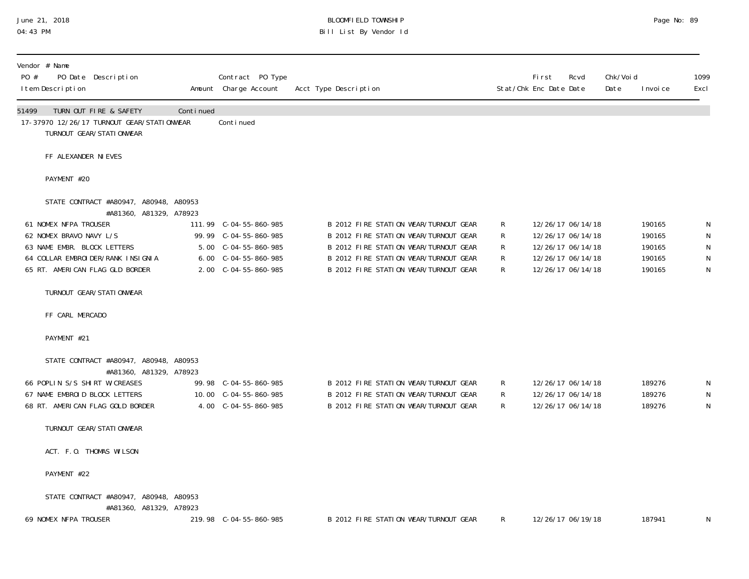BLOOMFIELD TOWNSHIP
Bill List By Vendor Id

| Vendor # Name / PO # PO Date Description / Item Description | Amount | Contract PO Type / Charge Account | Acct Type Description | Stat/Chk | First Enc Date | Rcvd Date | Chk/Void Date | Invoice | 1099 Excl |
|---|---|---|---|---|---|---|---|---|---|
| 51499 TURN OUT FIRE & SAFETY | Continued | | | | | | | | |
| 17-37970 12/26/17 TURNOUT GEAR/STATIONWEAR | | Continued | | | | | | | |
| TURNOUT GEAR/STATIONWEAR | | | | | | | | | |
| FF ALEXANDER NIEVES | | | | | | | | | |
| PAYMENT #20 | | | | | | | | | |
| STATE CONTRACT #A80947, A80948, A80953 #A81360, A81329, A78923 | | | | | | | | | |
| 61 NOMEX NFPA TROUSER | 111.99 | C-04-55-860-985 | B 2012 FIRE STATION WEAR/TURNOUT GEAR | R | 12/26/17 | 06/14/18 | | 190165 | N |
| 62 NOMEX BRAVO NAVY L/S | 99.99 | C-04-55-860-985 | B 2012 FIRE STATION WEAR/TURNOUT GEAR | R | 12/26/17 | 06/14/18 | | 190165 | N |
| 63 NAME EMBR. BLOCK LETTERS | 5.00 | C-04-55-860-985 | B 2012 FIRE STATION WEAR/TURNOUT GEAR | R | 12/26/17 | 06/14/18 | | 190165 | N |
| 64 COLLAR EMBROIDER/RANK INSIGNIA | 6.00 | C-04-55-860-985 | B 2012 FIRE STATION WEAR/TURNOUT GEAR | R | 12/26/17 | 06/14/18 | | 190165 | N |
| 65 RT. AMERICAN FLAG GLD BORDER | 2.00 | C-04-55-860-985 | B 2012 FIRE STATION WEAR/TURNOUT GEAR | R | 12/26/17 | 06/14/18 | | 190165 | N |
| TURNOUT GEAR/STATIONWEAR | | | | | | | | | |
| FF CARL MERCADO | | | | | | | | | |
| PAYMENT #21 | | | | | | | | | |
| STATE CONTRACT #A80947, A80948, A80953 #A81360, A81329, A78923 | | | | | | | | | |
| 66 POPLIN S/S SHIRT W/CREASES | 99.98 | C-04-55-860-985 | B 2012 FIRE STATION WEAR/TURNOUT GEAR | R | 12/26/17 | 06/14/18 | | 189276 | N |
| 67 NAME EMBROID BLOCK LETTERS | 10.00 | C-04-55-860-985 | B 2012 FIRE STATION WEAR/TURNOUT GEAR | R | 12/26/17 | 06/14/18 | | 189276 | N |
| 68 RT. AMERICAN FLAG GOLD BORDER | 4.00 | C-04-55-860-985 | B 2012 FIRE STATION WEAR/TURNOUT GEAR | R | 12/26/17 | 06/14/18 | | 189276 | N |
| TURNOUT GEAR/STATIONWEAR | | | | | | | | | |
| ACT. F.O. THOMAS WILSON | | | | | | | | | |
| PAYMENT #22 | | | | | | | | | |
| STATE CONTRACT #A80947, A80948, A80953 #A81360, A81329, A78923 | | | | | | | | | |
| 69 NOMEX NFPA TROUSER | 219.98 | C-04-55-860-985 | B 2012 FIRE STATION WEAR/TURNOUT GEAR | R | 12/26/17 | 06/19/18 | | 187941 | N |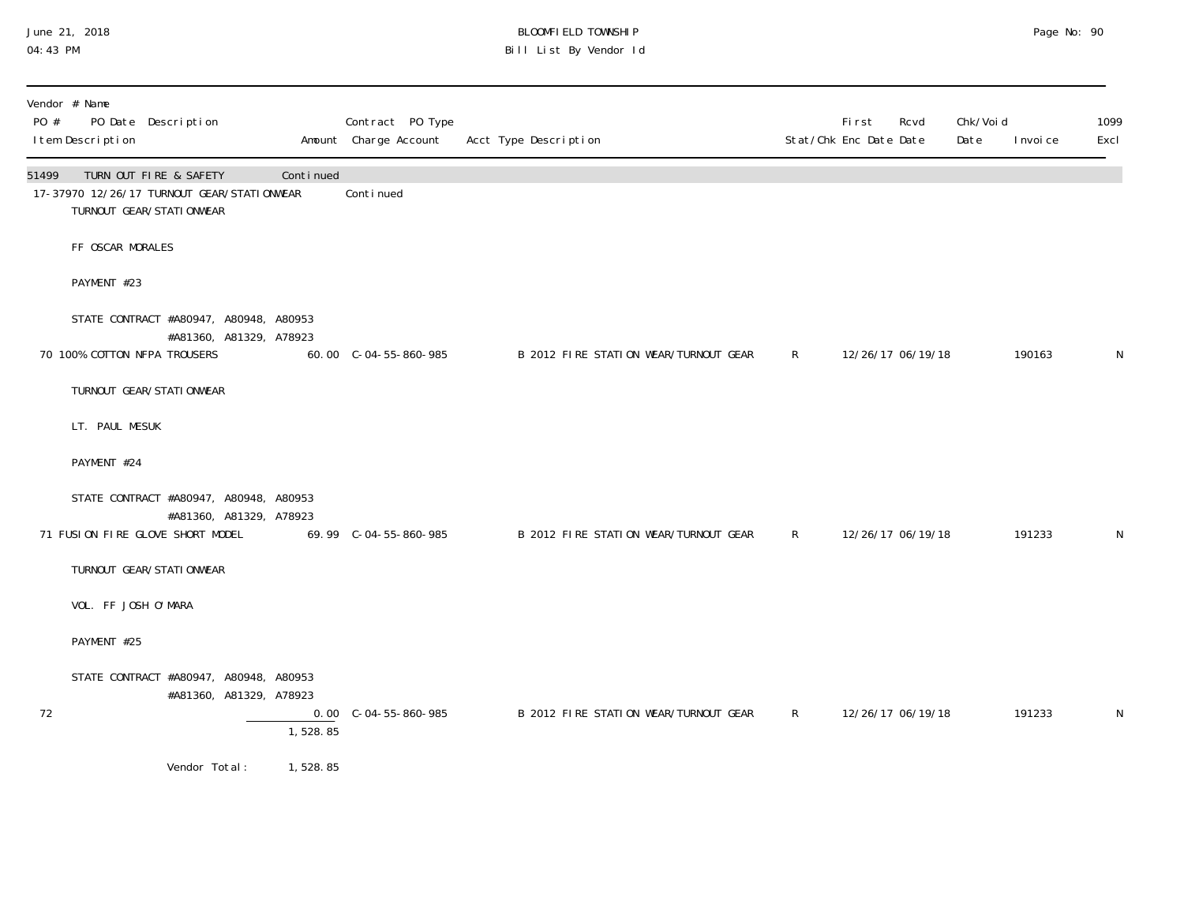June 21, 2018
04:43 PM

BLOOMFIELD TOWNSHIP
Bill List By Vendor Id

| Vendor # Name PO # PO Date Description Item Description | Amount | Contract PO Type Charge Account | Acct Type Description | Stat/Chk | First Enc Date | Rcvd Date | Chk/Void Date | Invoice | 1099 Excl |
|---|---|---|---|---|---|---|---|---|---|
| 51499 TURN OUT FIRE & SAFETY | Continued | | | | | | | | |
| 17-37970 12/26/17 TURNOUT GEAR/STATIONWEAR | | Continued | | | | | | | |
| TURNOUT GEAR/STATIONWEAR<br>FF OSCAR MORALES<br>PAYMENT #23<br>STATE CONTRACT #A80947, A80948, A80953 #A81360, A81329, A78923 | | | | | | | | | |
| 70 100% COTTON NFPA TROUSERS | 60.00 | C-04-55-860-985 | B 2012 FIRE STATION WEAR/TURNOUT GEAR | R | 12/26/17 | 06/19/18 | | 190163 | N |
| TURNOUT GEAR/STATIONWEAR<br>LT. PAUL MESUK<br>PAYMENT #24<br>STATE CONTRACT #A80947, A80948, A80953 #A81360, A81329, A78923 | | | | | | | | | |
| 71 FUSION FIRE GLOVE SHORT MODEL | 69.99 | C-04-55-860-985 | B 2012 FIRE STATION WEAR/TURNOUT GEAR | R | 12/26/17 | 06/19/18 | | 191233 | N |
| TURNOUT GEAR/STATIONWEAR<br>VOL. FF JOSH O'MARA<br>PAYMENT #25<br>STATE CONTRACT #A80947, A80948, A80953 #A81360, A81329, A78923 | | | | | | | | | |
| 72 | 0.00 | C-04-55-860-985 | B 2012 FIRE STATION WEAR/TURNOUT GEAR | R | 12/26/17 | 06/19/18 | | 191233 | N |
| | 1,528.85 | | | | | | | | |
| Vendor Total: | 1,528.85 | | | | | | | | |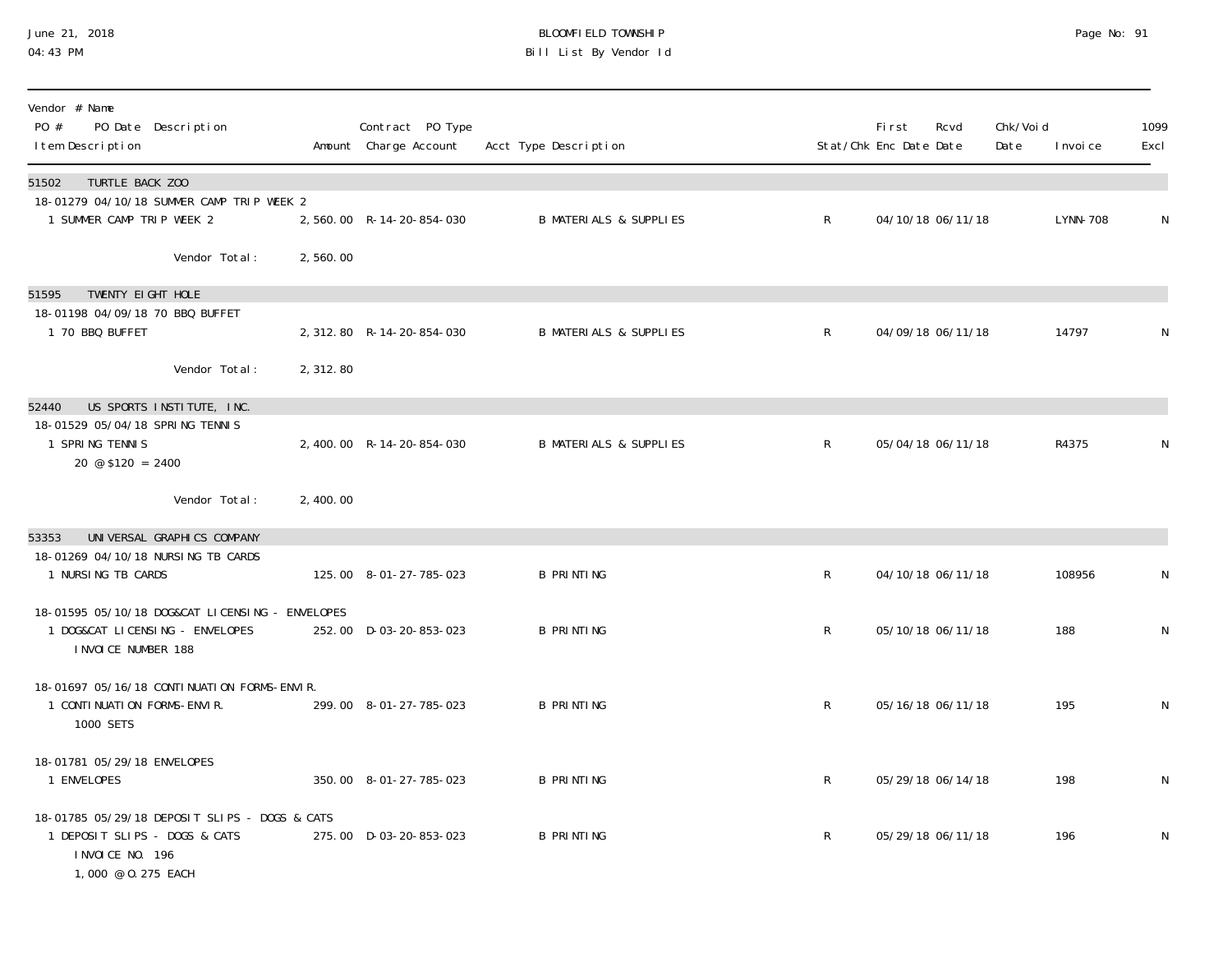BLOOMFIELD TOWNSHIP
Bill List By Vendor Id

June 21, 2018
04:43 PM

| Vendor # Name / PO # PO Date Description / Item Description | Amount | Contract PO Type Charge Account | Acct Type Description | Stat/Chk | First Enc Date | Rcvd Date | Chk/Void Date | Invoice | 1099 Excl |
|---|---|---|---|---|---|---|---|---|---|
| **51502 TURTLE BACK ZOO** | | | | | | | | | |
| 18-01279 04/10/18 SUMMER CAMP TRIP WEEK 2 | | | | | | | | | |
| 1 SUMMER CAMP TRIP WEEK 2 | 2,560.00 | R-14-20-854-030 | B MATERIALS & SUPPLIES | R | 04/10/18 | 06/11/18 | | LYNN-708 | N |
| Vendor Total: | 2,560.00 | | | | | | | | |
| **51595 TWENTY EIGHT HOLE** | | | | | | | | | |
| 18-01198 04/09/18 70 BBQ BUFFET | | | | | | | | | |
| 1 70 BBQ BUFFET | 2,312.80 | R-14-20-854-030 | B MATERIALS & SUPPLIES | R | 04/09/18 | 06/11/18 | | 14797 | N |
| Vendor Total: | 2,312.80 | | | | | | | | |
| **52440 US SPORTS INSTITUTE, INC.** | | | | | | | | | |
| 18-01529 05/04/18 SPRING TENNIS | | | | | | | | | |
| 1 SPRING TENNIS<br>20 @ $120 = 2400 | 2,400.00 | R-14-20-854-030 | B MATERIALS & SUPPLIES | R | 05/04/18 | 06/11/18 | | R4375 | N |
| Vendor Total: | 2,400.00 | | | | | | | | |
| **53353 UNIVERSAL GRAPHICS COMPANY** | | | | | | | | | |
| 18-01269 04/10/18 NURSING TB CARDS | | | | | | | | | |
| 1 NURSING TB CARDS | 125.00 | 8-01-27-785-023 | B PRINTING | R | 04/10/18 | 06/11/18 | | 108956 | N |
| 18-01595 05/10/18 DOG&CAT LICENSING - ENVELOPES | | | | | | | | | |
| 1 DOG&CAT LICENSING - ENVELOPES<br>INVOICE NUMBER 188 | 252.00 | D-03-20-853-023 | B PRINTING | R | 05/10/18 | 06/11/18 | | 188 | N |
| 18-01697 05/16/18 CONTINUATION FORMS-ENVIR. | | | | | | | | | |
| 1 CONTINUATION FORMS-ENVIR.<br>1000 SETS | 299.00 | 8-01-27-785-023 | B PRINTING | R | 05/16/18 | 06/11/18 | | 195 | N |
| 18-01781 05/29/18 ENVELOPES | | | | | | | | | |
| 1 ENVELOPES | 350.00 | 8-01-27-785-023 | B PRINTING | R | 05/29/18 | 06/14/18 | | 198 | N |
| 18-01785 05/29/18 DEPOSIT SLIPS - DOGS & CATS | | | | | | | | | |
| 1 DEPOSIT SLIPS - DOGS & CATS<br>INVOICE NO. 196<br>1,000 @ 0.275 EACH | 275.00 | D-03-20-853-023 | B PRINTING | R | 05/29/18 | 06/11/18 | | 196 | N |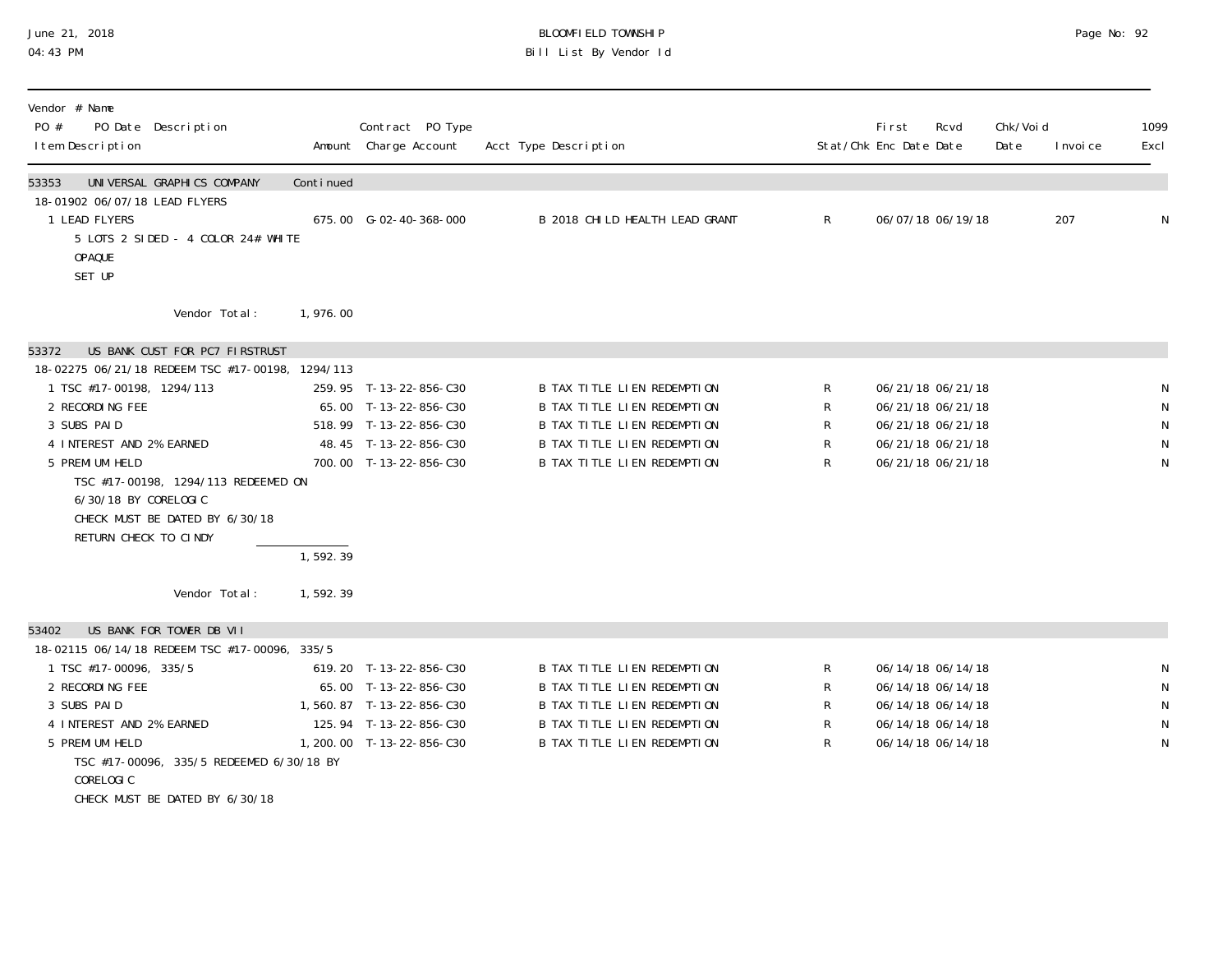BLOOMFIELD TOWNSHIP
Bill List By Vendor Id

| Vendor # Name<br>PO # PO Date Description<br>Item Description | Amount | Contract PO Type<br>Charge Account | Acct Type Description | Stat/Chk | First Enc Date | Rcvd Date | Chk/Void Date | Invoice | 1099 Excl |
|---|---|---|---|---|---|---|---|---|---|
| **53353 UNIVERSAL GRAPHICS COMPANY** | Continued | | | | | | | | |
| 18-01902 06/07/18 LEAD FLYERS | | | | | | | | | |
| 1 LEAD FLYERS<br>5 LOTS 2 SIDED - 4 COLOR 24# WHITE OPAQUE<br>SET UP | 675.00 | G-02-40-368-000 | B 2018 CHILD HEALTH LEAD GRANT | R | 06/07/18 | 06/19/18 | | 207 | N |
| Vendor Total: | 1,976.00 | | | | | | | | |
| **53372 US BANK CUST FOR PC7 FIRSTRUST** | | | | | | | | | |
| 18-02275 06/21/18 REDEEM TSC #17-00198, 1294/113 | | | | | | | | | |
| 1 TSC #17-00198, 1294/113 | 259.95 | T-13-22-856-C30 | B TAX TITLE LIEN REDEMPTION | R | 06/21/18 | 06/21/18 | | | N |
| 2 RECORDING FEE | 65.00 | T-13-22-856-C30 | B TAX TITLE LIEN REDEMPTION | R | 06/21/18 | 06/21/18 | | | N |
| 3 SUBS PAID | 518.99 | T-13-22-856-C30 | B TAX TITLE LIEN REDEMPTION | R | 06/21/18 | 06/21/18 | | | N |
| 4 INTEREST AND 2% EARNED | 48.45 | T-13-22-856-C30 | B TAX TITLE LIEN REDEMPTION | R | 06/21/18 | 06/21/18 | | | N |
| 5 PREMIUM HELD<br>TSC #17-00198, 1294/113 REDEEMED ON 6/30/18 BY CORELOGIC<br>CHECK MUST BE DATED BY 6/30/18<br>RETURN CHECK TO CINDY | 700.00 | T-13-22-856-C30 | B TAX TITLE LIEN REDEMPTION | R | 06/21/18 | 06/21/18 | | | N |
| | 1,592.39 | | | | | | | | |
| Vendor Total: | 1,592.39 | | | | | | | | |
| **53402 US BANK FOR TOWER DB VII** | | | | | | | | | |
| 18-02115 06/14/18 REDEEM TSC #17-00096, 335/5 | | | | | | | | | |
| 1 TSC #17-00096, 335/5 | 619.20 | T-13-22-856-C30 | B TAX TITLE LIEN REDEMPTION | R | 06/14/18 | 06/14/18 | | | N |
| 2 RECORDING FEE | 65.00 | T-13-22-856-C30 | B TAX TITLE LIEN REDEMPTION | R | 06/14/18 | 06/14/18 | | | N |
| 3 SUBS PAID | 1,560.87 | T-13-22-856-C30 | B TAX TITLE LIEN REDEMPTION | R | 06/14/18 | 06/14/18 | | | N |
| 4 INTEREST AND 2% EARNED | 125.94 | T-13-22-856-C30 | B TAX TITLE LIEN REDEMPTION | R | 06/14/18 | 06/14/18 | | | N |
| 5 PREMIUM HELD<br>TSC #17-00096, 335/5 REDEEMED 6/30/18 BY CORELOGIC<br>CHECK MUST BE DATED BY 6/30/18 | 1,200.00 | T-13-22-856-C30 | B TAX TITLE LIEN REDEMPTION | R | 06/14/18 | 06/14/18 | | | N |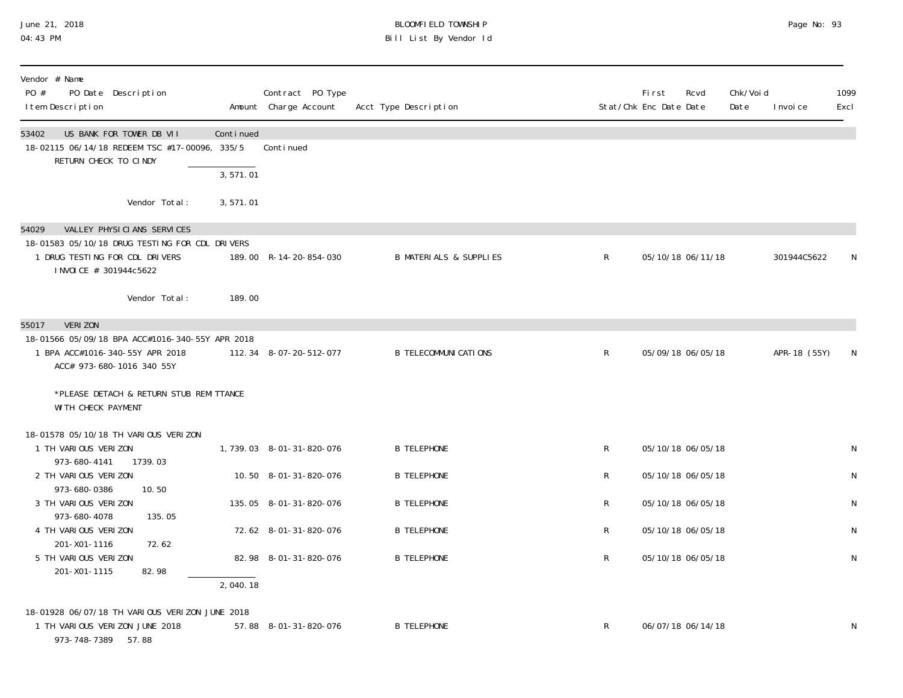Bloomfield Township — Bill List By Vendor Id

| Vendor # Name / PO # PO Date Description / Item Description | Amount | Contract PO Type / Charge Account | Acct Type Description | Stat/Chk | First Enc Date | Rcvd Date | Chk/Void Date | Invoice | 1099 Excl |
|---|---|---|---|---|---|---|---|---|---|
| **53402 US BANK FOR TOWER DB VII** | Continued | | | | | | | | |
| 18-02115 06/14/18 REDEEM TSC #17-00096, 335/5 | | Continued | | | | | | | |
| RETURN CHECK TO CINDY | | | | | | | | | |
| | 3,571.01 | | | | | | | | |
| Vendor Total: | 3,571.01 | | | | | | | | |
| **54029 VALLEY PHYSICIANS SERVICES** | | | | | | | | | |
| 18-01583 05/10/18 DRUG TESTING FOR CDL DRIVERS | | | | | | | | | |
| 1 DRUG TESTING FOR CDL DRIVERS INVOICE # 301944c5622 | 189.00 | R-14-20-854-030 | B MATERIALS & SUPPLIES | R | 05/10/18 | 06/11/18 | | 301944C5622 | N |
| Vendor Total: | 189.00 | | | | | | | | |
| **55017 VERIZON** | | | | | | | | | |
| 18-01566 05/09/18 BPA ACC#1016-340-55Y APR 2018 | | | | | | | | | |
| 1 BPA ACC#1016-340-55Y APR 2018 ACC# 973-680-1016 340 55Y *PLEASE DETACH & RETURN STUB REMITTANCE WITH CHECK PAYMENT | 112.34 | 8-07-20-512-077 | B TELECOMMUNICATIONS | R | 05/09/18 | 06/05/18 | | APR-18 (55Y) | N |
| 18-01578 05/10/18 TH VARIOUS VERIZON | | | | | | | | | |
| 1 TH VARIOUS VERIZON 973-680-4141 1739.03 | 1,739.03 | 8-01-31-820-076 | B TELEPHONE | R | 05/10/18 | 06/05/18 | | | N |
| 2 TH VARIOUS VERIZON 973-680-0386 10.50 | 10.50 | 8-01-31-820-076 | B TELEPHONE | R | 05/10/18 | 06/05/18 | | | N |
| 3 TH VARIOUS VERIZON 973-680-4078 135.05 | 135.05 | 8-01-31-820-076 | B TELEPHONE | R | 05/10/18 | 06/05/18 | | | N |
| 4 TH VARIOUS VERIZON 201-X01-1116 72.62 | 72.62 | 8-01-31-820-076 | B TELEPHONE | R | 05/10/18 | 06/05/18 | | | N |
| 5 TH VARIOUS VERIZON 201-X01-1115 82.98 | 82.98 | 8-01-31-820-076 | B TELEPHONE | R | 05/10/18 | 06/05/18 | | | N |
| | 2,040.18 | | | | | | | | |
| 18-01928 06/07/18 TH VARIOUS VERIZON JUNE 2018 | | | | | | | | | |
| 1 TH VARIOUS VERIZON JUNE 2018 973-748-7389 57.88 | 57.88 | 8-01-31-820-076 | B TELEPHONE | R | 06/07/18 | 06/14/18 | | | N |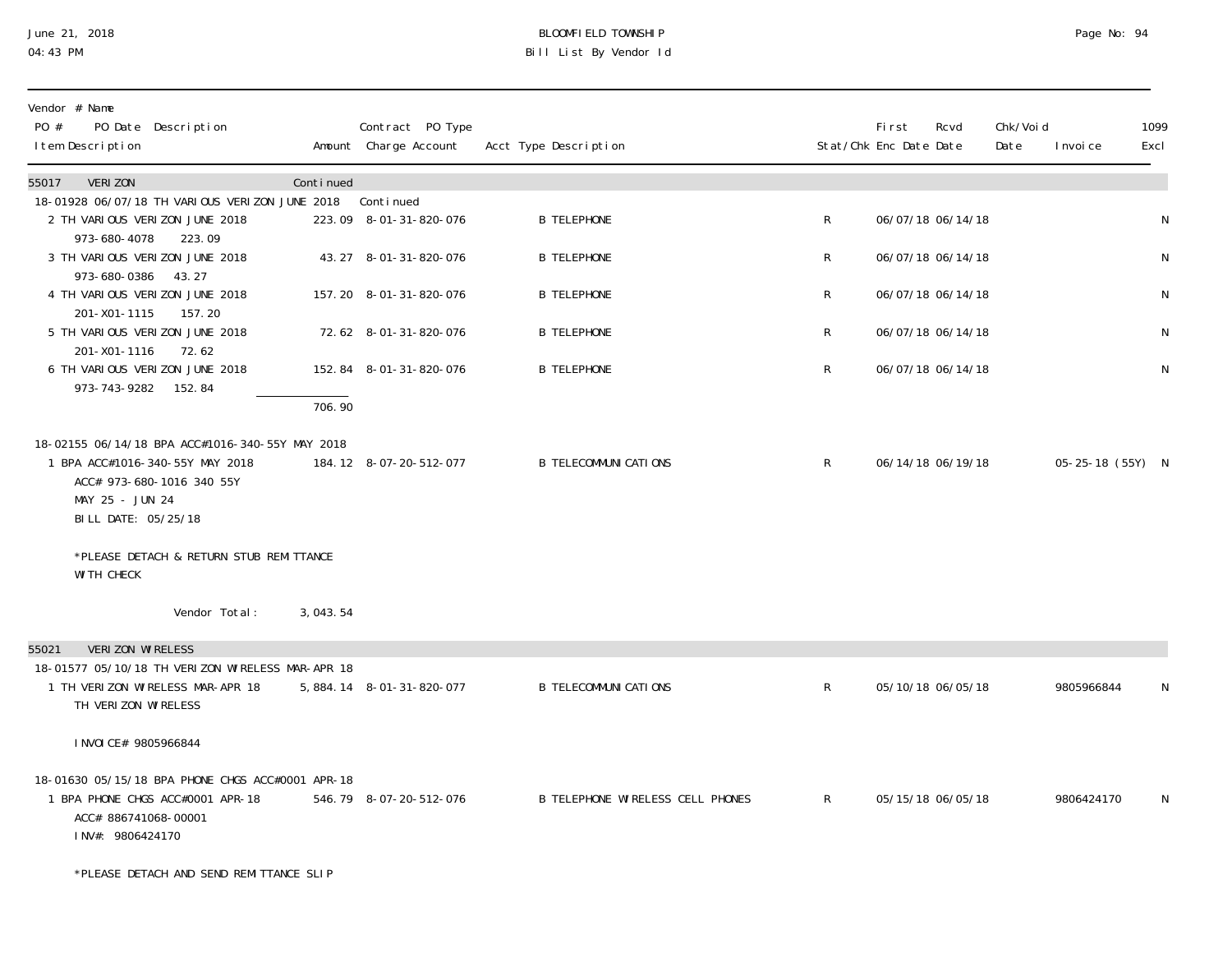# BLOOMFIELD TOWNSHIP
## Bill List By Vendor Id

June 21, 2018
04:43 PM

| Vendor # Name / PO # PO Date Description / Item Description | Amount | Contract PO Type / Charge Account | Acct Type Description | Stat/Chk | First Enc Date | Rcvd Date | Chk/Void Date | Invoice | 1099 Excl |
|---|---|---|---|---|---|---|---|---|---|
| **55017 VERIZON** | Continued | | | | | | | | |
| 18-01928 06/07/18 TH VARIOUS VERIZON JUNE 2018 | | Continued | | | | | | | |
| 2 TH VARIOUS VERIZON JUNE 2018<br>973-680-4078 223.09 | 223.09 | 8-01-31-820-076 | B TELEPHONE | R | 06/07/18 | 06/14/18 | | | N |
| 3 TH VARIOUS VERIZON JUNE 2018<br>973-680-0386 43.27 | 43.27 | 8-01-31-820-076 | B TELEPHONE | R | 06/07/18 | 06/14/18 | | | N |
| 4 TH VARIOUS VERIZON JUNE 2018<br>201-X01-1115 157.20 | 157.20 | 8-01-31-820-076 | B TELEPHONE | R | 06/07/18 | 06/14/18 | | | N |
| 5 TH VARIOUS VERIZON JUNE 2018<br>201-X01-1116 72.62 | 72.62 | 8-01-31-820-076 | B TELEPHONE | R | 06/07/18 | 06/14/18 | | | N |
| 6 TH VARIOUS VERIZON JUNE 2018<br>973-743-9282 152.84 | 152.84 | 8-01-31-820-076 | B TELEPHONE | R | 06/07/18 | 06/14/18 | | | N |
| | 706.90 | | | | | | | | |
| 18-02155 06/14/18 BPA ACC#1016-340-55Y MAY 2018 | | | | | | | | | |
| 1 BPA ACC#1016-340-55Y MAY 2018<br>ACC# 973-680-1016 340 55Y<br>MAY 25 - JUN 24<br>BILL DATE: 05/25/18<br><br>*PLEASE DETACH & RETURN STUB REMITTANCE WITH CHECK | 184.12 | 8-07-20-512-077 | B TELECOMMUNICATIONS | R | 06/14/18 | 06/19/18 | | 05-25-18 (55Y) | N |
| Vendor Total: | 3,043.54 | | | | | | | | |
| **55021 VERIZON WIRELESS** | | | | | | | | | |
| 18-01577 05/10/18 TH VERIZON WIRELESS MAR-APR 18 | | | | | | | | | |
| 1 TH VERIZON WIRELESS MAR-APR 18<br>TH VERIZON WIRELESS<br><br>INVOICE# 9805966844 | 5,884.14 | 8-01-31-820-077 | B TELECOMMUNICATIONS | R | 05/10/18 | 06/05/18 | | 9805966844 | N |
| 18-01630 05/15/18 BPA PHONE CHGS ACC#0001 APR-18 | | | | | | | | | |
| 1 BPA PHONE CHGS ACC#0001 APR-18<br>ACC# 886741068-00001<br>INV#: 9806424170<br><br>*PLEASE DETACH AND SEND REMITTANCE SLIP | 546.79 | 8-07-20-512-076 | B TELEPHONE WIRELESS CELL PHONES | R | 05/15/18 | 06/05/18 | | 9806424170 | N |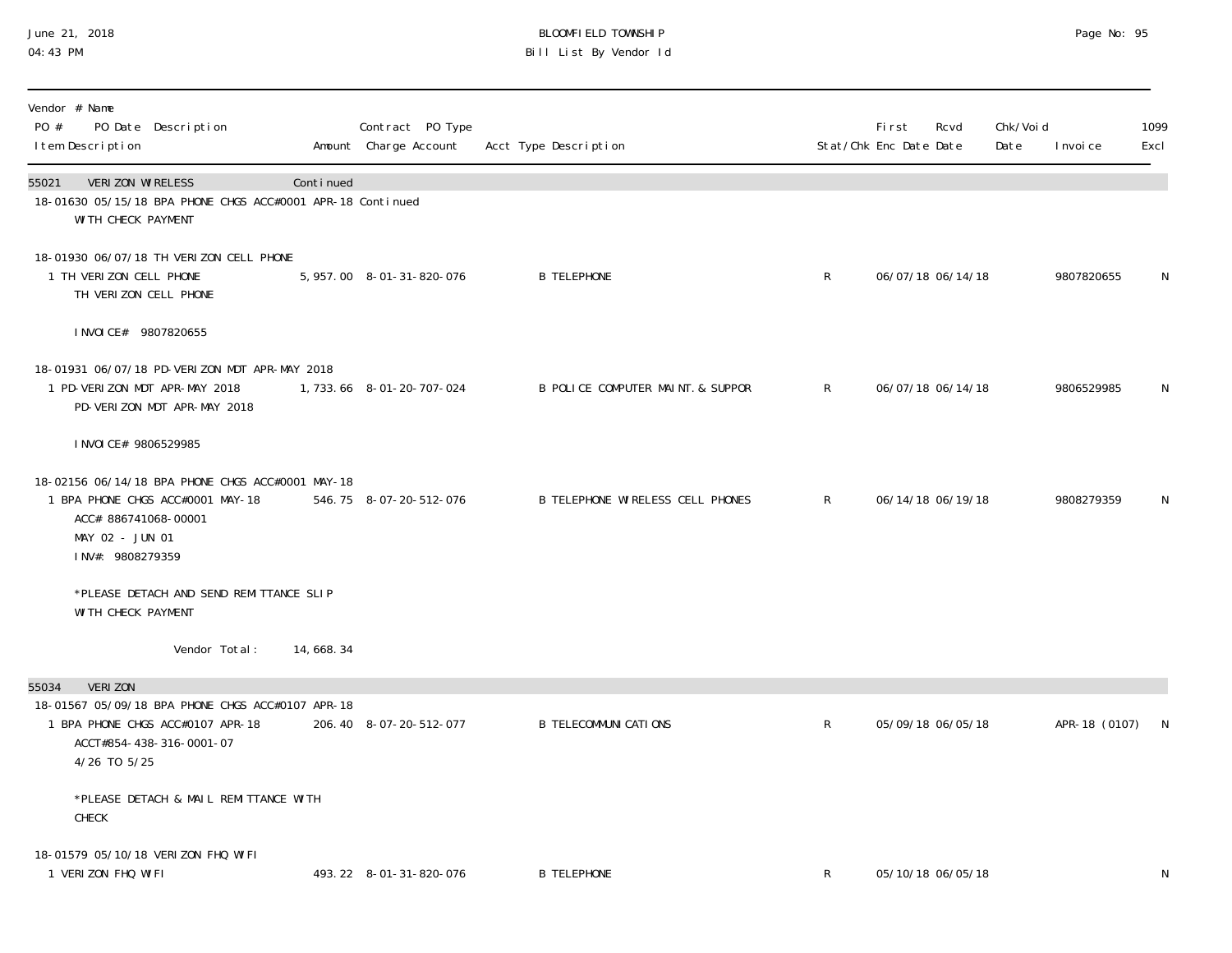BLOOMFIELD TOWNSHIP
Bill List By Vendor Id

| Vendor # Name / PO # PO Date Description / Item Description | Amount | Contract PO Type / Charge Account | Acct Type Description | Stat/Chk | First Enc Date | Rcvd Date | Chk/Void Date | Invoice | 1099 Excl |
|---|---|---|---|---|---|---|---|---|---|
| 55021 VERIZON WIRELESS | Continued | | | | | | | | |
| 18-01630 05/15/18 BPA PHONE CHGS ACC#0001 APR-18 Continued | | | | | | | | | |
| WITH CHECK PAYMENT | | | | | | | | | |
| 18-01930 06/07/18 TH VERIZON CELL PHONE | | | | | | | | | |
| 1 TH VERIZON CELL PHONE | 5,957.00 | 8-01-31-820-076 | B TELEPHONE | R | 06/07/18 | 06/14/18 | | 9807820655 | N |
| TH VERIZON CELL PHONE | | | | | | | | | |
| INVOICE# 9807820655 | | | | | | | | | |
| 18-01931 06/07/18 PD-VERIZON MDT APR-MAY 2018 | | | | | | | | | |
| 1 PD-VERIZON MDT APR-MAY 2018 | 1,733.66 | 8-01-20-707-024 | B POLICE COMPUTER MAINT. & SUPPOR | R | 06/07/18 | 06/14/18 | | 9806529985 | N |
| PD-VERIZON MDT APR-MAY 2018 | | | | | | | | | |
| INVOICE# 9806529985 | | | | | | | | | |
| 18-02156 06/14/18 BPA PHONE CHGS ACC#0001 MAY-18 | | | | | | | | | |
| 1 BPA PHONE CHGS ACC#0001 MAY-18 | 546.75 | 8-07-20-512-076 | B TELEPHONE WIRELESS CELL PHONES | R | 06/14/18 | 06/19/18 | | 9808279359 | N |
| ACC# 886741068-00001 | | | | | | | | | |
| MAY 02 - JUN 01 | | | | | | | | | |
| INV#: 9808279359 | | | | | | | | | |
| *PLEASE DETACH AND SEND REMITTANCE SLIP | | | | | | | | | |
| WITH CHECK PAYMENT | | | | | | | | | |
| Vendor Total: | 14,668.34 | | | | | | | | |
| 55034 VERIZON | | | | | | | | | |
| 18-01567 05/09/18 BPA PHONE CHGS ACC#0107 APR-18 | | | | | | | | | |
| 1 BPA PHONE CHGS ACC#0107 APR-18 | 206.40 | 8-07-20-512-077 | B TELECOMMUNICATIONS | R | 05/09/18 | 06/05/18 | | APR-18 (0107) | N |
| ACCT#854-438-316-0001-07 | | | | | | | | | |
| 4/26 TO 5/25 | | | | | | | | | |
| *PLEASE DETACH & MAIL REMITTANCE WITH | | | | | | | | | |
| CHECK | | | | | | | | | |
| 18-01579 05/10/18 VERIZON FHQ WIFI | | | | | | | | | |
| 1 VERIZON FHQ WIFI | 493.22 | 8-01-31-820-076 | B TELEPHONE | R | 05/10/18 | 06/05/18 | | | N |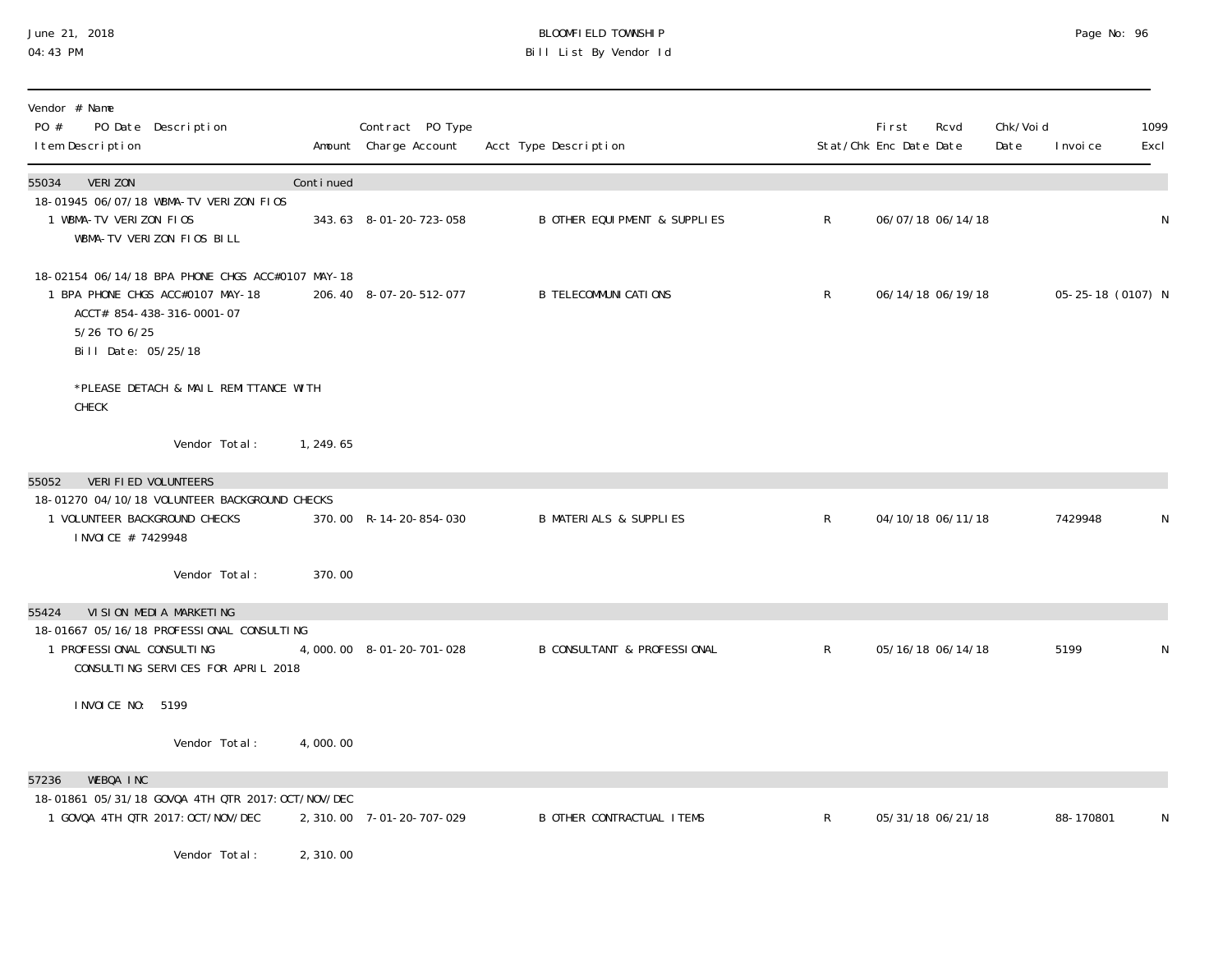| Vendor # Name<br>PO # PO Date Description<br>Item Description | Amount | Contract PO Type<br>Charge Account | Acct Type Description | Stat/Chk | First Enc Date | Rcvd Date | Chk/Void Date | Invoice | 1099 Excl |
|---|---|---|---|---|---|---|---|---|---|
| 55034 VERIZON | Continued | | | | | | | | |
| 18-01945 06/07/18 WBMA-TV VERIZON FIOS | | | | | | | | | |
| 1 WBMA-TV VERIZON FIOS<br>WBMA-TV VERIZON FIOS BILL | 343.63 | 8-01-20-723-058 | B OTHER EQUIPMENT & SUPPLIES | R | 06/07/18 | 06/14/18 | | | N |
| 18-02154 06/14/18 BPA PHONE CHGS ACC#0107 MAY-18 | | | | | | | | | |
| 1 BPA PHONE CHGS ACC#0107 MAY-18<br>ACCT# 854-438-316-0001-07<br>5/26 TO 6/25<br>Bill Date: 05/25/18<br><br>*PLEASE DETACH & MAIL REMITTANCE WITH CHECK | 206.40 | 8-07-20-512-077 | B TELECOMMUNICATIONS | R | 06/14/18 | 06/19/18 | | 05-25-18 (0107) | N |
| Vendor Total: | 1,249.65 | | | | | | | | |
| 55052 VERIFIED VOLUNTEERS | | | | | | | | | |
| 18-01270 04/10/18 VOLUNTEER BACKGROUND CHECKS | | | | | | | | | |
| 1 VOLUNTEER BACKGROUND CHECKS<br>INVOICE # 7429948 | 370.00 | R-14-20-854-030 | B MATERIALS & SUPPLIES | R | 04/10/18 | 06/11/18 | | 7429948 | N |
| Vendor Total: | 370.00 | | | | | | | | |
| 55424 VISION MEDIA MARKETING | | | | | | | | | |
| 18-01667 05/16/18 PROFESSIONAL CONSULTING | | | | | | | | | |
| 1 PROFESSIONAL CONSULTING<br>CONSULTING SERVICES FOR APRIL 2018<br><br>INVOICE NO: 5199 | 4,000.00 | 8-01-20-701-028 | B CONSULTANT & PROFESSIONAL | R | 05/16/18 | 06/14/18 | | 5199 | N |
| Vendor Total: | 4,000.00 | | | | | | | | |
| 57236 WEBQA INC | | | | | | | | | |
| 18-01861 05/31/18 GOVQA 4TH QTR 2017:OCT/NOV/DEC | | | | | | | | | |
| 1 GOVQA 4TH QTR 2017:OCT/NOV/DEC | 2,310.00 | 7-01-20-707-029 | B OTHER CONTRACTUAL ITEMS | R | 05/31/18 | 06/21/18 | | 88-170801 | N |
| Vendor Total: | 2,310.00 | | | | | | | | |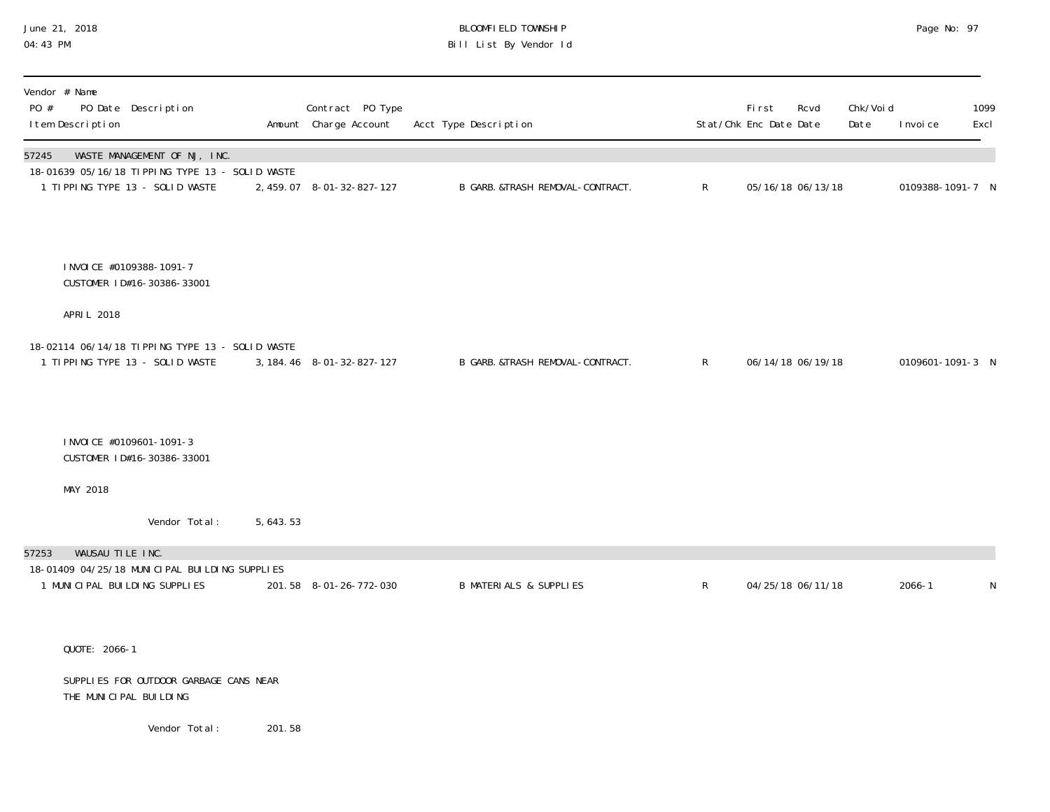| Vendor # Name PO # PO Date Description Item Description | Amount | Contract PO Type Charge Account | Acct Type Description | Stat/Chk | First Enc Date | Rcvd Date | Chk/Void Date | Invoice | 1099 Excl |
|---|---|---|---|---|---|---|---|---|---|
| **57245 WASTE MANAGEMENT OF NJ, INC.** | | | | | | | | | |
| 18-01639 05/16/18 TIPPING TYPE 13 - SOLID WASTE | | | | | | | | | |
| 1 TIPPING TYPE 13 - SOLID WASTE | 2,459.07 | 8-01-32-827-127 | B GARB.&TRASH REMOVAL-CONTRACT. | R | 05/16/18 | 06/13/18 | | 0109388-1091-7 | N |
| INVOICE #0109388-1091-7 | | | | | | | | | |
| CUSTOMER ID#16-30386-33001 | | | | | | | | | |
| APRIL 2018 | | | | | | | | | |
| 18-02114 06/14/18 TIPPING TYPE 13 - SOLID WASTE | | | | | | | | | |
| 1 TIPPING TYPE 13 - SOLID WASTE | 3,184.46 | 8-01-32-827-127 | B GARB.&TRASH REMOVAL-CONTRACT. | R | 06/14/18 | 06/19/18 | | 0109601-1091-3 | N |
| INVOICE #0109601-1091-3 | | | | | | | | | |
| CUSTOMER ID#16-30386-33001 | | | | | | | | | |
| MAY 2018 | | | | | | | | | |
| Vendor Total: | 5,643.53 | | | | | | | | |
| **57253 WAUSAU TILE INC.** | | | | | | | | | |
| 18-01409 04/25/18 MUNICIPAL BUILDING SUPPLIES | | | | | | | | | |
| 1 MUNICIPAL BUILDING SUPPLIES | 201.58 | 8-01-26-772-030 | B MATERIALS & SUPPLIES | R | 04/25/18 | 06/11/18 | | 2066-1 | N |
| QUOTE: 2066-1 | | | | | | | | | |
| SUPPLIES FOR OUTDOOR GARBAGE CANS NEAR THE MUNICIPAL BUILDING | | | | | | | | | |
| Vendor Total: | 201.58 | | | | | | | | |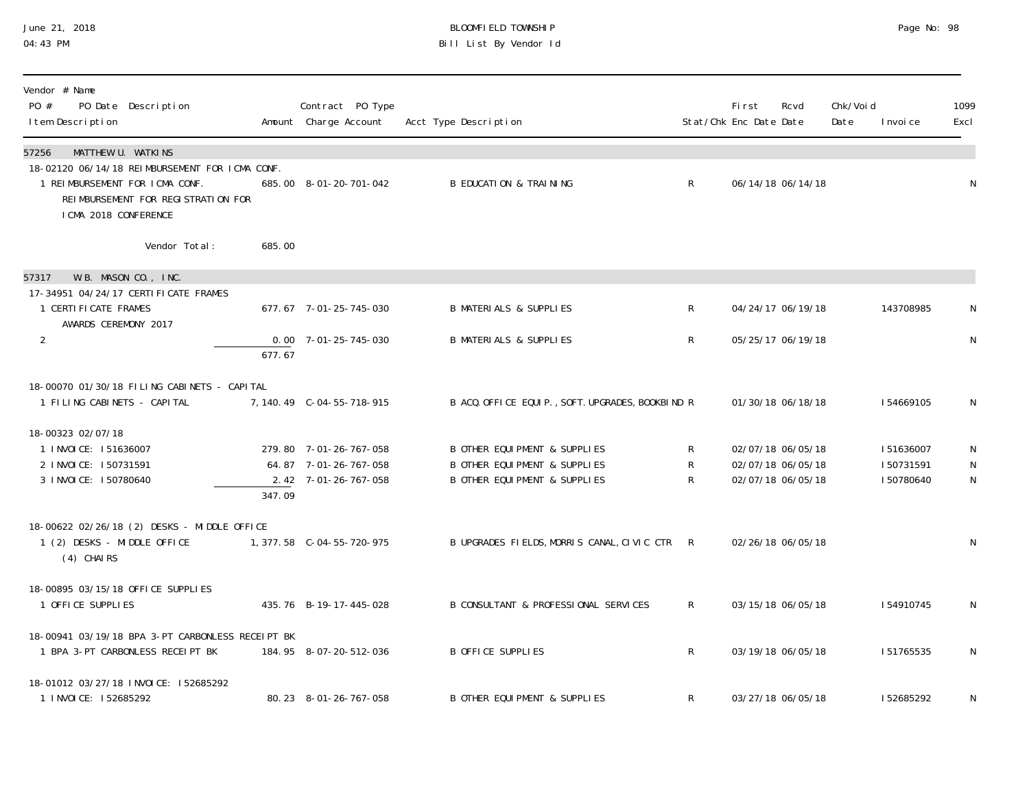BLOOMFIELD TOWNSHIP
Bill List By Vendor Id

June 21, 2018
04:43 PM

| Vendor # Name<br>PO # PO Date Description<br>Item Description | Amount | Contract PO Type<br>Charge Account | Acct Type Description | Stat/Chk | First Enc Date | Rcvd Date | Chk/Void Date | Invoice | 1099 Excl |
|---|---|---|---|---|---|---|---|---|---|
| **57256 MATTHEW U. WATKINS** | | | | | | | | | |
| 18-02120 06/14/18 REIMBURSEMENT FOR ICMA CONF. | | | | | | | | | |
| 1 REIMBURSEMENT FOR ICMA CONF.<br>REIMBURSEMENT FOR REGISTRATION FOR<br>ICMA 2018 CONFERENCE | 685.00 | 8-01-20-701-042 | B EDUCATION & TRAINING | R | 06/14/18 | 06/14/18 | | | N |
| Vendor Total: | 685.00 | | | | | | | | |
| **57317 W.B. MASON CO., INC.** | | | | | | | | | |
| 17-34951 04/24/17 CERTIFICATE FRAMES | | | | | | | | | |
| 1 CERTIFICATE FRAMES<br>AWARDS CEREMONY 2017 | 677.67 | 7-01-25-745-030 | B MATERIALS & SUPPLIES | R | 04/24/17 | 06/19/18 | | 143708985 | N |
| 2 | 0.00 | 7-01-25-745-030 | B MATERIALS & SUPPLIES | R | 05/25/17 | 06/19/18 | | | N |
| | 677.67 | | | | | | | | |
| 18-00070 01/30/18 FILING CABINETS - CAPITAL | | | | | | | | | |
| 1 FILING CABINETS - CAPITAL | 7,140.49 | C-04-55-718-915 | B ACQ.OFFICE EQUIP.,SOFT.UPGRADES,BOOKBIND | R | 01/30/18 | 06/18/18 | | I54669105 | N |
| 18-00323 02/07/18 | | | | | | | | | |
| 1 INVOICE: I51636007 | 279.80 | 7-01-26-767-058 | B OTHER EQUIPMENT & SUPPLIES | R | 02/07/18 | 06/05/18 | | I51636007 | N |
| 2 INVOICE: I50731591 | 64.87 | 7-01-26-767-058 | B OTHER EQUIPMENT & SUPPLIES | R | 02/07/18 | 06/05/18 | | I50731591 | N |
| 3 INVOICE: I50780640 | 2.42 | 7-01-26-767-058 | B OTHER EQUIPMENT & SUPPLIES | R | 02/07/18 | 06/05/18 | | I50780640 | N |
| | 347.09 | | | | | | | | |
| 18-00622 02/26/18 (2) DESKS - MIDDLE OFFICE | | | | | | | | | |
| 1 (2) DESKS - MIDDLE OFFICE<br>(4) CHAIRS | 1,377.58 | C-04-55-720-975 | B UPGRADES FIELDS,MORRIS CANAL,CIVIC CTR | R | 02/26/18 | 06/05/18 | | | N |
| 18-00895 03/15/18 OFFICE SUPPLIES | | | | | | | | | |
| 1 OFFICE SUPPLIES | 435.76 | B-19-17-445-028 | B CONSULTANT & PROFESSIONAL SERVICES | R | 03/15/18 | 06/05/18 | | I54910745 | N |
| 18-00941 03/19/18 BPA 3-PT CARBONLESS RECEIPT BK | | | | | | | | | |
| 1 BPA 3-PT CARBONLESS RECEIPT BK | 184.95 | 8-07-20-512-036 | B OFFICE SUPPLIES | R | 03/19/18 | 06/05/18 | | I51765535 | N |
| 18-01012 03/27/18 INVOICE: I52685292 | | | | | | | | | |
| 1 INVOICE: I52685292 | 80.23 | 8-01-26-767-058 | B OTHER EQUIPMENT & SUPPLIES | R | 03/27/18 | 06/05/18 | | I52685292 | N |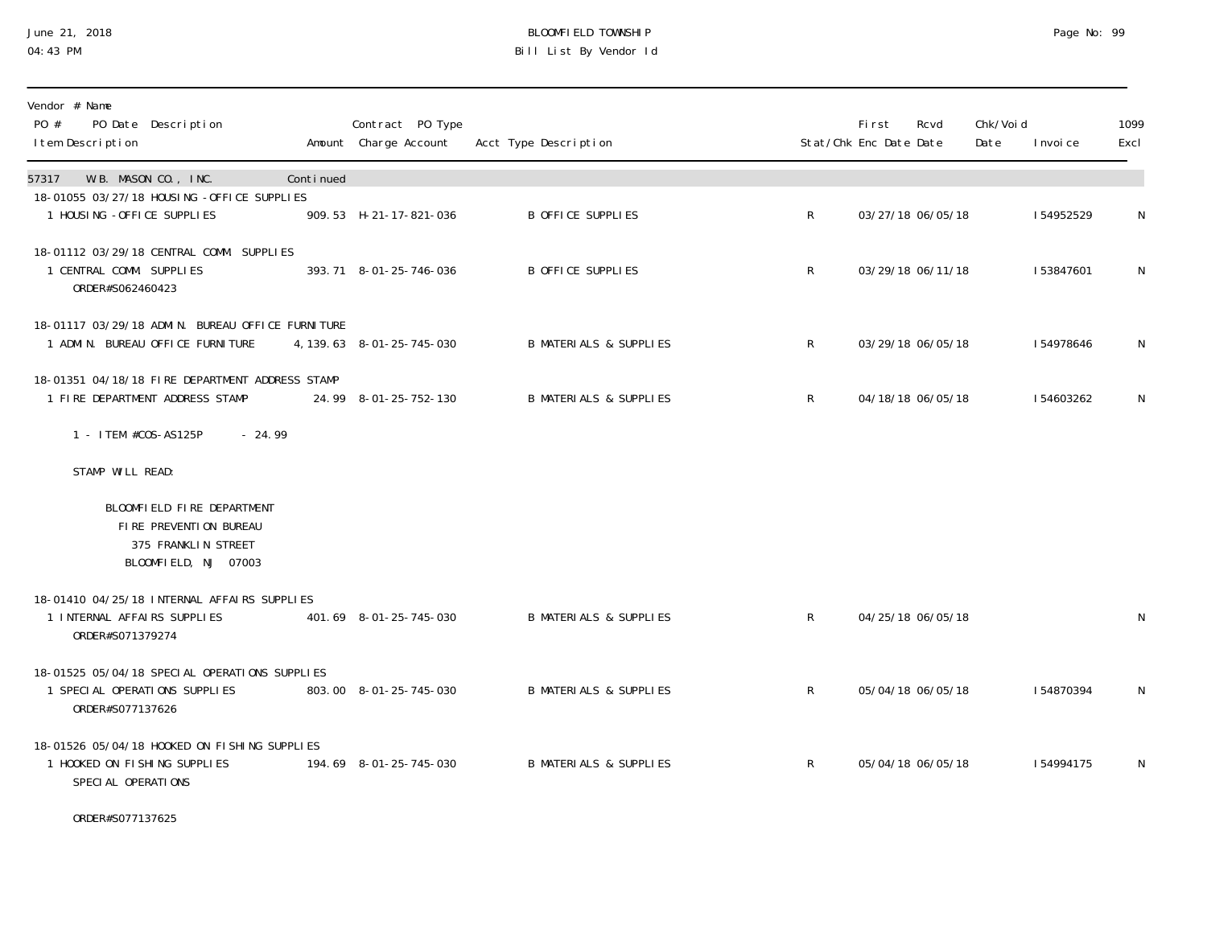BLOOMFIELD TOWNSHIP
Bill List By Vendor Id

June 21, 2018
04:43 PM

| Vendor # Name<br>PO # PO Date Description<br>Item Description | Amount | Contract PO Type<br>Charge Account | Acct Type Description | Stat/Chk | First Enc Date | Rcvd Date | Chk/Void Date | Invoice | 1099 Excl |
|---|---|---|---|---|---|---|---|---|---|
| 57317 W.B. MASON CO., INC. | Continued | | | | | | | | |
| 18-01055 03/27/18 HOUSING -OFFICE SUPPLIES | | | | | | | | | |
| 1 HOUSING -OFFICE SUPPLIES | 909.53 | H-21-17-821-036 | B OFFICE SUPPLIES | R | 03/27/18 | 06/05/18 | | I54952529 | N |
| 18-01112 03/29/18 CENTRAL COMM. SUPPLIES | | | | | | | | | |
| 1 CENTRAL COMM. SUPPLIES<br>ORDER#S062460423 | 393.71 | 8-01-25-746-036 | B OFFICE SUPPLIES | R | 03/29/18 | 06/11/18 | | I53847601 | N |
| 18-01117 03/29/18 ADMIN. BUREAU OFFICE FURNITURE | | | | | | | | | |
| 1 ADMIN. BUREAU OFFICE FURNITURE | 4,139.63 | 8-01-25-745-030 | B MATERIALS & SUPPLIES | R | 03/29/18 | 06/05/18 | | I54978646 | N |
| 18-01351 04/18/18 FIRE DEPARTMENT ADDRESS STAMP | | | | | | | | | |
| 1 FIRE DEPARTMENT ADDRESS STAMP<br><br>1 - ITEM #COS-AS125P - 24.99<br><br>STAMP WILL READ:<br><br>BLOOMFIELD FIRE DEPARTMENT<br>FIRE PREVENTION BUREAU<br>375 FRANKLIN STREET<br>BLOOMFIELD, NJ 07003 | 24.99 | 8-01-25-752-130 | B MATERIALS & SUPPLIES | R | 04/18/18 | 06/05/18 | | I54603262 | N |
| 18-01410 04/25/18 INTERNAL AFFAIRS SUPPLIES | | | | | | | | | |
| 1 INTERNAL AFFAIRS SUPPLIES<br>ORDER#S071379274 | 401.69 | 8-01-25-745-030 | B MATERIALS & SUPPLIES | R | 04/25/18 | 06/05/18 | | | N |
| 18-01525 05/04/18 SPECIAL OPERATIONS SUPPLIES | | | | | | | | | |
| 1 SPECIAL OPERATIONS SUPPLIES<br>ORDER#S077137626 | 803.00 | 8-01-25-745-030 | B MATERIALS & SUPPLIES | R | 05/04/18 | 06/05/18 | | I54870394 | N |
| 18-01526 05/04/18 HOOKED ON FISHING SUPPLIES | | | | | | | | | |
| 1 HOOKED ON FISHING SUPPLIES<br>SPECIAL OPERATIONS<br><br>ORDER#S077137625 | 194.69 | 8-01-25-745-030 | B MATERIALS & SUPPLIES | R | 05/04/18 | 06/05/18 | | I54994175 | N |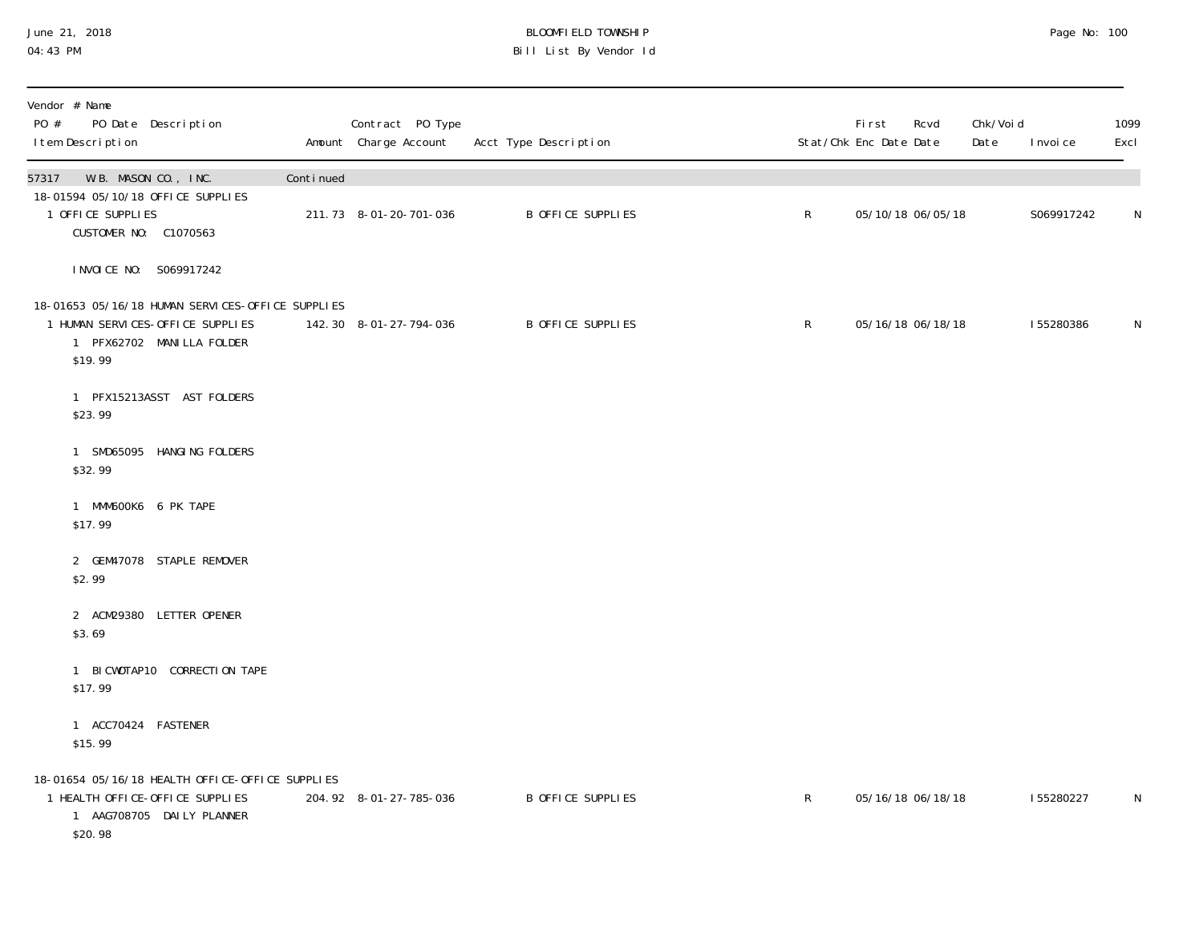# BLOOMFIELD TOWNSHIP

Bill List By Vendor Id

June 21, 2018
04:43 PM

| Vendor # Name PO # PO Date Description Item Description | Amount | Contract PO Type Charge Account | Acct Type Description | Stat/Chk | First Enc Date | Rcvd Date | Chk/Void Date | Invoice | 1099 Excl |
|---|---|---|---|---|---|---|---|---|---|
| 57317 W.B. MASON CO., INC. | Continued | | | | | | | | |
| 18-01594 05/10/18 OFFICE SUPPLIES | | | | | | | | | |
| 1 OFFICE SUPPLIES<br>CUSTOMER NO: C1070563<br><br>INVOICE NO: S069917242 | 211.73 | 8-01-20-701-036 | B OFFICE SUPPLIES | R | 05/10/18 | 06/05/18 | | S069917242 | N |
| 18-01653 05/16/18 HUMAN SERVICES-OFFICE SUPPLIES | | | | | | | | | |
| 1 HUMAN SERVICES-OFFICE SUPPLIES<br>1 PFX62702 MANILLA FOLDER<br>$19.99<br><br>1 PFX15213ASST AST FOLDERS<br>$23.99<br><br>1 SMD65095 HANGING FOLDERS<br>$32.99<br><br>1 MMM600K6 6 PK TAPE<br>$17.99<br><br>2 GEM47078 STAPLE REMOVER<br>$2.99<br><br>2 ACM29380 LETTER OPENER<br>$3.69<br><br>1 BICWOTAP10 CORRECTION TAPE<br>$17.99<br><br>1 ACC70424 FASTENER<br>$15.99 | 142.30 | 8-01-27-794-036 | B OFFICE SUPPLIES | R | 05/16/18 | 06/18/18 | | I55280386 | N |
| 18-01654 05/16/18 HEALTH OFFICE-OFFICE SUPPLIES | | | | | | | | | |
| 1 HEALTH OFFICE-OFFICE SUPPLIES<br>1 AAG708705 DAILY PLANNER<br>$20.98 | 204.92 | 8-01-27-785-036 | B OFFICE SUPPLIES | R | 05/16/18 | 06/18/18 | | I55280227 | N |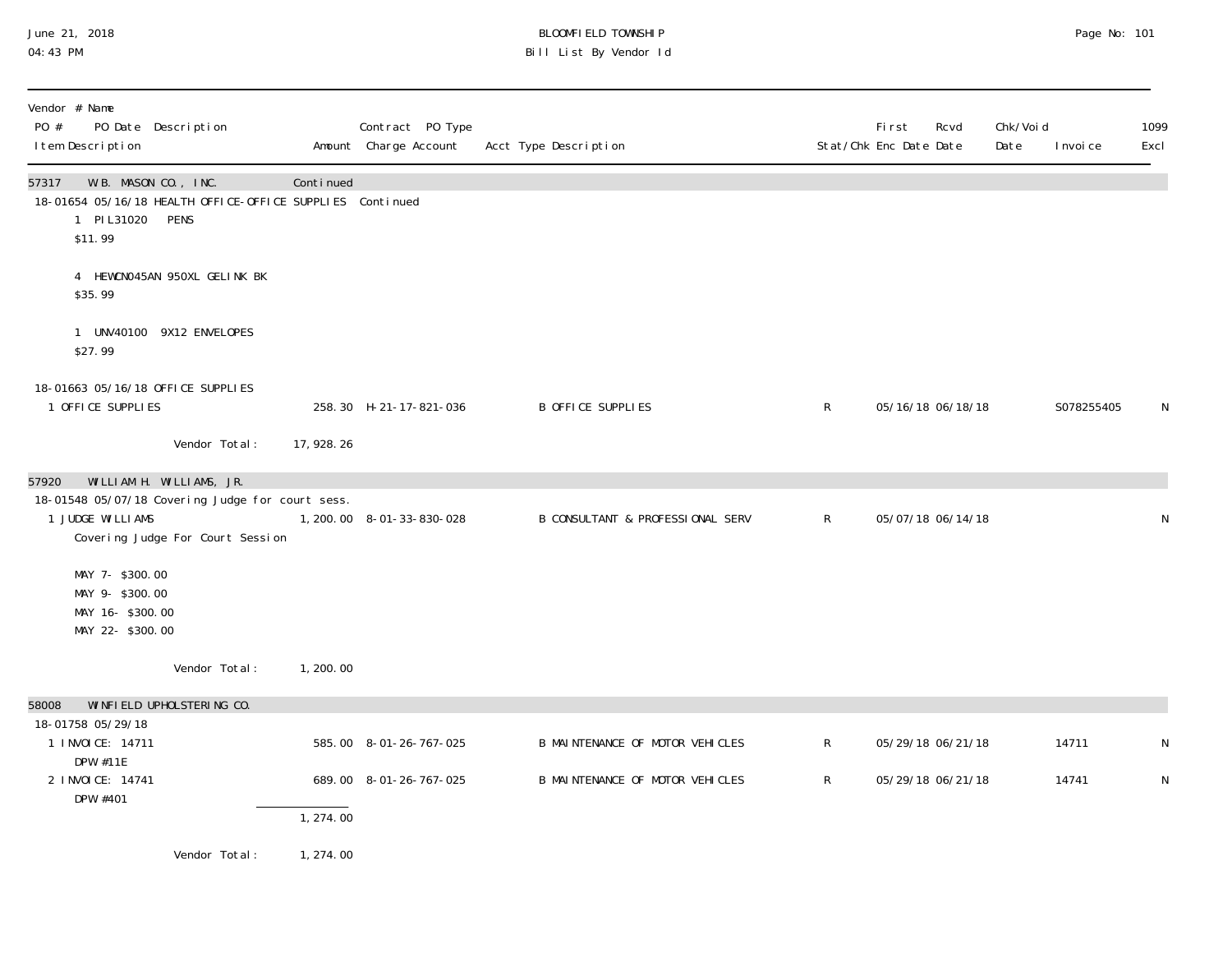BLOOMFIELD TOWNSHIP
Bill List By Vendor Id

June 21, 2018
04:43 PM

| Vendor # Name<br>PO # PO Date Description<br>Item Description | Amount | Contract PO Type<br>Charge Account | Acct Type Description | Stat/Chk | First<br>Enc Date | Rcvd<br>Date | Chk/Void<br>Date | Invoice | 1099<br>Excl |
|---|---|---|---|---|---|---|---|---|---|
| **57317 W.B. MASON CO., INC.** | Continued | | | | | | | | |
| 18-01654 05/16/18 HEALTH OFFICE-OFFICE SUPPLIES | | Continued | | | | | | | |
| 1 PIL31020 PENS<br>$11.99 | | | | | | | | | |
| 4 HEWCN045AN 950XL GELINK BK<br>$35.99 | | | | | | | | | |
| 1 UNV40100 9X12 ENVELOPES<br>$27.99 | | | | | | | | | |
| 18-01663 05/16/18 OFFICE SUPPLIES | | | | | | | | | |
| 1 OFFICE SUPPLIES | 258.30 | H-21-17-821-036 | B OFFICE SUPPLIES | R | 05/16/18 | 06/18/18 | | S078255405 | N |
| Vendor Total: | 17,928.26 | | | | | | | | |
| **57920 WILLIAM H. WILLIAMS, JR.** | | | | | | | | | |
| 18-01548 05/07/18 Covering Judge for court sess. | | | | | | | | | |
| 1 JUDGE WILLIAMS<br>Covering Judge For Court Session<br><br>MAY 7- $300.00<br>MAY 9- $300.00<br>MAY 16- $300.00<br>MAY 22- $300.00 | 1,200.00 | 8-01-33-830-028 | B CONSULTANT & PROFESSIONAL SERV | R | 05/07/18 | 06/14/18 | | | N |
| Vendor Total: | 1,200.00 | | | | | | | | |
| **58008 WINFIELD UPHOLSTERING CO.** | | | | | | | | | |
| 18-01758 05/29/18 | | | | | | | | | |
| 1 INVOICE: 14711<br>DPW #11E | 585.00 | 8-01-26-767-025 | B MAINTENANCE OF MOTOR VEHICLES | R | 05/29/18 | 06/21/18 | | 14711 | N |
| 2 INVOICE: 14741<br>DPW #401 | 689.00 | 8-01-26-767-025 | B MAINTENANCE OF MOTOR VEHICLES | R | 05/29/18 | 06/21/18 | | 14741 | N |
| | 1,274.00 | | | | | | | | |
| Vendor Total: | 1,274.00 | | | | | | | | |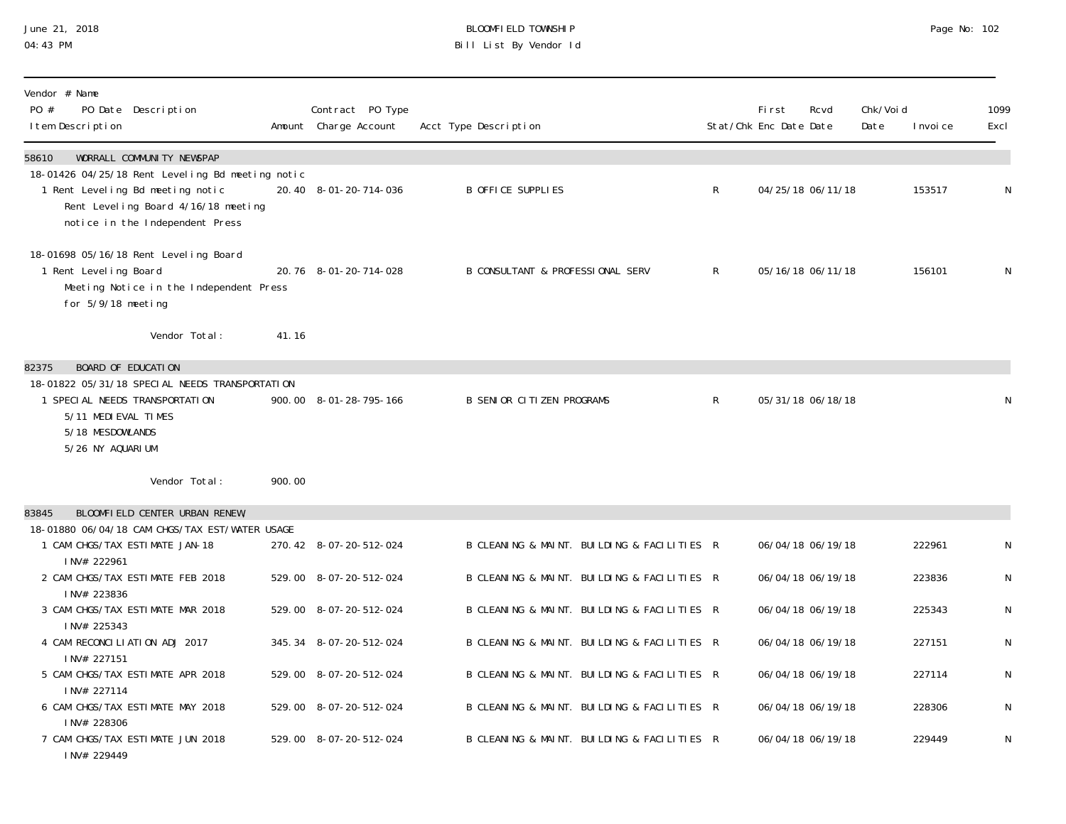June 21, 2018
04:43 PM

BLOOMFIELD TOWNSHIP
Bill List By Vendor Id

| Vendor # Name<br>PO # PO Date Description<br>Item Description | Amount | Contract PO Type<br>Charge Account | Acct Type Description | Stat/Chk | First Enc Date | Rcvd Date | Chk/Void Date | Invoice | 1099 Excl |
|---|---|---|---|---|---|---|---|---|---|
| **58610 WORRALL COMMUNITY NEWSPAP** | | | | | | | | | |
| 18-01426 04/25/18 Rent Leveling Bd meeting notic | | | | | | | | | |
| 1 Rent Leveling Bd meeting notic<br>Rent Leveling Board 4/16/18 meeting<br>notice in the Independent Press | 20.40 | 8-01-20-714-036 | B OFFICE SUPPLIES | R | 04/25/18 | 06/11/18 | | 153517 | N |
| 18-01698 05/16/18 Rent Leveling Board | | | | | | | | | |
| 1 Rent Leveling Board<br>Meeting Notice in the Independent Press<br>for 5/9/18 meeting | 20.76 | 8-01-20-714-028 | B CONSULTANT & PROFESSIONAL SERV | R | 05/16/18 | 06/11/18 | | 156101 | N |
| Vendor Total: | 41.16 | | | | | | | | |
| **82375 BOARD OF EDUCATION** | | | | | | | | | |
| 18-01822 05/31/18 SPECIAL NEEDS TRANSPORTATION | | | | | | | | | |
| 1 SPECIAL NEEDS TRANSPORTATION<br>5/11 MEDIEVAL TIMES<br>5/18 MESDOWLANDS<br>5/26 NY AQUARIUM | 900.00 | 8-01-28-795-166 | B SENIOR CITIZEN PROGRAMS | R | 05/31/18 | 06/18/18 | | | N |
| Vendor Total: | 900.00 | | | | | | | | |
| **83845 BLOOMFIELD CENTER URBAN RENEW** | | | | | | | | | |
| 18-01880 06/04/18 CAM CHGS/TAX EST/WATER USAGE | | | | | | | | | |
| 1 CAM CHGS/TAX ESTIMATE JAN-18<br>INV# 222961 | 270.42 | 8-07-20-512-024 | B CLEANING & MAINT. BUILDING & FACILITIES | R | 06/04/18 | 06/19/18 | | 222961 | N |
| 2 CAM CHGS/TAX ESTIMATE FEB 2018<br>INV# 223836 | 529.00 | 8-07-20-512-024 | B CLEANING & MAINT. BUILDING & FACILITIES | R | 06/04/18 | 06/19/18 | | 223836 | N |
| 3 CAM CHGS/TAX ESTIMATE MAR 2018<br>INV# 225343 | 529.00 | 8-07-20-512-024 | B CLEANING & MAINT. BUILDING & FACILITIES | R | 06/04/18 | 06/19/18 | | 225343 | N |
| 4 CAM RECONCILIATION ADJ 2017<br>INV# 227151 | 345.34 | 8-07-20-512-024 | B CLEANING & MAINT. BUILDING & FACILITIES | R | 06/04/18 | 06/19/18 | | 227151 | N |
| 5 CAM CHGS/TAX ESTIMATE APR 2018<br>INV# 227114 | 529.00 | 8-07-20-512-024 | B CLEANING & MAINT. BUILDING & FACILITIES | R | 06/04/18 | 06/19/18 | | 227114 | N |
| 6 CAM CHGS/TAX ESTIMATE MAY 2018<br>INV# 228306 | 529.00 | 8-07-20-512-024 | B CLEANING & MAINT. BUILDING & FACILITIES | R | 06/04/18 | 06/19/18 | | 228306 | N |
| 7 CAM CHGS/TAX ESTIMATE JUN 2018<br>INV# 229449 | 529.00 | 8-07-20-512-024 | B CLEANING & MAINT. BUILDING & FACILITIES | R | 06/04/18 | 06/19/18 | | 229449 | N |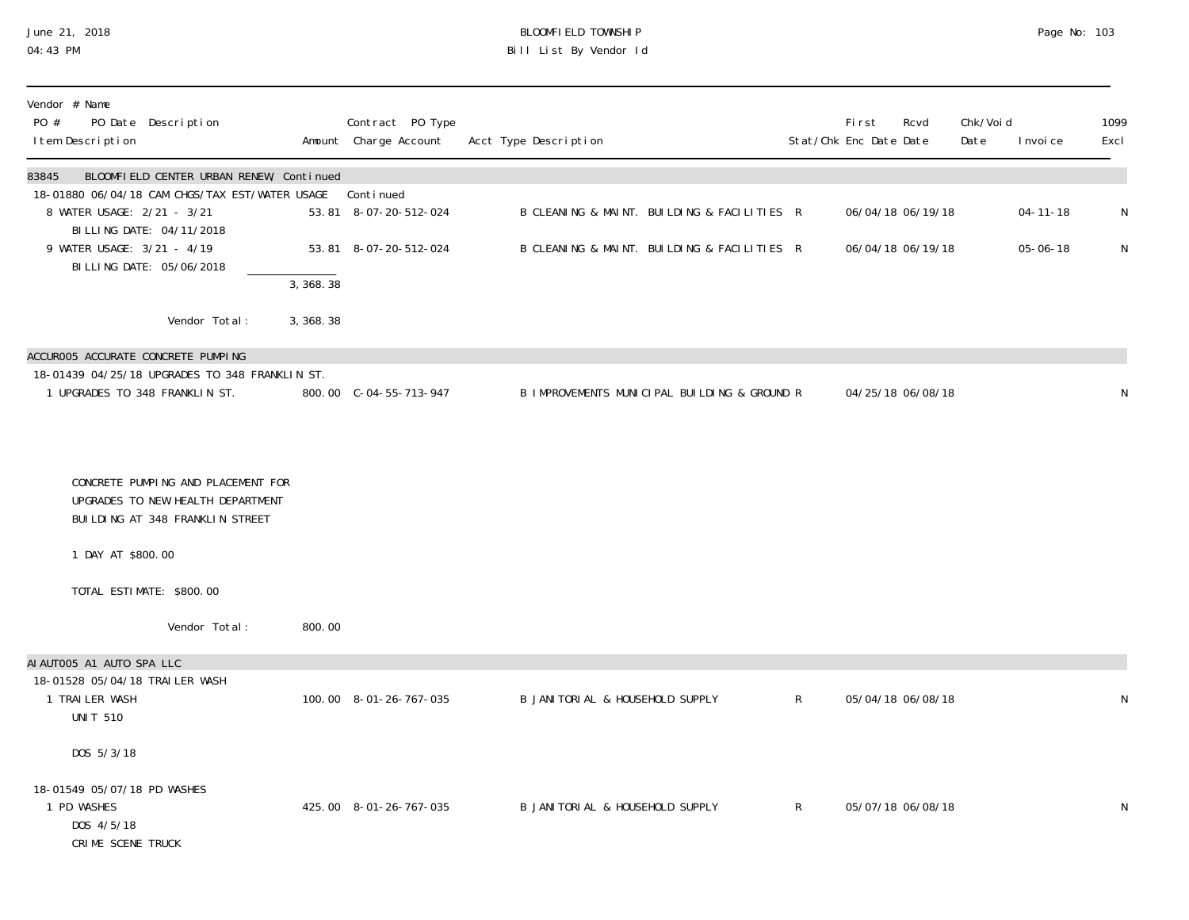# BLOOMFIELD TOWNSHIP
## Bill List By Vendor Id

June 21, 2018
04:43 PM

| Vendor # Name / PO # PO Date Description / Item Description | Amount | Contract PO Type / Charge Account | Acct Type Description | Stat/Chk | First Enc Date | Rcvd Date | Chk/Void Date | Invoice | 1099 Excl |
|---|---|---|---|---|---|---|---|---|---|
| **83845 BLOOMFIELD CENTER URBAN RENEW Continued** | | | | | | | | | |
| 18-01880 06/04/18 CAM CHGS/TAX EST/WATER USAGE | | Continued | | | | | | | |
| 8 WATER USAGE: 2/21 - 3/21<br>BILLING DATE: 04/11/2018 | 53.81 | 8-07-20-512-024 | B CLEANING & MAINT. BUILDING & FACILITIES | R | 06/04/18 | 06/19/18 | | 04-11-18 | N |
| 9 WATER USAGE: 3/21 - 4/19<br>BILLING DATE: 05/06/2018 | 53.81 | 8-07-20-512-024 | B CLEANING & MAINT. BUILDING & FACILITIES | R | 06/04/18 | 06/19/18 | | 05-06-18 | N |
| | 3,368.38 | | | | | | | | |
| Vendor Total: | 3,368.38 | | | | | | | | |
| **ACCUR005 ACCURATE CONCRETE PUMPING** | | | | | | | | | |
| 18-01439 04/25/18 UPGRADES TO 348 FRANKLIN ST. | | | | | | | | | |
| 1 UPGRADES TO 348 FRANKLIN ST.<br><br>CONCRETE PUMPING AND PLACEMENT FOR UPGRADES TO NEW HEALTH DEPARTMENT BUILDING AT 348 FRANKLIN STREET<br><br>1 DAY AT $800.00<br><br>TOTAL ESTIMATE: $800.00 | 800.00 | C-04-55-713-947 | B IMPROVEMENTS MUNICIPAL BUILDING & GROUND | R | 04/25/18 | 06/08/18 | | | N |
| Vendor Total: | 800.00 | | | | | | | | |
| **AIAUT005 A1 AUTO SPA LLC** | | | | | | | | | |
| 18-01528 05/04/18 TRAILER WASH | | | | | | | | | |
| 1 TRAILER WASH<br>UNIT 510<br><br>DOS 5/3/18 | 100.00 | 8-01-26-767-035 | B JANITORIAL & HOUSEHOLD SUPPLY | R | 05/04/18 | 06/08/18 | | | N |
| 18-01549 05/07/18 PD WASHES | | | | | | | | | |
| 1 PD WASHES<br>DOS 4/5/18<br>CRIME SCENE TRUCK | 425.00 | 8-01-26-767-035 | B JANITORIAL & HOUSEHOLD SUPPLY | R | 05/07/18 | 06/08/18 | | | N |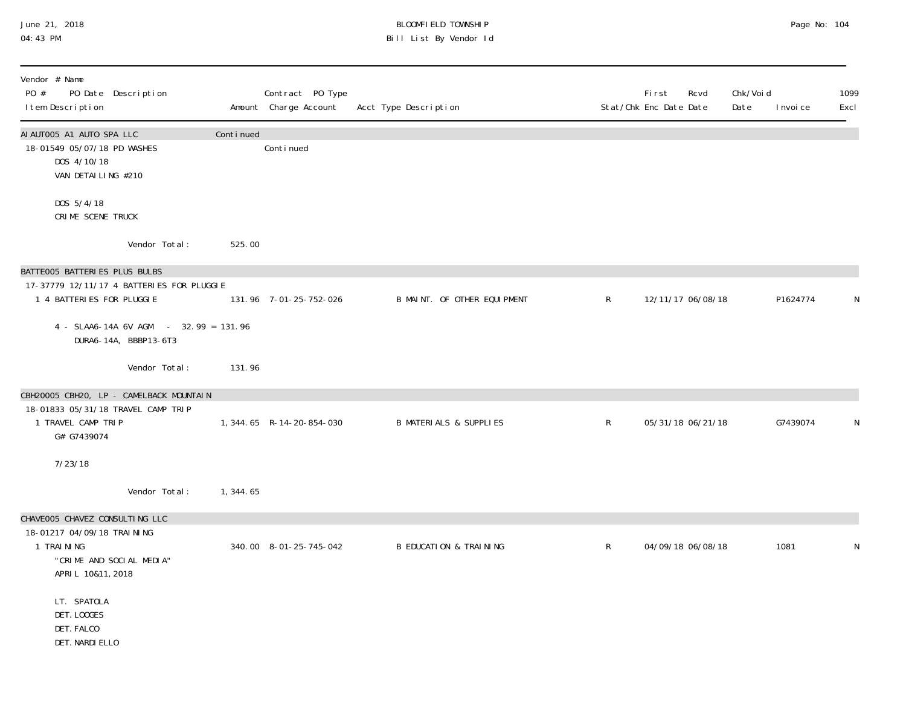BLOOMFIELD TOWNSHIP

Bill List By Vendor Id

June 21, 2018
04:43 PM

| Vendor # Name<br>PO # PO Date Description<br>Item Description | Amount | Contract PO Type<br>Charge Account | Acct Type Description | Stat/Chk | First Enc Date | Rcvd Date | Chk/Void Date | Invoice | 1099 Excl |
|---|---|---|---|---|---|---|---|---|---|
| AIAUT005 A1 AUTO SPA LLC | Continued | | | | | | | | |
| 18-01549 05/07/18 PD WASHES | | Continued | | | | | | | |
| DOS 4/10/18<br>VAN DETAILING #210<br><br>DOS 5/4/18<br>CRIME SCENE TRUCK | | | | | | | | | |
| Vendor Total: | 525.00 | | | | | | | | |
| BATTE005 BATTERIES PLUS BULBS | | | | | | | | | |
| 17-37779 12/11/17 4 BATTERIES FOR PLUGGIE | | | | | | | | | |
| 1 4 BATTERIES FOR PLUGGIE | 131.96 | 7-01-25-752-026 | B MAINT. OF OTHER EQUIPMENT | R | 12/11/17 | 06/08/18 | | P1624774 | N |
| 4 - SLAA6-14A 6V AGM - 32.99 = 131.96<br>DURA6-14A, BBBP13-6T3 | | | | | | | | | |
| Vendor Total: | 131.96 | | | | | | | | |
| CBH20005 CBH20, LP - CAMELBACK MOUNTAIN | | | | | | | | | |
| 18-01833 05/31/18 TRAVEL CAMP TRIP | | | | | | | | | |
| 1 TRAVEL CAMP TRIP | 1,344.65 | R-14-20-854-030 | B MATERIALS & SUPPLIES | R | 05/31/18 | 06/21/18 | | G7439074 | N |
| G# G7439074<br><br>7/23/18 | | | | | | | | | |
| Vendor Total: | 1,344.65 | | | | | | | | |
| CHAVE005 CHAVEZ CONSULTING LLC | | | | | | | | | |
| 18-01217 04/09/18 TRAINING | | | | | | | | | |
| 1 TRAINING | 340.00 | 8-01-25-745-042 | B EDUCATION & TRAINING | R | 04/09/18 | 06/08/18 | | 1081 | N |
| "CRIME AND SOCIAL MEDIA"<br>APRIL 10&11, 2018<br><br>LT. SPATOLA<br>DET. LOOGES<br>DET. FALCO<br>DET. NARDIELLO | | | | | | | | | |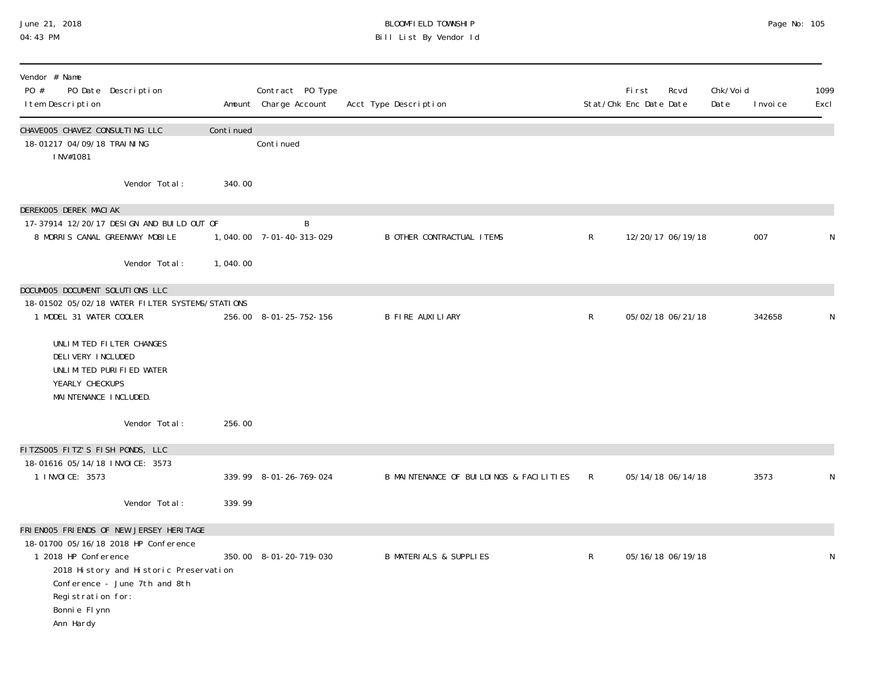BLOOMFIELD TOWNSHIP
Bill List By Vendor Id

| Vendor # Name<br>PO # PO Date Description<br>Item Description | Amount | Contract PO Type<br>Charge Account | Acct Type Description | Stat/Chk | First Enc Date | Rcvd Date | Chk/Void Date | Invoice | 1099 Excl |
|---|---|---|---|---|---|---|---|---|---|
| CHAVE005 CHAVEZ CONSULTING LLC | Continued | | | | | | | | |
| 18-01217 04/09/18 TRAINING | | Continued | | | | | | | |
| INV#1081 | | | | | | | | | |
| Vendor Total: | 340.00 | | | | | | | | |
| DEREK005 DEREK MACIAK | | | | | | | | | |
| 17-37914 12/20/17 DESIGN AND BUILD OUT OF | | B | | | | | | | |
| 8 MORRIS CANAL GREENWAY MOBILE | 1,040.00 | 7-01-40-313-029 | B OTHER CONTRACTUAL ITEMS | R | 12/20/17 | 06/19/18 | | 007 | N |
| Vendor Total: | 1,040.00 | | | | | | | | |
| DOCUM005 DOCUMENT SOLUTIONS LLC | | | | | | | | | |
| 18-01502 05/02/18 WATER FILTER SYSTEMS/STATIONS | | | | | | | | | |
| 1 MODEL 31 WATER COOLER | 256.00 | 8-01-25-752-156 | B FIRE AUXILIARY | R | 05/02/18 | 06/21/18 | | 342658 | N |
| UNLIMITED FILTER CHANGES<br>DELIVERY INCLUDED<br>UNLIMITED PURIFIED WATER<br>YEARLY CHECKUPS<br>MAINTENANCE INCLUDED. | | | | | | | | | |
| Vendor Total: | 256.00 | | | | | | | | |
| FITZS005 FITZ'S FISH PONDS, LLC | | | | | | | | | |
| 18-01616 05/14/18 INVOICE: 3573 | | | | | | | | | |
| 1 INVOICE: 3573 | 339.99 | 8-01-26-769-024 | B MAINTENANCE OF BUILDINGS & FACILITIES | R | 05/14/18 | 06/14/18 | | 3573 | N |
| Vendor Total: | 339.99 | | | | | | | | |
| FRIEN005 FRIENDS OF NEW JERSEY HERITAGE | | | | | | | | | |
| 18-01700 05/16/18 2018 HP Conference | | | | | | | | | |
| 1 2018 HP Conference | 350.00 | 8-01-20-719-030 | B MATERIALS & SUPPLIES | R | 05/16/18 | 06/19/18 | | | N |
| 2018 History and Historic Preservation<br>Conference - June 7th and 8th<br>Registration for:<br>Bonnie Flynn<br>Ann Hardy | | | | | | | | | |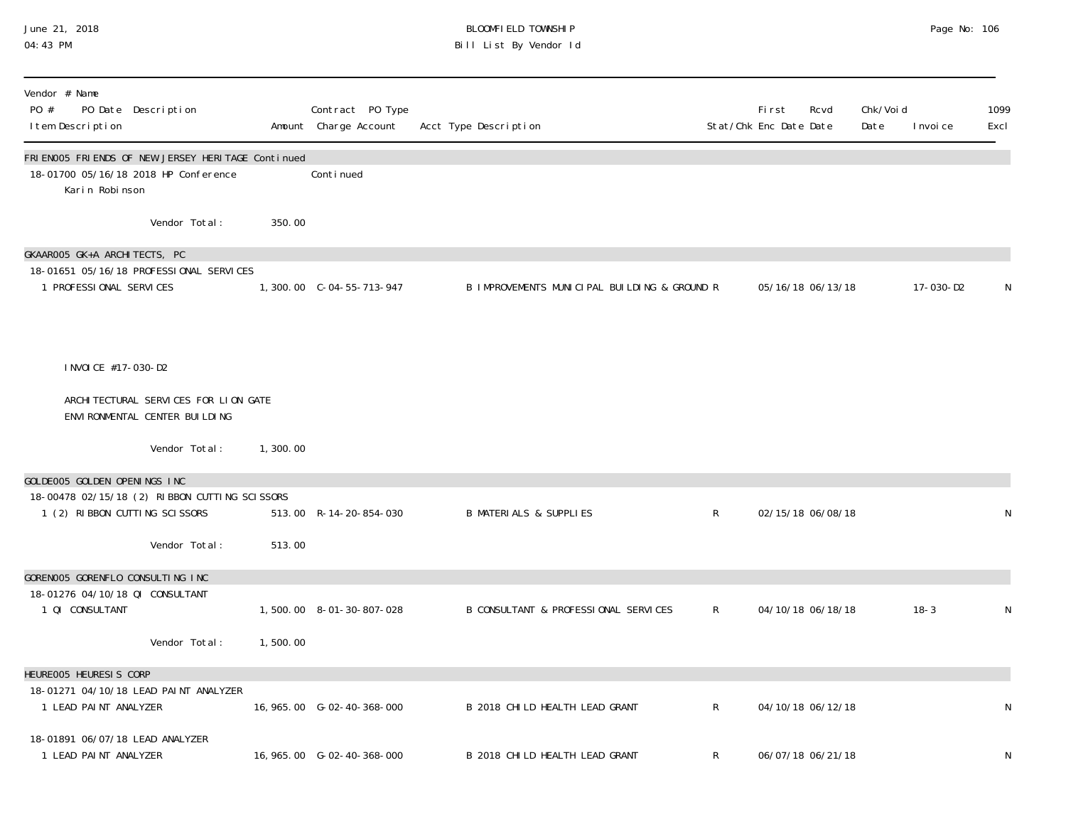BLOOMFIELD TOWNSHIP
Bill List By Vendor Id

| Vendor # Name<br>PO # PO Date Description<br>Item Description | Amount | Contract PO Type<br>Charge Account | Acct Type Description | Stat/Chk | First Enc Date | Rcvd Date | Chk/Void Date | Invoice | 1099 Excl |
|---|---|---|---|---|---|---|---|---|---|
| **FRIEN005 FRIENDS OF NEW JERSEY HERITAGE Continued** | | | | | | | | | |
| 18-01700 05/16/18 2018 HP Conference | | Continued | | | | | | | |
| Karin Robinson | | | | | | | | | |
| Vendor Total: | 350.00 | | | | | | | | |
| **GKAAR005 GK+A ARCHITECTS, PC** | | | | | | | | | |
| 18-01651 05/16/18 PROFESSIONAL SERVICES | | | | | | | | | |
| 1 PROFESSIONAL SERVICES | 1,300.00 | C-04-55-713-947 | B IMPROVEMENTS MUNICIPAL BUILDING & GROUND | R | 05/16/18 | 06/13/18 | | 17-030-D2 | N |
| INVOICE #17-030-D2<br><br>ARCHITECTURAL SERVICES FOR LION GATE ENVIRONMENTAL CENTER BUILDING | | | | | | | | | |
| Vendor Total: | 1,300.00 | | | | | | | | |
| **GOLDE005 GOLDEN OPENINGS INC** | | | | | | | | | |
| 18-00478 02/15/18 (2) RIBBON CUTTING SCISSORS | | | | | | | | | |
| 1 (2) RIBBON CUTTING SCISSORS | 513.00 | R-14-20-854-030 | B MATERIALS & SUPPLIES | R | 02/15/18 | 06/08/18 | | | N |
| Vendor Total: | 513.00 | | | | | | | | |
| **GOREN005 GORENFLO CONSULTING INC** | | | | | | | | | |
| 18-01276 04/10/18 QI CONSULTANT | | | | | | | | | |
| 1 QI CONSULTANT | 1,500.00 | 8-01-30-807-028 | B CONSULTANT & PROFESSIONAL SERVICES | R | 04/10/18 | 06/18/18 | | 18-3 | N |
| Vendor Total: | 1,500.00 | | | | | | | | |
| **HEURE005 HEURESIS CORP** | | | | | | | | | |
| 18-01271 04/10/18 LEAD PAINT ANALYZER | | | | | | | | | |
| 1 LEAD PAINT ANALYZER | 16,965.00 | G-02-40-368-000 | B 2018 CHILD HEALTH LEAD GRANT | R | 04/10/18 | 06/12/18 | | | N |
| 18-01891 06/07/18 LEAD ANALYZER | | | | | | | | | |
| 1 LEAD PAINT ANALYZER | 16,965.00 | G-02-40-368-000 | B 2018 CHILD HEALTH LEAD GRANT | R | 06/07/18 | 06/21/18 | | | N |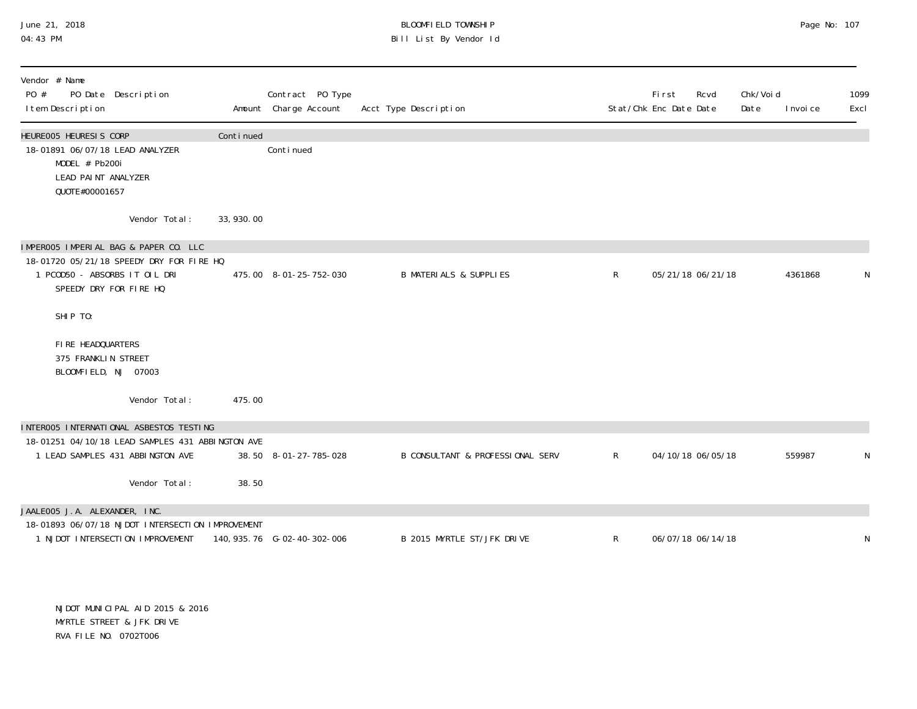BLOOMFIELD TOWNSHIP
Bill List By Vendor Id

June 21, 2018
04:43 PM

| Vendor # Name / PO # PO Date Description / Item Description | Amount | Contract PO Type / Charge Account | Acct Type Description | Stat/Chk | First Enc Date | Rcvd Date | Chk/Void Date | Invoice | 1099 Excl |
|---|---|---|---|---|---|---|---|---|---|
| HEURE005 HEURESIS CORP | Continued | | | | | | | | |
| 18-01891 06/07/18 LEAD ANALYZER | | Continued | | | | | | | |
| MODEL # Pb200i<br>LEAD PAINT ANALYZER<br>QUOTE#00001657 | | | | | | | | | |
| Vendor Total: | 33,930.00 | | | | | | | | |
| IMPER005 IMPERIAL BAG & PAPER CO. LLC | | | | | | | | | |
| 18-01720 05/21/18 SPEEDY DRY FOR FIRE HQ | | | | | | | | | |
| 1 PCOD50 - ABSORBS IT OIL DRI<br>SPEEDY DRY FOR FIRE HQ<br><br>SHIP TO:<br><br>FIRE HEADQUARTERS<br>375 FRANKLIN STREET<br>BLOOMFIELD, NJ 07003 | 475.00 | 8-01-25-752-030 | B MATERIALS & SUPPLIES | R | 05/21/18 | 06/21/18 | | 4361868 | N |
| Vendor Total: | 475.00 | | | | | | | | |
| INTER005 INTERNATIONAL ASBESTOS TESTING | | | | | | | | | |
| 18-01251 04/10/18 LEAD SAMPLES 431 ABBINGTON AVE | | | | | | | | | |
| 1 LEAD SAMPLES 431 ABBINGTON AVE | 38.50 | 8-01-27-785-028 | B CONSULTANT & PROFESSIONAL SERV | R | 04/10/18 | 06/05/18 | | 559987 | N |
| Vendor Total: | 38.50 | | | | | | | | |
| JAALE005 J.A. ALEXANDER, INC. | | | | | | | | | |
| 18-01893 06/07/18 NJDOT INTERSECTION IMPROVEMENT | | | | | | | | | |
| 1 NJDOT INTERSECTION IMPROVEMENT<br><br>NJDOT MUNICIPAL AID 2015 & 2016<br>MYRTLE STREET & JFK DRIVE<br>RVA FILE NO. 0702T006 | 140,935.76 | G-02-40-302-006 | B 2015 MYRTLE ST/JFK DRIVE | R | 06/07/18 | 06/14/18 | | | N |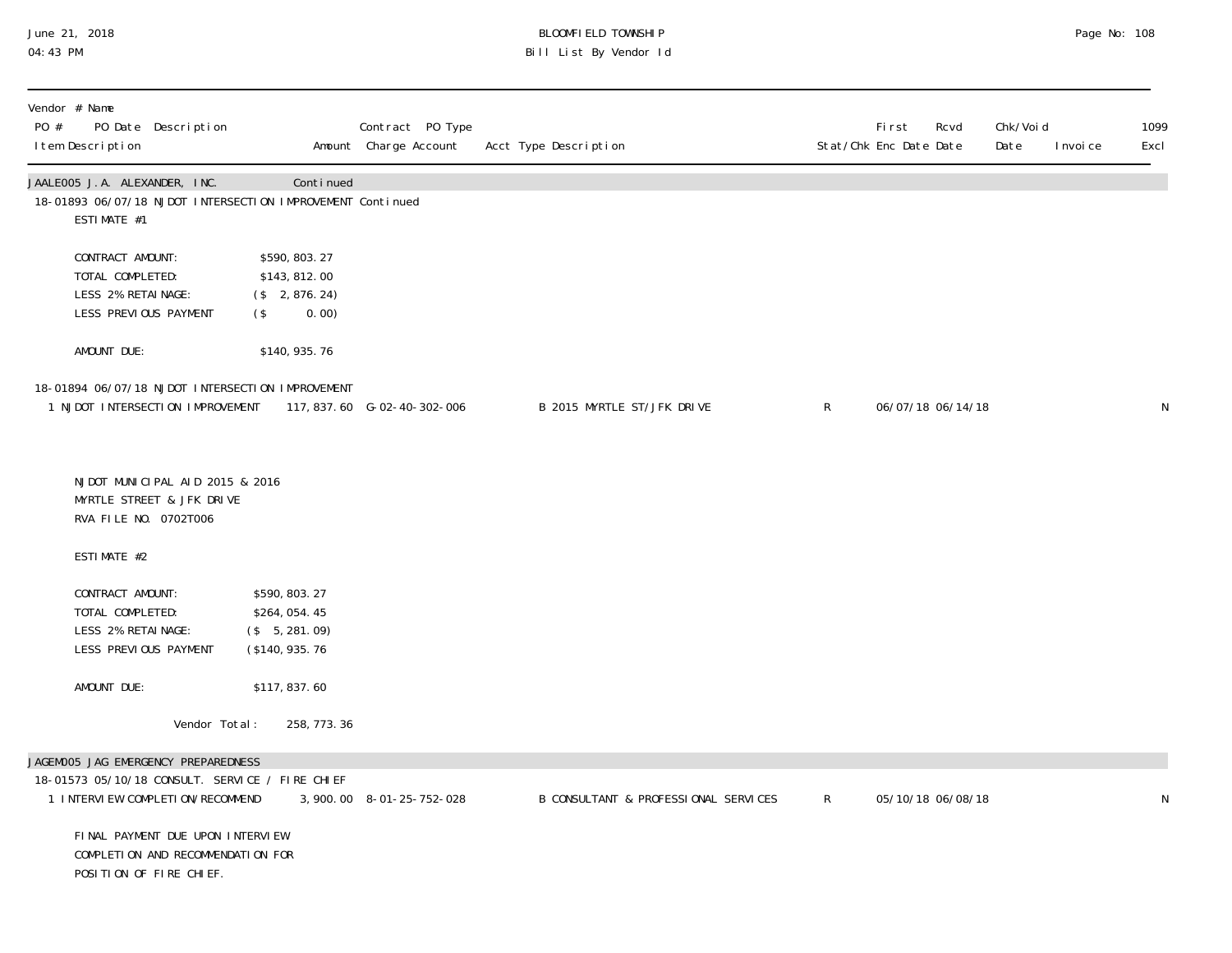| Vendor # Name<br>PO # PO Date Description<br>Item Description | Amount | Contract PO Type<br>Charge Account | Acct Type Description | Stat/Chk | First Enc Date | Rcvd Date | Chk/Void Date | Invoice | 1099 Excl |
|---|---|---|---|---|---|---|---|---|---|
| JAALE005 J.A. ALEXANDER, INC. | Continued | | | | | | | | |
| 18-01893 06/07/18 NJDOT INTERSECTION IMPROVEMENT Continued | | | | | | | | | |

ESTIMATE #1

CONTRACT AMOUNT: $590,803.27
TOTAL COMPLETED: $143,812.00
LESS 2% RETAINAGE: ($ 2,876.24)
LESS PREVIOUS PAYMENT ($ 0.00)

AMOUNT DUE: $140,935.76

| Vendor # Name<br>PO # PO Date Description<br>Item Description | Amount | Contract PO Type<br>Charge Account | Acct Type Description | Stat/Chk | First Enc Date | Rcvd Date | Chk/Void Date | Invoice | 1099 Excl |
|---|---|---|---|---|---|---|---|---|---|
| 18-01894 06/07/18 NJDOT INTERSECTION IMPROVEMENT | | | | | | | | | |
| 1 NJDOT INTERSECTION IMPROVEMENT | 117,837.60 | G-02-40-302-006 | B 2015 MYRTLE ST/JFK DRIVE | R | 06/07/18 | 06/14/18 | | | N |

NJDOT MUNICIPAL AID 2015 & 2016
MYRTLE STREET & JFK DRIVE
RVA FILE NO. 0702T006

ESTIMATE #2

CONTRACT AMOUNT: $590,803.27
TOTAL COMPLETED: $264,054.45
LESS 2% RETAINAGE: ($ 5,281.09)
LESS PREVIOUS PAYMENT ($140,935.76

AMOUNT DUE: $117,837.60

Vendor Total: 258,773.36

| Vendor # Name<br>PO # PO Date Description<br>Item Description | Amount | Contract PO Type<br>Charge Account | Acct Type Description | Stat/Chk | First Enc Date | Rcvd Date | Chk/Void Date | Invoice | 1099 Excl |
|---|---|---|---|---|---|---|---|---|---|
| JAGEM005 JAG EMERGENCY PREPAREDNESS | | | | | | | | | |
| 18-01573 05/10/18 CONSULT. SERVICE / FIRE CHIEF | | | | | | | | | |
| 1 INTERVIEW COMPLETION/RECOMMEND | 3,900.00 | 8-01-25-752-028 | B CONSULTANT & PROFESSIONAL SERVICES | R | 05/10/18 | 06/08/18 | | | N |

FINAL PAYMENT DUE UPON INTERVIEW
COMPLETION AND RECOMMENDATION FOR
POSITION OF FIRE CHIEF.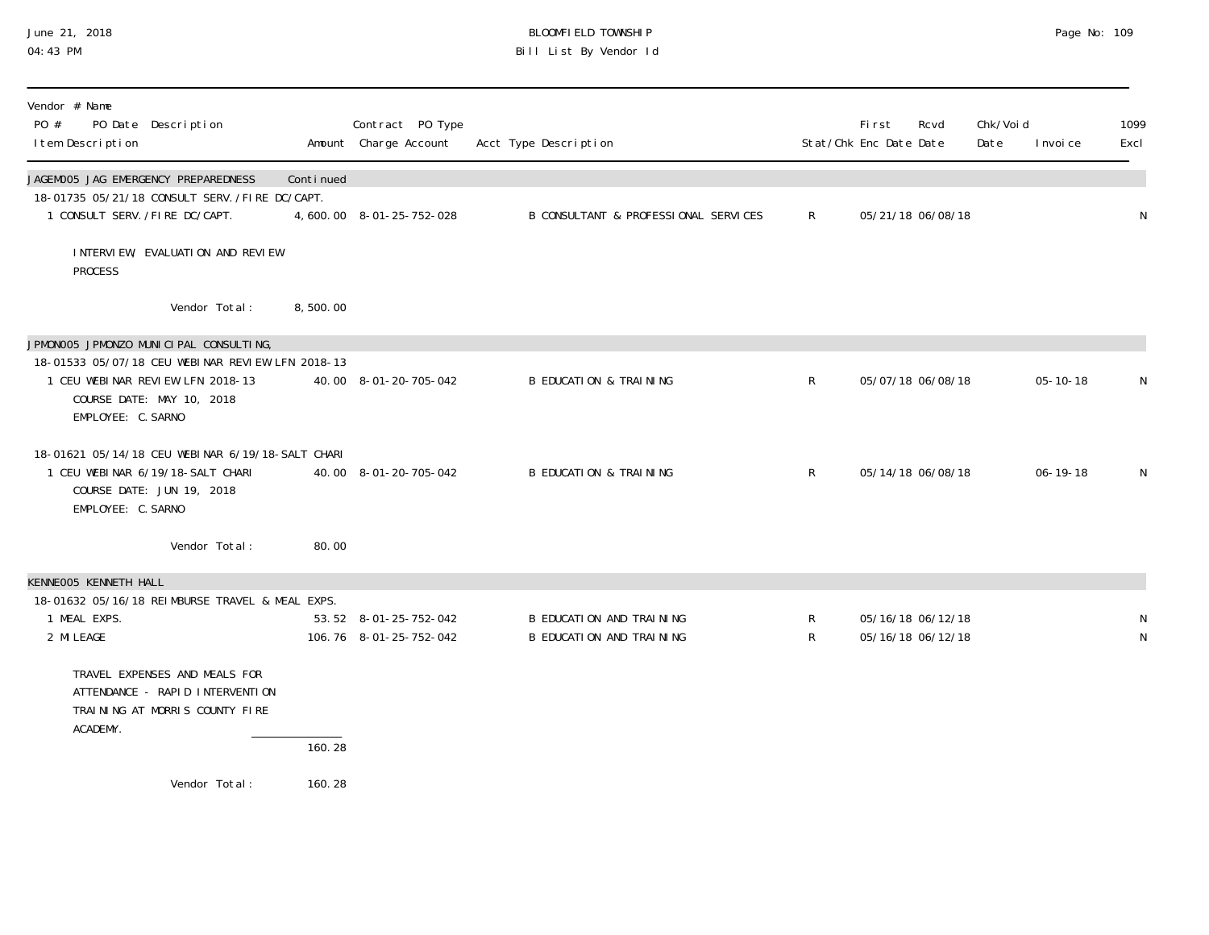BLOOMFIELD TOWNSHIP
Bill List By Vendor Id

| Vendor # Name<br>PO # PO Date Description<br>Item Description | Amount | Contract PO Type<br>Charge Account | Acct Type Description | Stat/Chk | First Enc Date | Rcvd Date | Chk/Void Date | Invoice | 1099 Excl |
|---|---|---|---|---|---|---|---|---|---|
| **JAGEM005 JAG EMERGENCY PREPAREDNESS** | Continued | | | | | | | | |
| 18-01735 05/21/18 CONSULT SERV./FIRE DC/CAPT. | | | | | | | | | |
| 1 CONSULT SERV./FIRE DC/CAPT. | 4,600.00 | 8-01-25-752-028 | B CONSULTANT & PROFESSIONAL SERVICES | R | 05/21/18 | 06/08/18 | | | N |
| INTERVIEW, EVALUATION AND REVIEW PROCESS | | | | | | | | | |
| Vendor Total: | 8,500.00 | | | | | | | | |
| **JPMON005 JPMONZO MUNICIPAL CONSULTING,** | | | | | | | | | |
| 18-01533 05/07/18 CEU WEBINAR REVIEW LFN 2018-13 | | | | | | | | | |
| 1 CEU WEBINAR REVIEW LFN 2018-13<br>COURSE DATE: MAY 10, 2018<br>EMPLOYEE: C.SARNO | 40.00 | 8-01-20-705-042 | B EDUCATION & TRAINING | R | 05/07/18 | 06/08/18 | | 05-10-18 | N |
| 18-01621 05/14/18 CEU WEBINAR 6/19/18-SALT CHARI | | | | | | | | | |
| 1 CEU WEBINAR 6/19/18-SALT CHARI<br>COURSE DATE: JUN 19, 2018<br>EMPLOYEE: C.SARNO | 40.00 | 8-01-20-705-042 | B EDUCATION & TRAINING | R | 05/14/18 | 06/08/18 | | 06-19-18 | N |
| Vendor Total: | 80.00 | | | | | | | | |
| **KENNE005 KENNETH HALL** | | | | | | | | | |
| 18-01632 05/16/18 REIMBURSE TRAVEL & MEAL EXPS. | | | | | | | | | |
| 1 MEAL EXPS. | 53.52 | 8-01-25-752-042 | B EDUCATION AND TRAINING | R | 05/16/18 | 06/12/18 | | | N |
| 2 MILEAGE | 106.76 | 8-01-25-752-042 | B EDUCATION AND TRAINING | R | 05/16/18 | 06/12/18 | | | N |
| TRAVEL EXPENSES AND MEALS FOR ATTENDANCE - RAPID INTERVENTION TRAINING AT MORRIS COUNTY FIRE ACADEMY. | | | | | | | | | |
| | 160.28 | | | | | | | | |
| Vendor Total: | 160.28 | | | | | | | | |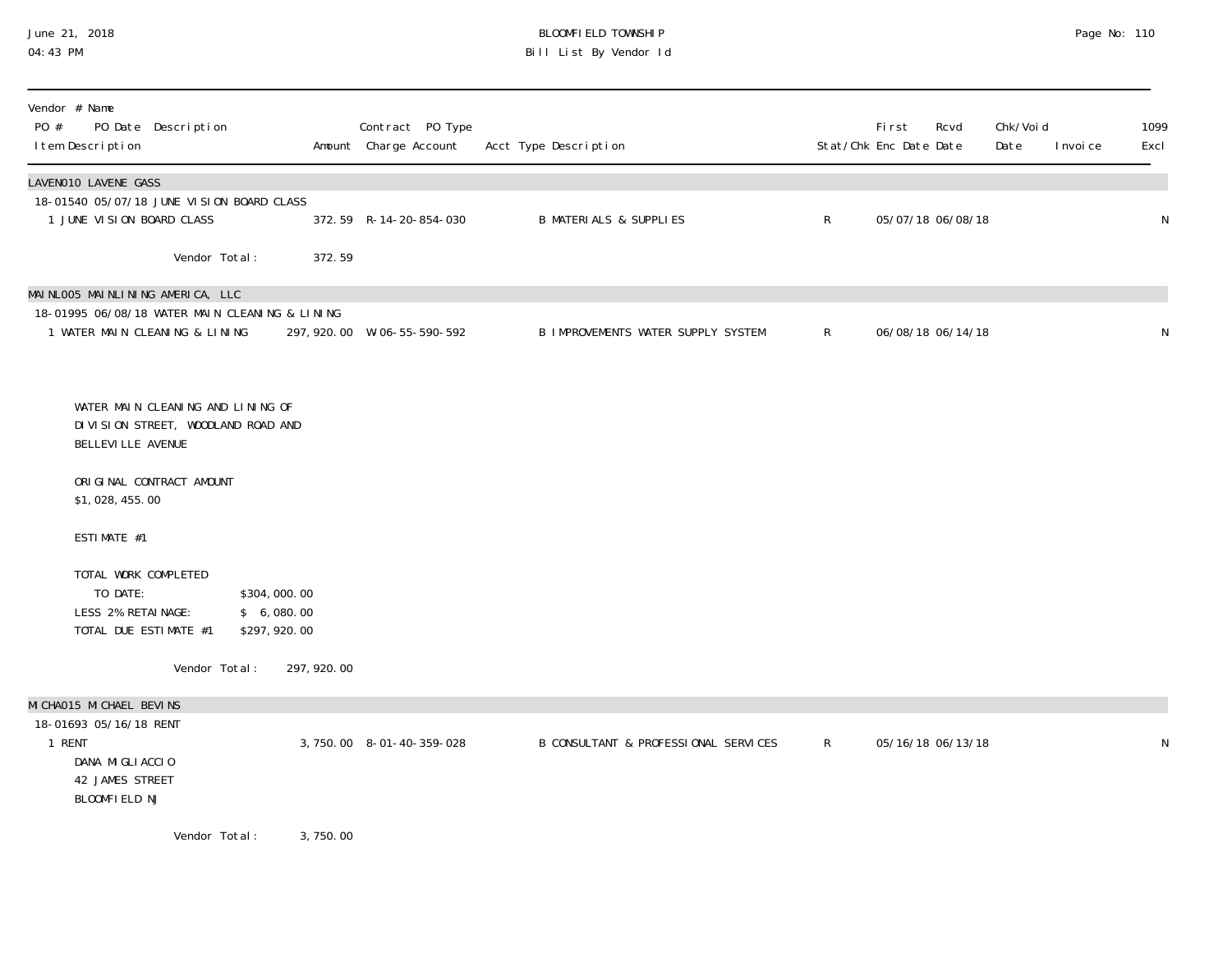June 21, 2018
04:43 PM

BLOOMFIELD TOWNSHIP
Bill List By Vendor Id

| Vendor # Name<br>PO # PO Date Description<br>Item Description | Amount | Contract PO Type<br>Charge Account | Acct Type Description | Stat/Chk | First<br>Enc Date | Rcvd<br>Date | Chk/Void<br>Date | Invoice | 1099<br>Excl |
|---|---|---|---|---|---|---|---|---|---|
| LAVEN010 LAVENE GASS | | | | | | | | | |
| 18-01540 05/07/18 JUNE VISION BOARD CLASS | | | | | | | | | |
| 1 JUNE VISION BOARD CLASS | 372.59 | R-14-20-854-030 | B MATERIALS & SUPPLIES | R | 05/07/18 | 06/08/18 | | | N |
| Vendor Total: | 372.59 | | | | | | | | |
| MAINL005 MAINLINING AMERICA, LLC | | | | | | | | | |
| 18-01995 06/08/18 WATER MAIN CLEANING & LINING | | | | | | | | | |
| 1 WATER MAIN CLEANING & LINING | 297,920.00 | W-06-55-590-592 | B IMPROVEMENTS WATER SUPPLY SYSTEM | R | 06/08/18 | 06/14/18 | | | N |

WATER MAIN CLEANING AND LINING OF DIVISION STREET, WOODLAND ROAD AND BELLEVILLE AVENUE

ORIGINAL CONTRACT AMOUNT
$1,028,455.00

ESTIMATE #1

| | |
|---|---|
| TOTAL WORK COMPLETED TO DATE: | $304,000.00 |
| LESS 2% RETAINAGE: | $ 6,080.00 |
| TOTAL DUE ESTIMATE #1 | $297,920.00 |

| | | | | | | | | | |
|---|---|---|---|---|---|---|---|---|---|
| Vendor Total: | 297,920.00 | | | | | | | | |
| MICHA015 MICHAEL BEVINS | | | | | | | | | |
| 18-01693 05/16/18 RENT | | | | | | | | | |
| 1 RENT<br>DANA MIGLIACCIO<br>42 JAMES STREET<br>BLOOMFIELD NJ | 3,750.00 | 8-01-40-359-028 | B CONSULTANT & PROFESSIONAL SERVICES | R | 05/16/18 | 06/13/18 | | | N |
| Vendor Total: | 3,750.00 | | | | | | | | |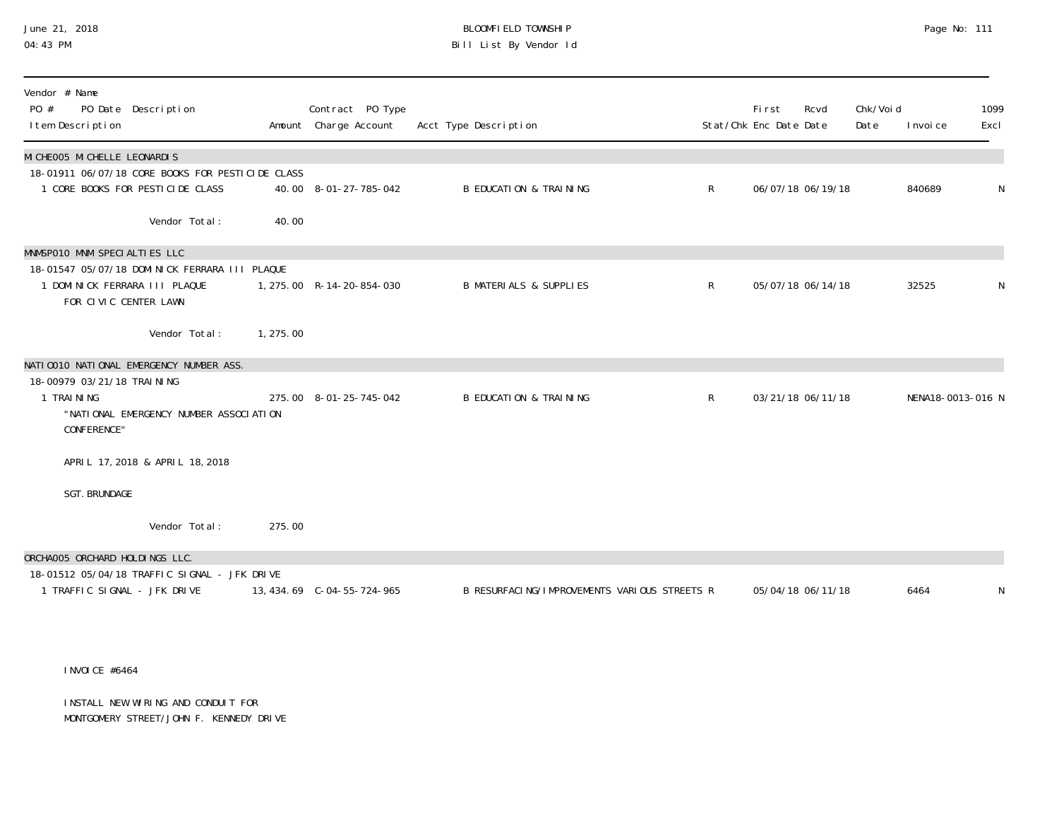BLOOMFIELD TOWNSHIP
Bill List By Vendor Id

June 21, 2018
04:43 PM

| Vendor # Name / PO # PO Date Description / Item Description | Amount | Contract PO Type Charge Account | Acct Type Description | Stat/Chk | First Enc Date | Rcvd Date | Chk/Void Date | Invoice | 1099 Excl |
|---|---|---|---|---|---|---|---|---|---|
| **MICHE005 MICHELLE LEONARDIS** | | | | | | | | | |
| 18-01911 06/07/18 CORE BOOKS FOR PESTICIDE CLASS | | | | | | | | | |
| 1 CORE BOOKS FOR PESTICIDE CLASS | 40.00 | 8-01-27-785-042 | B EDUCATION & TRAINING | R | 06/07/18 | 06/19/18 | | 840689 | N |
| Vendor Total: | 40.00 | | | | | | | | |
| **MNMSP010 MNM SPECIALTIES LLC** | | | | | | | | | |
| 18-01547 05/07/18 DOMINICK FERRARA III PLAQUE | | | | | | | | | |
| 1 DOMINICK FERRARA III PLAQUE FOR CIVIC CENTER LAWN | 1,275.00 | R-14-20-854-030 | B MATERIALS & SUPPLIES | R | 05/07/18 | 06/14/18 | | 32525 | N |
| Vendor Total: | 1,275.00 | | | | | | | | |
| **NATIO010 NATIONAL EMERGENCY NUMBER ASS.** | | | | | | | | | |
| 18-00979 03/21/18 TRAINING | | | | | | | | | |
| 1 TRAINING "NATIONAL EMERGENCY NUMBER ASSOCIATION CONFERENCE" APRIL 17, 2018 & APRIL 18, 2018 SGT. BRUNDAGE | 275.00 | 8-01-25-745-042 | B EDUCATION & TRAINING | R | 03/21/18 | 06/11/18 | | NENA18-0013-016 | N |
| Vendor Total: | 275.00 | | | | | | | | |
| **ORCHA005 ORCHARD HOLDINGS LLC.** | | | | | | | | | |
| 18-01512 05/04/18 TRAFFIC SIGNAL - JFK DRIVE | | | | | | | | | |
| 1 TRAFFIC SIGNAL - JFK DRIVE INVOICE #6464 INSTALL NEW WIRING AND CONDUIT FOR MONTGOMERY STREET/JOHN F. KENNEDY DRIVE | 13,434.69 | C-04-55-724-965 | B RESURFACING/IMPROVEMENTS VARIOUS STREETS | R | 05/04/18 | 06/11/18 | | 6464 | N |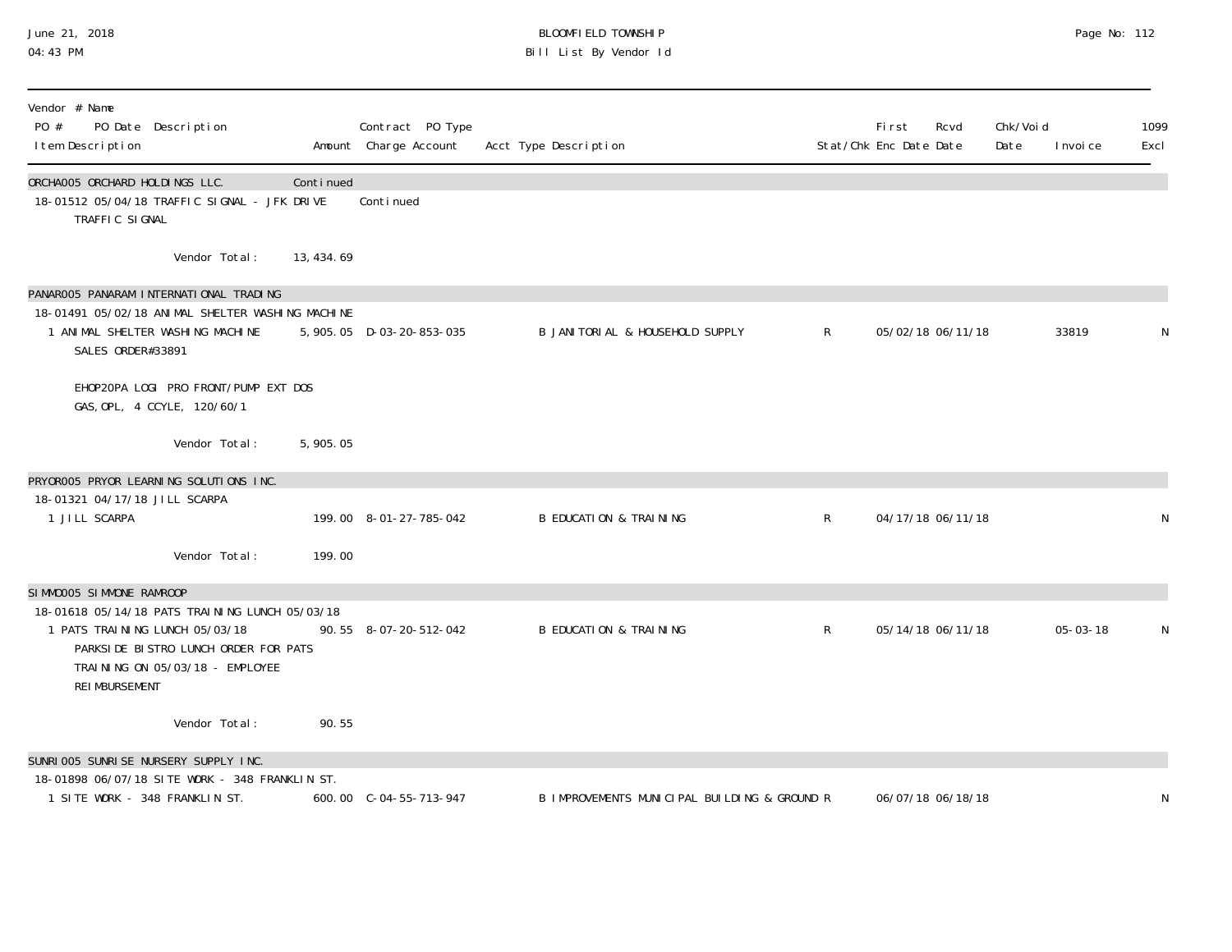| Vendor # Name<br>PO # PO Date Description<br>Item Description | Amount | Contract PO Type<br>Charge Account | Acct Type Description | Stat/Chk | First Enc Date | Rcvd Date | Chk/Void Date | Invoice | 1099 Excl |
|---|---|---|---|---|---|---|---|---|---|
| ORCHA005 ORCHARD HOLDINGS LLC. | Continued | | | | | | | | |
| 18-01512 05/04/18 TRAFFIC SIGNAL - JFK DRIVE | | Continued | | | | | | | |
| TRAFFIC SIGNAL | | | | | | | | | |
| Vendor Total: | 13,434.69 | | | | | | | | |
| PANAR005 PANARAM INTERNATIONAL TRADING | | | | | | | | | |
| 18-01491 05/02/18 ANIMAL SHELTER WASHING MACHINE | | | | | | | | | |
| 1 ANIMAL SHELTER WASHING MACHINE<br>SALES ORDER#33891<br><br>EHOP20PA LOGI PRO FRONT/PUMP EXT DOS<br>GAS,OPL, 4 CCYLE, 120/60/1 | 5,905.05 | D-03-20-853-035 | B JANITORIAL & HOUSEHOLD SUPPLY | R | 05/02/18 | 06/11/18 | | 33819 | N |
| Vendor Total: | 5,905.05 | | | | | | | | |
| PRYOR005 PRYOR LEARNING SOLUTIONS INC. | | | | | | | | | |
| 18-01321 04/17/18 JILL SCARPA | | | | | | | | | |
| 1 JILL SCARPA | 199.00 | 8-01-27-785-042 | B EDUCATION & TRAINING | R | 04/17/18 | 06/11/18 | | | N |
| Vendor Total: | 199.00 | | | | | | | | |
| SIMMO005 SIMMONE RAMROOP | | | | | | | | | |
| 18-01618 05/14/18 PATS TRAINING LUNCH 05/03/18 | | | | | | | | | |
| 1 PATS TRAINING LUNCH 05/03/18<br>PARKSIDE BISTRO LUNCH ORDER FOR PATS<br>TRAINING ON 05/03/18 - EMPLOYEE<br>REIMBURSEMENT | 90.55 | 8-07-20-512-042 | B EDUCATION & TRAINING | R | 05/14/18 | 06/11/18 | | 05-03-18 | N |
| Vendor Total: | 90.55 | | | | | | | | |
| SUNRI005 SUNRISE NURSERY SUPPLY INC. | | | | | | | | | |
| 18-01898 06/07/18 SITE WORK - 348 FRANKLIN ST. | | | | | | | | | |
| 1 SITE WORK - 348 FRANKLIN ST. | 600.00 | C-04-55-713-947 | B IMPROVEMENTS MUNICIPAL BUILDING & GROUND | R | 06/07/18 | 06/18/18 | | | N |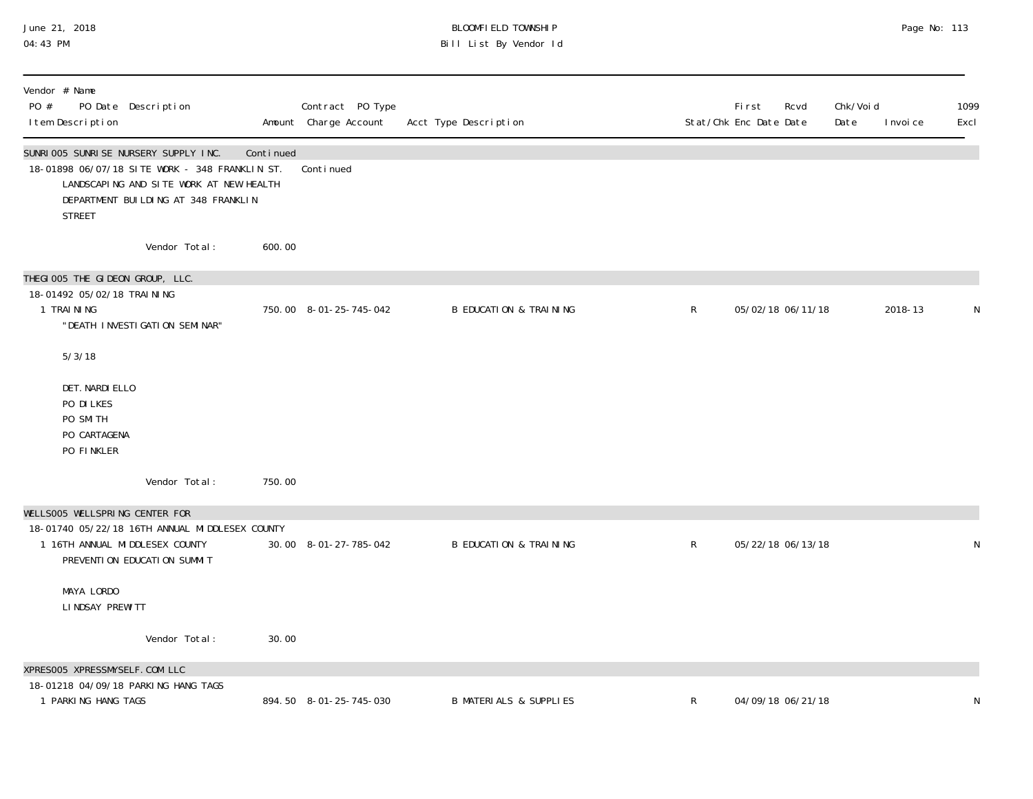BLOOMFIELD TOWNSHIP
Bill List By Vendor Id

June 21, 2018
04:43 PM

| Vendor # Name / PO # PO Date Description / Item Description | Amount | Contract PO Type / Charge Account | Acct Type Description | Stat/Chk | First Enc Date | Rcvd Date | Chk/Void Date | Invoice | 1099 Excl |
|---|---|---|---|---|---|---|---|---|---|
| **SUNRI005 SUNRISE NURSERY SUPPLY INC.** | Continued | | | | | | | | |
| 18-01898 06/07/18 SITE WORK - 348 FRANKLIN ST. | | Continued | | | | | | | |
| LANDSCAPING AND SITE WORK AT NEW HEALTH DEPARTMENT BUILDING AT 348 FRANKLIN STREET | | | | | | | | | |
| Vendor Total: | 600.00 | | | | | | | | |
| **THEGI005 THE GIDEON GROUP, LLC.** | | | | | | | | | |
| 18-01492 05/02/18 TRAINING | | | | | | | | | |
| 1 TRAINING "DEATH INVESTIGATION SEMINAR" 5/3/18 DET. NARDIELLO PO DILKES PO SMITH PO CARTAGENA PO FINKLER | 750.00 | 8-01-25-745-042 | B EDUCATION & TRAINING | R | 05/02/18 | 06/11/18 | | 2018-13 | N |
| Vendor Total: | 750.00 | | | | | | | | |
| **WELLS005 WELLSPRING CENTER FOR** | | | | | | | | | |
| 18-01740 05/22/18 16TH ANNUAL MIDDLESEX COUNTY | | | | | | | | | |
| 1 16TH ANNUAL MIDDLESEX COUNTY PREVENTION EDUCATION SUMMIT MAYA LORDO LINDSAY PREWITT | 30.00 | 8-01-27-785-042 | B EDUCATION & TRAINING | R | 05/22/18 | 06/13/18 | | | N |
| Vendor Total: | 30.00 | | | | | | | | |
| **XPRES005 XPRESSMYSELF.COM LLC** | | | | | | | | | |
| 18-01218 04/09/18 PARKING HANG TAGS | | | | | | | | | |
| 1 PARKING HANG TAGS | 894.50 | 8-01-25-745-030 | B MATERIALS & SUPPLIES | R | 04/09/18 | 06/21/18 | | | N |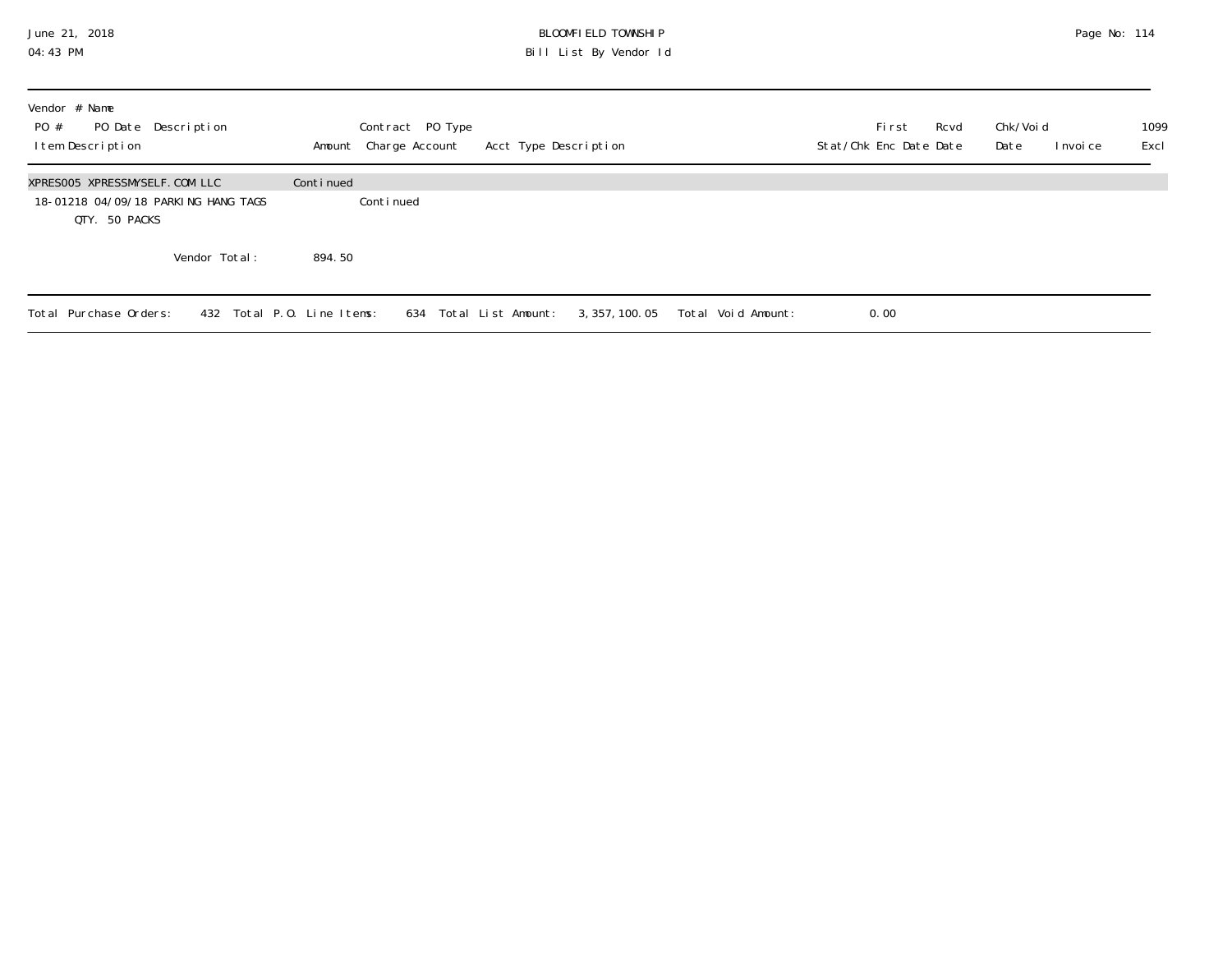| Vendor # Name<br>PO # PO Date Description<br>Item Description | Amount | Contract PO Type<br>Charge Account | Acct Type Description | Stat/Chk | First Enc Date | Rcvd Date | Chk/Void Date | Invoice | 1099 Excl |
|---|---|---|---|---|---|---|---|---|---|
| XPRES005 XPRESSMYSELF.COM LLC | Continued | | | | | | | | |
| 18-01218 04/09/18 PARKING HANG TAGS | | Continued | | | | | | | |
| QTY. 50 PACKS | | | | | | | | | |
| Vendor Total: | 894.50 | | | | | | | | |

Total Purchase Orders: 432 Total P.O. Line Items: 634 Total List Amount: 3,357,100.05 Total Void Amount: 0.00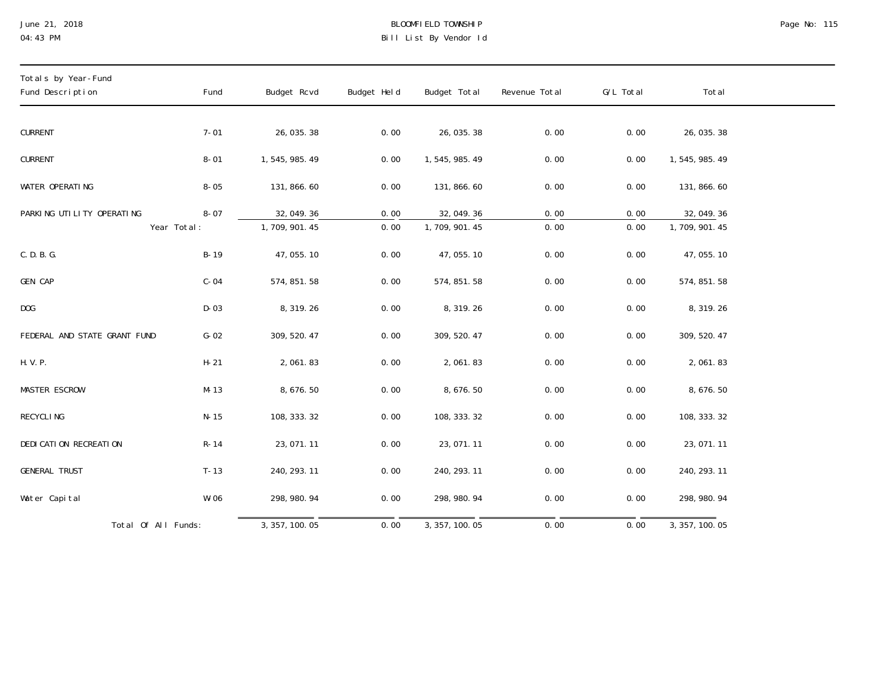Totals by Year-Fund

| Fund Description | Fund | Budget Rcvd | Budget Held | Budget Total | Revenue Total | G/L Total | Total |
|---|---|---|---|---|---|---|---|
| CURRENT | 7-01 | 26,035.38 | 0.00 | 26,035.38 | 0.00 | 0.00 | 26,035.38 |
| CURRENT | 8-01 | 1,545,985.49 | 0.00 | 1,545,985.49 | 0.00 | 0.00 | 1,545,985.49 |
| WATER OPERATING | 8-05 | 131,866.60 | 0.00 | 131,866.60 | 0.00 | 0.00 | 131,866.60 |
| PARKING UTILITY OPERATING | 8-07 | 32,049.36 | 0.00 | 32,049.36 | 0.00 | 0.00 | 32,049.36 |
| Year Total: | | 1,709,901.45 | 0.00 | 1,709,901.45 | 0.00 | 0.00 | 1,709,901.45 |
| C.D.B.G. | B-19 | 47,055.10 | 0.00 | 47,055.10 | 0.00 | 0.00 | 47,055.10 |
| GEN CAP | C-04 | 574,851.58 | 0.00 | 574,851.58 | 0.00 | 0.00 | 574,851.58 |
| DOG | D-03 | 8,319.26 | 0.00 | 8,319.26 | 0.00 | 0.00 | 8,319.26 |
| FEDERAL AND STATE GRANT FUND | G-02 | 309,520.47 | 0.00 | 309,520.47 | 0.00 | 0.00 | 309,520.47 |
| H.V.P. | H-21 | 2,061.83 | 0.00 | 2,061.83 | 0.00 | 0.00 | 2,061.83 |
| MASTER ESCROW | M-13 | 8,676.50 | 0.00 | 8,676.50 | 0.00 | 0.00 | 8,676.50 |
| RECYCLING | N-15 | 108,333.32 | 0.00 | 108,333.32 | 0.00 | 0.00 | 108,333.32 |
| DEDICATION RECREATION | R-14 | 23,071.11 | 0.00 | 23,071.11 | 0.00 | 0.00 | 23,071.11 |
| GENERAL TRUST | T-13 | 240,293.11 | 0.00 | 240,293.11 | 0.00 | 0.00 | 240,293.11 |
| Water Capital | W-06 | 298,980.94 | 0.00 | 298,980.94 | 0.00 | 0.00 | 298,980.94 |
| Total Of All Funds: | | 3,357,100.05 | 0.00 | 3,357,100.05 | 0.00 | 0.00 | 3,357,100.05 |